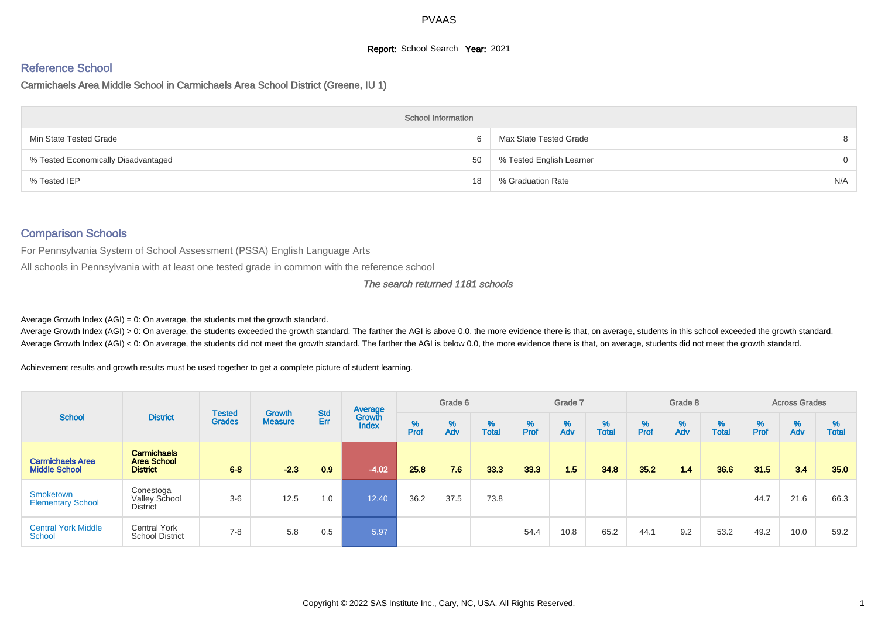PVAAS

**Report:** School Search **Year:** 2021

## Reference School

Carmichaels Area Middle School in Carmichaels Area School District (Greene, IU 1)

| School Information | | | |
|---|---|---|---|
| Min State Tested Grade | 6 | Max State Tested Grade | 8 |
| % Tested Economically Disadvantaged | 50 | % Tested English Learner | 0 |
| % Tested IEP | 18 | % Graduation Rate | N/A |

## Comparison Schools

For Pennsylvania System of School Assessment (PSSA) English Language Arts

All schools in Pennsylvania with at least one tested grade in common with the reference school

*The search returned 1181 schools*

Average Growth Index (AGI) = 0: On average, the students met the growth standard.

Average Growth Index (AGI) > 0: On average, the students exceeded the growth standard. The farther the AGI is above 0.0, the more evidence there is that, on average, students in this school exceeded the growth standard.

Average Growth Index (AGI) < 0: On average, the students did not meet the growth standard. The farther the AGI is below 0.0, the more evidence there is that, on average, students did not meet the growth standard.

Achievement results and growth results must be used together to get a complete picture of student learning.

| School | District | Tested Grades | Growth Measure | Std Err | Average Growth Index | Grade 6 | | | Grade 7 | | | Grade 8 | | | Across Grades | | |
|---|---|---|---|---|---|---|---|---|---|---|---|---|---|---|---|---|---|
| | | | | | | % Prof | % Adv | % Total | % Prof | % Adv | % Total | % Prof | % Adv | % Total | % Prof | % Adv | % Total |
| **Carmichaels Area Middle School** | **Carmichaels Area School District** | **6-8** | **-2.3** | **0.9** | **-4.02** | **25.8** | **7.6** | **33.3** | **33.3** | **1.5** | **34.8** | **35.2** | **1.4** | **36.6** | **31.5** | **3.4** | **35.0** |
| Smoketown Elementary School | Conestoga Valley School District | 3-6 | 12.5 | 1.0 | 12.40 | 36.2 | 37.5 | 73.8 | | | | | | | 44.7 | 21.6 | 66.3 |
| Central York Middle School | Central York School District | 7-8 | 5.8 | 0.5 | 5.97 | | | | 54.4 | 10.8 | 65.2 | 44.1 | 9.2 | 53.2 | 49.2 | 10.0 | 59.2 |

Copyright © 2022 SAS Institute Inc., Cary, NC, USA. All Rights Reserved.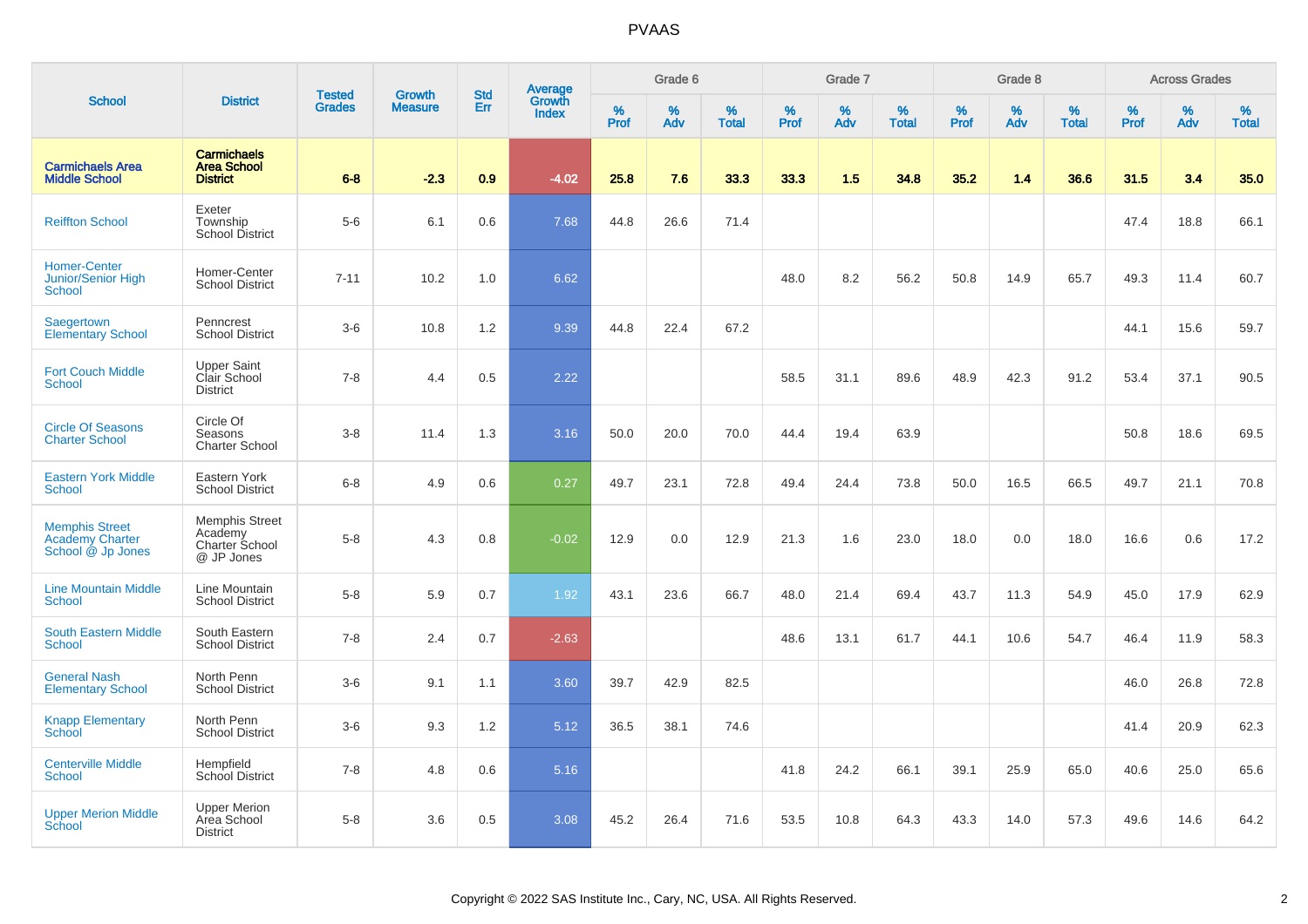# PVAAS

| School | District | Tested Grades | Growth Measure | Std Err | Average Growth Index | Grade 6 | | | Grade 7 | | | Grade 8 | | | Across Grades | | |
|---|---|---|---|---|---|---|---|---|---|---|---|---|---|---|---|---|---|
| | | | | | | % Prof | % Adv | % Total | % Prof | % Adv | % Total | % Prof | % Adv | % Total | % Prof | % Adv | % Total |
| **Carmichaels Area Middle School** | **Carmichaels Area School District** | **6-8** | **-2.3** | **0.9** | **-4.02** | **25.8** | **7.6** | **33.3** | **33.3** | **1.5** | **34.8** | **35.2** | **1.4** | **36.6** | **31.5** | **3.4** | **35.0** |
| Reiffton School | Exeter Township School District | 5-6 | 6.1 | 0.6 | 7.68 | 44.8 | 26.6 | 71.4 | | | | | | | 47.4 | 18.8 | 66.1 |
| Homer-Center Junior/Senior High School | Homer-Center School District | 7-11 | 10.2 | 1.0 | 6.62 | | | | 48.0 | 8.2 | 56.2 | 50.8 | 14.9 | 65.7 | 49.3 | 11.4 | 60.7 |
| Saegertown Elementary School | Penncrest School District | 3-6 | 10.8 | 1.2 | 9.39 | 44.8 | 22.4 | 67.2 | | | | | | | 44.1 | 15.6 | 59.7 |
| Fort Couch Middle School | Upper Saint Clair School District | 7-8 | 4.4 | 0.5 | 2.22 | | | | 58.5 | 31.1 | 89.6 | 48.9 | 42.3 | 91.2 | 53.4 | 37.1 | 90.5 |
| Circle Of Seasons Charter School | Circle Of Seasons Charter School | 3-8 | 11.4 | 1.3 | 3.16 | 50.0 | 20.0 | 70.0 | 44.4 | 19.4 | 63.9 | | | | 50.8 | 18.6 | 69.5 |
| Eastern York Middle School | Eastern York School District | 6-8 | 4.9 | 0.6 | 0.27 | 49.7 | 23.1 | 72.8 | 49.4 | 24.4 | 73.8 | 50.0 | 16.5 | 66.5 | 49.7 | 21.1 | 70.8 |
| Memphis Street Academy Charter School @ Jp Jones | Memphis Street Academy Charter School @ JP Jones | 5-8 | 4.3 | 0.8 | -0.02 | 12.9 | 0.0 | 12.9 | 21.3 | 1.6 | 23.0 | 18.0 | 0.0 | 18.0 | 16.6 | 0.6 | 17.2 |
| Line Mountain Middle School | Line Mountain School District | 5-8 | 5.9 | 0.7 | 1.92 | 43.1 | 23.6 | 66.7 | 48.0 | 21.4 | 69.4 | 43.7 | 11.3 | 54.9 | 45.0 | 17.9 | 62.9 |
| South Eastern Middle School | South Eastern School District | 7-8 | 2.4 | 0.7 | -2.63 | | | | 48.6 | 13.1 | 61.7 | 44.1 | 10.6 | 54.7 | 46.4 | 11.9 | 58.3 |
| General Nash Elementary School | North Penn School District | 3-6 | 9.1 | 1.1 | 3.60 | 39.7 | 42.9 | 82.5 | | | | | | | 46.0 | 26.8 | 72.8 |
| Knapp Elementary School | North Penn School District | 3-6 | 9.3 | 1.2 | 5.12 | 36.5 | 38.1 | 74.6 | | | | | | | 41.4 | 20.9 | 62.3 |
| Centerville Middle School | Hempfield School District | 7-8 | 4.8 | 0.6 | 5.16 | | | | 41.8 | 24.2 | 66.1 | 39.1 | 25.9 | 65.0 | 40.6 | 25.0 | 65.6 |
| Upper Merion Middle School | Upper Merion Area School District | 5-8 | 3.6 | 0.5 | 3.08 | 45.2 | 26.4 | 71.6 | 53.5 | 10.8 | 64.3 | 43.3 | 14.0 | 57.3 | 49.6 | 14.6 | 64.2 |

Copyright © 2022 SAS Institute Inc., Cary, NC, USA. All Rights Reserved.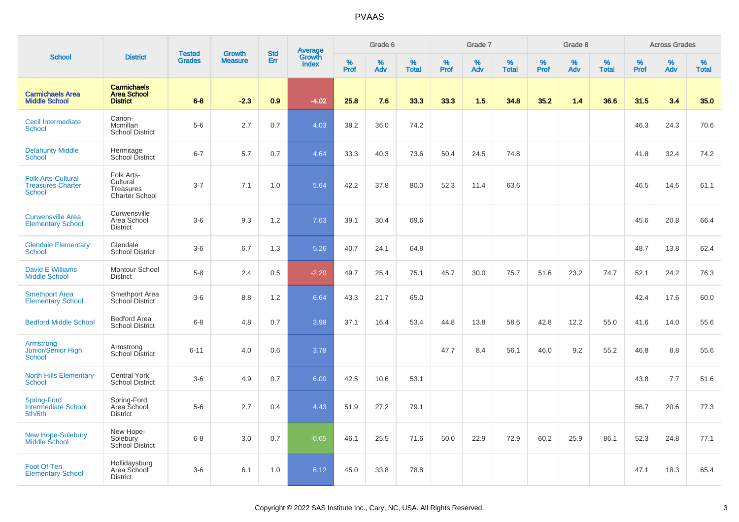# PVAAS

| School | District | Tested Grades | Growth Measure | Std Err | Average Growth Index | Grade 6 | | | Grade 7 | | | Grade 8 | | | Across Grades | | |
|---|---|---|---|---|---|---|---|---|---|---|---|---|---|---|---|---|---|
| | | | | | | % Prof | % Adv | % Total | % Prof | % Adv | % Total | % Prof | % Adv | % Total | % Prof | % Adv | % Total |
| **Carmichaels Area Middle School** | **Carmichaels Area School District** | **6-8** | **-2.3** | **0.9** | **-4.02** | **25.8** | **7.6** | **33.3** | **33.3** | **1.5** | **34.8** | **35.2** | **1.4** | **36.6** | **31.5** | **3.4** | **35.0** |
| Cecil Intermediate School | Canon-Mcmillan School District | 5-6 | 2.7 | 0.7 | 4.03 | 38.2 | 36.0 | 74.2 | | | | | | | 46.3 | 24.3 | 70.6 |
| Delahunty Middle School | Hermitage School District | 6-7 | 5.7 | 0.7 | 4.64 | 33.3 | 40.3 | 73.6 | 50.4 | 24.5 | 74.8 | | | | 41.8 | 32.4 | 74.2 |
| Folk Arts-Cultural Treasures Charter School | Folk Arts-Cultural Treasures Charter School | 3-7 | 7.1 | 1.0 | 5.64 | 42.2 | 37.8 | 80.0 | 52.3 | 11.4 | 63.6 | | | | 46.5 | 14.6 | 61.1 |
| Curwensville Area Elementary School | Curwensville Area School District | 3-6 | 9.3 | 1.2 | 7.63 | 39.1 | 30.4 | 69.6 | | | | | | | 45.6 | 20.8 | 66.4 |
| Glendale Elementary School | Glendale School District | 3-6 | 6.7 | 1.3 | 5.26 | 40.7 | 24.1 | 64.8 | | | | | | | 48.7 | 13.8 | 62.4 |
| David E Williams Middle School | Montour School District | 5-8 | 2.4 | 0.5 | -2.20 | 49.7 | 25.4 | 75.1 | 45.7 | 30.0 | 75.7 | 51.6 | 23.2 | 74.7 | 52.1 | 24.2 | 76.3 |
| Smethport Area Elementary School | Smethport Area School District | 3-6 | 8.8 | 1.2 | 6.64 | 43.3 | 21.7 | 65.0 | | | | | | | 42.4 | 17.6 | 60.0 |
| Bedford Middle School | Bedford Area School District | 6-8 | 4.8 | 0.7 | 3.98 | 37.1 | 16.4 | 53.4 | 44.8 | 13.8 | 58.6 | 42.8 | 12.2 | 55.0 | 41.6 | 14.0 | 55.6 |
| Armstrong Junior/Senior High School | Armstrong School District | 6-11 | 4.0 | 0.6 | 3.78 | | | | 47.7 | 8.4 | 56.1 | 46.0 | 9.2 | 55.2 | 46.8 | 8.8 | 55.6 |
| North Hills Elementary School | Central York School District | 3-6 | 4.9 | 0.7 | 6.00 | 42.5 | 10.6 | 53.1 | | | | | | | 43.8 | 7.7 | 51.6 |
| Spring-Ford Intermediate School 5th/6th | Spring-Ford Area School District | 5-6 | 2.7 | 0.4 | 4.43 | 51.9 | 27.2 | 79.1 | | | | | | | 56.7 | 20.6 | 77.3 |
| New Hope-Solebury Middle School | New Hope-Solebury School District | 6-8 | 3.0 | 0.7 | -0.65 | 46.1 | 25.5 | 71.6 | 50.0 | 22.9 | 72.9 | 60.2 | 25.9 | 86.1 | 52.3 | 24.8 | 77.1 |
| Foot Of Ten Elementary School | Hollidaysburg Area School District | 3-6 | 6.1 | 1.0 | 6.12 | 45.0 | 33.8 | 78.8 | | | | | | | 47.1 | 18.3 | 65.4 |

Copyright © 2022 SAS Institute Inc., Cary, NC, USA. All Rights Reserved.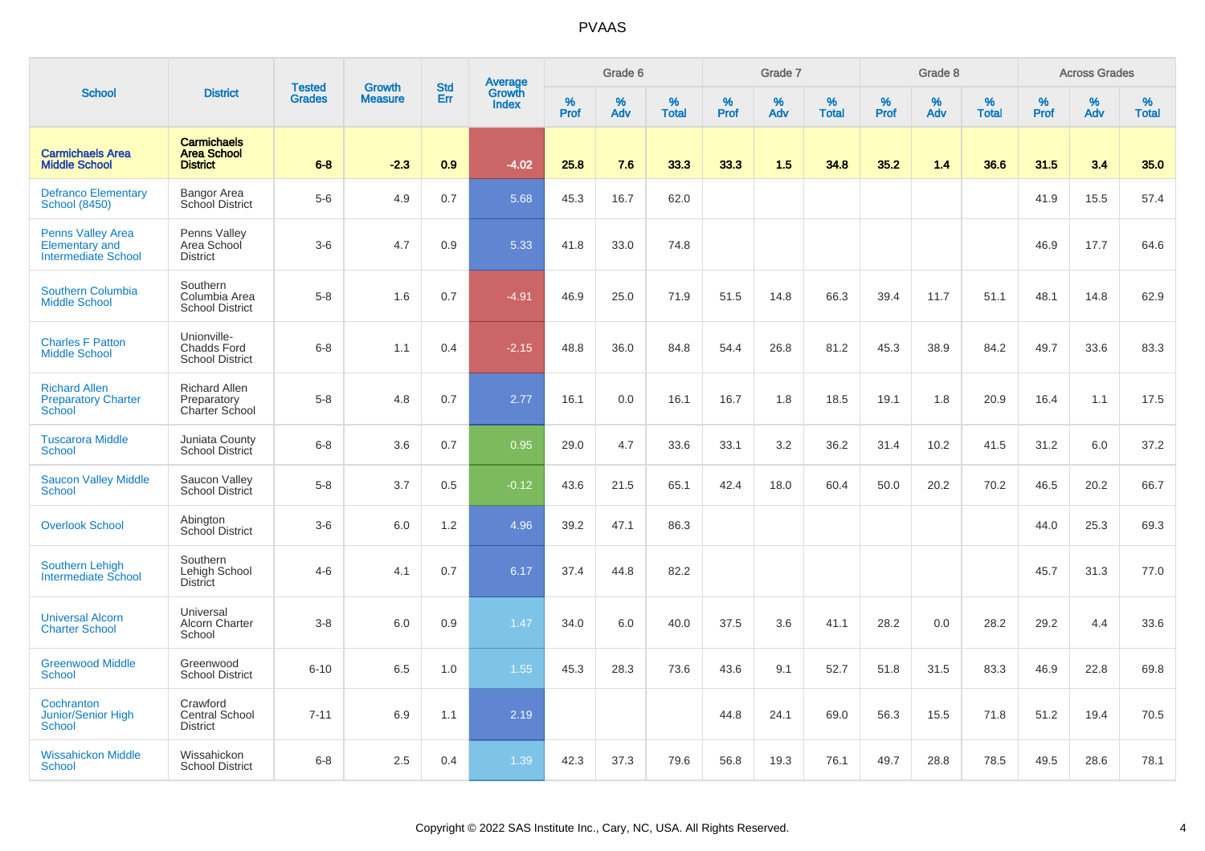# PVAAS

| School | District | Tested Grades | Growth Measure | Std Err | Average Growth Index | Grade 6 | | | Grade 7 | | | Grade 8 | | | Across Grades | | |
|---|---|---|---|---|---|---|---|---|---|---|---|---|---|---|---|---|---|
| | | | | | | % Prof | % Adv | % Total | % Prof | % Adv | % Total | % Prof | % Adv | % Total | % Prof | % Adv | % Total |
| **Carmichaels Area Middle School** | **Carmichaels Area School District** | **6-8** | **-2.3** | **0.9** | **-4.02** | **25.8** | **7.6** | **33.3** | **33.3** | **1.5** | **34.8** | **35.2** | **1.4** | **36.6** | **31.5** | **3.4** | **35.0** |
| Defranco Elementary School (8450) | Bangor Area School District | 5-6 | 4.9 | 0.7 | 5.68 | 45.3 | 16.7 | 62.0 | | | | | | | 41.9 | 15.5 | 57.4 |
| Penns Valley Area Elementary and Intermediate School | Penns Valley Area School District | 3-6 | 4.7 | 0.9 | 5.33 | 41.8 | 33.0 | 74.8 | | | | | | | 46.9 | 17.7 | 64.6 |
| Southern Columbia Middle School | Southern Columbia Area School District | 5-8 | 1.6 | 0.7 | -4.91 | 46.9 | 25.0 | 71.9 | 51.5 | 14.8 | 66.3 | 39.4 | 11.7 | 51.1 | 48.1 | 14.8 | 62.9 |
| Charles F Patton Middle School | Unionville-Chadds Ford School District | 6-8 | 1.1 | 0.4 | -2.15 | 48.8 | 36.0 | 84.8 | 54.4 | 26.8 | 81.2 | 45.3 | 38.9 | 84.2 | 49.7 | 33.6 | 83.3 |
| Richard Allen Preparatory Charter School | Richard Allen Preparatory Charter School | 5-8 | 4.8 | 0.7 | 2.77 | 16.1 | 0.0 | 16.1 | 16.7 | 1.8 | 18.5 | 19.1 | 1.8 | 20.9 | 16.4 | 1.1 | 17.5 |
| Tuscarora Middle School | Juniata County School District | 6-8 | 3.6 | 0.7 | 0.95 | 29.0 | 4.7 | 33.6 | 33.1 | 3.2 | 36.2 | 31.4 | 10.2 | 41.5 | 31.2 | 6.0 | 37.2 |
| Saucon Valley Middle School | Saucon Valley School District | 5-8 | 3.7 | 0.5 | -0.12 | 43.6 | 21.5 | 65.1 | 42.4 | 18.0 | 60.4 | 50.0 | 20.2 | 70.2 | 46.5 | 20.2 | 66.7 |
| Overlook School | Abington School District | 3-6 | 6.0 | 1.2 | 4.96 | 39.2 | 47.1 | 86.3 | | | | | | | 44.0 | 25.3 | 69.3 |
| Southern Lehigh Intermediate School | Southern Lehigh School District | 4-6 | 4.1 | 0.7 | 6.17 | 37.4 | 44.8 | 82.2 | | | | | | | 45.7 | 31.3 | 77.0 |
| Universal Alcorn Charter School | Universal Alcorn Charter School | 3-8 | 6.0 | 0.9 | 1.47 | 34.0 | 6.0 | 40.0 | 37.5 | 3.6 | 41.1 | 28.2 | 0.0 | 28.2 | 29.2 | 4.4 | 33.6 |
| Greenwood Middle School | Greenwood School District | 6-10 | 6.5 | 1.0 | 1.55 | 45.3 | 28.3 | 73.6 | 43.6 | 9.1 | 52.7 | 51.8 | 31.5 | 83.3 | 46.9 | 22.8 | 69.8 |
| Cochranton Junior/Senior High School | Crawford Central School District | 7-11 | 6.9 | 1.1 | 2.19 | | | | 44.8 | 24.1 | 69.0 | 56.3 | 15.5 | 71.8 | 51.2 | 19.4 | 70.5 |
| Wissahickon Middle School | Wissahickon School District | 6-8 | 2.5 | 0.4 | 1.39 | 42.3 | 37.3 | 79.6 | 56.8 | 19.3 | 76.1 | 49.7 | 28.8 | 78.5 | 49.5 | 28.6 | 78.1 |

Copyright © 2022 SAS Institute Inc., Cary, NC, USA. All Rights Reserved.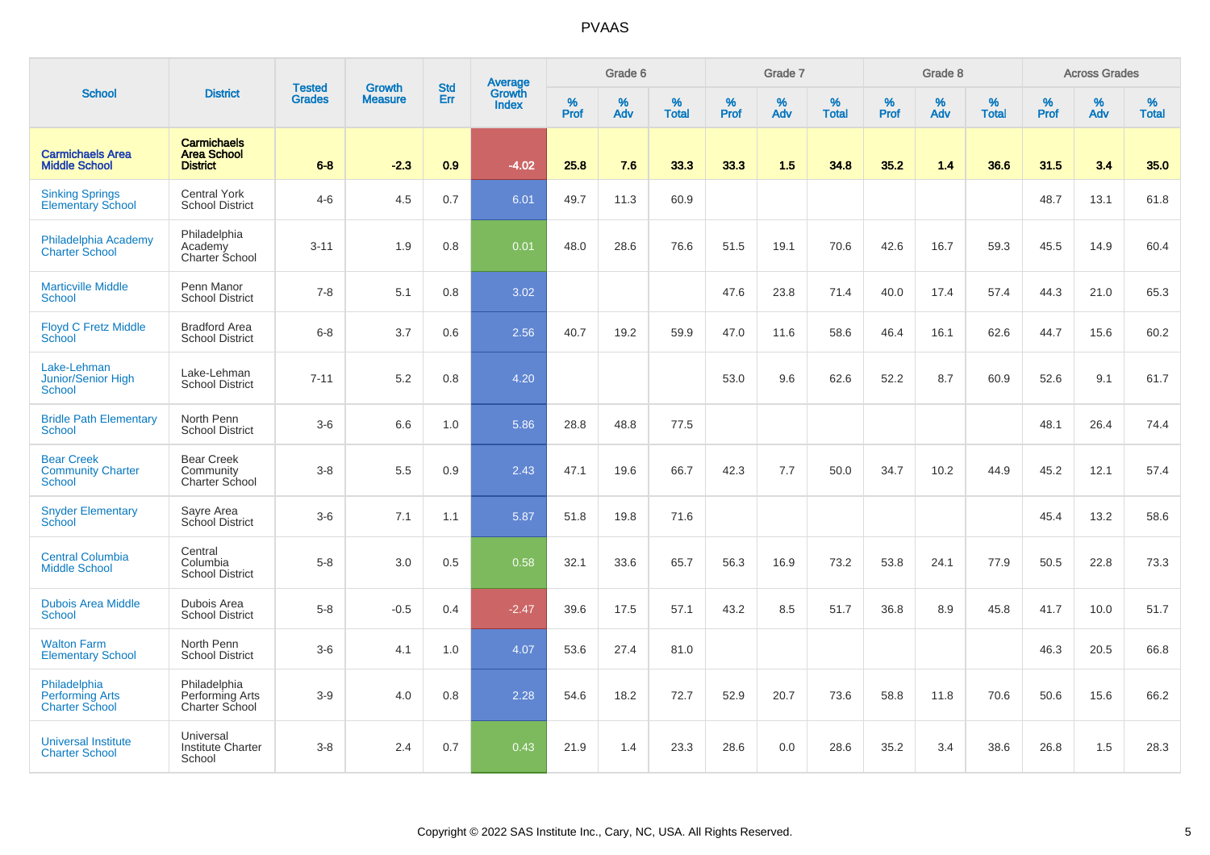# PVAAS

| School | District | Tested Grades | Growth Measure | Std Err | Average Growth Index | Grade 6 | | | Grade 7 | | | Grade 8 | | | Across Grades | | |
|---|---|---|---|---|---|---|---|---|---|---|---|---|---|---|---|---|---|
| | | | | | | % Prof | % Adv | % Total | % Prof | % Adv | % Total | % Prof | % Adv | % Total | % Prof | % Adv | % Total |
| **Carmichaels Area Middle School** | **Carmichaels Area School District** | **6-8** | **-2.3** | **0.9** | **-4.02** | **25.8** | **7.6** | **33.3** | **33.3** | **1.5** | **34.8** | **35.2** | **1.4** | **36.6** | **31.5** | **3.4** | **35.0** |
| Sinking Springs Elementary School | Central York School District | 4-6 | 4.5 | 0.7 | 6.01 | 49.7 | 11.3 | 60.9 | | | | | | | 48.7 | 13.1 | 61.8 |
| Philadelphia Academy Charter School | Philadelphia Academy Charter School | 3-11 | 1.9 | 0.8 | 0.01 | 48.0 | 28.6 | 76.6 | 51.5 | 19.1 | 70.6 | 42.6 | 16.7 | 59.3 | 45.5 | 14.9 | 60.4 |
| Marticville Middle School | Penn Manor School District | 7-8 | 5.1 | 0.8 | 3.02 | | | | 47.6 | 23.8 | 71.4 | 40.0 | 17.4 | 57.4 | 44.3 | 21.0 | 65.3 |
| Floyd C Fretz Middle School | Bradford Area School District | 6-8 | 3.7 | 0.6 | 2.56 | 40.7 | 19.2 | 59.9 | 47.0 | 11.6 | 58.6 | 46.4 | 16.1 | 62.6 | 44.7 | 15.6 | 60.2 |
| Lake-Lehman Junior/Senior High School | Lake-Lehman School District | 7-11 | 5.2 | 0.8 | 4.20 | | | | 53.0 | 9.6 | 62.6 | 52.2 | 8.7 | 60.9 | 52.6 | 9.1 | 61.7 |
| Bridle Path Elementary School | North Penn School District | 3-6 | 6.6 | 1.0 | 5.86 | 28.8 | 48.8 | 77.5 | | | | | | | 48.1 | 26.4 | 74.4 |
| Bear Creek Community Charter School | Bear Creek Community Charter School | 3-8 | 5.5 | 0.9 | 2.43 | 47.1 | 19.6 | 66.7 | 42.3 | 7.7 | 50.0 | 34.7 | 10.2 | 44.9 | 45.2 | 12.1 | 57.4 |
| Snyder Elementary School | Sayre Area School District | 3-6 | 7.1 | 1.1 | 5.87 | 51.8 | 19.8 | 71.6 | | | | | | | 45.4 | 13.2 | 58.6 |
| Central Columbia Middle School | Central Columbia School District | 5-8 | 3.0 | 0.5 | 0.58 | 32.1 | 33.6 | 65.7 | 56.3 | 16.9 | 73.2 | 53.8 | 24.1 | 77.9 | 50.5 | 22.8 | 73.3 |
| Dubois Area Middle School | Dubois Area School District | 5-8 | -0.5 | 0.4 | -2.47 | 39.6 | 17.5 | 57.1 | 43.2 | 8.5 | 51.7 | 36.8 | 8.9 | 45.8 | 41.7 | 10.0 | 51.7 |
| Walton Farm Elementary School | North Penn School District | 3-6 | 4.1 | 1.0 | 4.07 | 53.6 | 27.4 | 81.0 | | | | | | | 46.3 | 20.5 | 66.8 |
| Philadelphia Performing Arts Charter School | Philadelphia Performing Arts Charter School | 3-9 | 4.0 | 0.8 | 2.28 | 54.6 | 18.2 | 72.7 | 52.9 | 20.7 | 73.6 | 58.8 | 11.8 | 70.6 | 50.6 | 15.6 | 66.2 |
| Universal Institute Charter School | Universal Institute Charter School | 3-8 | 2.4 | 0.7 | 0.43 | 21.9 | 1.4 | 23.3 | 28.6 | 0.0 | 28.6 | 35.2 | 3.4 | 38.6 | 26.8 | 1.5 | 28.3 |

Copyright © 2022 SAS Institute Inc., Cary, NC, USA. All Rights Reserved.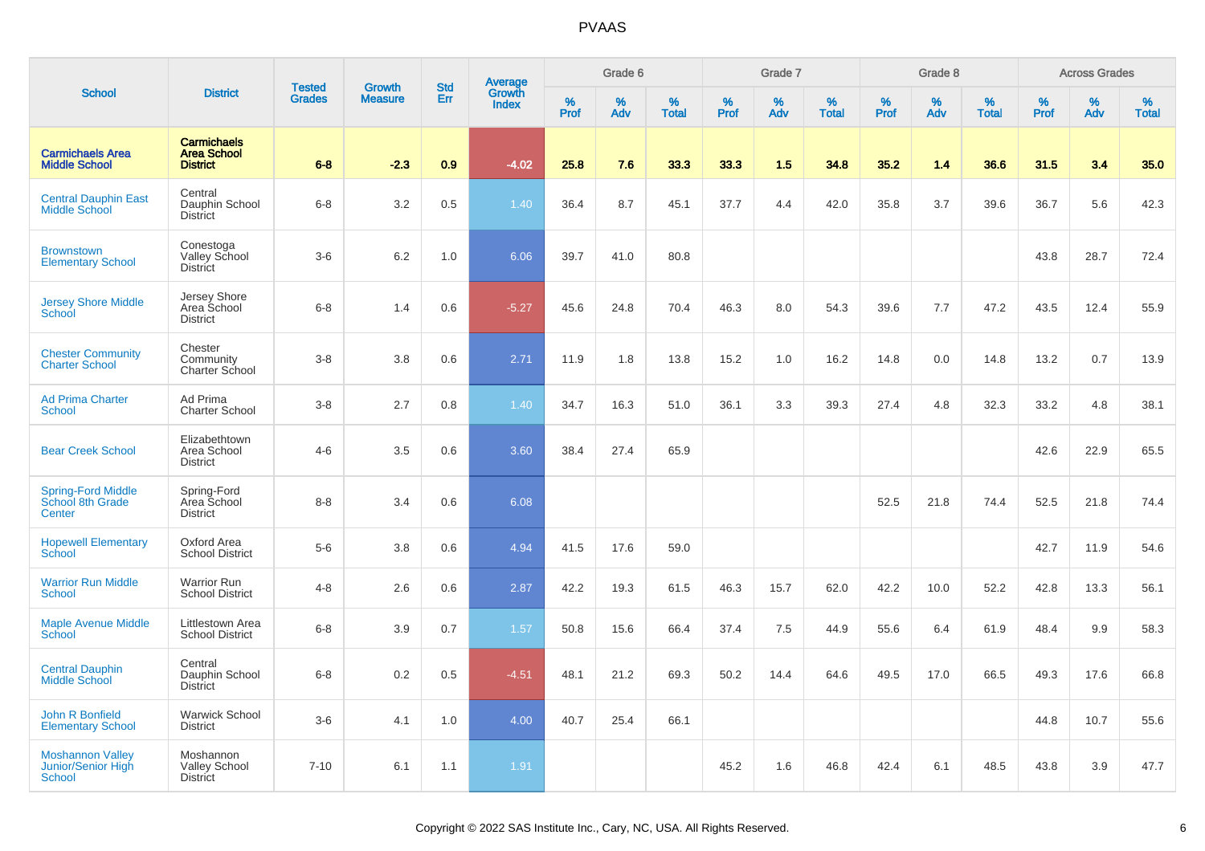# PVAAS

| School | District | Tested Grades | Growth Measure | Std Err | Average Growth Index | Grade 6 | | | Grade 7 | | | Grade 8 | | | Across Grades | | |
|---|---|---|---|---|---|---|---|---|---|---|---|---|---|---|---|---|---|
| | | | | | | % Prof | % Adv | % Total | % Prof | % Adv | % Total | % Prof | % Adv | % Total | % Prof | % Adv | % Total |
| **Carmichaels Area Middle School** | **Carmichaels Area School District** | **6-8** | **-2.3** | **0.9** | **-4.02** | **25.8** | **7.6** | **33.3** | **33.3** | **1.5** | **34.8** | **35.2** | **1.4** | **36.6** | **31.5** | **3.4** | **35.0** |
| Central Dauphin East Middle School | Central Dauphin School District | 6-8 | 3.2 | 0.5 | 1.40 | 36.4 | 8.7 | 45.1 | 37.7 | 4.4 | 42.0 | 35.8 | 3.7 | 39.6 | 36.7 | 5.6 | 42.3 |
| Brownstown Elementary School | Conestoga Valley School District | 3-6 | 6.2 | 1.0 | 6.06 | 39.7 | 41.0 | 80.8 | | | | | | | 43.8 | 28.7 | 72.4 |
| Jersey Shore Middle School | Jersey Shore Area School District | 6-8 | 1.4 | 0.6 | -5.27 | 45.6 | 24.8 | 70.4 | 46.3 | 8.0 | 54.3 | 39.6 | 7.7 | 47.2 | 43.5 | 12.4 | 55.9 |
| Chester Community Charter School | Chester Community Charter School | 3-8 | 3.8 | 0.6 | 2.71 | 11.9 | 1.8 | 13.8 | 15.2 | 1.0 | 16.2 | 14.8 | 0.0 | 14.8 | 13.2 | 0.7 | 13.9 |
| Ad Prima Charter School | Ad Prima Charter School | 3-8 | 2.7 | 0.8 | 1.40 | 34.7 | 16.3 | 51.0 | 36.1 | 3.3 | 39.3 | 27.4 | 4.8 | 32.3 | 33.2 | 4.8 | 38.1 |
| Bear Creek School | Elizabethtown Area School District | 4-6 | 3.5 | 0.6 | 3.60 | 38.4 | 27.4 | 65.9 | | | | | | | 42.6 | 22.9 | 65.5 |
| Spring-Ford Middle School 8th Grade Center | Spring-Ford Area School District | 8-8 | 3.4 | 0.6 | 6.08 | | | | | | | 52.5 | 21.8 | 74.4 | 52.5 | 21.8 | 74.4 |
| Hopewell Elementary School | Oxford Area School District | 5-6 | 3.8 | 0.6 | 4.94 | 41.5 | 17.6 | 59.0 | | | | | | | 42.7 | 11.9 | 54.6 |
| Warrior Run Middle School | Warrior Run School District | 4-8 | 2.6 | 0.6 | 2.87 | 42.2 | 19.3 | 61.5 | 46.3 | 15.7 | 62.0 | 42.2 | 10.0 | 52.2 | 42.8 | 13.3 | 56.1 |
| Maple Avenue Middle School | Littlestown Area School District | 6-8 | 3.9 | 0.7 | 1.57 | 50.8 | 15.6 | 66.4 | 37.4 | 7.5 | 44.9 | 55.6 | 6.4 | 61.9 | 48.4 | 9.9 | 58.3 |
| Central Dauphin Middle School | Central Dauphin School District | 6-8 | 0.2 | 0.5 | -4.51 | 48.1 | 21.2 | 69.3 | 50.2 | 14.4 | 64.6 | 49.5 | 17.0 | 66.5 | 49.3 | 17.6 | 66.8 |
| John R Bonfield Elementary School | Warwick School District | 3-6 | 4.1 | 1.0 | 4.00 | 40.7 | 25.4 | 66.1 | | | | | | | 44.8 | 10.7 | 55.6 |
| Moshannon Valley Junior/Senior High School | Moshannon Valley School District | 7-10 | 6.1 | 1.1 | 1.91 | | | | 45.2 | 1.6 | 46.8 | 42.4 | 6.1 | 48.5 | 43.8 | 3.9 | 47.7 |

Copyright © 2022 SAS Institute Inc., Cary, NC, USA. All Rights Reserved.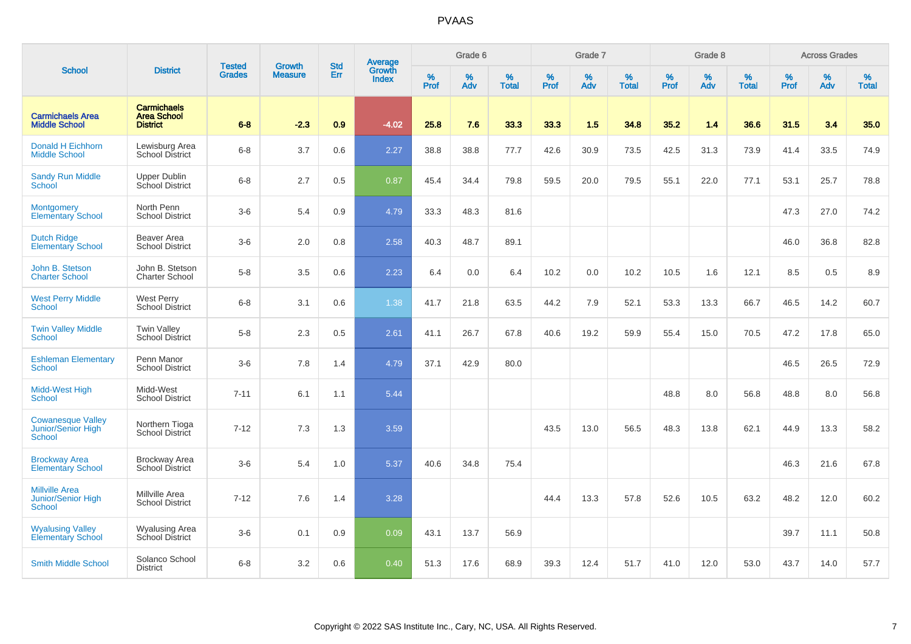PVAAS

| School | District | Tested Grades | Growth Measure | Std Err | Average Growth Index | Grade 6 | | | Grade 7 | | | Grade 8 | | | Across Grades | | |
|---|---|---|---|---|---|---|---|---|---|---|---|---|---|---|---|---|---|
| | | | | | | % Prof | % Adv | % Total | % Prof | % Adv | % Total | % Prof | % Adv | % Total | % Prof | % Adv | % Total |
| **Carmichaels Area Middle School** | **Carmichaels Area School District** | **6-8** | **-2.3** | **0.9** | **-4.02** | **25.8** | **7.6** | **33.3** | **33.3** | **1.5** | **34.8** | **35.2** | **1.4** | **36.6** | **31.5** | **3.4** | **35.0** |
| Donald H Eichhorn Middle School | Lewisburg Area School District | 6-8 | 3.7 | 0.6 | 2.27 | 38.8 | 38.8 | 77.7 | 42.6 | 30.9 | 73.5 | 42.5 | 31.3 | 73.9 | 41.4 | 33.5 | 74.9 |
| Sandy Run Middle School | Upper Dublin School District | 6-8 | 2.7 | 0.5 | 0.87 | 45.4 | 34.4 | 79.8 | 59.5 | 20.0 | 79.5 | 55.1 | 22.0 | 77.1 | 53.1 | 25.7 | 78.8 |
| Montgomery Elementary School | North Penn School District | 3-6 | 5.4 | 0.9 | 4.79 | 33.3 | 48.3 | 81.6 | | | | | | | 47.3 | 27.0 | 74.2 |
| Dutch Ridge Elementary School | Beaver Area School District | 3-6 | 2.0 | 0.8 | 2.58 | 40.3 | 48.7 | 89.1 | | | | | | | 46.0 | 36.8 | 82.8 |
| John B. Stetson Charter School | John B. Stetson Charter School | 5-8 | 3.5 | 0.6 | 2.23 | 6.4 | 0.0 | 6.4 | 10.2 | 0.0 | 10.2 | 10.5 | 1.6 | 12.1 | 8.5 | 0.5 | 8.9 |
| West Perry Middle School | West Perry School District | 6-8 | 3.1 | 0.6 | 1.38 | 41.7 | 21.8 | 63.5 | 44.2 | 7.9 | 52.1 | 53.3 | 13.3 | 66.7 | 46.5 | 14.2 | 60.7 |
| Twin Valley Middle School | Twin Valley School District | 5-8 | 2.3 | 0.5 | 2.61 | 41.1 | 26.7 | 67.8 | 40.6 | 19.2 | 59.9 | 55.4 | 15.0 | 70.5 | 47.2 | 17.8 | 65.0 |
| Eshleman Elementary School | Penn Manor School District | 3-6 | 7.8 | 1.4 | 4.79 | 37.1 | 42.9 | 80.0 | | | | | | | 46.5 | 26.5 | 72.9 |
| Midd-West High School | Midd-West School District | 7-11 | 6.1 | 1.1 | 5.44 | | | | | | | 48.8 | 8.0 | 56.8 | 48.8 | 8.0 | 56.8 |
| Cowanesque Valley Junior/Senior High School | Northern Tioga School District | 7-12 | 7.3 | 1.3 | 3.59 | | | | 43.5 | 13.0 | 56.5 | 48.3 | 13.8 | 62.1 | 44.9 | 13.3 | 58.2 |
| Brockway Area Elementary School | Brockway Area School District | 3-6 | 5.4 | 1.0 | 5.37 | 40.6 | 34.8 | 75.4 | | | | | | | 46.3 | 21.6 | 67.8 |
| Millville Area Junior/Senior High School | Millville Area School District | 7-12 | 7.6 | 1.4 | 3.28 | | | | 44.4 | 13.3 | 57.8 | 52.6 | 10.5 | 63.2 | 48.2 | 12.0 | 60.2 |
| Wyalusing Valley Elementary School | Wyalusing Area School District | 3-6 | 0.1 | 0.9 | 0.09 | 43.1 | 13.7 | 56.9 | | | | | | | 39.7 | 11.1 | 50.8 |
| Smith Middle School | Solanco School District | 6-8 | 3.2 | 0.6 | 0.40 | 51.3 | 17.6 | 68.9 | 39.3 | 12.4 | 51.7 | 41.0 | 12.0 | 53.0 | 43.7 | 14.0 | 57.7 |

Copyright © 2022 SAS Institute Inc., Cary, NC, USA. All Rights Reserved.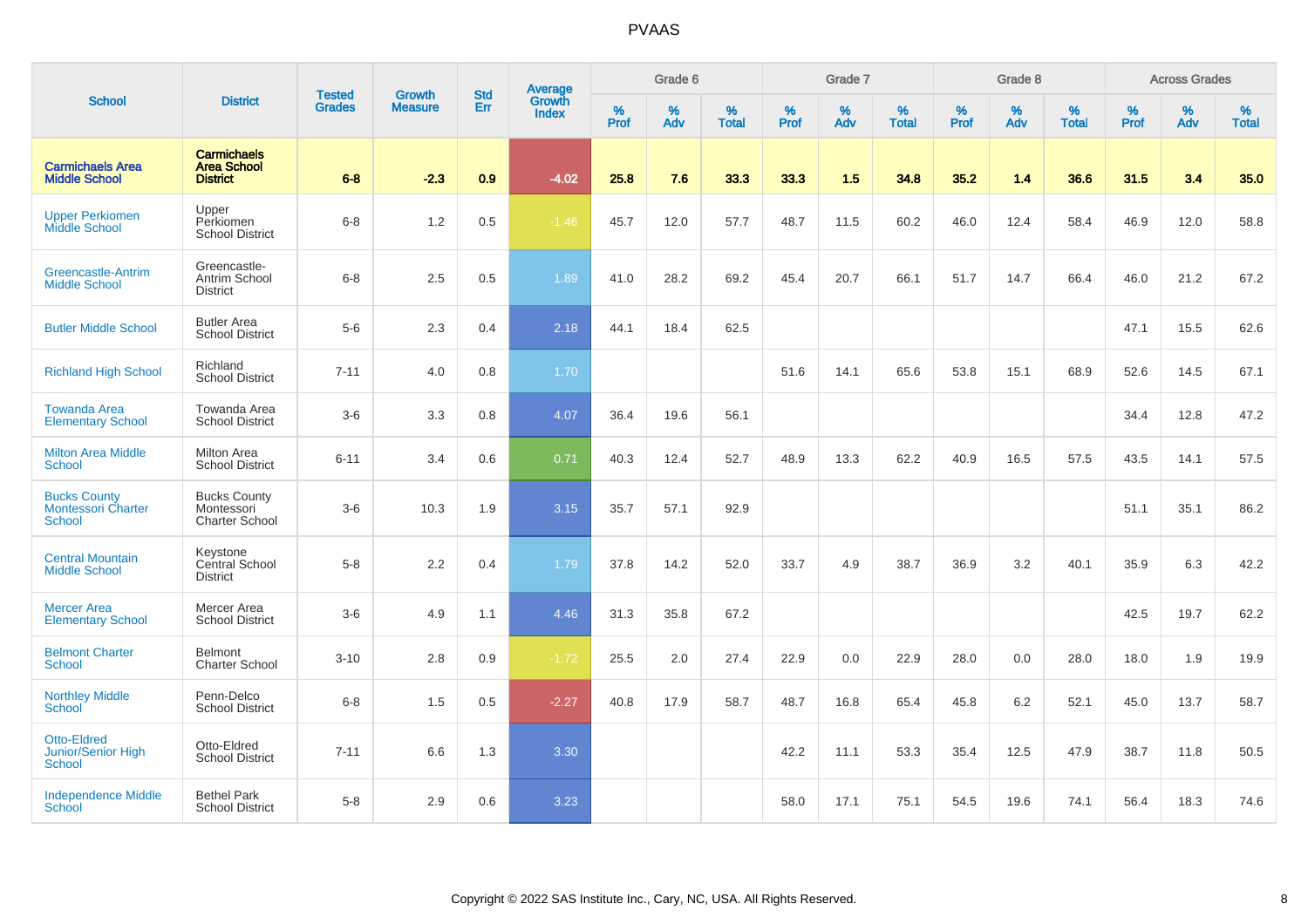# PVAAS

| School | District | Tested Grades | Growth Measure | Std Err | Average Growth Index | Grade 6 | | | Grade 7 | | | Grade 8 | | | Across Grades | | |
|---|---|---|---|---|---|---|---|---|---|---|---|---|---|---|---|---|---|
| | | | | | | % Prof | % Adv | % Total | % Prof | % Adv | % Total | % Prof | % Adv | % Total | % Prof | % Adv | % Total |
| **Carmichaels Area Middle School** | **Carmichaels Area School District** | **6-8** | **-2.3** | **0.9** | **-4.02** | **25.8** | **7.6** | **33.3** | **33.3** | **1.5** | **34.8** | **35.2** | **1.4** | **36.6** | **31.5** | **3.4** | **35.0** |
| Upper Perkiomen Middle School | Upper Perkiomen School District | 6-8 | 1.2 | 0.5 | -1.46 | 45.7 | 12.0 | 57.7 | 48.7 | 11.5 | 60.2 | 46.0 | 12.4 | 58.4 | 46.9 | 12.0 | 58.8 |
| Greencastle-Antrim Middle School | Greencastle-Antrim School District | 6-8 | 2.5 | 0.5 | 1.89 | 41.0 | 28.2 | 69.2 | 45.4 | 20.7 | 66.1 | 51.7 | 14.7 | 66.4 | 46.0 | 21.2 | 67.2 |
| Butler Middle School | Butler Area School District | 5-6 | 2.3 | 0.4 | 2.18 | 44.1 | 18.4 | 62.5 | | | | | | | 47.1 | 15.5 | 62.6 |
| Richland High School | Richland School District | 7-11 | 4.0 | 0.8 | 1.70 | | | | 51.6 | 14.1 | 65.6 | 53.8 | 15.1 | 68.9 | 52.6 | 14.5 | 67.1 |
| Towanda Area Elementary School | Towanda Area School District | 3-6 | 3.3 | 0.8 | 4.07 | 36.4 | 19.6 | 56.1 | | | | | | | 34.4 | 12.8 | 47.2 |
| Milton Area Middle School | Milton Area School District | 6-11 | 3.4 | 0.6 | 0.71 | 40.3 | 12.4 | 52.7 | 48.9 | 13.3 | 62.2 | 40.9 | 16.5 | 57.5 | 43.5 | 14.1 | 57.5 |
| Bucks County Montessori Charter School | Bucks County Montessori Charter School | 3-6 | 10.3 | 1.9 | 3.15 | 35.7 | 57.1 | 92.9 | | | | | | | 51.1 | 35.1 | 86.2 |
| Central Mountain Middle School | Keystone Central School District | 5-8 | 2.2 | 0.4 | 1.79 | 37.8 | 14.2 | 52.0 | 33.7 | 4.9 | 38.7 | 36.9 | 3.2 | 40.1 | 35.9 | 6.3 | 42.2 |
| Mercer Area Elementary School | Mercer Area School District | 3-6 | 4.9 | 1.1 | 4.46 | 31.3 | 35.8 | 67.2 | | | | | | | 42.5 | 19.7 | 62.2 |
| Belmont Charter School | Belmont Charter School | 3-10 | 2.8 | 0.9 | -1.72 | 25.5 | 2.0 | 27.4 | 22.9 | 0.0 | 22.9 | 28.0 | 0.0 | 28.0 | 18.0 | 1.9 | 19.9 |
| Northley Middle School | Penn-Delco School District | 6-8 | 1.5 | 0.5 | -2.27 | 40.8 | 17.9 | 58.7 | 48.7 | 16.8 | 65.4 | 45.8 | 6.2 | 52.1 | 45.0 | 13.7 | 58.7 |
| Otto-Eldred Junior/Senior High School | Otto-Eldred School District | 7-11 | 6.6 | 1.3 | 3.30 | | | | 42.2 | 11.1 | 53.3 | 35.4 | 12.5 | 47.9 | 38.7 | 11.8 | 50.5 |
| Independence Middle School | Bethel Park School District | 5-8 | 2.9 | 0.6 | 3.23 | | | | 58.0 | 17.1 | 75.1 | 54.5 | 19.6 | 74.1 | 56.4 | 18.3 | 74.6 |

Copyright © 2022 SAS Institute Inc., Cary, NC, USA. All Rights Reserved.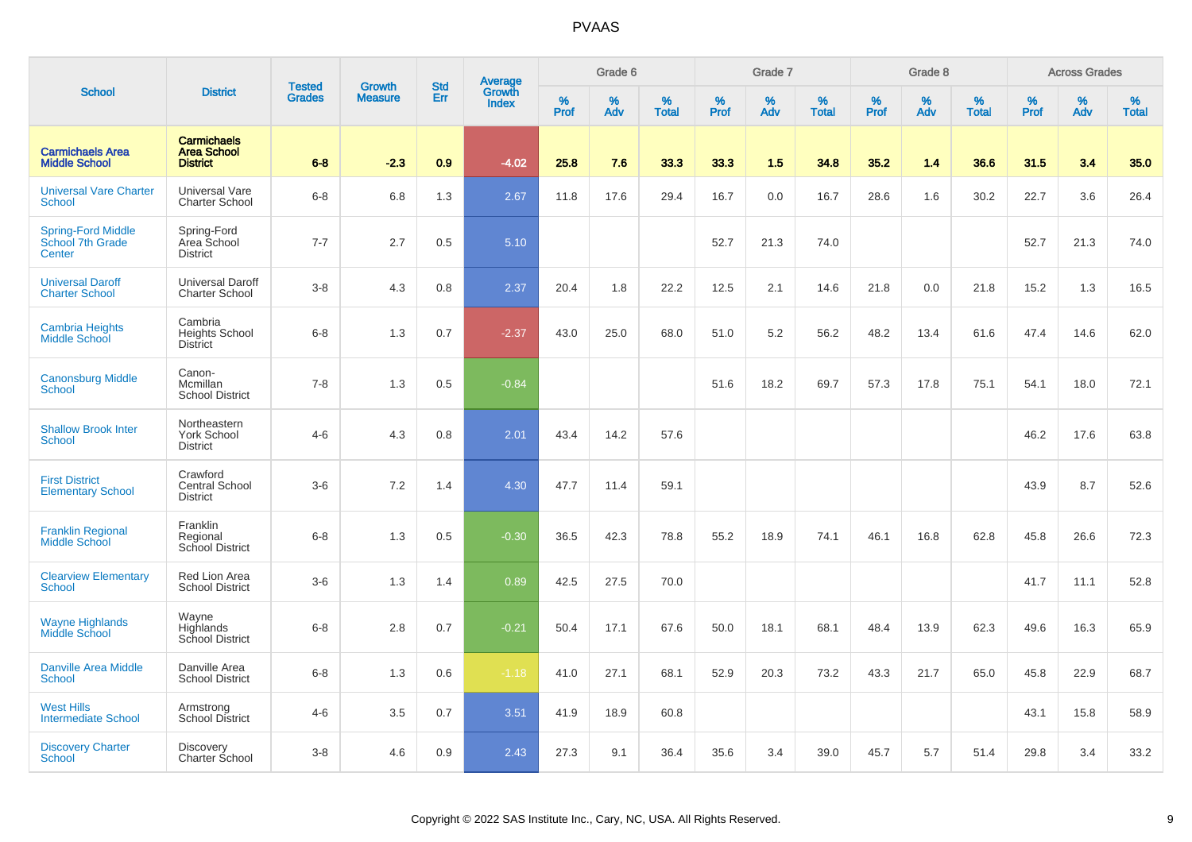# PVAAS

| School | District | Tested Grades | Growth Measure | Std Err | Average Growth Index | Grade 6 | | | Grade 7 | | | Grade 8 | | | Across Grades | | |
|---|---|---|---|---|---|---|---|---|---|---|---|---|---|---|---|---|---|
| | | | | | | % Prof | % Adv | % Total | % Prof | % Adv | % Total | % Prof | % Adv | % Total | % Prof | % Adv | % Total |
| **Carmichaels Area Middle School** | **Carmichaels Area School District** | **6-8** | **-2.3** | **0.9** | **-4.02** | **25.8** | **7.6** | **33.3** | **33.3** | **1.5** | **34.8** | **35.2** | **1.4** | **36.6** | **31.5** | **3.4** | **35.0** |
| Universal Vare Charter School | Universal Vare Charter School | 6-8 | 6.8 | 1.3 | 2.67 | 11.8 | 17.6 | 29.4 | 16.7 | 0.0 | 16.7 | 28.6 | 1.6 | 30.2 | 22.7 | 3.6 | 26.4 |
| Spring-Ford Middle School 7th Grade Center | Spring-Ford Area School District | 7-7 | 2.7 | 0.5 | 5.10 | | | | 52.7 | 21.3 | 74.0 | | | | 52.7 | 21.3 | 74.0 |
| Universal Daroff Charter School | Universal Daroff Charter School | 3-8 | 4.3 | 0.8 | 2.37 | 20.4 | 1.8 | 22.2 | 12.5 | 2.1 | 14.6 | 21.8 | 0.0 | 21.8 | 15.2 | 1.3 | 16.5 |
| Cambria Heights Middle School | Cambria Heights School District | 6-8 | 1.3 | 0.7 | -2.37 | 43.0 | 25.0 | 68.0 | 51.0 | 5.2 | 56.2 | 48.2 | 13.4 | 61.6 | 47.4 | 14.6 | 62.0 |
| Canonsburg Middle School | Canon-Mcmillan School District | 7-8 | 1.3 | 0.5 | -0.84 | | | | 51.6 | 18.2 | 69.7 | 57.3 | 17.8 | 75.1 | 54.1 | 18.0 | 72.1 |
| Shallow Brook Inter School | Northeastern York School District | 4-6 | 4.3 | 0.8 | 2.01 | 43.4 | 14.2 | 57.6 | | | | | | | 46.2 | 17.6 | 63.8 |
| First District Elementary School | Crawford Central School District | 3-6 | 7.2 | 1.4 | 4.30 | 47.7 | 11.4 | 59.1 | | | | | | | 43.9 | 8.7 | 52.6 |
| Franklin Regional Middle School | Franklin Regional School District | 6-8 | 1.3 | 0.5 | -0.30 | 36.5 | 42.3 | 78.8 | 55.2 | 18.9 | 74.1 | 46.1 | 16.8 | 62.8 | 45.8 | 26.6 | 72.3 |
| Clearview Elementary School | Red Lion Area School District | 3-6 | 1.3 | 1.4 | 0.89 | 42.5 | 27.5 | 70.0 | | | | | | | 41.7 | 11.1 | 52.8 |
| Wayne Highlands Middle School | Wayne Highlands School District | 6-8 | 2.8 | 0.7 | -0.21 | 50.4 | 17.1 | 67.6 | 50.0 | 18.1 | 68.1 | 48.4 | 13.9 | 62.3 | 49.6 | 16.3 | 65.9 |
| Danville Area Middle School | Danville Area School District | 6-8 | 1.3 | 0.6 | -1.18 | 41.0 | 27.1 | 68.1 | 52.9 | 20.3 | 73.2 | 43.3 | 21.7 | 65.0 | 45.8 | 22.9 | 68.7 |
| West Hills Intermediate School | Armstrong School District | 4-6 | 3.5 | 0.7 | 3.51 | 41.9 | 18.9 | 60.8 | | | | | | | 43.1 | 15.8 | 58.9 |
| Discovery Charter School | Discovery Charter School | 3-8 | 4.6 | 0.9 | 2.43 | 27.3 | 9.1 | 36.4 | 35.6 | 3.4 | 39.0 | 45.7 | 5.7 | 51.4 | 29.8 | 3.4 | 33.2 |

Copyright © 2022 SAS Institute Inc., Cary, NC, USA. All Rights Reserved.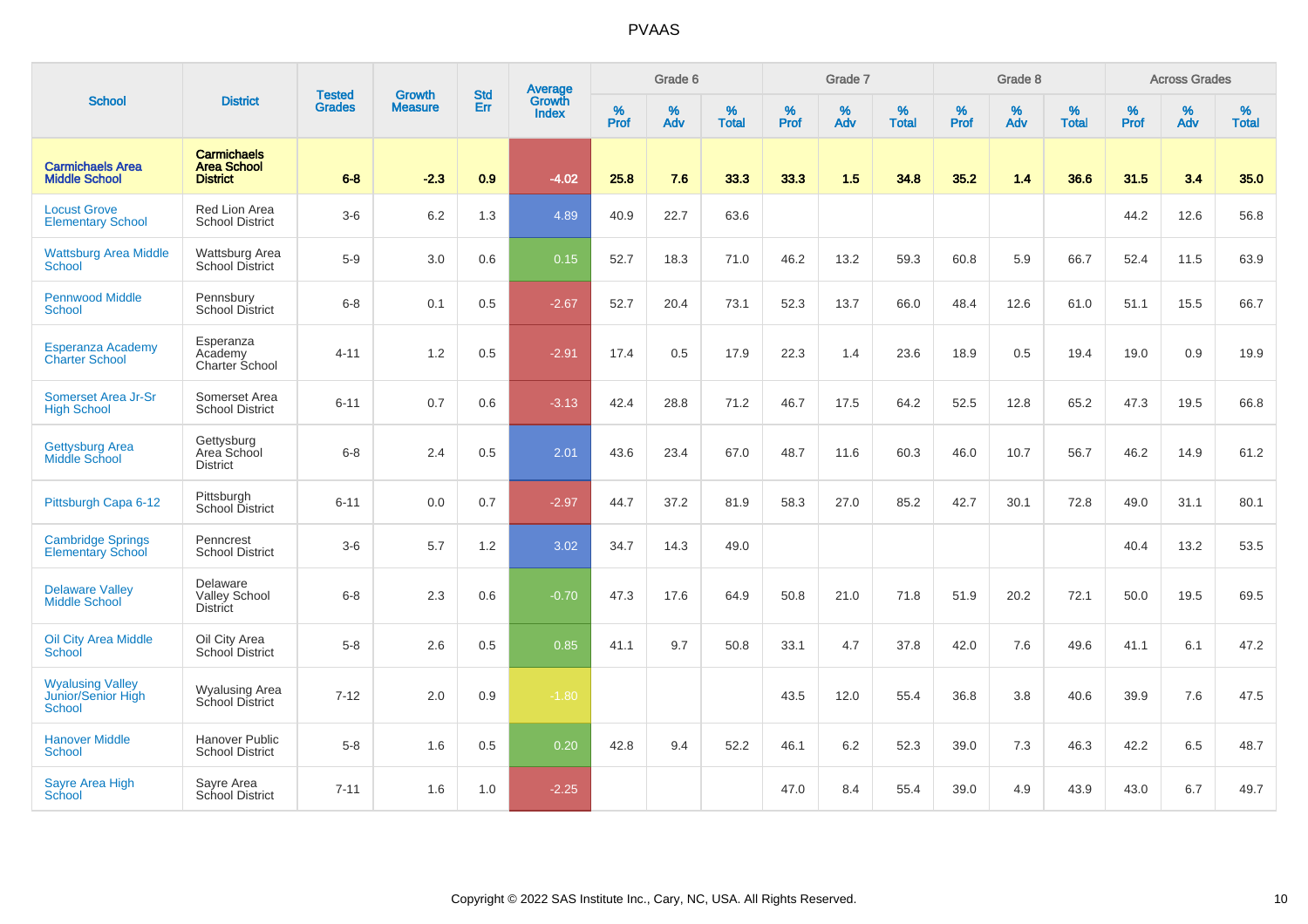# PVAAS

| School | District | Tested Grades | Growth Measure | Std Err | Average Growth Index | Grade 6 | | | Grade 7 | | | Grade 8 | | | Across Grades | | |
|---|---|---|---|---|---|---|---|---|---|---|---|---|---|---|---|---|---|
| | | | | | | % Prof | % Adv | % Total | % Prof | % Adv | % Total | % Prof | % Adv | % Total | % Prof | % Adv | % Total |
| **Carmichaels Area Middle School** | **Carmichaels Area School District** | **6-8** | **-2.3** | **0.9** | **-4.02** | **25.8** | **7.6** | **33.3** | **33.3** | **1.5** | **34.8** | **35.2** | **1.4** | **36.6** | **31.5** | **3.4** | **35.0** |
| Locust Grove Elementary School | Red Lion Area School District | 3-6 | 6.2 | 1.3 | 4.89 | 40.9 | 22.7 | 63.6 | | | | | | | 44.2 | 12.6 | 56.8 |
| Wattsburg Area Middle School | Wattsburg Area School District | 5-9 | 3.0 | 0.6 | 0.15 | 52.7 | 18.3 | 71.0 | 46.2 | 13.2 | 59.3 | 60.8 | 5.9 | 66.7 | 52.4 | 11.5 | 63.9 |
| Pennwood Middle School | Pennsbury School District | 6-8 | 0.1 | 0.5 | -2.67 | 52.7 | 20.4 | 73.1 | 52.3 | 13.7 | 66.0 | 48.4 | 12.6 | 61.0 | 51.1 | 15.5 | 66.7 |
| Esperanza Academy Charter School | Esperanza Academy Charter School | 4-11 | 1.2 | 0.5 | -2.91 | 17.4 | 0.5 | 17.9 | 22.3 | 1.4 | 23.6 | 18.9 | 0.5 | 19.4 | 19.0 | 0.9 | 19.9 |
| Somerset Area Jr-Sr High School | Somerset Area School District | 6-11 | 0.7 | 0.6 | -3.13 | 42.4 | 28.8 | 71.2 | 46.7 | 17.5 | 64.2 | 52.5 | 12.8 | 65.2 | 47.3 | 19.5 | 66.8 |
| Gettysburg Area Middle School | Gettysburg Area School District | 6-8 | 2.4 | 0.5 | 2.01 | 43.6 | 23.4 | 67.0 | 48.7 | 11.6 | 60.3 | 46.0 | 10.7 | 56.7 | 46.2 | 14.9 | 61.2 |
| Pittsburgh Capa 6-12 | Pittsburgh School District | 6-11 | 0.0 | 0.7 | -2.97 | 44.7 | 37.2 | 81.9 | 58.3 | 27.0 | 85.2 | 42.7 | 30.1 | 72.8 | 49.0 | 31.1 | 80.1 |
| Cambridge Springs Elementary School | Penncrest School District | 3-6 | 5.7 | 1.2 | 3.02 | 34.7 | 14.3 | 49.0 | | | | | | | 40.4 | 13.2 | 53.5 |
| Delaware Valley Middle School | Delaware Valley School District | 6-8 | 2.3 | 0.6 | -0.70 | 47.3 | 17.6 | 64.9 | 50.8 | 21.0 | 71.8 | 51.9 | 20.2 | 72.1 | 50.0 | 19.5 | 69.5 |
| Oil City Area Middle School | Oil City Area School District | 5-8 | 2.6 | 0.5 | 0.85 | 41.1 | 9.7 | 50.8 | 33.1 | 4.7 | 37.8 | 42.0 | 7.6 | 49.6 | 41.1 | 6.1 | 47.2 |
| Wyalusing Valley Junior/Senior High School | Wyalusing Area School District | 7-12 | 2.0 | 0.9 | -1.80 | | | | 43.5 | 12.0 | 55.4 | 36.8 | 3.8 | 40.6 | 39.9 | 7.6 | 47.5 |
| Hanover Middle School | Hanover Public School District | 5-8 | 1.6 | 0.5 | 0.20 | 42.8 | 9.4 | 52.2 | 46.1 | 6.2 | 52.3 | 39.0 | 7.3 | 46.3 | 42.2 | 6.5 | 48.7 |
| Sayre Area High School | Sayre Area School District | 7-11 | 1.6 | 1.0 | -2.25 | | | | 47.0 | 8.4 | 55.4 | 39.0 | 4.9 | 43.9 | 43.0 | 6.7 | 49.7 |

Copyright © 2022 SAS Institute Inc., Cary, NC, USA. All Rights Reserved.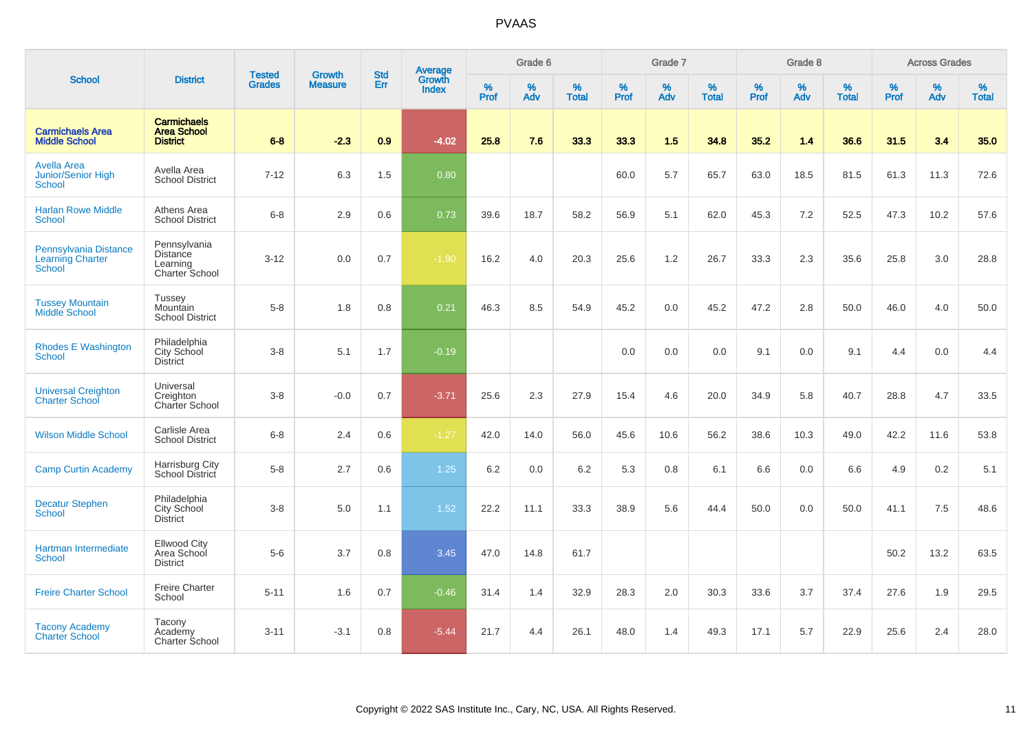# PVAAS

| School | District | Tested Grades | Growth Measure | Std Err | Average Growth Index | Grade 6 | | | Grade 7 | | | Grade 8 | | | Across Grades | | |
|---|---|---|---|---|---|---|---|---|---|---|---|---|---|---|---|---|---|
| | | | | | | % Prof | % Adv | % Total | % Prof | % Adv | % Total | % Prof | % Adv | % Total | % Prof | % Adv | % Total |
| **Carmichaels Area Middle School** | **Carmichaels Area School District** | **6-8** | **-2.3** | **0.9** | **-4.02** | **25.8** | **7.6** | **33.3** | **33.3** | **1.5** | **34.8** | **35.2** | **1.4** | **36.6** | **31.5** | **3.4** | **35.0** |
| Avella Area Junior/Senior High School | Avella Area School District | 7-12 | 6.3 | 1.5 | 0.80 | | | | 60.0 | 5.7 | 65.7 | 63.0 | 18.5 | 81.5 | 61.3 | 11.3 | 72.6 |
| Harlan Rowe Middle School | Athens Area School District | 6-8 | 2.9 | 0.6 | 0.73 | 39.6 | 18.7 | 58.2 | 56.9 | 5.1 | 62.0 | 45.3 | 7.2 | 52.5 | 47.3 | 10.2 | 57.6 |
| Pennsylvania Distance Learning Charter School | Pennsylvania Distance Learning Charter School | 3-12 | 0.0 | 0.7 | -1.90 | 16.2 | 4.0 | 20.3 | 25.6 | 1.2 | 26.7 | 33.3 | 2.3 | 35.6 | 25.8 | 3.0 | 28.8 |
| Tussey Mountain Middle School | Tussey Mountain School District | 5-8 | 1.8 | 0.8 | 0.21 | 46.3 | 8.5 | 54.9 | 45.2 | 0.0 | 45.2 | 47.2 | 2.8 | 50.0 | 46.0 | 4.0 | 50.0 |
| Rhodes E Washington School | Philadelphia City School District | 3-8 | 5.1 | 1.7 | -0.19 | | | | 0.0 | 0.0 | 0.0 | 9.1 | 0.0 | 9.1 | 4.4 | 0.0 | 4.4 |
| Universal Creighton Charter School | Universal Creighton Charter School | 3-8 | -0.0 | 0.7 | -3.71 | 25.6 | 2.3 | 27.9 | 15.4 | 4.6 | 20.0 | 34.9 | 5.8 | 40.7 | 28.8 | 4.7 | 33.5 |
| Wilson Middle School | Carlisle Area School District | 6-8 | 2.4 | 0.6 | -1.27 | 42.0 | 14.0 | 56.0 | 45.6 | 10.6 | 56.2 | 38.6 | 10.3 | 49.0 | 42.2 | 11.6 | 53.8 |
| Camp Curtin Academy | Harrisburg City School District | 5-8 | 2.7 | 0.6 | 1.25 | 6.2 | 0.0 | 6.2 | 5.3 | 0.8 | 6.1 | 6.6 | 0.0 | 6.6 | 4.9 | 0.2 | 5.1 |
| Decatur Stephen School | Philadelphia City School District | 3-8 | 5.0 | 1.1 | 1.52 | 22.2 | 11.1 | 33.3 | 38.9 | 5.6 | 44.4 | 50.0 | 0.0 | 50.0 | 41.1 | 7.5 | 48.6 |
| Hartman Intermediate School | Ellwood City Area School District | 5-6 | 3.7 | 0.8 | 3.45 | 47.0 | 14.8 | 61.7 | | | | | | | 50.2 | 13.2 | 63.5 |
| Freire Charter School | Freire Charter School | 5-11 | 1.6 | 0.7 | -0.46 | 31.4 | 1.4 | 32.9 | 28.3 | 2.0 | 30.3 | 33.6 | 3.7 | 37.4 | 27.6 | 1.9 | 29.5 |
| Tacony Academy Charter School | Tacony Academy Charter School | 3-11 | -3.1 | 0.8 | -5.44 | 21.7 | 4.4 | 26.1 | 48.0 | 1.4 | 49.3 | 17.1 | 5.7 | 22.9 | 25.6 | 2.4 | 28.0 |

Copyright © 2022 SAS Institute Inc., Cary, NC, USA. All Rights Reserved.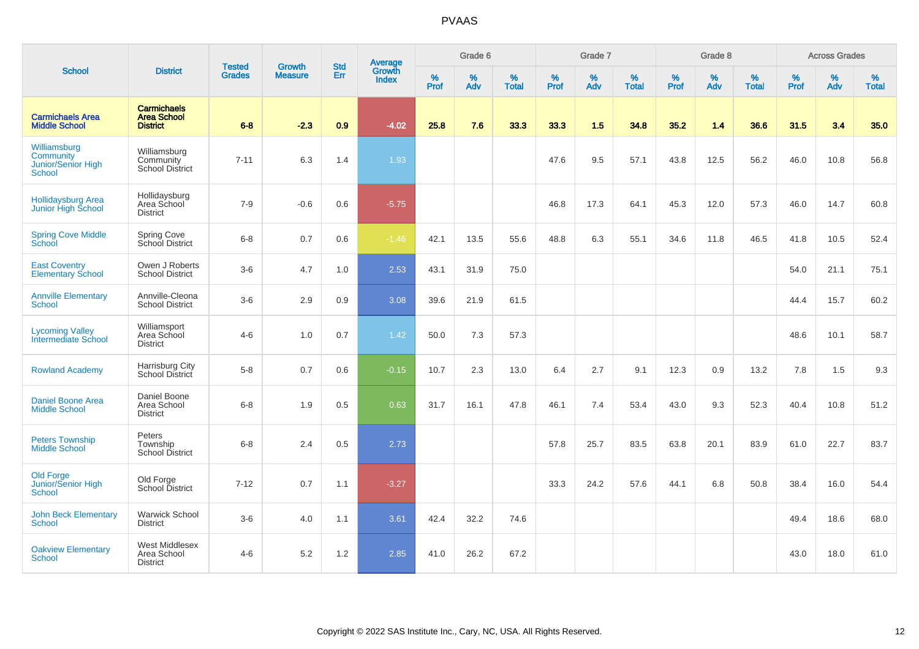# PVAAS

| School | District | Tested Grades | Growth Measure | Std Err | Average Growth Index | Grade 6 | | | Grade 7 | | | Grade 8 | | | Across Grades | | |
|---|---|---|---|---|---|---|---|---|---|---|---|---|---|---|---|---|---|
| | | | | | | % Prof | % Adv | % Total | % Prof | % Adv | % Total | % Prof | % Adv | % Total | % Prof | % Adv | % Total |
| **Carmichaels Area Middle School** | **Carmichaels Area School District** | **6-8** | **-2.3** | **0.9** | **-4.02** | **25.8** | **7.6** | **33.3** | **33.3** | **1.5** | **34.8** | **35.2** | **1.4** | **36.6** | **31.5** | **3.4** | **35.0** |
| Williamsburg Community Junior/Senior High School | Williamsburg Community School District | 7-11 | 6.3 | 1.4 | 1.93 | | | | 47.6 | 9.5 | 57.1 | 43.8 | 12.5 | 56.2 | 46.0 | 10.8 | 56.8 |
| Hollidaysburg Area Junior High School | Hollidaysburg Area School District | 7-9 | -0.6 | 0.6 | -5.75 | | | | 46.8 | 17.3 | 64.1 | 45.3 | 12.0 | 57.3 | 46.0 | 14.7 | 60.8 |
| Spring Cove Middle School | Spring Cove School District | 6-8 | 0.7 | 0.6 | -1.46 | 42.1 | 13.5 | 55.6 | 48.8 | 6.3 | 55.1 | 34.6 | 11.8 | 46.5 | 41.8 | 10.5 | 52.4 |
| East Coventry Elementary School | Owen J Roberts School District | 3-6 | 4.7 | 1.0 | 2.53 | 43.1 | 31.9 | 75.0 | | | | | | | 54.0 | 21.1 | 75.1 |
| Annville Elementary School | Annville-Cleona School District | 3-6 | 2.9 | 0.9 | 3.08 | 39.6 | 21.9 | 61.5 | | | | | | | 44.4 | 15.7 | 60.2 |
| Lycoming Valley Intermediate School | Williamsport Area School District | 4-6 | 1.0 | 0.7 | 1.42 | 50.0 | 7.3 | 57.3 | | | | | | | 48.6 | 10.1 | 58.7 |
| Rowland Academy | Harrisburg City School District | 5-8 | 0.7 | 0.6 | -0.15 | 10.7 | 2.3 | 13.0 | 6.4 | 2.7 | 9.1 | 12.3 | 0.9 | 13.2 | 7.8 | 1.5 | 9.3 |
| Daniel Boone Area Middle School | Daniel Boone Area School District | 6-8 | 1.9 | 0.5 | 0.63 | 31.7 | 16.1 | 47.8 | 46.1 | 7.4 | 53.4 | 43.0 | 9.3 | 52.3 | 40.4 | 10.8 | 51.2 |
| Peters Township Middle School | Peters Township School District | 6-8 | 2.4 | 0.5 | 2.73 | | | | 57.8 | 25.7 | 83.5 | 63.8 | 20.1 | 83.9 | 61.0 | 22.7 | 83.7 |
| Old Forge Junior/Senior High School | Old Forge School District | 7-12 | 0.7 | 1.1 | -3.27 | | | | 33.3 | 24.2 | 57.6 | 44.1 | 6.8 | 50.8 | 38.4 | 16.0 | 54.4 |
| John Beck Elementary School | Warwick School District | 3-6 | 4.0 | 1.1 | 3.61 | 42.4 | 32.2 | 74.6 | | | | | | | 49.4 | 18.6 | 68.0 |
| Oakview Elementary School | West Middlesex Area School District | 4-6 | 5.2 | 1.2 | 2.85 | 41.0 | 26.2 | 67.2 | | | | | | | 43.0 | 18.0 | 61.0 |

Copyright © 2022 SAS Institute Inc., Cary, NC, USA. All Rights Reserved.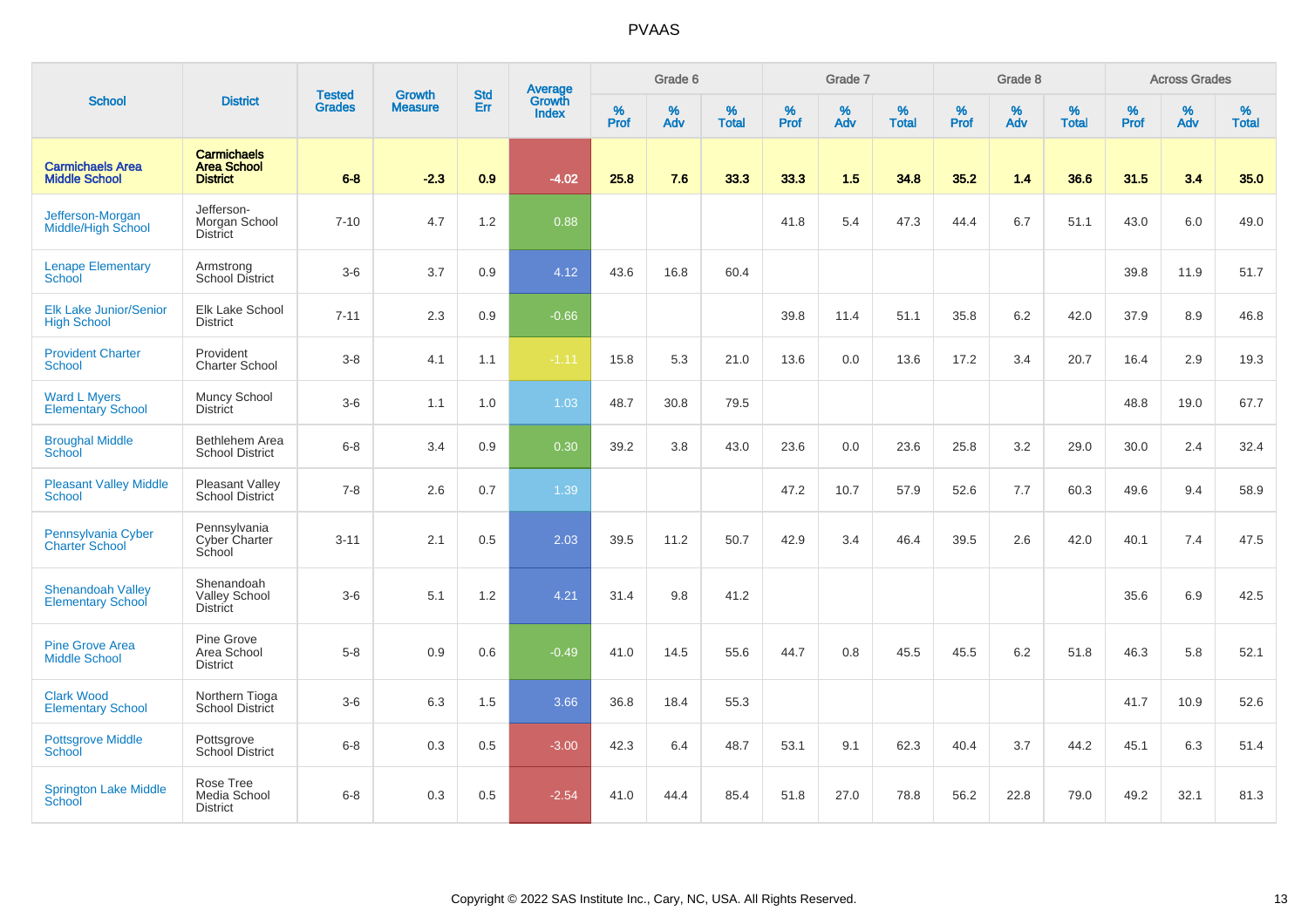# PVAAS

| School | District | Tested Grades | Growth Measure | Std Err | Average Growth Index | Grade 6 | | | Grade 7 | | | Grade 8 | | | Across Grades | | |
|---|---|---|---|---|---|---|---|---|---|---|---|---|---|---|---|---|---|
| | | | | | | % Prof | % Adv | % Total | % Prof | % Adv | % Total | % Prof | % Adv | % Total | % Prof | % Adv | % Total |
| **Carmichaels Area Middle School** | **Carmichaels Area School District** | **6-8** | **-2.3** | **0.9** | **-4.02** | **25.8** | **7.6** | **33.3** | **33.3** | **1.5** | **34.8** | **35.2** | **1.4** | **36.6** | **31.5** | **3.4** | **35.0** |
| Jefferson-Morgan Middle/High School | Jefferson-Morgan School District | 7-10 | 4.7 | 1.2 | 0.88 | | | | 41.8 | 5.4 | 47.3 | 44.4 | 6.7 | 51.1 | 43.0 | 6.0 | 49.0 |
| Lenape Elementary School | Armstrong School District | 3-6 | 3.7 | 0.9 | 4.12 | 43.6 | 16.8 | 60.4 | | | | | | | 39.8 | 11.9 | 51.7 |
| Elk Lake Junior/Senior High School | Elk Lake School District | 7-11 | 2.3 | 0.9 | -0.66 | | | | 39.8 | 11.4 | 51.1 | 35.8 | 6.2 | 42.0 | 37.9 | 8.9 | 46.8 |
| Provident Charter School | Provident Charter School | 3-8 | 4.1 | 1.1 | -1.11 | 15.8 | 5.3 | 21.0 | 13.6 | 0.0 | 13.6 | 17.2 | 3.4 | 20.7 | 16.4 | 2.9 | 19.3 |
| Ward L Myers Elementary School | Muncy School District | 3-6 | 1.1 | 1.0 | 1.03 | 48.7 | 30.8 | 79.5 | | | | | | | 48.8 | 19.0 | 67.7 |
| Broughal Middle School | Bethlehem Area School District | 6-8 | 3.4 | 0.9 | 0.30 | 39.2 | 3.8 | 43.0 | 23.6 | 0.0 | 23.6 | 25.8 | 3.2 | 29.0 | 30.0 | 2.4 | 32.4 |
| Pleasant Valley Middle School | Pleasant Valley School District | 7-8 | 2.6 | 0.7 | 1.39 | | | | 47.2 | 10.7 | 57.9 | 52.6 | 7.7 | 60.3 | 49.6 | 9.4 | 58.9 |
| Pennsylvania Cyber Charter School | Pennsylvania Cyber Charter School | 3-11 | 2.1 | 0.5 | 2.03 | 39.5 | 11.2 | 50.7 | 42.9 | 3.4 | 46.4 | 39.5 | 2.6 | 42.0 | 40.1 | 7.4 | 47.5 |
| Shenandoah Valley Elementary School | Shenandoah Valley School District | 3-6 | 5.1 | 1.2 | 4.21 | 31.4 | 9.8 | 41.2 | | | | | | | 35.6 | 6.9 | 42.5 |
| Pine Grove Area Middle School | Pine Grove Area School District | 5-8 | 0.9 | 0.6 | -0.49 | 41.0 | 14.5 | 55.6 | 44.7 | 0.8 | 45.5 | 45.5 | 6.2 | 51.8 | 46.3 | 5.8 | 52.1 |
| Clark Wood Elementary School | Northern Tioga School District | 3-6 | 6.3 | 1.5 | 3.66 | 36.8 | 18.4 | 55.3 | | | | | | | 41.7 | 10.9 | 52.6 |
| Pottsgrove Middle School | Pottsgrove School District | 6-8 | 0.3 | 0.5 | -3.00 | 42.3 | 6.4 | 48.7 | 53.1 | 9.1 | 62.3 | 40.4 | 3.7 | 44.2 | 45.1 | 6.3 | 51.4 |
| Springton Lake Middle School | Rose Tree Media School District | 6-8 | 0.3 | 0.5 | -2.54 | 41.0 | 44.4 | 85.4 | 51.8 | 27.0 | 78.8 | 56.2 | 22.8 | 79.0 | 49.2 | 32.1 | 81.3 |

Copyright © 2022 SAS Institute Inc., Cary, NC, USA. All Rights Reserved.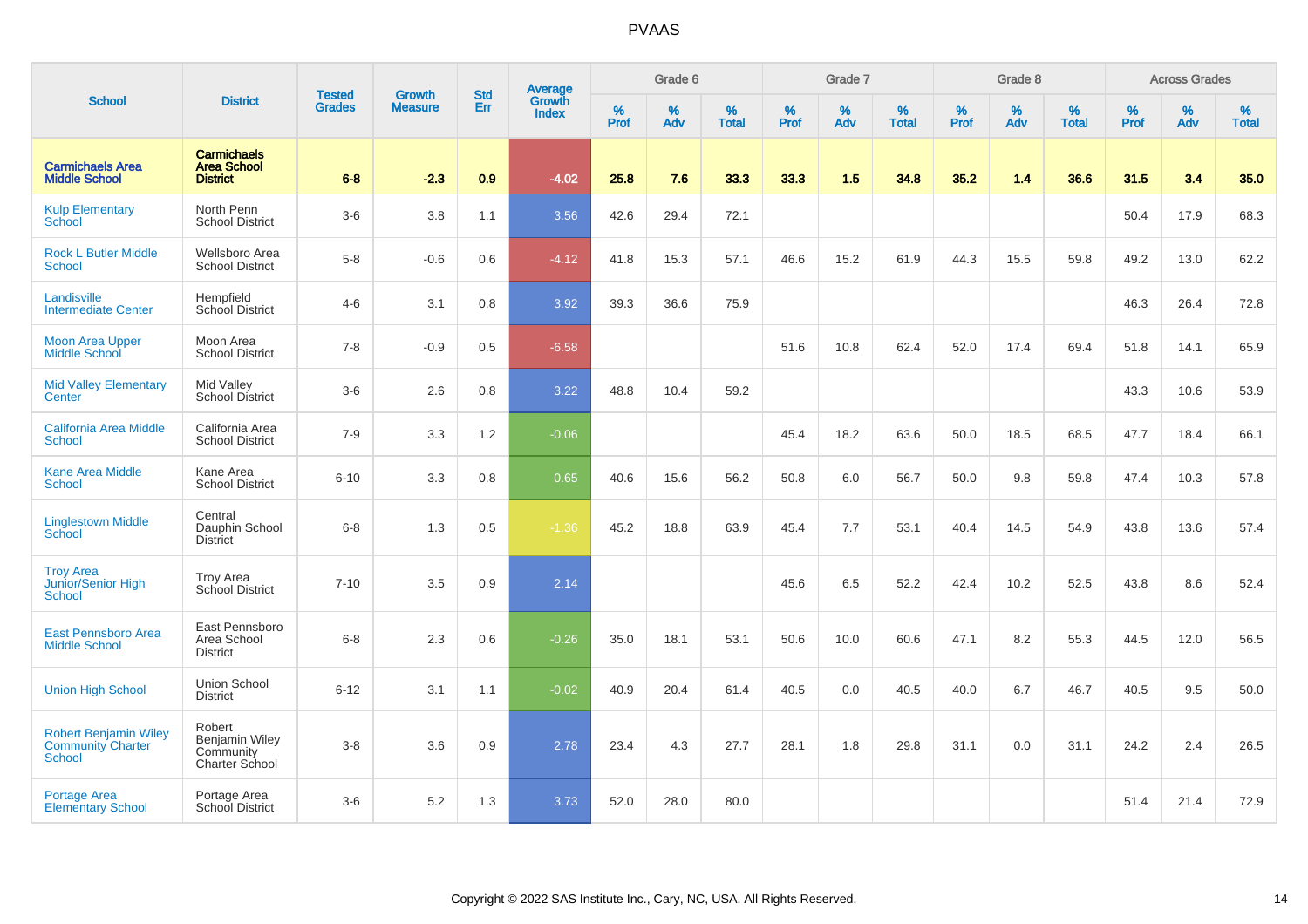# PVAAS

| School | District | Tested Grades | Growth Measure | Std Err | Average Growth Index | Grade 6 | | | Grade 7 | | | Grade 8 | | | Across Grades | | |
|---|---|---|---|---|---|---|---|---|---|---|---|---|---|---|---|---|---|
| | | | | | | % Prof | % Adv | % Total | % Prof | % Adv | % Total | % Prof | % Adv | % Total | % Prof | % Adv | % Total |
| **Carmichaels Area Middle School** | **Carmichaels Area School District** | **6-8** | **-2.3** | **0.9** | **-4.02** | **25.8** | **7.6** | **33.3** | **33.3** | **1.5** | **34.8** | **35.2** | **1.4** | **36.6** | **31.5** | **3.4** | **35.0** |
| Kulp Elementary School | North Penn School District | 3-6 | 3.8 | 1.1 | 3.56 | 42.6 | 29.4 | 72.1 | | | | | | | 50.4 | 17.9 | 68.3 |
| Rock L Butler Middle School | Wellsboro Area School District | 5-8 | -0.6 | 0.6 | -4.12 | 41.8 | 15.3 | 57.1 | 46.6 | 15.2 | 61.9 | 44.3 | 15.5 | 59.8 | 49.2 | 13.0 | 62.2 |
| Landisville Intermediate Center | Hempfield School District | 4-6 | 3.1 | 0.8 | 3.92 | 39.3 | 36.6 | 75.9 | | | | | | | 46.3 | 26.4 | 72.8 |
| Moon Area Upper Middle School | Moon Area School District | 7-8 | -0.9 | 0.5 | -6.58 | | | | 51.6 | 10.8 | 62.4 | 52.0 | 17.4 | 69.4 | 51.8 | 14.1 | 65.9 |
| Mid Valley Elementary Center | Mid Valley School District | 3-6 | 2.6 | 0.8 | 3.22 | 48.8 | 10.4 | 59.2 | | | | | | | 43.3 | 10.6 | 53.9 |
| California Area Middle School | California Area School District | 7-9 | 3.3 | 1.2 | -0.06 | | | | 45.4 | 18.2 | 63.6 | 50.0 | 18.5 | 68.5 | 47.7 | 18.4 | 66.1 |
| Kane Area Middle School | Kane Area School District | 6-10 | 3.3 | 0.8 | 0.65 | 40.6 | 15.6 | 56.2 | 50.8 | 6.0 | 56.7 | 50.0 | 9.8 | 59.8 | 47.4 | 10.3 | 57.8 |
| Linglestown Middle School | Central Dauphin School District | 6-8 | 1.3 | 0.5 | -1.36 | 45.2 | 18.8 | 63.9 | 45.4 | 7.7 | 53.1 | 40.4 | 14.5 | 54.9 | 43.8 | 13.6 | 57.4 |
| Troy Area Junior/Senior High School | Troy Area School District | 7-10 | 3.5 | 0.9 | 2.14 | | | | 45.6 | 6.5 | 52.2 | 42.4 | 10.2 | 52.5 | 43.8 | 8.6 | 52.4 |
| East Pennsboro Area Middle School | East Pennsboro Area School District | 6-8 | 2.3 | 0.6 | -0.26 | 35.0 | 18.1 | 53.1 | 50.6 | 10.0 | 60.6 | 47.1 | 8.2 | 55.3 | 44.5 | 12.0 | 56.5 |
| Union High School | Union School District | 6-12 | 3.1 | 1.1 | -0.02 | 40.9 | 20.4 | 61.4 | 40.5 | 0.0 | 40.5 | 40.0 | 6.7 | 46.7 | 40.5 | 9.5 | 50.0 |
| Robert Benjamin Wiley Community Charter School | Robert Benjamin Wiley Community Charter School | 3-8 | 3.6 | 0.9 | 2.78 | 23.4 | 4.3 | 27.7 | 28.1 | 1.8 | 29.8 | 31.1 | 0.0 | 31.1 | 24.2 | 2.4 | 26.5 |
| Portage Area Elementary School | Portage Area School District | 3-6 | 5.2 | 1.3 | 3.73 | 52.0 | 28.0 | 80.0 | | | | | | | 51.4 | 21.4 | 72.9 |

Copyright © 2022 SAS Institute Inc., Cary, NC, USA. All Rights Reserved.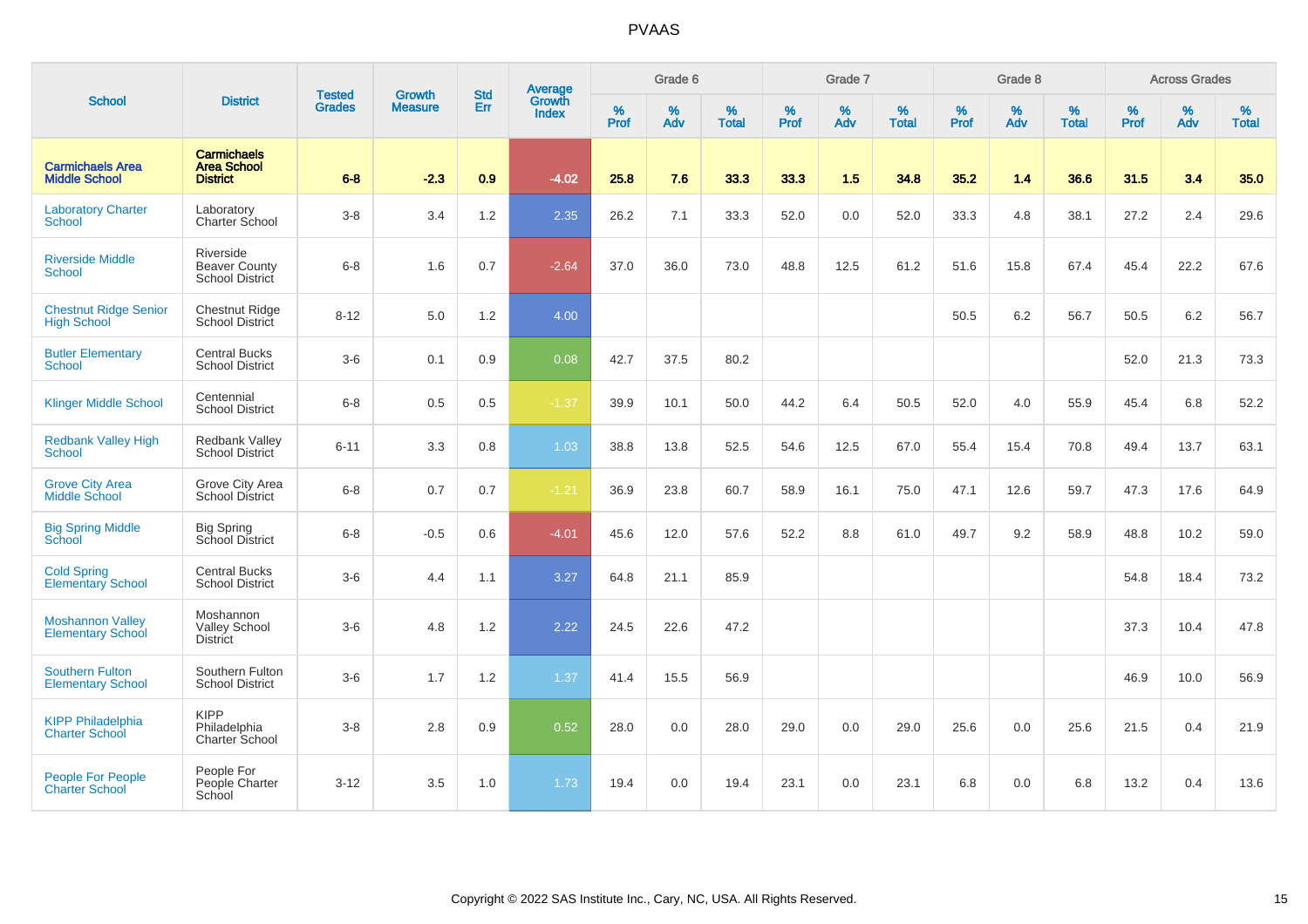# PVAAS

| School | District | Tested Grades | Growth Measure | Std Err | Average Growth Index | Grade 6 | | | Grade 7 | | | Grade 8 | | | Across Grades | | |
|---|---|---|---|---|---|---|---|---|---|---|---|---|---|---|---|---|---|
| | | | | | | % Prof | % Adv | % Total | % Prof | % Adv | % Total | % Prof | % Adv | % Total | % Prof | % Adv | % Total |
| **Carmichaels Area Middle School** | **Carmichaels Area School District** | **6-8** | **-2.3** | **0.9** | **-4.02** | **25.8** | **7.6** | **33.3** | **33.3** | **1.5** | **34.8** | **35.2** | **1.4** | **36.6** | **31.5** | **3.4** | **35.0** |
| Laboratory Charter School | Laboratory Charter School | 3-8 | 3.4 | 1.2 | 2.35 | 26.2 | 7.1 | 33.3 | 52.0 | 0.0 | 52.0 | 33.3 | 4.8 | 38.1 | 27.2 | 2.4 | 29.6 |
| Riverside Middle School | Riverside Beaver County School District | 6-8 | 1.6 | 0.7 | -2.64 | 37.0 | 36.0 | 73.0 | 48.8 | 12.5 | 61.2 | 51.6 | 15.8 | 67.4 | 45.4 | 22.2 | 67.6 |
| Chestnut Ridge Senior High School | Chestnut Ridge School District | 8-12 | 5.0 | 1.2 | 4.00 | | | | | | | 50.5 | 6.2 | 56.7 | 50.5 | 6.2 | 56.7 |
| Butler Elementary School | Central Bucks School District | 3-6 | 0.1 | 0.9 | 0.08 | 42.7 | 37.5 | 80.2 | | | | | | | 52.0 | 21.3 | 73.3 |
| Klinger Middle School | Centennial School District | 6-8 | 0.5 | 0.5 | -1.37 | 39.9 | 10.1 | 50.0 | 44.2 | 6.4 | 50.5 | 52.0 | 4.0 | 55.9 | 45.4 | 6.8 | 52.2 |
| Redbank Valley High School | Redbank Valley School District | 6-11 | 3.3 | 0.8 | 1.03 | 38.8 | 13.8 | 52.5 | 54.6 | 12.5 | 67.0 | 55.4 | 15.4 | 70.8 | 49.4 | 13.7 | 63.1 |
| Grove City Area Middle School | Grove City Area School District | 6-8 | 0.7 | 0.7 | -1.21 | 36.9 | 23.8 | 60.7 | 58.9 | 16.1 | 75.0 | 47.1 | 12.6 | 59.7 | 47.3 | 17.6 | 64.9 |
| Big Spring Middle School | Big Spring School District | 6-8 | -0.5 | 0.6 | -4.01 | 45.6 | 12.0 | 57.6 | 52.2 | 8.8 | 61.0 | 49.7 | 9.2 | 58.9 | 48.8 | 10.2 | 59.0 |
| Cold Spring Elementary School | Central Bucks School District | 3-6 | 4.4 | 1.1 | 3.27 | 64.8 | 21.1 | 85.9 | | | | | | | 54.8 | 18.4 | 73.2 |
| Moshannon Valley Elementary School | Moshannon Valley School District | 3-6 | 4.8 | 1.2 | 2.22 | 24.5 | 22.6 | 47.2 | | | | | | | 37.3 | 10.4 | 47.8 |
| Southern Fulton Elementary School | Southern Fulton School District | 3-6 | 1.7 | 1.2 | 1.37 | 41.4 | 15.5 | 56.9 | | | | | | | 46.9 | 10.0 | 56.9 |
| KIPP Philadelphia Charter School | KIPP Philadelphia Charter School | 3-8 | 2.8 | 0.9 | 0.52 | 28.0 | 0.0 | 28.0 | 29.0 | 0.0 | 29.0 | 25.6 | 0.0 | 25.6 | 21.5 | 0.4 | 21.9 |
| People For People Charter School | People For People Charter School | 3-12 | 3.5 | 1.0 | 1.73 | 19.4 | 0.0 | 19.4 | 23.1 | 0.0 | 23.1 | 6.8 | 0.0 | 6.8 | 13.2 | 0.4 | 13.6 |

Copyright © 2022 SAS Institute Inc., Cary, NC, USA. All Rights Reserved.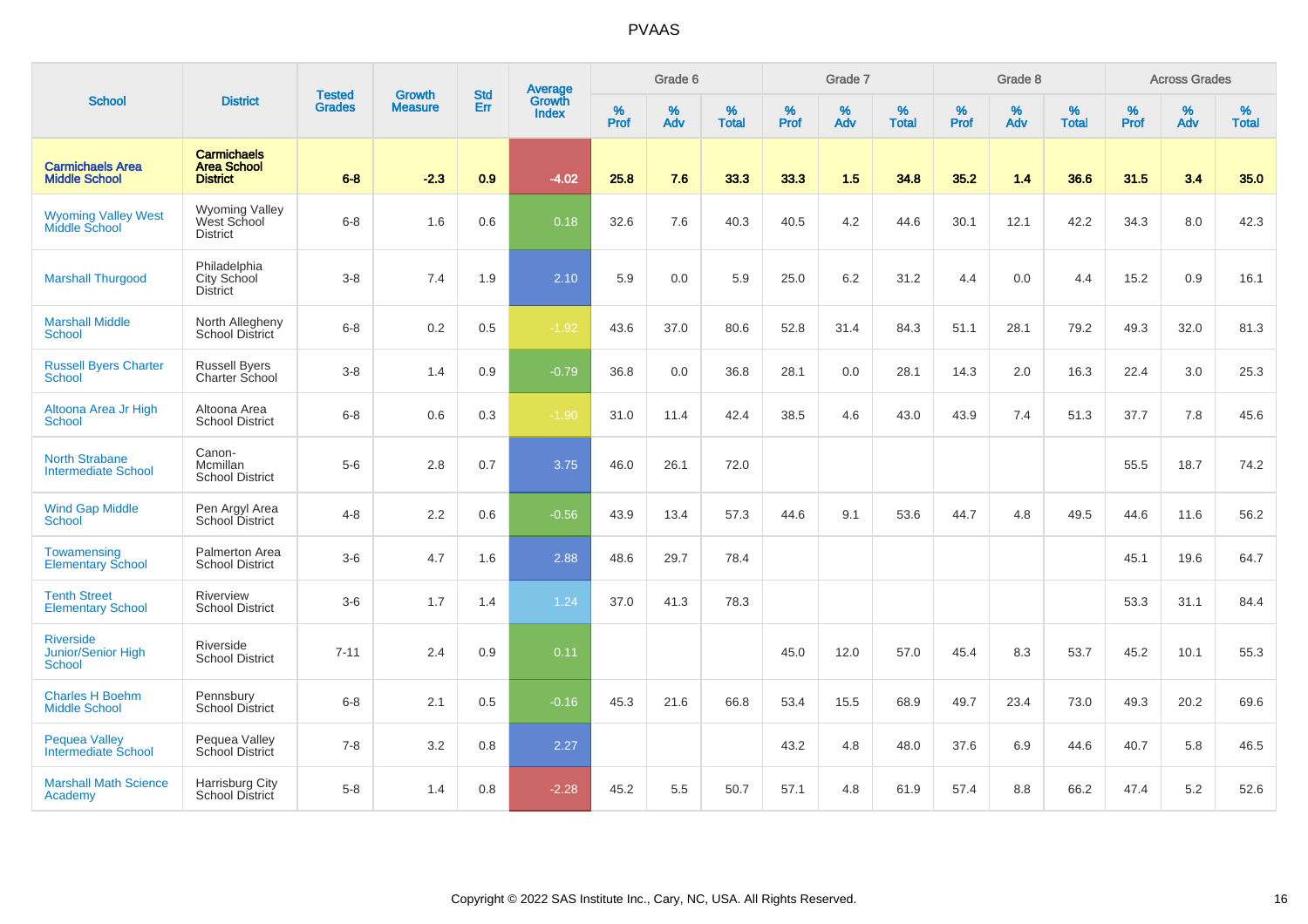# PVAAS

| School | District | Tested Grades | Growth Measure | Std Err | Average Growth Index | Grade 6 | | | Grade 7 | | | Grade 8 | | | Across Grades | | |
|---|---|---|---|---|---|---|---|---|---|---|---|---|---|---|---|---|---|
| | | | | | | % Prof | % Adv | % Total | % Prof | % Adv | % Total | % Prof | % Adv | % Total | % Prof | % Adv | % Total |
| **Carmichaels Area Middle School** | **Carmichaels Area School District** | **6-8** | **-2.3** | **0.9** | **-4.02** | **25.8** | **7.6** | **33.3** | **33.3** | **1.5** | **34.8** | **35.2** | **1.4** | **36.6** | **31.5** | **3.4** | **35.0** |
| Wyoming Valley West Middle School | Wyoming Valley West School District | 6-8 | 1.6 | 0.6 | 0.18 | 32.6 | 7.6 | 40.3 | 40.5 | 4.2 | 44.6 | 30.1 | 12.1 | 42.2 | 34.3 | 8.0 | 42.3 |
| Marshall Thurgood | Philadelphia City School District | 3-8 | 7.4 | 1.9 | 2.10 | 5.9 | 0.0 | 5.9 | 25.0 | 6.2 | 31.2 | 4.4 | 0.0 | 4.4 | 15.2 | 0.9 | 16.1 |
| Marshall Middle School | North Allegheny School District | 6-8 | 0.2 | 0.5 | -1.92 | 43.6 | 37.0 | 80.6 | 52.8 | 31.4 | 84.3 | 51.1 | 28.1 | 79.2 | 49.3 | 32.0 | 81.3 |
| Russell Byers Charter School | Russell Byers Charter School | 3-8 | 1.4 | 0.9 | -0.79 | 36.8 | 0.0 | 36.8 | 28.1 | 0.0 | 28.1 | 14.3 | 2.0 | 16.3 | 22.4 | 3.0 | 25.3 |
| Altoona Area Jr High School | Altoona Area School District | 6-8 | 0.6 | 0.3 | -1.90 | 31.0 | 11.4 | 42.4 | 38.5 | 4.6 | 43.0 | 43.9 | 7.4 | 51.3 | 37.7 | 7.8 | 45.6 |
| North Strabane Intermediate School | Canon-Mcmillan School District | 5-6 | 2.8 | 0.7 | 3.75 | 46.0 | 26.1 | 72.0 | | | | | | | 55.5 | 18.7 | 74.2 |
| Wind Gap Middle School | Pen Argyl Area School District | 4-8 | 2.2 | 0.6 | -0.56 | 43.9 | 13.4 | 57.3 | 44.6 | 9.1 | 53.6 | 44.7 | 4.8 | 49.5 | 44.6 | 11.6 | 56.2 |
| Towamensing Elementary School | Palmerton Area School District | 3-6 | 4.7 | 1.6 | 2.88 | 48.6 | 29.7 | 78.4 | | | | | | | 45.1 | 19.6 | 64.7 |
| Tenth Street Elementary School | Riverview School District | 3-6 | 1.7 | 1.4 | 1.24 | 37.0 | 41.3 | 78.3 | | | | | | | 53.3 | 31.1 | 84.4 |
| Riverside Junior/Senior High School | Riverside School District | 7-11 | 2.4 | 0.9 | 0.11 | | | | 45.0 | 12.0 | 57.0 | 45.4 | 8.3 | 53.7 | 45.2 | 10.1 | 55.3 |
| Charles H Boehm Middle School | Pennsbury School District | 6-8 | 2.1 | 0.5 | -0.16 | 45.3 | 21.6 | 66.8 | 53.4 | 15.5 | 68.9 | 49.7 | 23.4 | 73.0 | 49.3 | 20.2 | 69.6 |
| Pequea Valley Intermediate School | Pequea Valley School District | 7-8 | 3.2 | 0.8 | 2.27 | | | | 43.2 | 4.8 | 48.0 | 37.6 | 6.9 | 44.6 | 40.7 | 5.8 | 46.5 |
| Marshall Math Science Academy | Harrisburg City School District | 5-8 | 1.4 | 0.8 | -2.28 | 45.2 | 5.5 | 50.7 | 57.1 | 4.8 | 61.9 | 57.4 | 8.8 | 66.2 | 47.4 | 5.2 | 52.6 |

Copyright © 2022 SAS Institute Inc., Cary, NC, USA. All Rights Reserved.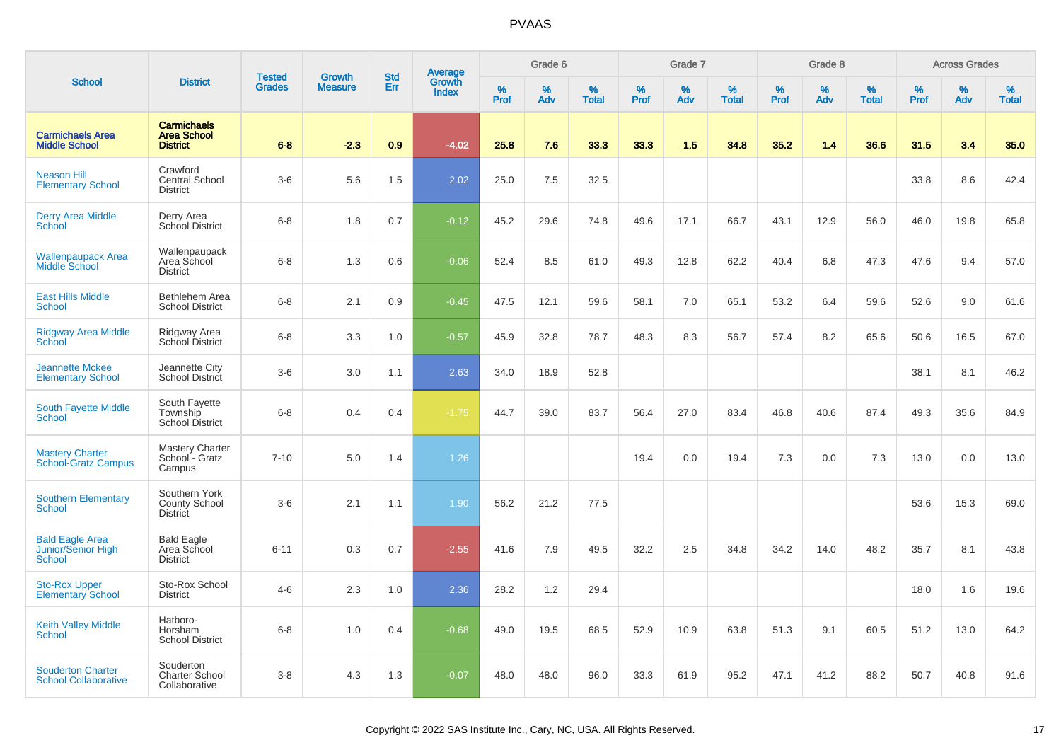# PVAAS

| School | District | Tested Grades | Growth Measure | Std Err | Average Growth Index | Grade 6 | | | Grade 7 | | | Grade 8 | | | Across Grades | | |
|---|---|---|---|---|---|---|---|---|---|---|---|---|---|---|---|---|---|
| | | | | | | % Prof | % Adv | % Total | % Prof | % Adv | % Total | % Prof | % Adv | % Total | % Prof | % Adv | % Total |
| **Carmichaels Area Middle School** | **Carmichaels Area School District** | **6-8** | **-2.3** | **0.9** | **-4.02** | **25.8** | **7.6** | **33.3** | **33.3** | **1.5** | **34.8** | **35.2** | **1.4** | **36.6** | **31.5** | **3.4** | **35.0** |
| Neason Hill Elementary School | Crawford Central School District | 3-6 | 5.6 | 1.5 | 2.02 | 25.0 | 7.5 | 32.5 | | | | | | | 33.8 | 8.6 | 42.4 |
| Derry Area Middle School | Derry Area School District | 6-8 | 1.8 | 0.7 | -0.12 | 45.2 | 29.6 | 74.8 | 49.6 | 17.1 | 66.7 | 43.1 | 12.9 | 56.0 | 46.0 | 19.8 | 65.8 |
| Wallenpaupack Area Middle School | Wallenpaupack Area School District | 6-8 | 1.3 | 0.6 | -0.06 | 52.4 | 8.5 | 61.0 | 49.3 | 12.8 | 62.2 | 40.4 | 6.8 | 47.3 | 47.6 | 9.4 | 57.0 |
| East Hills Middle School | Bethlehem Area School District | 6-8 | 2.1 | 0.9 | -0.45 | 47.5 | 12.1 | 59.6 | 58.1 | 7.0 | 65.1 | 53.2 | 6.4 | 59.6 | 52.6 | 9.0 | 61.6 |
| Ridgway Area Middle School | Ridgway Area School District | 6-8 | 3.3 | 1.0 | -0.57 | 45.9 | 32.8 | 78.7 | 48.3 | 8.3 | 56.7 | 57.4 | 8.2 | 65.6 | 50.6 | 16.5 | 67.0 |
| Jeannette Mckee Elementary School | Jeannette City School District | 3-6 | 3.0 | 1.1 | 2.63 | 34.0 | 18.9 | 52.8 | | | | | | | 38.1 | 8.1 | 46.2 |
| South Fayette Middle School | South Fayette Township School District | 6-8 | 0.4 | 0.4 | -1.75 | 44.7 | 39.0 | 83.7 | 56.4 | 27.0 | 83.4 | 46.8 | 40.6 | 87.4 | 49.3 | 35.6 | 84.9 |
| Mastery Charter School-Gratz Campus | Mastery Charter School - Gratz Campus | 7-10 | 5.0 | 1.4 | 1.26 | | | | 19.4 | 0.0 | 19.4 | 7.3 | 0.0 | 7.3 | 13.0 | 0.0 | 13.0 |
| Southern Elementary School | Southern York County School District | 3-6 | 2.1 | 1.1 | 1.90 | 56.2 | 21.2 | 77.5 | | | | | | | 53.6 | 15.3 | 69.0 |
| Bald Eagle Area Junior/Senior High School | Bald Eagle Area School District | 6-11 | 0.3 | 0.7 | -2.55 | 41.6 | 7.9 | 49.5 | 32.2 | 2.5 | 34.8 | 34.2 | 14.0 | 48.2 | 35.7 | 8.1 | 43.8 |
| Sto-Rox Upper Elementary School | Sto-Rox School District | 4-6 | 2.3 | 1.0 | 2.36 | 28.2 | 1.2 | 29.4 | | | | | | | 18.0 | 1.6 | 19.6 |
| Keith Valley Middle School | Hatboro-Horsham School District | 6-8 | 1.0 | 0.4 | -0.68 | 49.0 | 19.5 | 68.5 | 52.9 | 10.9 | 63.8 | 51.3 | 9.1 | 60.5 | 51.2 | 13.0 | 64.2 |
| Souderton Charter School Collaborative | Souderton Charter School Collaborative | 3-8 | 4.3 | 1.3 | -0.07 | 48.0 | 48.0 | 96.0 | 33.3 | 61.9 | 95.2 | 47.1 | 41.2 | 88.2 | 50.7 | 40.8 | 91.6 |

Copyright © 2022 SAS Institute Inc., Cary, NC, USA. All Rights Reserved.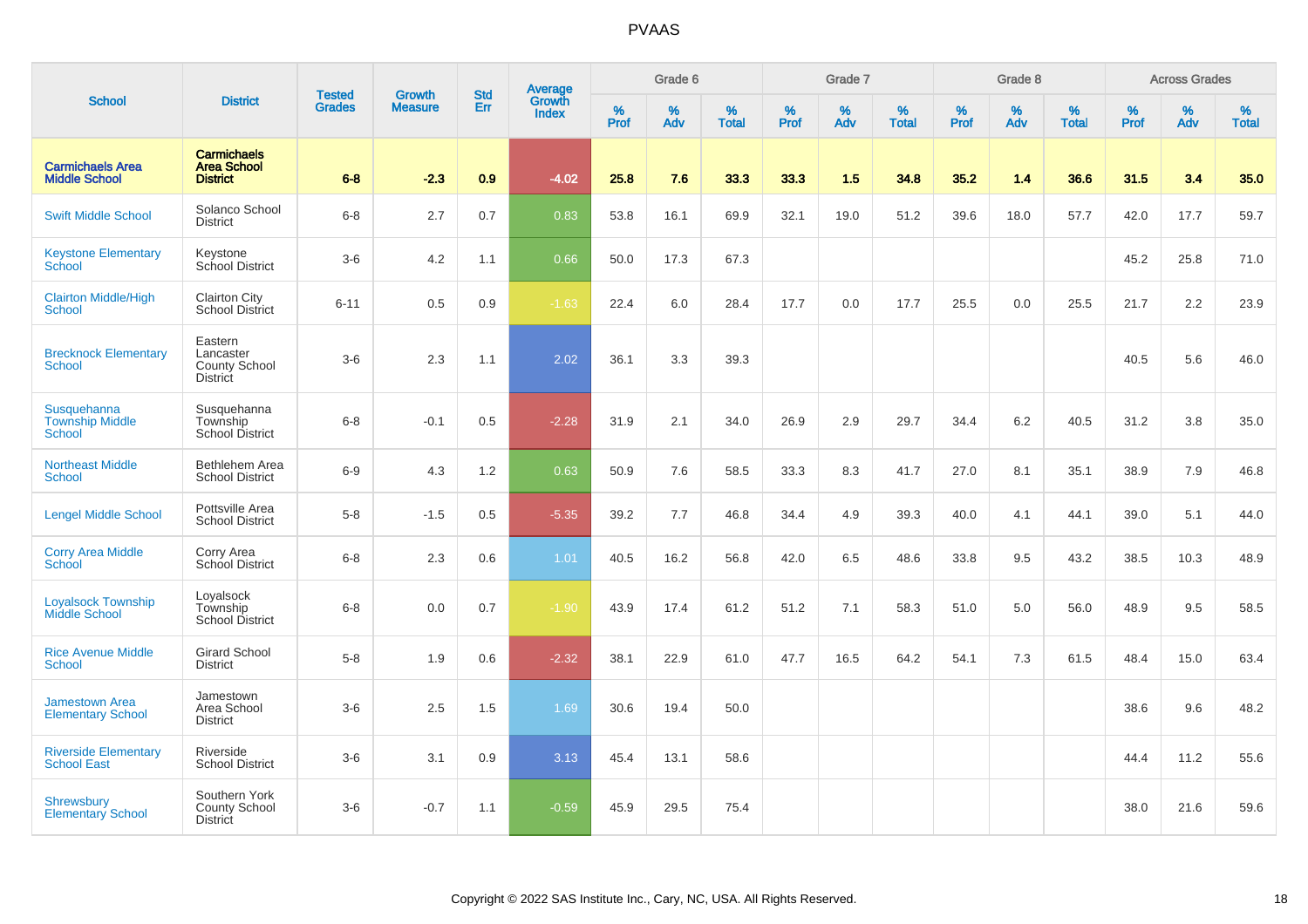# PVAAS

| School | District | Tested Grades | Growth Measure | Std Err | Average Growth Index | Grade 6 | | | Grade 7 | | | Grade 8 | | | Across Grades | | |
|---|---|---|---|---|---|---|---|---|---|---|---|---|---|---|---|---|---|
| | | | | | | % Prof | % Adv | % Total | % Prof | % Adv | % Total | % Prof | % Adv | % Total | % Prof | % Adv | % Total |
| **Carmichaels Area Middle School** | **Carmichaels Area School District** | **6-8** | **-2.3** | **0.9** | **-4.02** | **25.8** | **7.6** | **33.3** | **33.3** | **1.5** | **34.8** | **35.2** | **1.4** | **36.6** | **31.5** | **3.4** | **35.0** |
| Swift Middle School | Solanco School District | 6-8 | 2.7 | 0.7 | 0.83 | 53.8 | 16.1 | 69.9 | 32.1 | 19.0 | 51.2 | 39.6 | 18.0 | 57.7 | 42.0 | 17.7 | 59.7 |
| Keystone Elementary School | Keystone School District | 3-6 | 4.2 | 1.1 | 0.66 | 50.0 | 17.3 | 67.3 | | | | | | | 45.2 | 25.8 | 71.0 |
| Clairton Middle/High School | Clairton City School District | 6-11 | 0.5 | 0.9 | -1.63 | 22.4 | 6.0 | 28.4 | 17.7 | 0.0 | 17.7 | 25.5 | 0.0 | 25.5 | 21.7 | 2.2 | 23.9 |
| Brecknock Elementary School | Eastern Lancaster County School District | 3-6 | 2.3 | 1.1 | 2.02 | 36.1 | 3.3 | 39.3 | | | | | | | 40.5 | 5.6 | 46.0 |
| Susquehanna Township Middle School | Susquehanna Township School District | 6-8 | -0.1 | 0.5 | -2.28 | 31.9 | 2.1 | 34.0 | 26.9 | 2.9 | 29.7 | 34.4 | 6.2 | 40.5 | 31.2 | 3.8 | 35.0 |
| Northeast Middle School | Bethlehem Area School District | 6-9 | 4.3 | 1.2 | 0.63 | 50.9 | 7.6 | 58.5 | 33.3 | 8.3 | 41.7 | 27.0 | 8.1 | 35.1 | 38.9 | 7.9 | 46.8 |
| Lengel Middle School | Pottsville Area School District | 5-8 | -1.5 | 0.5 | -5.35 | 39.2 | 7.7 | 46.8 | 34.4 | 4.9 | 39.3 | 40.0 | 4.1 | 44.1 | 39.0 | 5.1 | 44.0 |
| Corry Area Middle School | Corry Area School District | 6-8 | 2.3 | 0.6 | 1.01 | 40.5 | 16.2 | 56.8 | 42.0 | 6.5 | 48.6 | 33.8 | 9.5 | 43.2 | 38.5 | 10.3 | 48.9 |
| Loyalsock Township Middle School | Loyalsock Township School District | 6-8 | 0.0 | 0.7 | -1.90 | 43.9 | 17.4 | 61.2 | 51.2 | 7.1 | 58.3 | 51.0 | 5.0 | 56.0 | 48.9 | 9.5 | 58.5 |
| Rice Avenue Middle School | Girard School District | 5-8 | 1.9 | 0.6 | -2.32 | 38.1 | 22.9 | 61.0 | 47.7 | 16.5 | 64.2 | 54.1 | 7.3 | 61.5 | 48.4 | 15.0 | 63.4 |
| Jamestown Area Elementary School | Jamestown Area School District | 3-6 | 2.5 | 1.5 | 1.69 | 30.6 | 19.4 | 50.0 | | | | | | | 38.6 | 9.6 | 48.2 |
| Riverside Elementary School East | Riverside School District | 3-6 | 3.1 | 0.9 | 3.13 | 45.4 | 13.1 | 58.6 | | | | | | | 44.4 | 11.2 | 55.6 |
| Shrewsbury Elementary School | Southern York County School District | 3-6 | -0.7 | 1.1 | -0.59 | 45.9 | 29.5 | 75.4 | | | | | | | 38.0 | 21.6 | 59.6 |

Copyright © 2022 SAS Institute Inc., Cary, NC, USA. All Rights Reserved.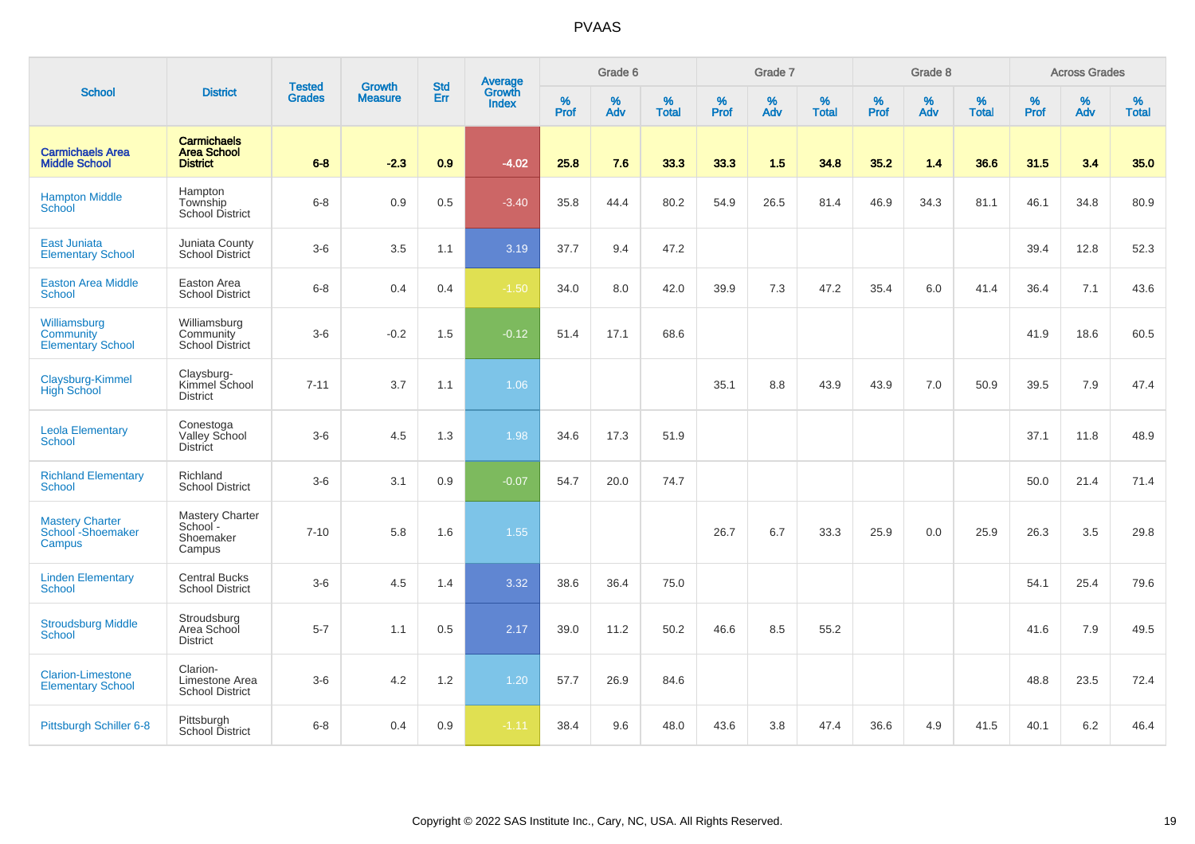# PVAAS

| School | District | Tested Grades | Growth Measure | Std Err | Average Growth Index | Grade 6 | | | Grade 7 | | | Grade 8 | | | Across Grades | | |
|---|---|---|---|---|---|---|---|---|---|---|---|---|---|---|---|---|---|
| | | | | | | % Prof | % Adv | % Total | % Prof | % Adv | % Total | % Prof | % Adv | % Total | % Prof | % Adv | % Total |
| **Carmichaels Area Middle School** | **Carmichaels Area School District** | **6-8** | **-2.3** | **0.9** | **-4.02** | **25.8** | **7.6** | **33.3** | **33.3** | **1.5** | **34.8** | **35.2** | **1.4** | **36.6** | **31.5** | **3.4** | **35.0** |
| Hampton Middle School | Hampton Township School District | 6-8 | 0.9 | 0.5 | -3.40 | 35.8 | 44.4 | 80.2 | 54.9 | 26.5 | 81.4 | 46.9 | 34.3 | 81.1 | 46.1 | 34.8 | 80.9 |
| East Juniata Elementary School | Juniata County School District | 3-6 | 3.5 | 1.1 | 3.19 | 37.7 | 9.4 | 47.2 | | | | | | | 39.4 | 12.8 | 52.3 |
| Easton Area Middle School | Easton Area School District | 6-8 | 0.4 | 0.4 | -1.50 | 34.0 | 8.0 | 42.0 | 39.9 | 7.3 | 47.2 | 35.4 | 6.0 | 41.4 | 36.4 | 7.1 | 43.6 |
| Williamsburg Community Elementary School | Williamsburg Community School District | 3-6 | -0.2 | 1.5 | -0.12 | 51.4 | 17.1 | 68.6 | | | | | | | 41.9 | 18.6 | 60.5 |
| Claysburg-Kimmel High School | Claysburg-Kimmel School District | 7-11 | 3.7 | 1.1 | 1.06 | | | | 35.1 | 8.8 | 43.9 | 43.9 | 7.0 | 50.9 | 39.5 | 7.9 | 47.4 |
| Leola Elementary School | Conestoga Valley School District | 3-6 | 4.5 | 1.3 | 1.98 | 34.6 | 17.3 | 51.9 | | | | | | | 37.1 | 11.8 | 48.9 |
| Richland Elementary School | Richland School District | 3-6 | 3.1 | 0.9 | -0.07 | 54.7 | 20.0 | 74.7 | | | | | | | 50.0 | 21.4 | 71.4 |
| Mastery Charter School -Shoemaker Campus | Mastery Charter School - Shoemaker Campus | 7-10 | 5.8 | 1.6 | 1.55 | | | | 26.7 | 6.7 | 33.3 | 25.9 | 0.0 | 25.9 | 26.3 | 3.5 | 29.8 |
| Linden Elementary School | Central Bucks School District | 3-6 | 4.5 | 1.4 | 3.32 | 38.6 | 36.4 | 75.0 | | | | | | | 54.1 | 25.4 | 79.6 |
| Stroudsburg Middle School | Stroudsburg Area School District | 5-7 | 1.1 | 0.5 | 2.17 | 39.0 | 11.2 | 50.2 | 46.6 | 8.5 | 55.2 | | | | 41.6 | 7.9 | 49.5 |
| Clarion-Limestone Elementary School | Clarion-Limestone Area School District | 3-6 | 4.2 | 1.2 | 1.20 | 57.7 | 26.9 | 84.6 | | | | | | | 48.8 | 23.5 | 72.4 |
| Pittsburgh Schiller 6-8 | Pittsburgh School District | 6-8 | 0.4 | 0.9 | -1.11 | 38.4 | 9.6 | 48.0 | 43.6 | 3.8 | 47.4 | 36.6 | 4.9 | 41.5 | 40.1 | 6.2 | 46.4 |

Copyright © 2022 SAS Institute Inc., Cary, NC, USA. All Rights Reserved.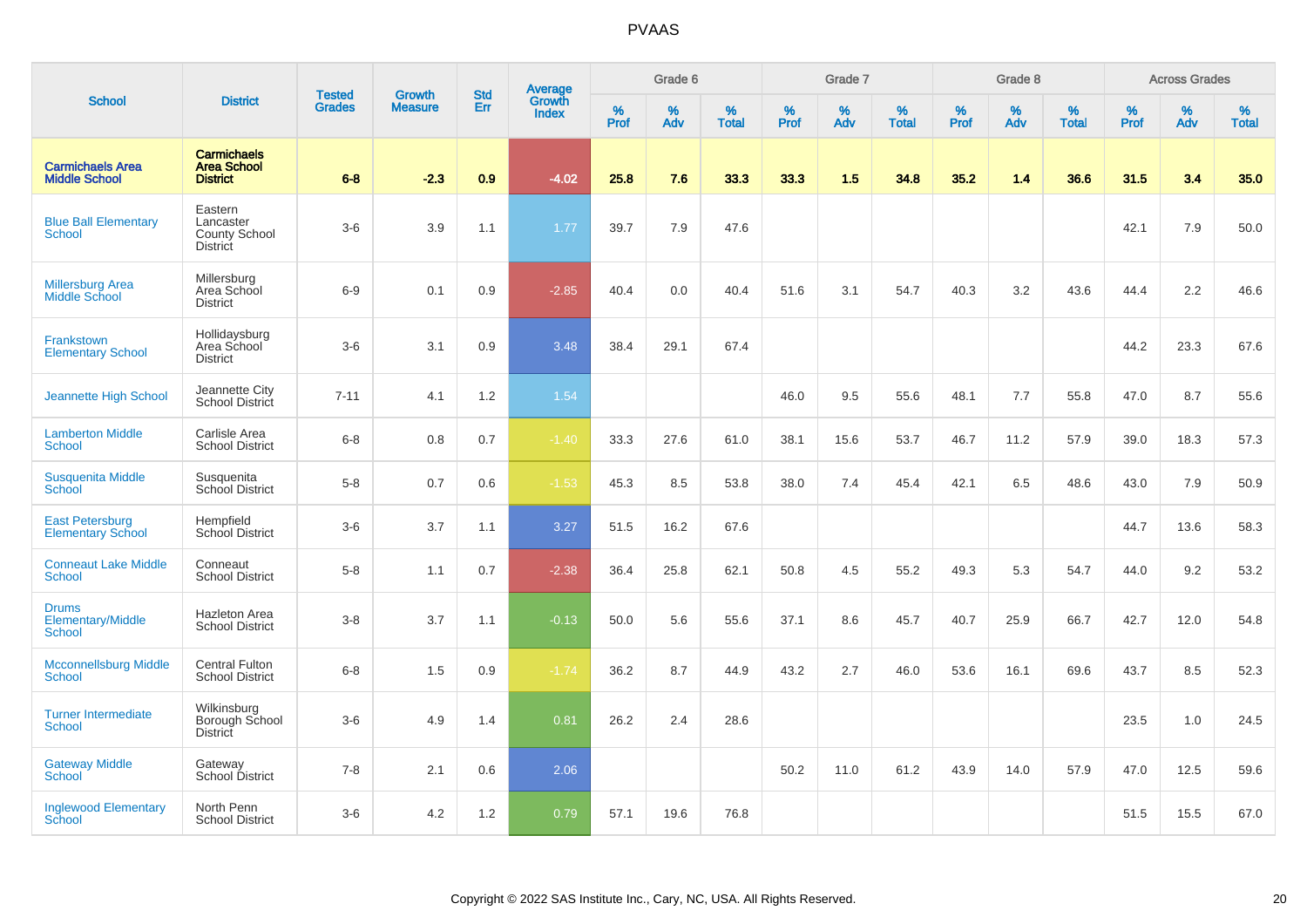# PVAAS

| School | District | Tested Grades | Growth Measure | Std Err | Average Growth Index | Grade 6 | | | Grade 7 | | | Grade 8 | | | Across Grades | | |
|---|---|---|---|---|---|---|---|---|---|---|---|---|---|---|---|---|---|
| | | | | | | % Prof | % Adv | % Total | % Prof | % Adv | % Total | % Prof | % Adv | % Total | % Prof | % Adv | % Total |
| **Carmichaels Area Middle School** | **Carmichaels Area School District** | **6-8** | **-2.3** | **0.9** | **-4.02** | **25.8** | **7.6** | **33.3** | **33.3** | **1.5** | **34.8** | **35.2** | **1.4** | **36.6** | **31.5** | **3.4** | **35.0** |
| Blue Ball Elementary School | Eastern Lancaster County School District | 3-6 | 3.9 | 1.1 | 1.77 | 39.7 | 7.9 | 47.6 | | | | | | | 42.1 | 7.9 | 50.0 |
| Millersburg Area Middle School | Millersburg Area School District | 6-9 | 0.1 | 0.9 | -2.85 | 40.4 | 0.0 | 40.4 | 51.6 | 3.1 | 54.7 | 40.3 | 3.2 | 43.6 | 44.4 | 2.2 | 46.6 |
| Frankstown Elementary School | Hollidaysburg Area School District | 3-6 | 3.1 | 0.9 | 3.48 | 38.4 | 29.1 | 67.4 | | | | | | | 44.2 | 23.3 | 67.6 |
| Jeannette High School | Jeannette City School District | 7-11 | 4.1 | 1.2 | 1.54 | | | | 46.0 | 9.5 | 55.6 | 48.1 | 7.7 | 55.8 | 47.0 | 8.7 | 55.6 |
| Lamberton Middle School | Carlisle Area School District | 6-8 | 0.8 | 0.7 | -1.40 | 33.3 | 27.6 | 61.0 | 38.1 | 15.6 | 53.7 | 46.7 | 11.2 | 57.9 | 39.0 | 18.3 | 57.3 |
| Susquenita Middle School | Susquenita School District | 5-8 | 0.7 | 0.6 | -1.53 | 45.3 | 8.5 | 53.8 | 38.0 | 7.4 | 45.4 | 42.1 | 6.5 | 48.6 | 43.0 | 7.9 | 50.9 |
| East Petersburg Elementary School | Hempfield School District | 3-6 | 3.7 | 1.1 | 3.27 | 51.5 | 16.2 | 67.6 | | | | | | | 44.7 | 13.6 | 58.3 |
| Conneaut Lake Middle School | Conneaut School District | 5-8 | 1.1 | 0.7 | -2.38 | 36.4 | 25.8 | 62.1 | 50.8 | 4.5 | 55.2 | 49.3 | 5.3 | 54.7 | 44.0 | 9.2 | 53.2 |
| Drums Elementary/Middle School | Hazleton Area School District | 3-8 | 3.7 | 1.1 | -0.13 | 50.0 | 5.6 | 55.6 | 37.1 | 8.6 | 45.7 | 40.7 | 25.9 | 66.7 | 42.7 | 12.0 | 54.8 |
| Mcconnellsburg Middle School | Central Fulton School District | 6-8 | 1.5 | 0.9 | -1.74 | 36.2 | 8.7 | 44.9 | 43.2 | 2.7 | 46.0 | 53.6 | 16.1 | 69.6 | 43.7 | 8.5 | 52.3 |
| Turner Intermediate School | Wilkinsburg Borough School District | 3-6 | 4.9 | 1.4 | 0.81 | 26.2 | 2.4 | 28.6 | | | | | | | 23.5 | 1.0 | 24.5 |
| Gateway Middle School | Gateway School District | 7-8 | 2.1 | 0.6 | 2.06 | | | | 50.2 | 11.0 | 61.2 | 43.9 | 14.0 | 57.9 | 47.0 | 12.5 | 59.6 |
| Inglewood Elementary School | North Penn School District | 3-6 | 4.2 | 1.2 | 0.79 | 57.1 | 19.6 | 76.8 | | | | | | | 51.5 | 15.5 | 67.0 |

Copyright © 2022 SAS Institute Inc., Cary, NC, USA. All Rights Reserved.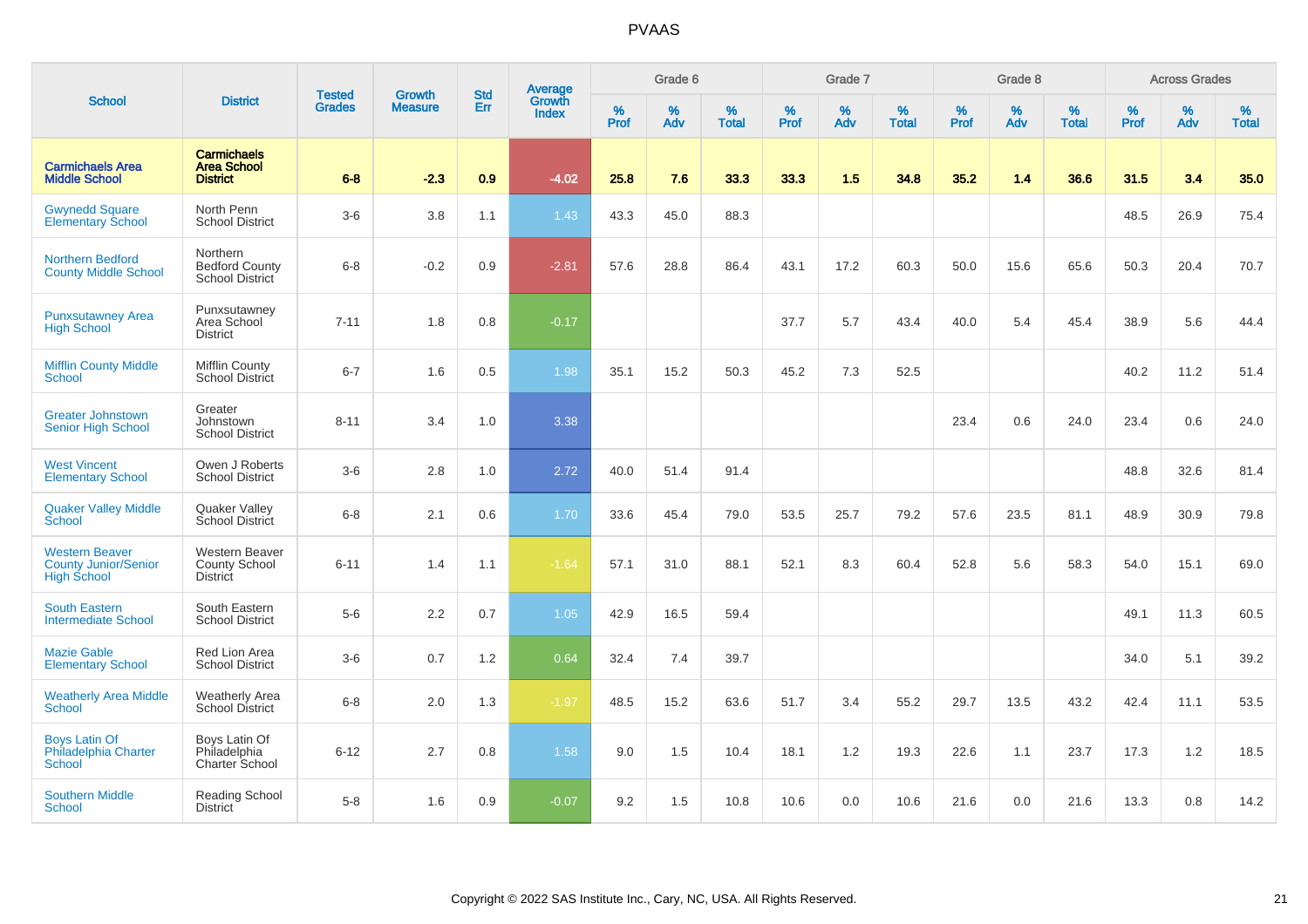# PVAAS

| School | District | Tested Grades | Growth Measure | Std Err | Average Growth Index | Grade 6 | | | Grade 7 | | | Grade 8 | | | Across Grades | | |
|---|---|---|---|---|---|---|---|---|---|---|---|---|---|---|---|---|---|
| | | | | | | % Prof | % Adv | % Total | % Prof | % Adv | % Total | % Prof | % Adv | % Total | % Prof | % Adv | % Total |
| **Carmichaels Area Middle School** | **Carmichaels Area School District** | **6-8** | **-2.3** | **0.9** | **-4.02** | **25.8** | **7.6** | **33.3** | **33.3** | **1.5** | **34.8** | **35.2** | **1.4** | **36.6** | **31.5** | **3.4** | **35.0** |
| Gwynedd Square Elementary School | North Penn School District | 3-6 | 3.8 | 1.1 | 1.43 | 43.3 | 45.0 | 88.3 | | | | | | | 48.5 | 26.9 | 75.4 |
| Northern Bedford County Middle School | Northern Bedford County School District | 6-8 | -0.2 | 0.9 | -2.81 | 57.6 | 28.8 | 86.4 | 43.1 | 17.2 | 60.3 | 50.0 | 15.6 | 65.6 | 50.3 | 20.4 | 70.7 |
| Punxsutawney Area High School | Punxsutawney Area School District | 7-11 | 1.8 | 0.8 | -0.17 | | | | 37.7 | 5.7 | 43.4 | 40.0 | 5.4 | 45.4 | 38.9 | 5.6 | 44.4 |
| Mifflin County Middle School | Mifflin County School District | 6-7 | 1.6 | 0.5 | 1.98 | 35.1 | 15.2 | 50.3 | 45.2 | 7.3 | 52.5 | | | | 40.2 | 11.2 | 51.4 |
| Greater Johnstown Senior High School | Greater Johnstown School District | 8-11 | 3.4 | 1.0 | 3.38 | | | | | | | 23.4 | 0.6 | 24.0 | 23.4 | 0.6 | 24.0 |
| West Vincent Elementary School | Owen J Roberts School District | 3-6 | 2.8 | 1.0 | 2.72 | 40.0 | 51.4 | 91.4 | | | | | | | 48.8 | 32.6 | 81.4 |
| Quaker Valley Middle School | Quaker Valley School District | 6-8 | 2.1 | 0.6 | 1.70 | 33.6 | 45.4 | 79.0 | 53.5 | 25.7 | 79.2 | 57.6 | 23.5 | 81.1 | 48.9 | 30.9 | 79.8 |
| Western Beaver County Junior/Senior High School | Western Beaver County School District | 6-11 | 1.4 | 1.1 | -1.64 | 57.1 | 31.0 | 88.1 | 52.1 | 8.3 | 60.4 | 52.8 | 5.6 | 58.3 | 54.0 | 15.1 | 69.0 |
| South Eastern Intermediate School | South Eastern School District | 5-6 | 2.2 | 0.7 | 1.05 | 42.9 | 16.5 | 59.4 | | | | | | | 49.1 | 11.3 | 60.5 |
| Mazie Gable Elementary School | Red Lion Area School District | 3-6 | 0.7 | 1.2 | 0.64 | 32.4 | 7.4 | 39.7 | | | | | | | 34.0 | 5.1 | 39.2 |
| Weatherly Area Middle School | Weatherly Area School District | 6-8 | 2.0 | 1.3 | -1.97 | 48.5 | 15.2 | 63.6 | 51.7 | 3.4 | 55.2 | 29.7 | 13.5 | 43.2 | 42.4 | 11.1 | 53.5 |
| Boys Latin Of Philadelphia Charter School | Boys Latin Of Philadelphia Charter School | 6-12 | 2.7 | 0.8 | 1.58 | 9.0 | 1.5 | 10.4 | 18.1 | 1.2 | 19.3 | 22.6 | 1.1 | 23.7 | 17.3 | 1.2 | 18.5 |
| Southern Middle School | Reading School District | 5-8 | 1.6 | 0.9 | -0.07 | 9.2 | 1.5 | 10.8 | 10.6 | 0.0 | 10.6 | 21.6 | 0.0 | 21.6 | 13.3 | 0.8 | 14.2 |

Copyright © 2022 SAS Institute Inc., Cary, NC, USA. All Rights Reserved.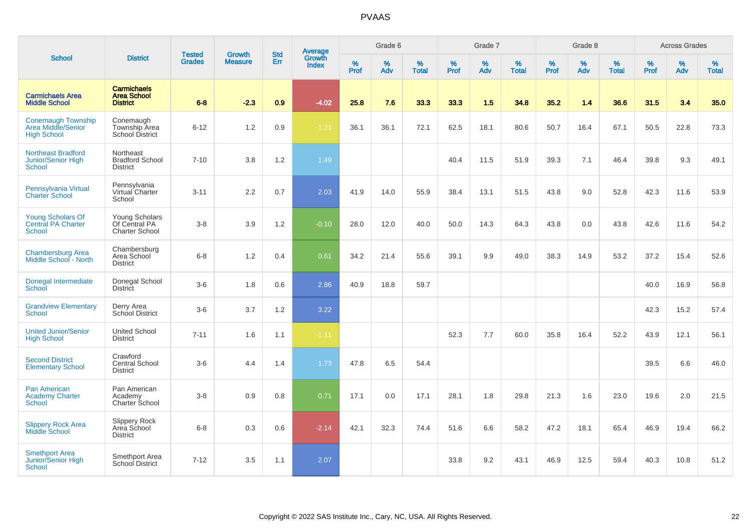# PVAAS

| School | District | Tested Grades | Growth Measure | Std Err | Average Growth Index | Grade 6 | | | Grade 7 | | | Grade 8 | | | Across Grades | | |
|---|---|---|---|---|---|---|---|---|---|---|---|---|---|---|---|---|---|
| | | | | | | % Prof | % Adv | % Total | % Prof | % Adv | % Total | % Prof | % Adv | % Total | % Prof | % Adv | % Total |
| **Carmichaels Area Middle School** | **Carmichaels Area School District** | **6-8** | **-2.3** | **0.9** | **-4.02** | **25.8** | **7.6** | **33.3** | **33.3** | **1.5** | **34.8** | **35.2** | **1.4** | **36.6** | **31.5** | **3.4** | **35.0** |
| Conemaugh Township Area Middle/Senior High School | Conemaugh Township Area School District | 6-12 | 1.2 | 0.9 | -1.21 | 36.1 | 36.1 | 72.1 | 62.5 | 18.1 | 80.6 | 50.7 | 16.4 | 67.1 | 50.5 | 22.8 | 73.3 |
| Northeast Bradford Junior/Senior High School | Northeast Bradford School District | 7-10 | 3.8 | 1.2 | 1.49 | | | | 40.4 | 11.5 | 51.9 | 39.3 | 7.1 | 46.4 | 39.8 | 9.3 | 49.1 |
| Pennsylvania Virtual Charter School | Pennsylvania Virtual Charter School | 3-11 | 2.2 | 0.7 | 2.03 | 41.9 | 14.0 | 55.9 | 38.4 | 13.1 | 51.5 | 43.8 | 9.0 | 52.8 | 42.3 | 11.6 | 53.9 |
| Young Scholars Of Central PA Charter School | Young Scholars Of Central PA Charter School | 3-8 | 3.9 | 1.2 | -0.10 | 28.0 | 12.0 | 40.0 | 50.0 | 14.3 | 64.3 | 43.8 | 0.0 | 43.8 | 42.6 | 11.6 | 54.2 |
| Chambersburg Area Middle School - North | Chambersburg Area School District | 6-8 | 1.2 | 0.4 | 0.61 | 34.2 | 21.4 | 55.6 | 39.1 | 9.9 | 49.0 | 38.3 | 14.9 | 53.2 | 37.2 | 15.4 | 52.6 |
| Donegal Intermediate School | Donegal School District | 3-6 | 1.8 | 0.6 | 2.86 | 40.9 | 18.8 | 59.7 | | | | | | | 40.0 | 16.9 | 56.8 |
| Grandview Elementary School | Derry Area School District | 3-6 | 3.7 | 1.2 | 3.22 | | | | | | | | | | 42.3 | 15.2 | 57.4 |
| United Junior/Senior High School | United School District | 7-11 | 1.6 | 1.1 | -1.11 | | | | 52.3 | 7.7 | 60.0 | 35.8 | 16.4 | 52.2 | 43.9 | 12.1 | 56.1 |
| Second District Elementary School | Crawford Central School District | 3-6 | 4.4 | 1.4 | 1.73 | 47.8 | 6.5 | 54.4 | | | | | | | 39.5 | 6.6 | 46.0 |
| Pan American Academy Charter School | Pan American Academy Charter School | 3-8 | 0.9 | 0.8 | 0.71 | 17.1 | 0.0 | 17.1 | 28.1 | 1.8 | 29.8 | 21.3 | 1.6 | 23.0 | 19.6 | 2.0 | 21.5 |
| Slippery Rock Area Middle School | Slippery Rock Area School District | 6-8 | 0.3 | 0.6 | -2.14 | 42.1 | 32.3 | 74.4 | 51.6 | 6.6 | 58.2 | 47.2 | 18.1 | 65.4 | 46.9 | 19.4 | 66.2 |
| Smethport Area Junior/Senior High School | Smethport Area School District | 7-12 | 3.5 | 1.1 | 2.07 | | | | 33.8 | 9.2 | 43.1 | 46.9 | 12.5 | 59.4 | 40.3 | 10.8 | 51.2 |

Copyright © 2022 SAS Institute Inc., Cary, NC, USA. All Rights Reserved.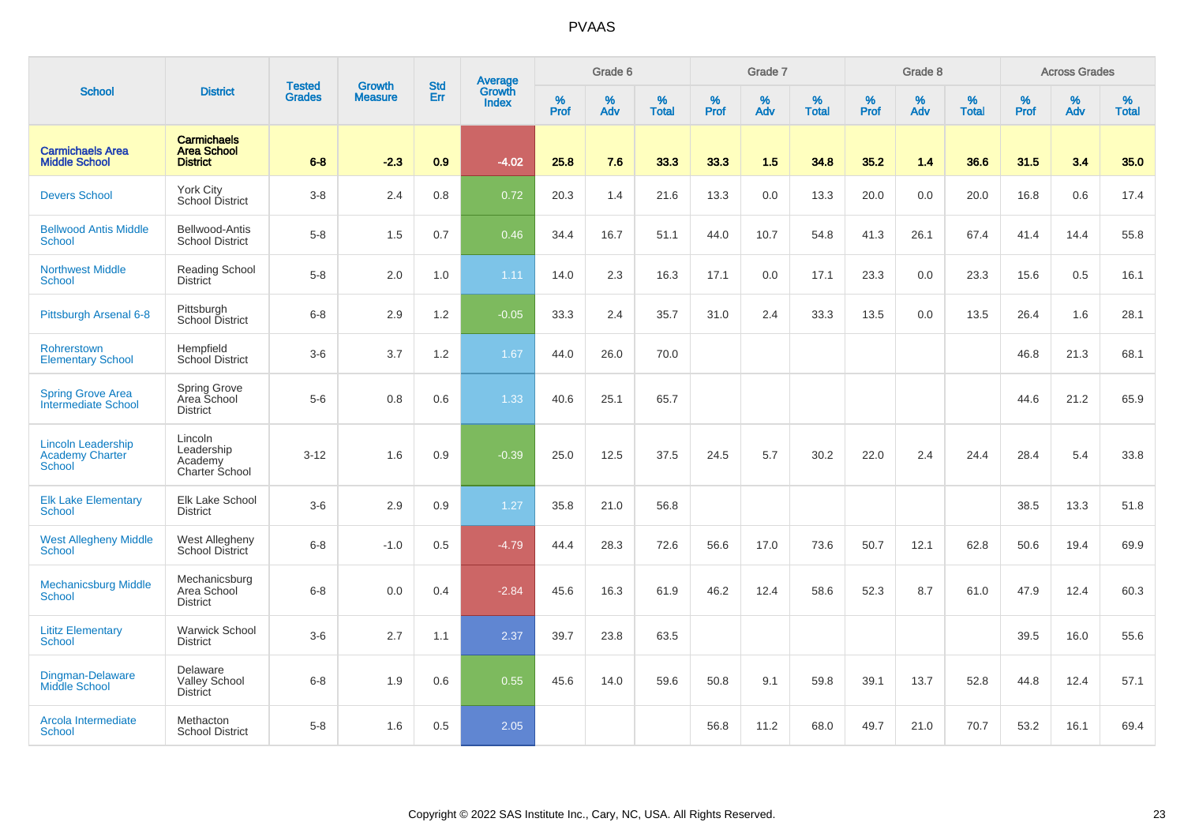# PVAAS

| School | District | Tested Grades | Growth Measure | Std Err | Average Growth Index | Grade 6 | | | Grade 7 | | | Grade 8 | | | Across Grades | | |
|---|---|---|---|---|---|---|---|---|---|---|---|---|---|---|---|---|---|
| | | | | | | % Prof | % Adv | % Total | % Prof | % Adv | % Total | % Prof | % Adv | % Total | % Prof | % Adv | % Total |
| **Carmichaels Area Middle School** | **Carmichaels Area School District** | **6-8** | **-2.3** | **0.9** | **-4.02** | **25.8** | **7.6** | **33.3** | **33.3** | **1.5** | **34.8** | **35.2** | **1.4** | **36.6** | **31.5** | **3.4** | **35.0** |
| Devers School | York City School District | 3-8 | 2.4 | 0.8 | 0.72 | 20.3 | 1.4 | 21.6 | 13.3 | 0.0 | 13.3 | 20.0 | 0.0 | 20.0 | 16.8 | 0.6 | 17.4 |
| Bellwood Antis Middle School | Bellwood-Antis School District | 5-8 | 1.5 | 0.7 | 0.46 | 34.4 | 16.7 | 51.1 | 44.0 | 10.7 | 54.8 | 41.3 | 26.1 | 67.4 | 41.4 | 14.4 | 55.8 |
| Northwest Middle School | Reading School District | 5-8 | 2.0 | 1.0 | 1.11 | 14.0 | 2.3 | 16.3 | 17.1 | 0.0 | 17.1 | 23.3 | 0.0 | 23.3 | 15.6 | 0.5 | 16.1 |
| Pittsburgh Arsenal 6-8 | Pittsburgh School District | 6-8 | 2.9 | 1.2 | -0.05 | 33.3 | 2.4 | 35.7 | 31.0 | 2.4 | 33.3 | 13.5 | 0.0 | 13.5 | 26.4 | 1.6 | 28.1 |
| Rohrerstown Elementary School | Hempfield School District | 3-6 | 3.7 | 1.2 | 1.67 | 44.0 | 26.0 | 70.0 | | | | | | | 46.8 | 21.3 | 68.1 |
| Spring Grove Area Intermediate School | Spring Grove Area School District | 5-6 | 0.8 | 0.6 | 1.33 | 40.6 | 25.1 | 65.7 | | | | | | | 44.6 | 21.2 | 65.9 |
| Lincoln Leadership Academy Charter School | Lincoln Leadership Academy Charter School | 3-12 | 1.6 | 0.9 | -0.39 | 25.0 | 12.5 | 37.5 | 24.5 | 5.7 | 30.2 | 22.0 | 2.4 | 24.4 | 28.4 | 5.4 | 33.8 |
| Elk Lake Elementary School | Elk Lake School District | 3-6 | 2.9 | 0.9 | 1.27 | 35.8 | 21.0 | 56.8 | | | | | | | 38.5 | 13.3 | 51.8 |
| West Allegheny Middle School | West Allegheny School District | 6-8 | -1.0 | 0.5 | -4.79 | 44.4 | 28.3 | 72.6 | 56.6 | 17.0 | 73.6 | 50.7 | 12.1 | 62.8 | 50.6 | 19.4 | 69.9 |
| Mechanicsburg Middle School | Mechanicsburg Area School District | 6-8 | 0.0 | 0.4 | -2.84 | 45.6 | 16.3 | 61.9 | 46.2 | 12.4 | 58.6 | 52.3 | 8.7 | 61.0 | 47.9 | 12.4 | 60.3 |
| Lititz Elementary School | Warwick School District | 3-6 | 2.7 | 1.1 | 2.37 | 39.7 | 23.8 | 63.5 | | | | | | | 39.5 | 16.0 | 55.6 |
| Dingman-Delaware Middle School | Delaware Valley School District | 6-8 | 1.9 | 0.6 | 0.55 | 45.6 | 14.0 | 59.6 | 50.8 | 9.1 | 59.8 | 39.1 | 13.7 | 52.8 | 44.8 | 12.4 | 57.1 |
| Arcola Intermediate School | Methacton School District | 5-8 | 1.6 | 0.5 | 2.05 | | | | 56.8 | 11.2 | 68.0 | 49.7 | 21.0 | 70.7 | 53.2 | 16.1 | 69.4 |

Copyright © 2022 SAS Institute Inc., Cary, NC, USA. All Rights Reserved.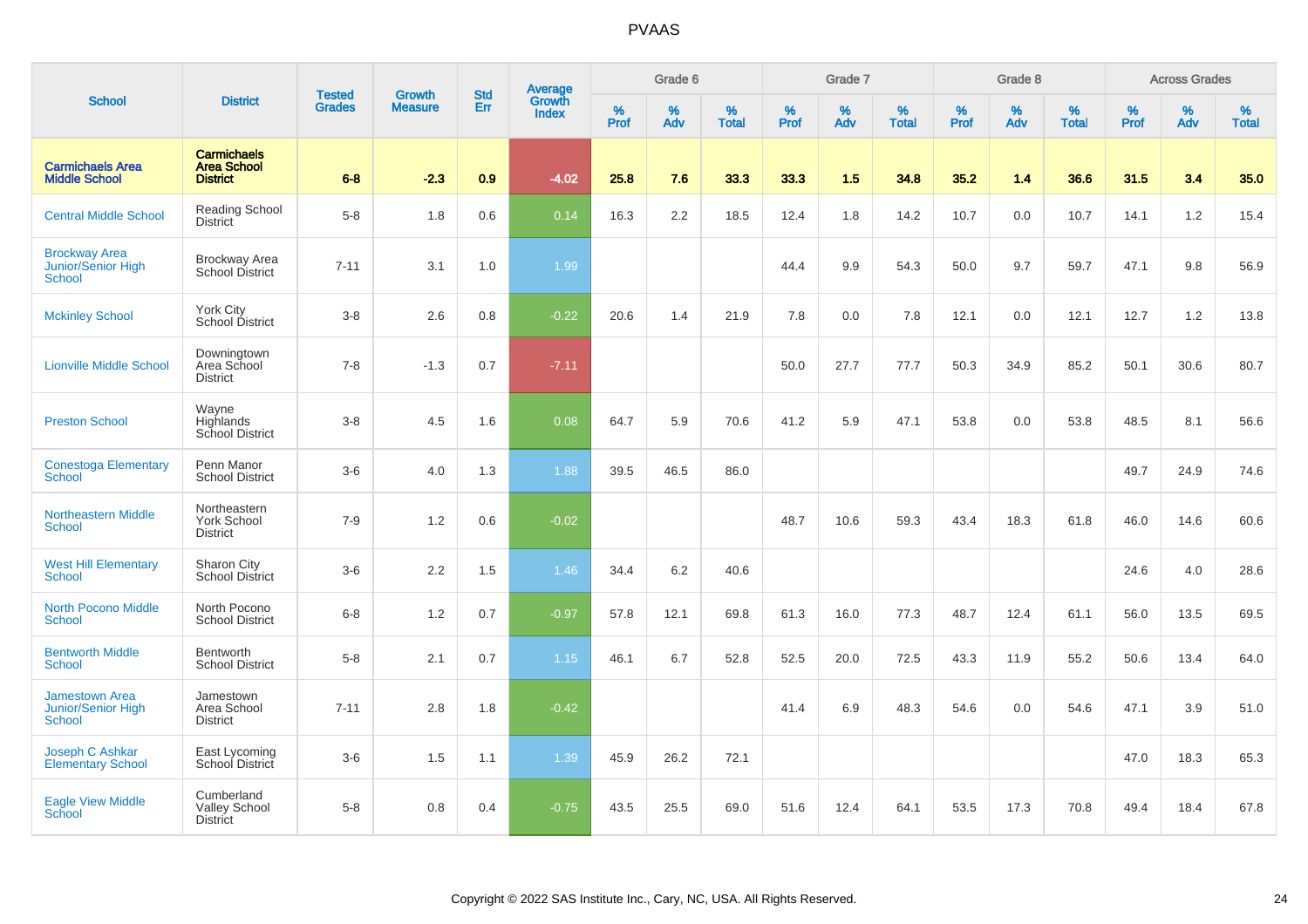# PVAAS

| School | District | Tested Grades | Growth Measure | Std Err | Average Growth Index | Grade 6 | | | Grade 7 | | | Grade 8 | | | Across Grades | | |
|---|---|---|---|---|---|---|---|---|---|---|---|---|---|---|---|---|---|
| | | | | | | % Prof | % Adv | % Total | % Prof | % Adv | % Total | % Prof | % Adv | % Total | % Prof | % Adv | % Total |
| **Carmichaels Area Middle School** | **Carmichaels Area School District** | **6-8** | **-2.3** | **0.9** | **-4.02** | **25.8** | **7.6** | **33.3** | **33.3** | **1.5** | **34.8** | **35.2** | **1.4** | **36.6** | **31.5** | **3.4** | **35.0** |
| Central Middle School | Reading School District | 5-8 | 1.8 | 0.6 | 0.14 | 16.3 | 2.2 | 18.5 | 12.4 | 1.8 | 14.2 | 10.7 | 0.0 | 10.7 | 14.1 | 1.2 | 15.4 |
| Brockway Area Junior/Senior High School | Brockway Area School District | 7-11 | 3.1 | 1.0 | 1.99 | | | | 44.4 | 9.9 | 54.3 | 50.0 | 9.7 | 59.7 | 47.1 | 9.8 | 56.9 |
| Mckinley School | York City School District | 3-8 | 2.6 | 0.8 | -0.22 | 20.6 | 1.4 | 21.9 | 7.8 | 0.0 | 7.8 | 12.1 | 0.0 | 12.1 | 12.7 | 1.2 | 13.8 |
| Lionville Middle School | Downingtown Area School District | 7-8 | -1.3 | 0.7 | -7.11 | | | | 50.0 | 27.7 | 77.7 | 50.3 | 34.9 | 85.2 | 50.1 | 30.6 | 80.7 |
| Preston School | Wayne Highlands School District | 3-8 | 4.5 | 1.6 | 0.08 | 64.7 | 5.9 | 70.6 | 41.2 | 5.9 | 47.1 | 53.8 | 0.0 | 53.8 | 48.5 | 8.1 | 56.6 |
| Conestoga Elementary School | Penn Manor School District | 3-6 | 4.0 | 1.3 | 1.88 | 39.5 | 46.5 | 86.0 | | | | | | | 49.7 | 24.9 | 74.6 |
| Northeastern Middle School | Northeastern York School District | 7-9 | 1.2 | 0.6 | -0.02 | | | | 48.7 | 10.6 | 59.3 | 43.4 | 18.3 | 61.8 | 46.0 | 14.6 | 60.6 |
| West Hill Elementary School | Sharon City School District | 3-6 | 2.2 | 1.5 | 1.46 | 34.4 | 6.2 | 40.6 | | | | | | | 24.6 | 4.0 | 28.6 |
| North Pocono Middle School | North Pocono School District | 6-8 | 1.2 | 0.7 | -0.97 | 57.8 | 12.1 | 69.8 | 61.3 | 16.0 | 77.3 | 48.7 | 12.4 | 61.1 | 56.0 | 13.5 | 69.5 |
| Bentworth Middle School | Bentworth School District | 5-8 | 2.1 | 0.7 | 1.15 | 46.1 | 6.7 | 52.8 | 52.5 | 20.0 | 72.5 | 43.3 | 11.9 | 55.2 | 50.6 | 13.4 | 64.0 |
| Jamestown Area Junior/Senior High School | Jamestown Area School District | 7-11 | 2.8 | 1.8 | -0.42 | | | | 41.4 | 6.9 | 48.3 | 54.6 | 0.0 | 54.6 | 47.1 | 3.9 | 51.0 |
| Joseph C Ashkar Elementary School | East Lycoming School District | 3-6 | 1.5 | 1.1 | 1.39 | 45.9 | 26.2 | 72.1 | | | | | | | 47.0 | 18.3 | 65.3 |
| Eagle View Middle School | Cumberland Valley School District | 5-8 | 0.8 | 0.4 | -0.75 | 43.5 | 25.5 | 69.0 | 51.6 | 12.4 | 64.1 | 53.5 | 17.3 | 70.8 | 49.4 | 18.4 | 67.8 |

Copyright © 2022 SAS Institute Inc., Cary, NC, USA. All Rights Reserved.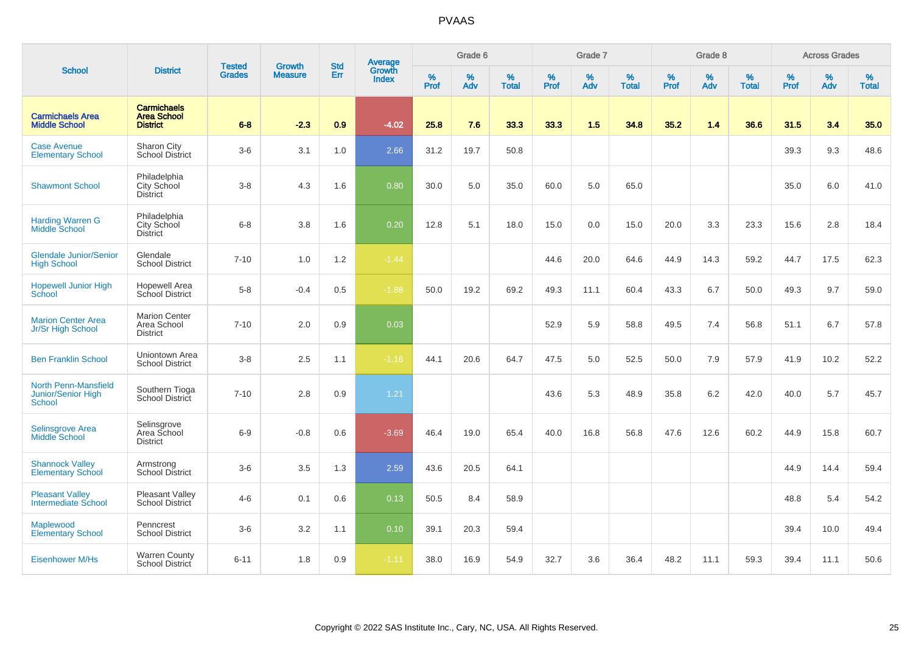# PVAAS

| School | District | Tested Grades | Growth Measure | Std Err | Average Growth Index | Grade 6 | | | Grade 7 | | | Grade 8 | | | Across Grades | | |
|---|---|---|---|---|---|---|---|---|---|---|---|---|---|---|---|---|---|
| | | | | | | % Prof | % Adv | % Total | % Prof | % Adv | % Total | % Prof | % Adv | % Total | % Prof | % Adv | % Total |
| **Carmichaels Area Middle School** | **Carmichaels Area School District** | **6-8** | **-2.3** | **0.9** | **-4.02** | **25.8** | **7.6** | **33.3** | **33.3** | **1.5** | **34.8** | **35.2** | **1.4** | **36.6** | **31.5** | **3.4** | **35.0** |
| Case Avenue Elementary School | Sharon City School District | 3-6 | 3.1 | 1.0 | 2.66 | 31.2 | 19.7 | 50.8 | | | | | | | 39.3 | 9.3 | 48.6 |
| Shawmont School | Philadelphia City School District | 3-8 | 4.3 | 1.6 | 0.80 | 30.0 | 5.0 | 35.0 | 60.0 | 5.0 | 65.0 | | | | 35.0 | 6.0 | 41.0 |
| Harding Warren G Middle School | Philadelphia City School District | 6-8 | 3.8 | 1.6 | 0.20 | 12.8 | 5.1 | 18.0 | 15.0 | 0.0 | 15.0 | 20.0 | 3.3 | 23.3 | 15.6 | 2.8 | 18.4 |
| Glendale Junior/Senior High School | Glendale School District | 7-10 | 1.0 | 1.2 | -1.44 | | | | 44.6 | 20.0 | 64.6 | 44.9 | 14.3 | 59.2 | 44.7 | 17.5 | 62.3 |
| Hopewell Junior High School | Hopewell Area School District | 5-8 | -0.4 | 0.5 | -1.88 | 50.0 | 19.2 | 69.2 | 49.3 | 11.1 | 60.4 | 43.3 | 6.7 | 50.0 | 49.3 | 9.7 | 59.0 |
| Marion Center Area Jr/Sr High School | Marion Center Area School District | 7-10 | 2.0 | 0.9 | 0.03 | | | | 52.9 | 5.9 | 58.8 | 49.5 | 7.4 | 56.8 | 51.1 | 6.7 | 57.8 |
| Ben Franklin School | Uniontown Area School District | 3-8 | 2.5 | 1.1 | -1.16 | 44.1 | 20.6 | 64.7 | 47.5 | 5.0 | 52.5 | 50.0 | 7.9 | 57.9 | 41.9 | 10.2 | 52.2 |
| North Penn-Mansfield Junior/Senior High School | Southern Tioga School District | 7-10 | 2.8 | 0.9 | 1.21 | | | | 43.6 | 5.3 | 48.9 | 35.8 | 6.2 | 42.0 | 40.0 | 5.7 | 45.7 |
| Selinsgrove Area Middle School | Selinsgrove Area School District | 6-9 | -0.8 | 0.6 | -3.69 | 46.4 | 19.0 | 65.4 | 40.0 | 16.8 | 56.8 | 47.6 | 12.6 | 60.2 | 44.9 | 15.8 | 60.7 |
| Shannock Valley Elementary School | Armstrong School District | 3-6 | 3.5 | 1.3 | 2.59 | 43.6 | 20.5 | 64.1 | | | | | | | 44.9 | 14.4 | 59.4 |
| Pleasant Valley Intermediate School | Pleasant Valley School District | 4-6 | 0.1 | 0.6 | 0.13 | 50.5 | 8.4 | 58.9 | | | | | | | 48.8 | 5.4 | 54.2 |
| Maplewood Elementary School | Penncrest School District | 3-6 | 3.2 | 1.1 | 0.10 | 39.1 | 20.3 | 59.4 | | | | | | | 39.4 | 10.0 | 49.4 |
| Eisenhower M/Hs | Warren County School District | 6-11 | 1.8 | 0.9 | -1.11 | 38.0 | 16.9 | 54.9 | 32.7 | 3.6 | 36.4 | 48.2 | 11.1 | 59.3 | 39.4 | 11.1 | 50.6 |

Copyright © 2022 SAS Institute Inc., Cary, NC, USA. All Rights Reserved.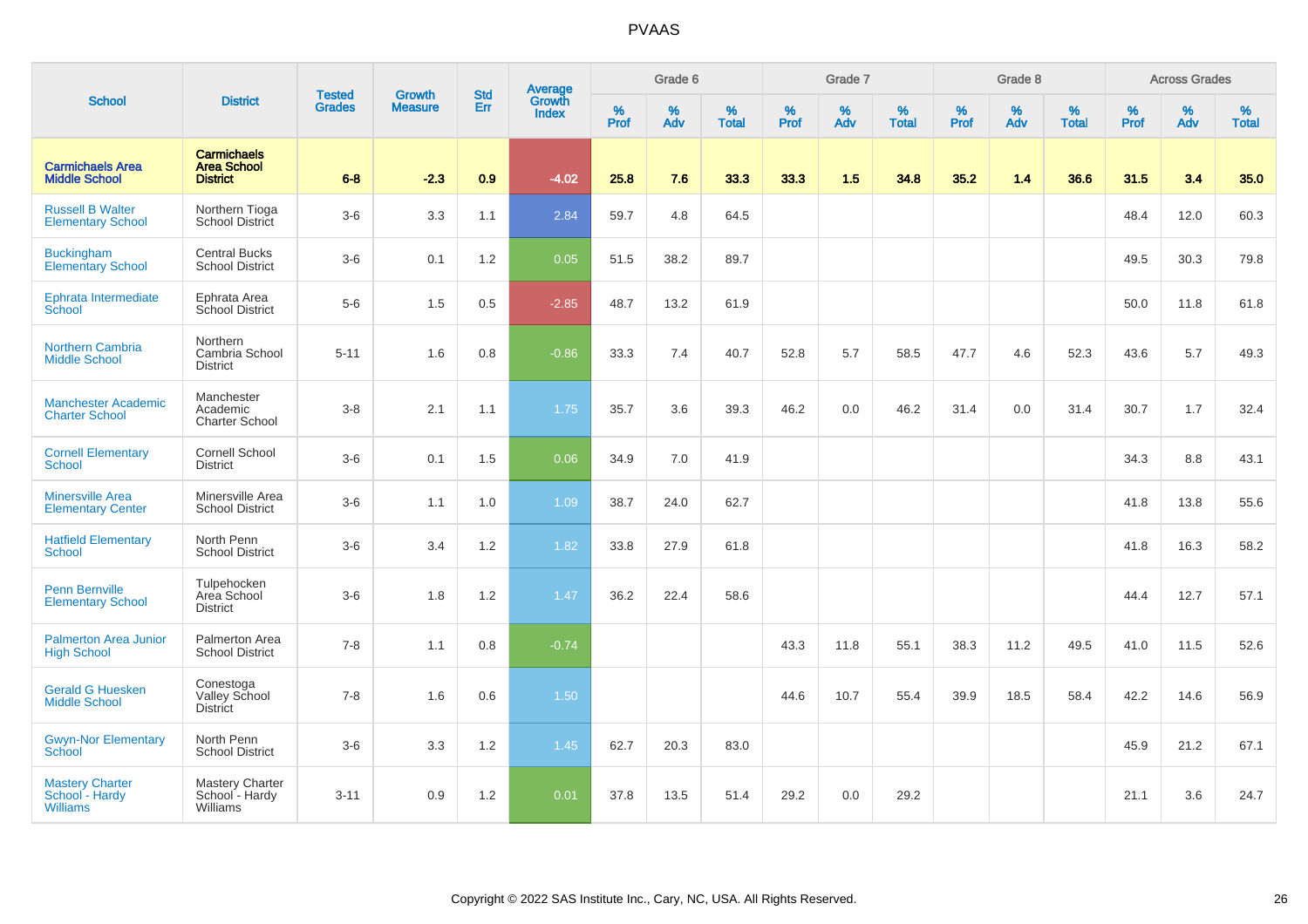# PVAAS

| School | District | Tested Grades | Growth Measure | Std Err | Average Growth Index | Grade 6 | | | Grade 7 | | | Grade 8 | | | Across Grades | | |
|---|---|---|---|---|---|---|---|---|---|---|---|---|---|---|---|---|---|
| | | | | | | % Prof | % Adv | % Total | % Prof | % Adv | % Total | % Prof | % Adv | % Total | % Prof | % Adv | % Total |
| **Carmichaels Area Middle School** | **Carmichaels Area School District** | **6-8** | **-2.3** | **0.9** | **-4.02** | **25.8** | **7.6** | **33.3** | **33.3** | **1.5** | **34.8** | **35.2** | **1.4** | **36.6** | **31.5** | **3.4** | **35.0** |
| Russell B Walter Elementary School | Northern Tioga School District | 3-6 | 3.3 | 1.1 | 2.84 | 59.7 | 4.8 | 64.5 | | | | | | | 48.4 | 12.0 | 60.3 |
| Buckingham Elementary School | Central Bucks School District | 3-6 | 0.1 | 1.2 | 0.05 | 51.5 | 38.2 | 89.7 | | | | | | | 49.5 | 30.3 | 79.8 |
| Ephrata Intermediate School | Ephrata Area School District | 5-6 | 1.5 | 0.5 | -2.85 | 48.7 | 13.2 | 61.9 | | | | | | | 50.0 | 11.8 | 61.8 |
| Northern Cambria Middle School | Northern Cambria School District | 5-11 | 1.6 | 0.8 | -0.86 | 33.3 | 7.4 | 40.7 | 52.8 | 5.7 | 58.5 | 47.7 | 4.6 | 52.3 | 43.6 | 5.7 | 49.3 |
| Manchester Academic Charter School | Manchester Academic Charter School | 3-8 | 2.1 | 1.1 | 1.75 | 35.7 | 3.6 | 39.3 | 46.2 | 0.0 | 46.2 | 31.4 | 0.0 | 31.4 | 30.7 | 1.7 | 32.4 |
| Cornell Elementary School | Cornell School District | 3-6 | 0.1 | 1.5 | 0.06 | 34.9 | 7.0 | 41.9 | | | | | | | 34.3 | 8.8 | 43.1 |
| Minersville Area Elementary Center | Minersville Area School District | 3-6 | 1.1 | 1.0 | 1.09 | 38.7 | 24.0 | 62.7 | | | | | | | 41.8 | 13.8 | 55.6 |
| Hatfield Elementary School | North Penn School District | 3-6 | 3.4 | 1.2 | 1.82 | 33.8 | 27.9 | 61.8 | | | | | | | 41.8 | 16.3 | 58.2 |
| Penn Bernville Elementary School | Tulpehocken Area School District | 3-6 | 1.8 | 1.2 | 1.47 | 36.2 | 22.4 | 58.6 | | | | | | | 44.4 | 12.7 | 57.1 |
| Palmerton Area Junior High School | Palmerton Area School District | 7-8 | 1.1 | 0.8 | -0.74 | | | | 43.3 | 11.8 | 55.1 | 38.3 | 11.2 | 49.5 | 41.0 | 11.5 | 52.6 |
| Gerald G Huesken Middle School | Conestoga Valley School District | 7-8 | 1.6 | 0.6 | 1.50 | | | | 44.6 | 10.7 | 55.4 | 39.9 | 18.5 | 58.4 | 42.2 | 14.6 | 56.9 |
| Gwyn-Nor Elementary School | North Penn School District | 3-6 | 3.3 | 1.2 | 1.45 | 62.7 | 20.3 | 83.0 | | | | | | | 45.9 | 21.2 | 67.1 |
| Mastery Charter School - Hardy Williams | Mastery Charter School - Hardy Williams | 3-11 | 0.9 | 1.2 | 0.01 | 37.8 | 13.5 | 51.4 | 29.2 | 0.0 | 29.2 | | | | 21.1 | 3.6 | 24.7 |

Copyright © 2022 SAS Institute Inc., Cary, NC, USA. All Rights Reserved.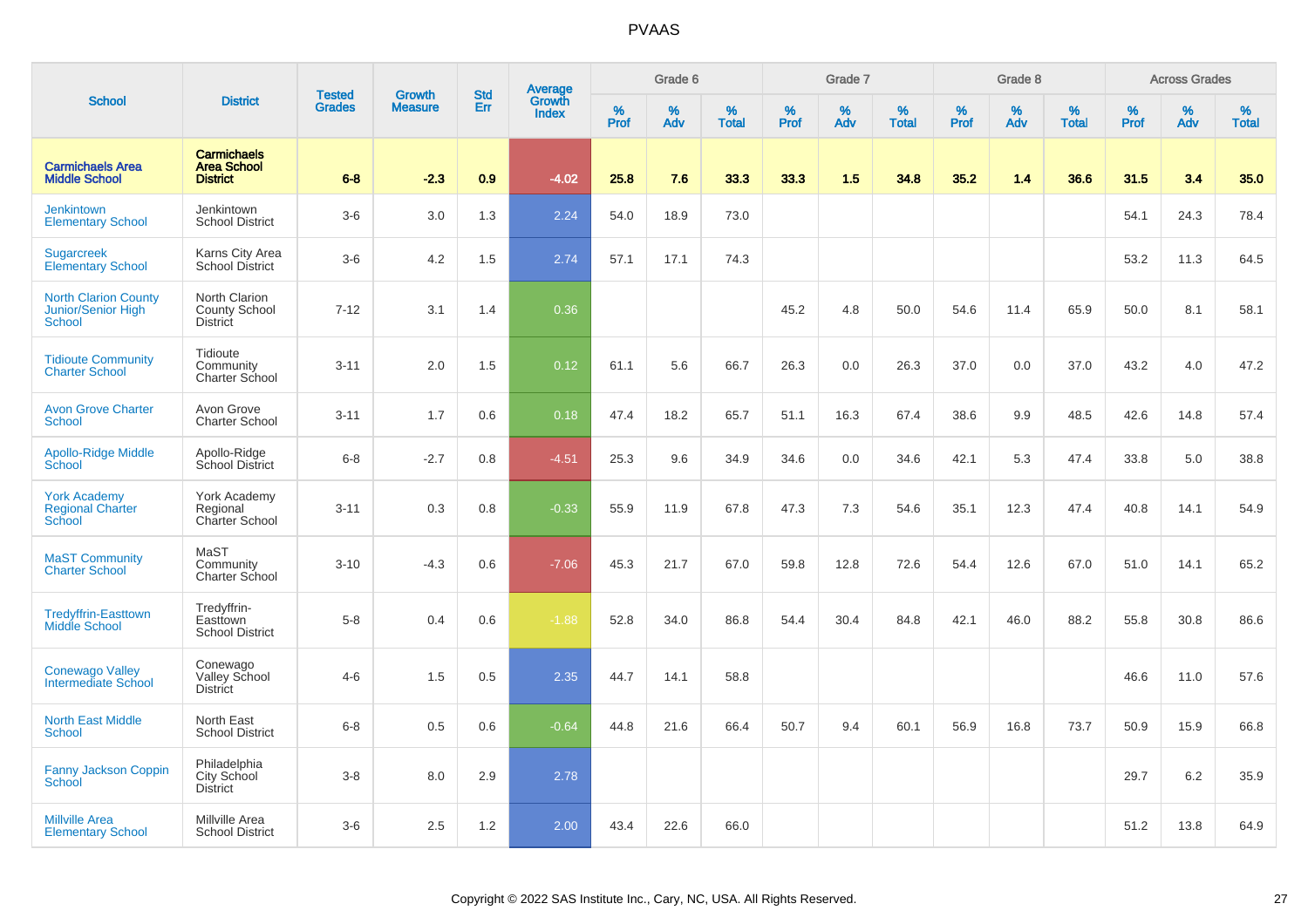PVAAS

| School | District | Tested Grades | Growth Measure | Std Err | Average Growth Index | Grade 6 | | | Grade 7 | | | Grade 8 | | | Across Grades | | |
|---|---|---|---|---|---|---|---|---|---|---|---|---|---|---|---|---|---|
| | | | | | | % Prof | % Adv | % Total | % Prof | % Adv | % Total | % Prof | % Adv | % Total | % Prof | % Adv | % Total |
| **Carmichaels Area Middle School** | **Carmichaels Area School District** | **6-8** | **-2.3** | **0.9** | **-4.02** | **25.8** | **7.6** | **33.3** | **33.3** | **1.5** | **34.8** | **35.2** | **1.4** | **36.6** | **31.5** | **3.4** | **35.0** |
| Jenkintown Elementary School | Jenkintown School District | 3-6 | 3.0 | 1.3 | 2.24 | 54.0 | 18.9 | 73.0 | | | | | | | 54.1 | 24.3 | 78.4 |
| Sugarcreek Elementary School | Karns City Area School District | 3-6 | 4.2 | 1.5 | 2.74 | 57.1 | 17.1 | 74.3 | | | | | | | 53.2 | 11.3 | 64.5 |
| North Clarion County Junior/Senior High School | North Clarion County School District | 7-12 | 3.1 | 1.4 | 0.36 | | | | 45.2 | 4.8 | 50.0 | 54.6 | 11.4 | 65.9 | 50.0 | 8.1 | 58.1 |
| Tidioute Community Charter School | Tidioute Community Charter School | 3-11 | 2.0 | 1.5 | 0.12 | 61.1 | 5.6 | 66.7 | 26.3 | 0.0 | 26.3 | 37.0 | 0.0 | 37.0 | 43.2 | 4.0 | 47.2 |
| Avon Grove Charter School | Avon Grove Charter School | 3-11 | 1.7 | 0.6 | 0.18 | 47.4 | 18.2 | 65.7 | 51.1 | 16.3 | 67.4 | 38.6 | 9.9 | 48.5 | 42.6 | 14.8 | 57.4 |
| Apollo-Ridge Middle School | Apollo-Ridge School District | 6-8 | -2.7 | 0.8 | -4.51 | 25.3 | 9.6 | 34.9 | 34.6 | 0.0 | 34.6 | 42.1 | 5.3 | 47.4 | 33.8 | 5.0 | 38.8 |
| York Academy Regional Charter School | York Academy Regional Charter School | 3-11 | 0.3 | 0.8 | -0.33 | 55.9 | 11.9 | 67.8 | 47.3 | 7.3 | 54.6 | 35.1 | 12.3 | 47.4 | 40.8 | 14.1 | 54.9 |
| MaST Community Charter School | MaST Community Charter School | 3-10 | -4.3 | 0.6 | -7.06 | 45.3 | 21.7 | 67.0 | 59.8 | 12.8 | 72.6 | 54.4 | 12.6 | 67.0 | 51.0 | 14.1 | 65.2 |
| Tredyffrin-Easttown Middle School | Tredyffrin-Easttown School District | 5-8 | 0.4 | 0.6 | -1.88 | 52.8 | 34.0 | 86.8 | 54.4 | 30.4 | 84.8 | 42.1 | 46.0 | 88.2 | 55.8 | 30.8 | 86.6 |
| Conewago Valley Intermediate School | Conewago Valley School District | 4-6 | 1.5 | 0.5 | 2.35 | 44.7 | 14.1 | 58.8 | | | | | | | 46.6 | 11.0 | 57.6 |
| North East Middle School | North East School District | 6-8 | 0.5 | 0.6 | -0.64 | 44.8 | 21.6 | 66.4 | 50.7 | 9.4 | 60.1 | 56.9 | 16.8 | 73.7 | 50.9 | 15.9 | 66.8 |
| Fanny Jackson Coppin School | Philadelphia City School District | 3-8 | 8.0 | 2.9 | 2.78 | | | | | | | | | | 29.7 | 6.2 | 35.9 |
| Millville Area Elementary School | Millville Area School District | 3-6 | 2.5 | 1.2 | 2.00 | 43.4 | 22.6 | 66.0 | | | | | | | 51.2 | 13.8 | 64.9 |

Copyright © 2022 SAS Institute Inc., Cary, NC, USA. All Rights Reserved.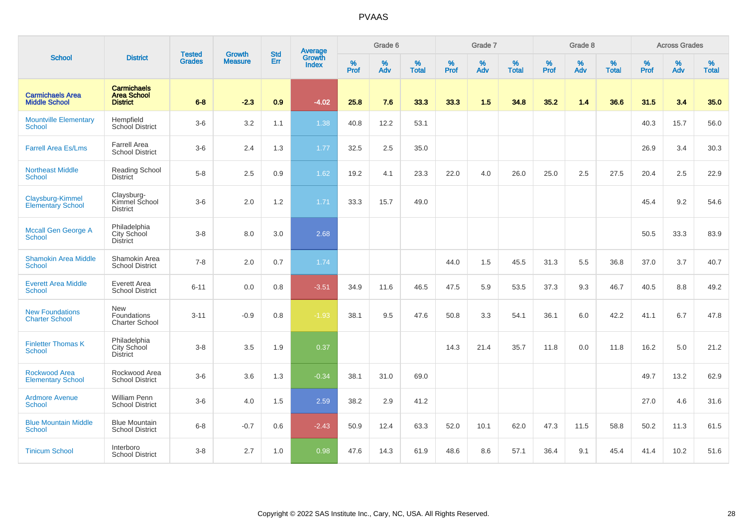# PVAAS

| School | District | Tested Grades | Growth Measure | Std Err | Average Growth Index | Grade 6 | | | Grade 7 | | | Grade 8 | | | Across Grades | | |
|---|---|---|---|---|---|---|---|---|---|---|---|---|---|---|---|---|---|
| | | | | | | % Prof | % Adv | % Total | % Prof | % Adv | % Total | % Prof | % Adv | % Total | % Prof | % Adv | % Total |
| **Carmichaels Area Middle School** | **Carmichaels Area School District** | **6-8** | **-2.3** | **0.9** | **-4.02** | **25.8** | **7.6** | **33.3** | **33.3** | **1.5** | **34.8** | **35.2** | **1.4** | **36.6** | **31.5** | **3.4** | **35.0** |
| Mountville Elementary School | Hempfield School District | 3-6 | 3.2 | 1.1 | 1.38 | 40.8 | 12.2 | 53.1 | | | | | | | 40.3 | 15.7 | 56.0 |
| Farrell Area Es/Lms | Farrell Area School District | 3-6 | 2.4 | 1.3 | 1.77 | 32.5 | 2.5 | 35.0 | | | | | | | 26.9 | 3.4 | 30.3 |
| Northeast Middle School | Reading School District | 5-8 | 2.5 | 0.9 | 1.62 | 19.2 | 4.1 | 23.3 | 22.0 | 4.0 | 26.0 | 25.0 | 2.5 | 27.5 | 20.4 | 2.5 | 22.9 |
| Claysburg-Kimmel Elementary School | Claysburg-Kimmel School District | 3-6 | 2.0 | 1.2 | 1.71 | 33.3 | 15.7 | 49.0 | | | | | | | 45.4 | 9.2 | 54.6 |
| Mccall Gen George A School | Philadelphia City School District | 3-8 | 8.0 | 3.0 | 2.68 | | | | | | | | | | 50.5 | 33.3 | 83.9 |
| Shamokin Area Middle School | Shamokin Area School District | 7-8 | 2.0 | 0.7 | 1.74 | | | | 44.0 | 1.5 | 45.5 | 31.3 | 5.5 | 36.8 | 37.0 | 3.7 | 40.7 |
| Everett Area Middle School | Everett Area School District | 6-11 | 0.0 | 0.8 | -3.51 | 34.9 | 11.6 | 46.5 | 47.5 | 5.9 | 53.5 | 37.3 | 9.3 | 46.7 | 40.5 | 8.8 | 49.2 |
| New Foundations Charter School | New Foundations Charter School | 3-11 | -0.9 | 0.8 | -1.93 | 38.1 | 9.5 | 47.6 | 50.8 | 3.3 | 54.1 | 36.1 | 6.0 | 42.2 | 41.1 | 6.7 | 47.8 |
| Finletter Thomas K School | Philadelphia City School District | 3-8 | 3.5 | 1.9 | 0.37 | | | | 14.3 | 21.4 | 35.7 | 11.8 | 0.0 | 11.8 | 16.2 | 5.0 | 21.2 |
| Rockwood Area Elementary School | Rockwood Area School District | 3-6 | 3.6 | 1.3 | -0.34 | 38.1 | 31.0 | 69.0 | | | | | | | 49.7 | 13.2 | 62.9 |
| Ardmore Avenue School | William Penn School District | 3-6 | 4.0 | 1.5 | 2.59 | 38.2 | 2.9 | 41.2 | | | | | | | 27.0 | 4.6 | 31.6 |
| Blue Mountain Middle School | Blue Mountain School District | 6-8 | -0.7 | 0.6 | -2.43 | 50.9 | 12.4 | 63.3 | 52.0 | 10.1 | 62.0 | 47.3 | 11.5 | 58.8 | 50.2 | 11.3 | 61.5 |
| Tinicum School | Interboro School District | 3-8 | 2.7 | 1.0 | 0.98 | 47.6 | 14.3 | 61.9 | 48.6 | 8.6 | 57.1 | 36.4 | 9.1 | 45.4 | 41.4 | 10.2 | 51.6 |

Copyright © 2022 SAS Institute Inc., Cary, NC, USA. All Rights Reserved.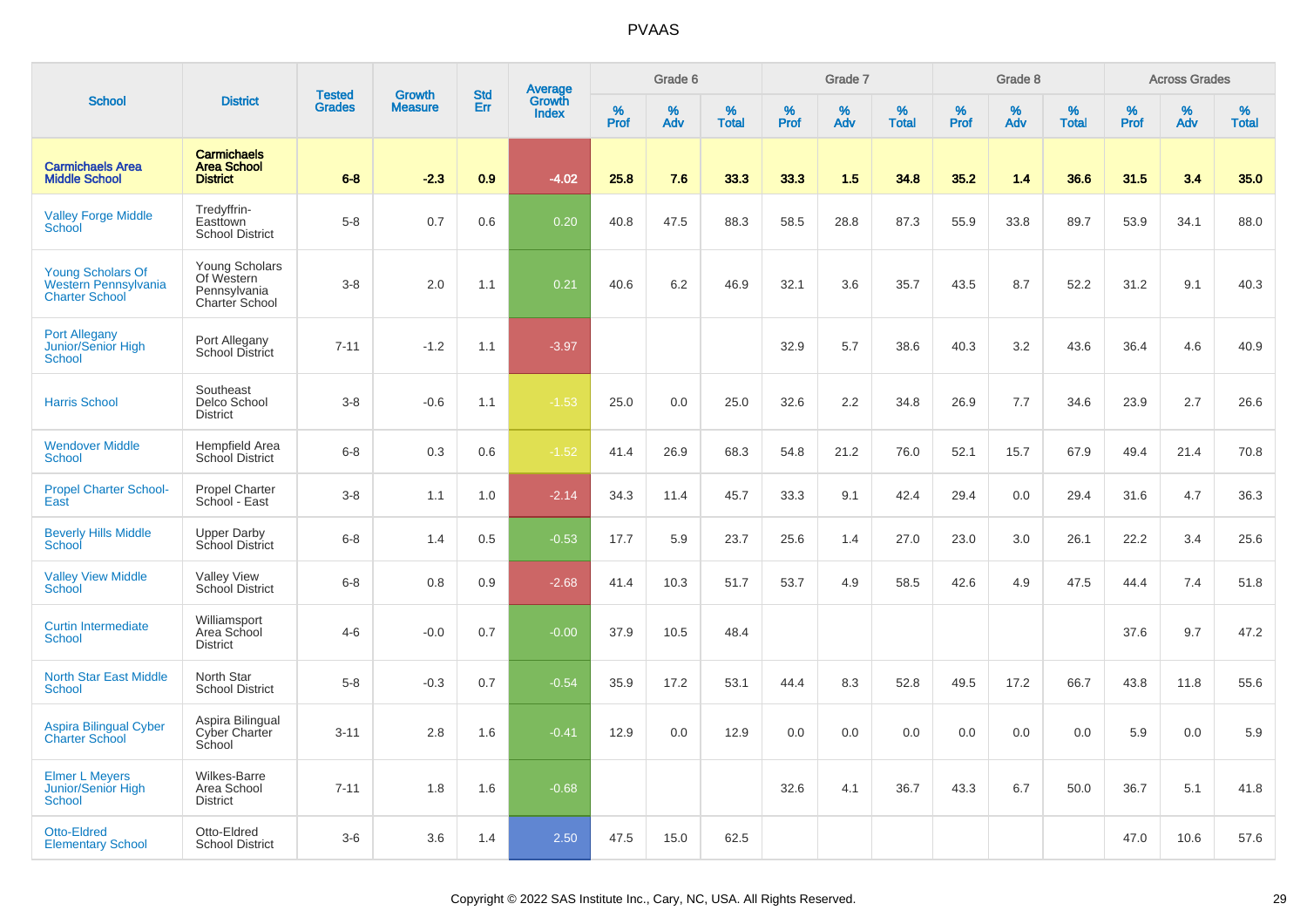# PVAAS

| School | District | Tested Grades | Growth Measure | Std Err | Average Growth Index | Grade 6 | | | Grade 7 | | | Grade 8 | | | Across Grades | | |
|---|---|---|---|---|---|---|---|---|---|---|---|---|---|---|---|---|---|
| | | | | | | % Prof | % Adv | % Total | % Prof | % Adv | % Total | % Prof | % Adv | % Total | % Prof | % Adv | % Total |
| **Carmichaels Area Middle School** | **Carmichaels Area School District** | **6-8** | **-2.3** | **0.9** | **-4.02** | **25.8** | **7.6** | **33.3** | **33.3** | **1.5** | **34.8** | **35.2** | **1.4** | **36.6** | **31.5** | **3.4** | **35.0** |
| Valley Forge Middle School | Tredyffrin-Easttown School District | 5-8 | 0.7 | 0.6 | 0.20 | 40.8 | 47.5 | 88.3 | 58.5 | 28.8 | 87.3 | 55.9 | 33.8 | 89.7 | 53.9 | 34.1 | 88.0 |
| Young Scholars Of Western Pennsylvania Charter School | Young Scholars Of Western Pennsylvania Charter School | 3-8 | 2.0 | 1.1 | 0.21 | 40.6 | 6.2 | 46.9 | 32.1 | 3.6 | 35.7 | 43.5 | 8.7 | 52.2 | 31.2 | 9.1 | 40.3 |
| Port Allegany Junior/Senior High School | Port Allegany School District | 7-11 | -1.2 | 1.1 | -3.97 | | | | 32.9 | 5.7 | 38.6 | 40.3 | 3.2 | 43.6 | 36.4 | 4.6 | 40.9 |
| Harris School | Southeast Delco School District | 3-8 | -0.6 | 1.1 | -1.53 | 25.0 | 0.0 | 25.0 | 32.6 | 2.2 | 34.8 | 26.9 | 7.7 | 34.6 | 23.9 | 2.7 | 26.6 |
| Wendover Middle School | Hempfield Area School District | 6-8 | 0.3 | 0.6 | -1.52 | 41.4 | 26.9 | 68.3 | 54.8 | 21.2 | 76.0 | 52.1 | 15.7 | 67.9 | 49.4 | 21.4 | 70.8 |
| Propel Charter School-East | Propel Charter School - East | 3-8 | 1.1 | 1.0 | -2.14 | 34.3 | 11.4 | 45.7 | 33.3 | 9.1 | 42.4 | 29.4 | 0.0 | 29.4 | 31.6 | 4.7 | 36.3 |
| Beverly Hills Middle School | Upper Darby School District | 6-8 | 1.4 | 0.5 | -0.53 | 17.7 | 5.9 | 23.7 | 25.6 | 1.4 | 27.0 | 23.0 | 3.0 | 26.1 | 22.2 | 3.4 | 25.6 |
| Valley View Middle School | Valley View School District | 6-8 | 0.8 | 0.9 | -2.68 | 41.4 | 10.3 | 51.7 | 53.7 | 4.9 | 58.5 | 42.6 | 4.9 | 47.5 | 44.4 | 7.4 | 51.8 |
| Curtin Intermediate School | Williamsport Area School District | 4-6 | -0.0 | 0.7 | -0.00 | 37.9 | 10.5 | 48.4 | | | | | | | 37.6 | 9.7 | 47.2 |
| North Star East Middle School | North Star School District | 5-8 | -0.3 | 0.7 | -0.54 | 35.9 | 17.2 | 53.1 | 44.4 | 8.3 | 52.8 | 49.5 | 17.2 | 66.7 | 43.8 | 11.8 | 55.6 |
| Aspira Bilingual Cyber Charter School | Aspira Bilingual Cyber Charter School | 3-11 | 2.8 | 1.6 | -0.41 | 12.9 | 0.0 | 12.9 | 0.0 | 0.0 | 0.0 | 0.0 | 0.0 | 0.0 | 5.9 | 0.0 | 5.9 |
| Elmer L Meyers Junior/Senior High School | Wilkes-Barre Area School District | 7-11 | 1.8 | 1.6 | -0.68 | | | | 32.6 | 4.1 | 36.7 | 43.3 | 6.7 | 50.0 | 36.7 | 5.1 | 41.8 |
| Otto-Eldred Elementary School | Otto-Eldred School District | 3-6 | 3.6 | 1.4 | 2.50 | 47.5 | 15.0 | 62.5 | | | | | | | 47.0 | 10.6 | 57.6 |

Copyright © 2022 SAS Institute Inc., Cary, NC, USA. All Rights Reserved.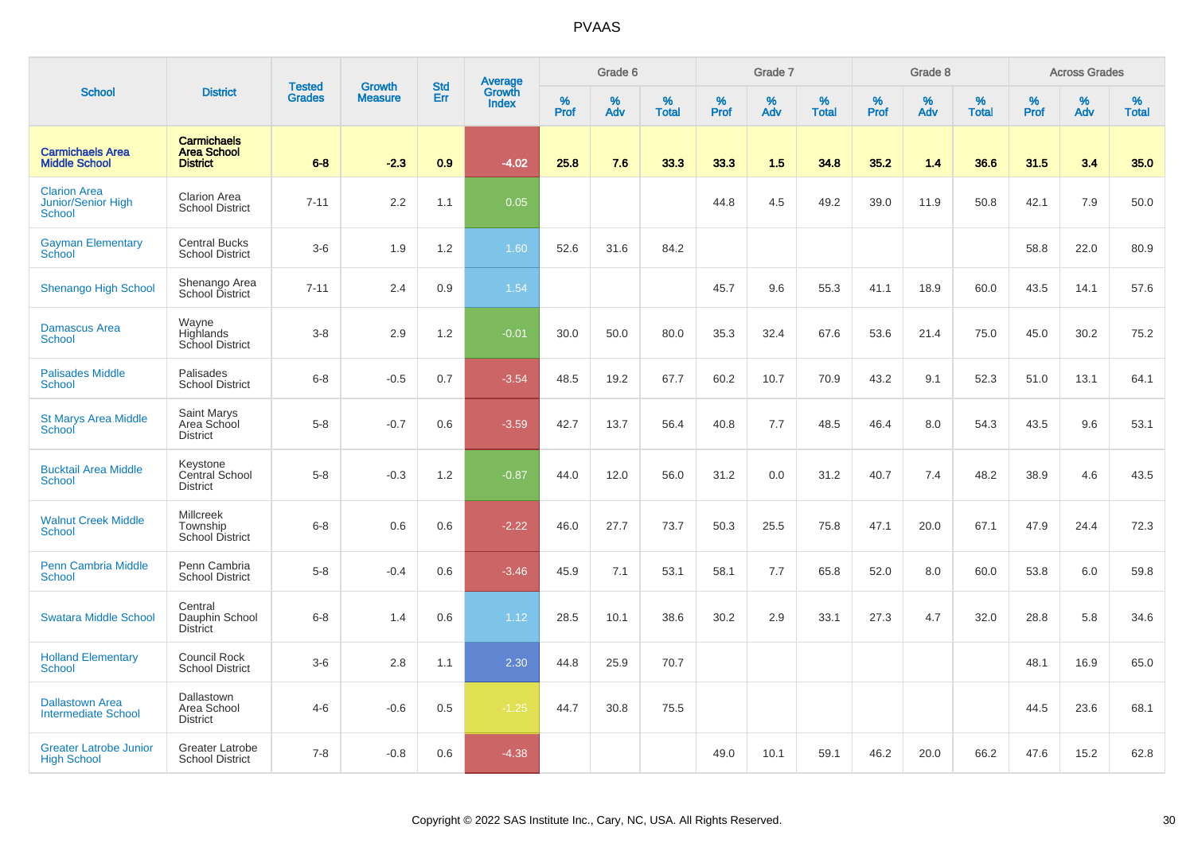# PVAAS

| School | District | Tested Grades | Growth Measure | Std Err | Average Growth Index | Grade 6 | | | Grade 7 | | | Grade 8 | | | Across Grades | | |
|---|---|---|---|---|---|---|---|---|---|---|---|---|---|---|---|---|---|
| | | | | | | % Prof | % Adv | % Total | % Prof | % Adv | % Total | % Prof | % Adv | % Total | % Prof | % Adv | % Total |
| **Carmichaels Area Middle School** | **Carmichaels Area School District** | **6-8** | **-2.3** | **0.9** | **-4.02** | **25.8** | **7.6** | **33.3** | **33.3** | **1.5** | **34.8** | **35.2** | **1.4** | **36.6** | **31.5** | **3.4** | **35.0** |
| Clarion Area Junior/Senior High School | Clarion Area School District | 7-11 | 2.2 | 1.1 | 0.05 | | | | 44.8 | 4.5 | 49.2 | 39.0 | 11.9 | 50.8 | 42.1 | 7.9 | 50.0 |
| Gayman Elementary School | Central Bucks School District | 3-6 | 1.9 | 1.2 | 1.60 | 52.6 | 31.6 | 84.2 | | | | | | | 58.8 | 22.0 | 80.9 |
| Shenango High School | Shenango Area School District | 7-11 | 2.4 | 0.9 | 1.54 | | | | 45.7 | 9.6 | 55.3 | 41.1 | 18.9 | 60.0 | 43.5 | 14.1 | 57.6 |
| Damascus Area School | Wayne Highlands School District | 3-8 | 2.9 | 1.2 | -0.01 | 30.0 | 50.0 | 80.0 | 35.3 | 32.4 | 67.6 | 53.6 | 21.4 | 75.0 | 45.0 | 30.2 | 75.2 |
| Palisades Middle School | Palisades School District | 6-8 | -0.5 | 0.7 | -3.54 | 48.5 | 19.2 | 67.7 | 60.2 | 10.7 | 70.9 | 43.2 | 9.1 | 52.3 | 51.0 | 13.1 | 64.1 |
| St Marys Area Middle School | Saint Marys Area School District | 5-8 | -0.7 | 0.6 | -3.59 | 42.7 | 13.7 | 56.4 | 40.8 | 7.7 | 48.5 | 46.4 | 8.0 | 54.3 | 43.5 | 9.6 | 53.1 |
| Bucktail Area Middle School | Keystone Central School District | 5-8 | -0.3 | 1.2 | -0.87 | 44.0 | 12.0 | 56.0 | 31.2 | 0.0 | 31.2 | 40.7 | 7.4 | 48.2 | 38.9 | 4.6 | 43.5 |
| Walnut Creek Middle School | Millcreek Township School District | 6-8 | 0.6 | 0.6 | -2.22 | 46.0 | 27.7 | 73.7 | 50.3 | 25.5 | 75.8 | 47.1 | 20.0 | 67.1 | 47.9 | 24.4 | 72.3 |
| Penn Cambria Middle School | Penn Cambria School District | 5-8 | -0.4 | 0.6 | -3.46 | 45.9 | 7.1 | 53.1 | 58.1 | 7.7 | 65.8 | 52.0 | 8.0 | 60.0 | 53.8 | 6.0 | 59.8 |
| Swatara Middle School | Central Dauphin School District | 6-8 | 1.4 | 0.6 | 1.12 | 28.5 | 10.1 | 38.6 | 30.2 | 2.9 | 33.1 | 27.3 | 4.7 | 32.0 | 28.8 | 5.8 | 34.6 |
| Holland Elementary School | Council Rock School District | 3-6 | 2.8 | 1.1 | 2.30 | 44.8 | 25.9 | 70.7 | | | | | | | 48.1 | 16.9 | 65.0 |
| Dallastown Area Intermediate School | Dallastown Area School District | 4-6 | -0.6 | 0.5 | -1.25 | 44.7 | 30.8 | 75.5 | | | | | | | 44.5 | 23.6 | 68.1 |
| Greater Latrobe Junior High School | Greater Latrobe School District | 7-8 | -0.8 | 0.6 | -4.38 | | | | 49.0 | 10.1 | 59.1 | 46.2 | 20.0 | 66.2 | 47.6 | 15.2 | 62.8 |

Copyright © 2022 SAS Institute Inc., Cary, NC, USA. All Rights Reserved.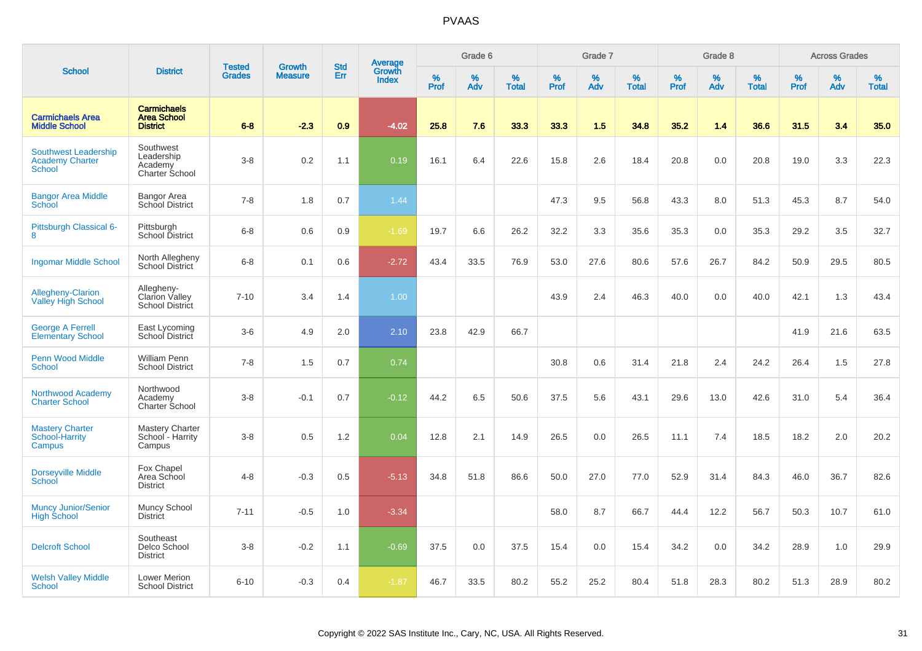# PVAAS

| School | District | Tested Grades | Growth Measure | Std Err | Average Growth Index | Grade 6 | | | Grade 7 | | | Grade 8 | | | Across Grades | | |
|---|---|---|---|---|---|---|---|---|---|---|---|---|---|---|---|---|---|
| | | | | | | % Prof | % Adv | % Total | % Prof | % Adv | % Total | % Prof | % Adv | % Total | % Prof | % Adv | % Total |
| **Carmichaels Area Middle School** | **Carmichaels Area School District** | **6-8** | **-2.3** | **0.9** | **-4.02** | **25.8** | **7.6** | **33.3** | **33.3** | **1.5** | **34.8** | **35.2** | **1.4** | **36.6** | **31.5** | **3.4** | **35.0** |
| Southwest Leadership Academy Charter School | Southwest Leadership Academy Charter School | 3-8 | 0.2 | 1.1 | 0.19 | 16.1 | 6.4 | 22.6 | 15.8 | 2.6 | 18.4 | 20.8 | 0.0 | 20.8 | 19.0 | 3.3 | 22.3 |
| Bangor Area Middle School | Bangor Area School District | 7-8 | 1.8 | 0.7 | 1.44 | | | | 47.3 | 9.5 | 56.8 | 43.3 | 8.0 | 51.3 | 45.3 | 8.7 | 54.0 |
| Pittsburgh Classical 6-8 | Pittsburgh School District | 6-8 | 0.6 | 0.9 | -1.69 | 19.7 | 6.6 | 26.2 | 32.2 | 3.3 | 35.6 | 35.3 | 0.0 | 35.3 | 29.2 | 3.5 | 32.7 |
| Ingomar Middle School | North Allegheny School District | 6-8 | 0.1 | 0.6 | -2.72 | 43.4 | 33.5 | 76.9 | 53.0 | 27.6 | 80.6 | 57.6 | 26.7 | 84.2 | 50.9 | 29.5 | 80.5 |
| Allegheny-Clarion Valley High School | Allegheny-Clarion Valley School District | 7-10 | 3.4 | 1.4 | 1.00 | | | | 43.9 | 2.4 | 46.3 | 40.0 | 0.0 | 40.0 | 42.1 | 1.3 | 43.4 |
| George A Ferrell Elementary School | East Lycoming School District | 3-6 | 4.9 | 2.0 | 2.10 | 23.8 | 42.9 | 66.7 | | | | | | | 41.9 | 21.6 | 63.5 |
| Penn Wood Middle School | William Penn School District | 7-8 | 1.5 | 0.7 | 0.74 | | | | 30.8 | 0.6 | 31.4 | 21.8 | 2.4 | 24.2 | 26.4 | 1.5 | 27.8 |
| Northwood Academy Charter School | Northwood Academy Charter School | 3-8 | -0.1 | 0.7 | -0.12 | 44.2 | 6.5 | 50.6 | 37.5 | 5.6 | 43.1 | 29.6 | 13.0 | 42.6 | 31.0 | 5.4 | 36.4 |
| Mastery Charter School-Harrity Campus | Mastery Charter School - Harrity Campus | 3-8 | 0.5 | 1.2 | 0.04 | 12.8 | 2.1 | 14.9 | 26.5 | 0.0 | 26.5 | 11.1 | 7.4 | 18.5 | 18.2 | 2.0 | 20.2 |
| Dorseyville Middle School | Fox Chapel Area School District | 4-8 | -0.3 | 0.5 | -5.13 | 34.8 | 51.8 | 86.6 | 50.0 | 27.0 | 77.0 | 52.9 | 31.4 | 84.3 | 46.0 | 36.7 | 82.6 |
| Muncy Junior/Senior High School | Muncy School District | 7-11 | -0.5 | 1.0 | -3.34 | | | | 58.0 | 8.7 | 66.7 | 44.4 | 12.2 | 56.7 | 50.3 | 10.7 | 61.0 |
| Delcroft School | Southeast Delco School District | 3-8 | -0.2 | 1.1 | -0.69 | 37.5 | 0.0 | 37.5 | 15.4 | 0.0 | 15.4 | 34.2 | 0.0 | 34.2 | 28.9 | 1.0 | 29.9 |
| Welsh Valley Middle School | Lower Merion School District | 6-10 | -0.3 | 0.4 | -1.87 | 46.7 | 33.5 | 80.2 | 55.2 | 25.2 | 80.4 | 51.8 | 28.3 | 80.2 | 51.3 | 28.9 | 80.2 |

Copyright © 2022 SAS Institute Inc., Cary, NC, USA. All Rights Reserved.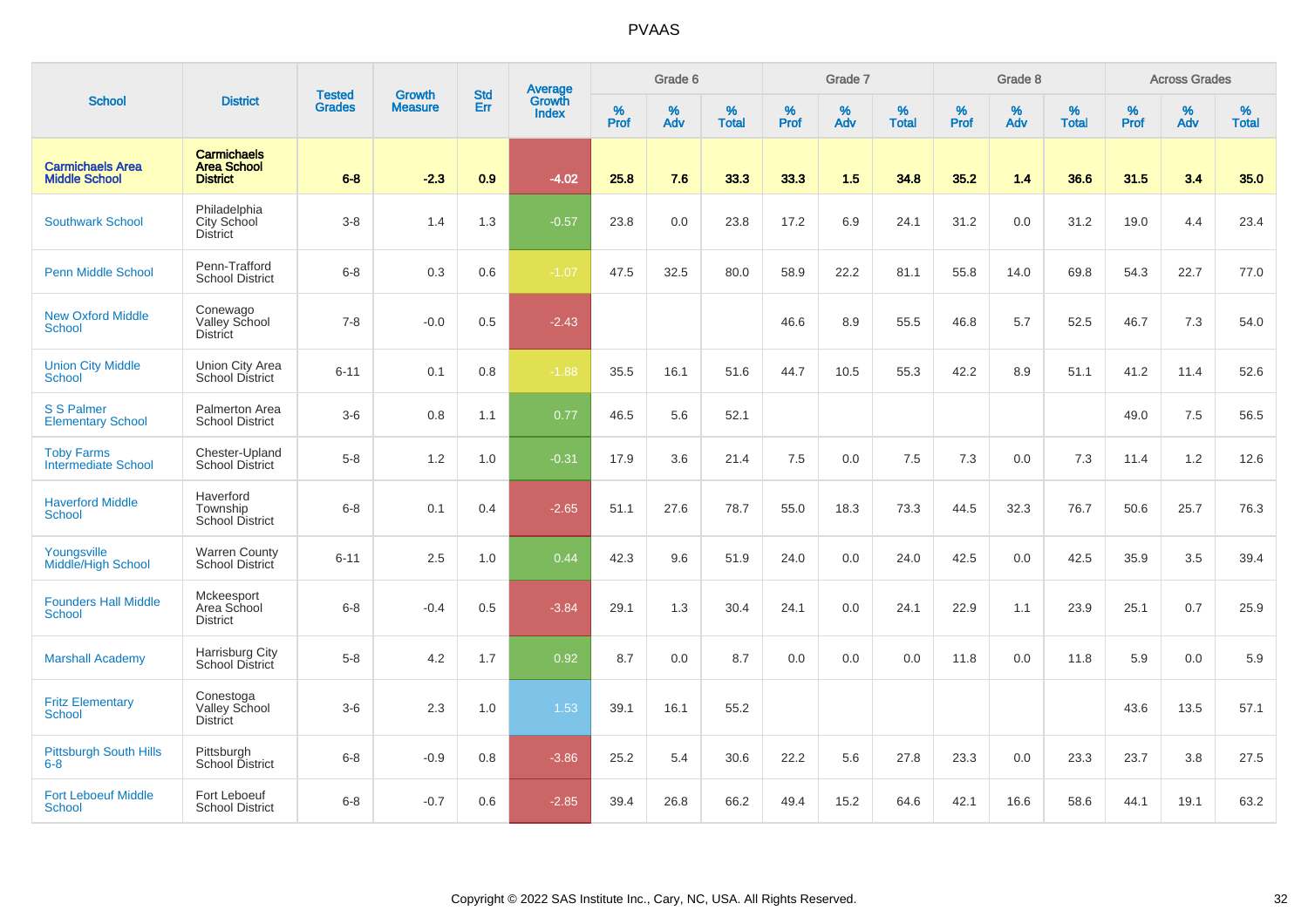# PVAAS

| School | District | Tested Grades | Growth Measure | Std Err | Average Growth Index | Grade 6 | | | Grade 7 | | | Grade 8 | | | Across Grades | | |
|---|---|---|---|---|---|---|---|---|---|---|---|---|---|---|---|---|---|
| | | | | | | % Prof | % Adv | % Total | % Prof | % Adv | % Total | % Prof | % Adv | % Total | % Prof | % Adv | % Total |
| **Carmichaels Area Middle School** | **Carmichaels Area School District** | **6-8** | **-2.3** | **0.9** | **-4.02** | **25.8** | **7.6** | **33.3** | **33.3** | **1.5** | **34.8** | **35.2** | **1.4** | **36.6** | **31.5** | **3.4** | **35.0** |
| Southwark School | Philadelphia City School District | 3-8 | 1.4 | 1.3 | -0.57 | 23.8 | 0.0 | 23.8 | 17.2 | 6.9 | 24.1 | 31.2 | 0.0 | 31.2 | 19.0 | 4.4 | 23.4 |
| Penn Middle School | Penn-Trafford School District | 6-8 | 0.3 | 0.6 | -1.07 | 47.5 | 32.5 | 80.0 | 58.9 | 22.2 | 81.1 | 55.8 | 14.0 | 69.8 | 54.3 | 22.7 | 77.0 |
| New Oxford Middle School | Conewago Valley School District | 7-8 | -0.0 | 0.5 | -2.43 | | | | 46.6 | 8.9 | 55.5 | 46.8 | 5.7 | 52.5 | 46.7 | 7.3 | 54.0 |
| Union City Middle School | Union City Area School District | 6-11 | 0.1 | 0.8 | -1.88 | 35.5 | 16.1 | 51.6 | 44.7 | 10.5 | 55.3 | 42.2 | 8.9 | 51.1 | 41.2 | 11.4 | 52.6 |
| S S Palmer Elementary School | Palmerton Area School District | 3-6 | 0.8 | 1.1 | 0.77 | 46.5 | 5.6 | 52.1 | | | | | | | 49.0 | 7.5 | 56.5 |
| Toby Farms Intermediate School | Chester-Upland School District | 5-8 | 1.2 | 1.0 | -0.31 | 17.9 | 3.6 | 21.4 | 7.5 | 0.0 | 7.5 | 7.3 | 0.0 | 7.3 | 11.4 | 1.2 | 12.6 |
| Haverford Middle School | Haverford Township School District | 6-8 | 0.1 | 0.4 | -2.65 | 51.1 | 27.6 | 78.7 | 55.0 | 18.3 | 73.3 | 44.5 | 32.3 | 76.7 | 50.6 | 25.7 | 76.3 |
| Youngsville Middle/High School | Warren County School District | 6-11 | 2.5 | 1.0 | 0.44 | 42.3 | 9.6 | 51.9 | 24.0 | 0.0 | 24.0 | 42.5 | 0.0 | 42.5 | 35.9 | 3.5 | 39.4 |
| Founders Hall Middle School | Mckeesport Area School District | 6-8 | -0.4 | 0.5 | -3.84 | 29.1 | 1.3 | 30.4 | 24.1 | 0.0 | 24.1 | 22.9 | 1.1 | 23.9 | 25.1 | 0.7 | 25.9 |
| Marshall Academy | Harrisburg City School District | 5-8 | 4.2 | 1.7 | 0.92 | 8.7 | 0.0 | 8.7 | 0.0 | 0.0 | 0.0 | 11.8 | 0.0 | 11.8 | 5.9 | 0.0 | 5.9 |
| Fritz Elementary School | Conestoga Valley School District | 3-6 | 2.3 | 1.0 | 1.53 | 39.1 | 16.1 | 55.2 | | | | | | | 43.6 | 13.5 | 57.1 |
| Pittsburgh South Hills 6-8 | Pittsburgh School District | 6-8 | -0.9 | 0.8 | -3.86 | 25.2 | 5.4 | 30.6 | 22.2 | 5.6 | 27.8 | 23.3 | 0.0 | 23.3 | 23.7 | 3.8 | 27.5 |
| Fort Leboeuf Middle School | Fort Leboeuf School District | 6-8 | -0.7 | 0.6 | -2.85 | 39.4 | 26.8 | 66.2 | 49.4 | 15.2 | 64.6 | 42.1 | 16.6 | 58.6 | 44.1 | 19.1 | 63.2 |

Copyright © 2022 SAS Institute Inc., Cary, NC, USA. All Rights Reserved.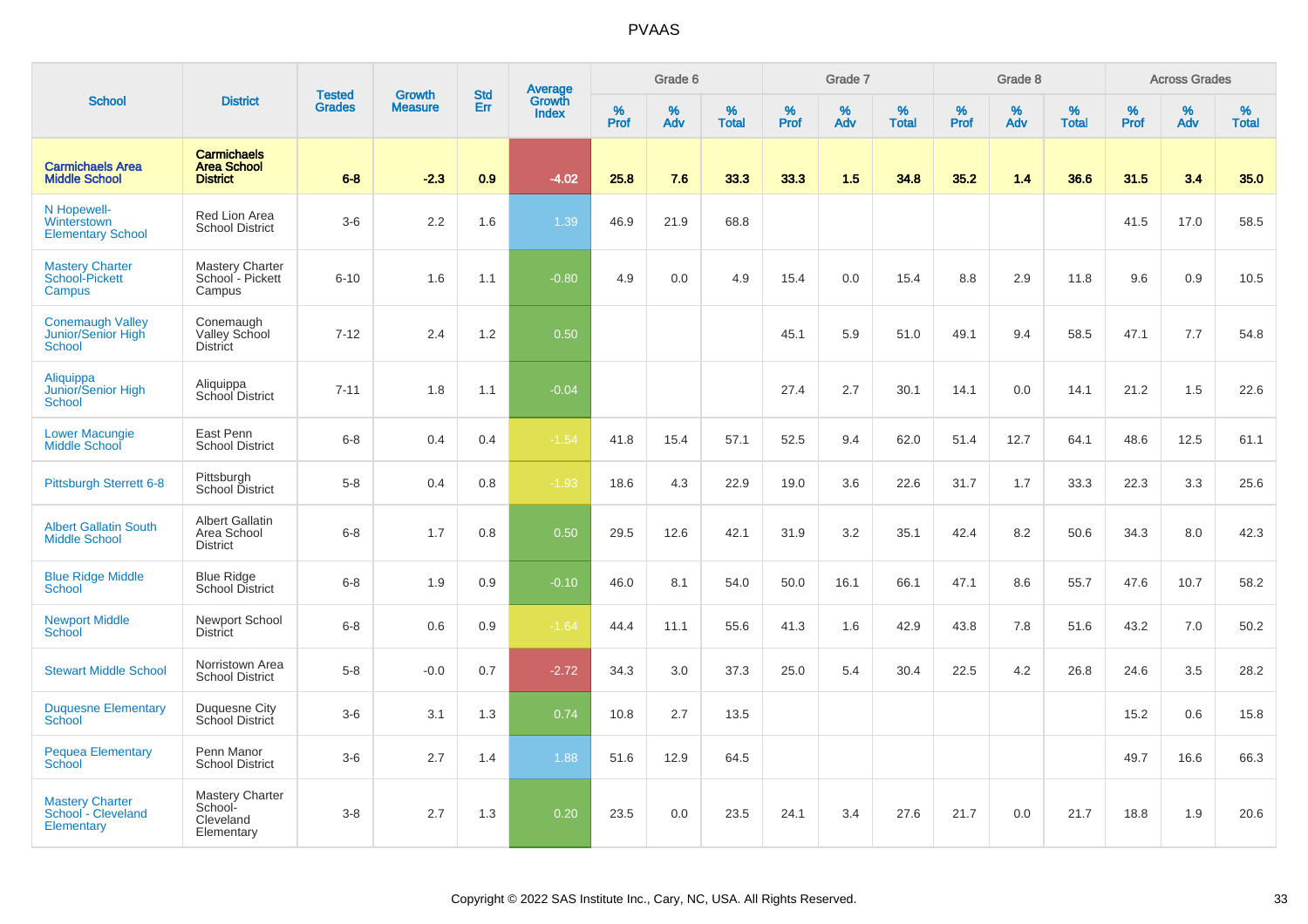# PVAAS

| School | District | Tested Grades | Growth Measure | Std Err | Average Growth Index | Grade 6 | | | Grade 7 | | | Grade 8 | | | Across Grades | | |
|---|---|---|---|---|---|---|---|---|---|---|---|---|---|---|---|---|---|
| | | | | | | % Prof | % Adv | % Total | % Prof | % Adv | % Total | % Prof | % Adv | % Total | % Prof | % Adv | % Total |
| **Carmichaels Area Middle School** | **Carmichaels Area School District** | **6-8** | **-2.3** | **0.9** | **-4.02** | **25.8** | **7.6** | **33.3** | **33.3** | **1.5** | **34.8** | **35.2** | **1.4** | **36.6** | **31.5** | **3.4** | **35.0** |
| N Hopewell-Winterstown Elementary School | Red Lion Area School District | 3-6 | 2.2 | 1.6 | 1.39 | 46.9 | 21.9 | 68.8 | | | | | | | 41.5 | 17.0 | 58.5 |
| Mastery Charter School-Pickett Campus | Mastery Charter School - Pickett Campus | 6-10 | 1.6 | 1.1 | -0.80 | 4.9 | 0.0 | 4.9 | 15.4 | 0.0 | 15.4 | 8.8 | 2.9 | 11.8 | 9.6 | 0.9 | 10.5 |
| Conemaugh Valley Junior/Senior High School | Conemaugh Valley School District | 7-12 | 2.4 | 1.2 | 0.50 | | | | 45.1 | 5.9 | 51.0 | 49.1 | 9.4 | 58.5 | 47.1 | 7.7 | 54.8 |
| Aliquippa Junior/Senior High School | Aliquippa School District | 7-11 | 1.8 | 1.1 | -0.04 | | | | 27.4 | 2.7 | 30.1 | 14.1 | 0.0 | 14.1 | 21.2 | 1.5 | 22.6 |
| Lower Macungie Middle School | East Penn School District | 6-8 | 0.4 | 0.4 | -1.54 | 41.8 | 15.4 | 57.1 | 52.5 | 9.4 | 62.0 | 51.4 | 12.7 | 64.1 | 48.6 | 12.5 | 61.1 |
| Pittsburgh Sterrett 6-8 | Pittsburgh School District | 5-8 | 0.4 | 0.8 | -1.93 | 18.6 | 4.3 | 22.9 | 19.0 | 3.6 | 22.6 | 31.7 | 1.7 | 33.3 | 22.3 | 3.3 | 25.6 |
| Albert Gallatin South Middle School | Albert Gallatin Area School District | 6-8 | 1.7 | 0.8 | 0.50 | 29.5 | 12.6 | 42.1 | 31.9 | 3.2 | 35.1 | 42.4 | 8.2 | 50.6 | 34.3 | 8.0 | 42.3 |
| Blue Ridge Middle School | Blue Ridge School District | 6-8 | 1.9 | 0.9 | -0.10 | 46.0 | 8.1 | 54.0 | 50.0 | 16.1 | 66.1 | 47.1 | 8.6 | 55.7 | 47.6 | 10.7 | 58.2 |
| Newport Middle School | Newport School District | 6-8 | 0.6 | 0.9 | -1.64 | 44.4 | 11.1 | 55.6 | 41.3 | 1.6 | 42.9 | 43.8 | 7.8 | 51.6 | 43.2 | 7.0 | 50.2 |
| Stewart Middle School | Norristown Area School District | 5-8 | -0.0 | 0.7 | -2.72 | 34.3 | 3.0 | 37.3 | 25.0 | 5.4 | 30.4 | 22.5 | 4.2 | 26.8 | 24.6 | 3.5 | 28.2 |
| Duquesne Elementary School | Duquesne City School District | 3-6 | 3.1 | 1.3 | 0.74 | 10.8 | 2.7 | 13.5 | | | | | | | 15.2 | 0.6 | 15.8 |
| Pequea Elementary School | Penn Manor School District | 3-6 | 2.7 | 1.4 | 1.88 | 51.6 | 12.9 | 64.5 | | | | | | | 49.7 | 16.6 | 66.3 |
| Mastery Charter School - Cleveland Elementary | Mastery Charter School-Cleveland Elementary | 3-8 | 2.7 | 1.3 | 0.20 | 23.5 | 0.0 | 23.5 | 24.1 | 3.4 | 27.6 | 21.7 | 0.0 | 21.7 | 18.8 | 1.9 | 20.6 |

Copyright © 2022 SAS Institute Inc., Cary, NC, USA. All Rights Reserved.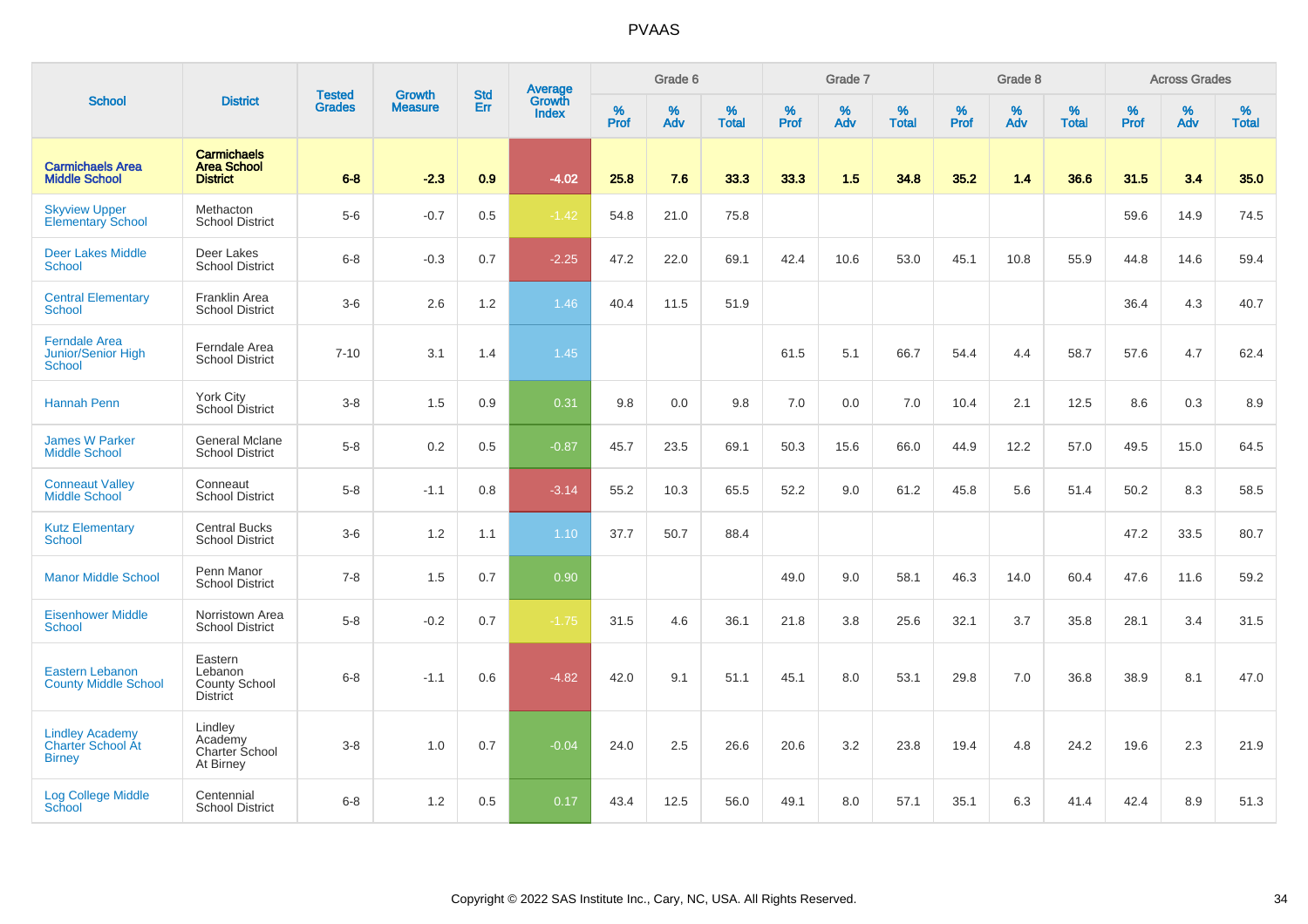# PVAAS

| School | District | Tested Grades | Growth Measure | Std Err | Average Growth Index | Grade 6 | | | Grade 7 | | | Grade 8 | | | Across Grades | | |
|---|---|---|---|---|---|---|---|---|---|---|---|---|---|---|---|---|---|
| | | | | | | % Prof | % Adv | % Total | % Prof | % Adv | % Total | % Prof | % Adv | % Total | % Prof | % Adv | % Total |
| **Carmichaels Area Middle School** | **Carmichaels Area School District** | **6-8** | **-2.3** | **0.9** | **-4.02** | **25.8** | **7.6** | **33.3** | **33.3** | **1.5** | **34.8** | **35.2** | **1.4** | **36.6** | **31.5** | **3.4** | **35.0** |
| Skyview Upper Elementary School | Methacton School District | 5-6 | -0.7 | 0.5 | -1.42 | 54.8 | 21.0 | 75.8 | | | | | | | 59.6 | 14.9 | 74.5 |
| Deer Lakes Middle School | Deer Lakes School District | 6-8 | -0.3 | 0.7 | -2.25 | 47.2 | 22.0 | 69.1 | 42.4 | 10.6 | 53.0 | 45.1 | 10.8 | 55.9 | 44.8 | 14.6 | 59.4 |
| Central Elementary School | Franklin Area School District | 3-6 | 2.6 | 1.2 | 1.46 | 40.4 | 11.5 | 51.9 | | | | | | | 36.4 | 4.3 | 40.7 |
| Ferndale Area Junior/Senior High School | Ferndale Area School District | 7-10 | 3.1 | 1.4 | 1.45 | | | | 61.5 | 5.1 | 66.7 | 54.4 | 4.4 | 58.7 | 57.6 | 4.7 | 62.4 |
| Hannah Penn | York City School District | 3-8 | 1.5 | 0.9 | 0.31 | 9.8 | 0.0 | 9.8 | 7.0 | 0.0 | 7.0 | 10.4 | 2.1 | 12.5 | 8.6 | 0.3 | 8.9 |
| James W Parker Middle School | General Mclane School District | 5-8 | 0.2 | 0.5 | -0.87 | 45.7 | 23.5 | 69.1 | 50.3 | 15.6 | 66.0 | 44.9 | 12.2 | 57.0 | 49.5 | 15.0 | 64.5 |
| Conneaut Valley Middle School | Conneaut School District | 5-8 | -1.1 | 0.8 | -3.14 | 55.2 | 10.3 | 65.5 | 52.2 | 9.0 | 61.2 | 45.8 | 5.6 | 51.4 | 50.2 | 8.3 | 58.5 |
| Kutz Elementary School | Central Bucks School District | 3-6 | 1.2 | 1.1 | 1.10 | 37.7 | 50.7 | 88.4 | | | | | | | 47.2 | 33.5 | 80.7 |
| Manor Middle School | Penn Manor School District | 7-8 | 1.5 | 0.7 | 0.90 | | | | 49.0 | 9.0 | 58.1 | 46.3 | 14.0 | 60.4 | 47.6 | 11.6 | 59.2 |
| Eisenhower Middle School | Norristown Area School District | 5-8 | -0.2 | 0.7 | -1.75 | 31.5 | 4.6 | 36.1 | 21.8 | 3.8 | 25.6 | 32.1 | 3.7 | 35.8 | 28.1 | 3.4 | 31.5 |
| Eastern Lebanon County Middle School | Eastern Lebanon County School District | 6-8 | -1.1 | 0.6 | -4.82 | 42.0 | 9.1 | 51.1 | 45.1 | 8.0 | 53.1 | 29.8 | 7.0 | 36.8 | 38.9 | 8.1 | 47.0 |
| Lindley Academy Charter School At Birney | Lindley Academy Charter School At Birney | 3-8 | 1.0 | 0.7 | -0.04 | 24.0 | 2.5 | 26.6 | 20.6 | 3.2 | 23.8 | 19.4 | 4.8 | 24.2 | 19.6 | 2.3 | 21.9 |
| Log College Middle School | Centennial School District | 6-8 | 1.2 | 0.5 | 0.17 | 43.4 | 12.5 | 56.0 | 49.1 | 8.0 | 57.1 | 35.1 | 6.3 | 41.4 | 42.4 | 8.9 | 51.3 |

Copyright © 2022 SAS Institute Inc., Cary, NC, USA. All Rights Reserved.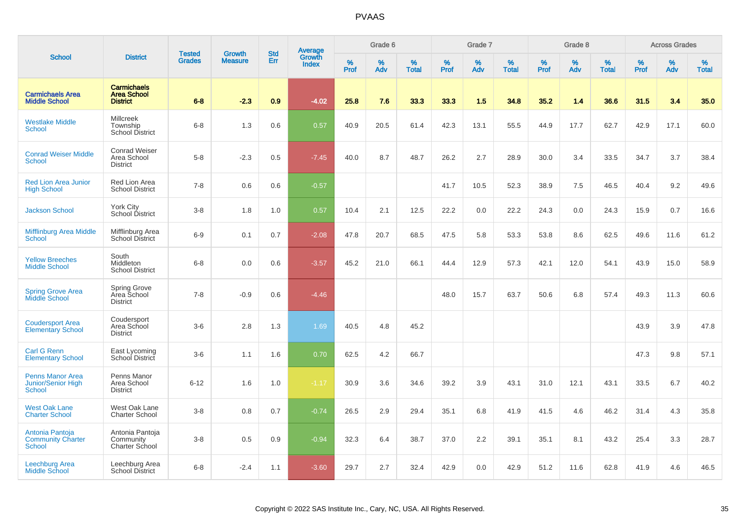# PVAAS

| School | District | Tested Grades | Growth Measure | Std Err | Average Growth Index | Grade 6 | | | Grade 7 | | | Grade 8 | | | Across Grades | | |
|---|---|---|---|---|---|---|---|---|---|---|---|---|---|---|---|---|---|
| | | | | | | % Prof | % Adv | % Total | % Prof | % Adv | % Total | % Prof | % Adv | % Total | % Prof | % Adv | % Total |
| **Carmichaels Area Middle School** | **Carmichaels Area School District** | **6-8** | **-2.3** | **0.9** | **-4.02** | **25.8** | **7.6** | **33.3** | **33.3** | **1.5** | **34.8** | **35.2** | **1.4** | **36.6** | **31.5** | **3.4** | **35.0** |
| Westlake Middle School | Millcreek Township School District | 6-8 | 1.3 | 0.6 | 0.57 | 40.9 | 20.5 | 61.4 | 42.3 | 13.1 | 55.5 | 44.9 | 17.7 | 62.7 | 42.9 | 17.1 | 60.0 |
| Conrad Weiser Middle School | Conrad Weiser Area School District | 5-8 | -2.3 | 0.5 | -7.45 | 40.0 | 8.7 | 48.7 | 26.2 | 2.7 | 28.9 | 30.0 | 3.4 | 33.5 | 34.7 | 3.7 | 38.4 |
| Red Lion Area Junior High School | Red Lion Area School District | 7-8 | 0.6 | 0.6 | -0.57 | | | | 41.7 | 10.5 | 52.3 | 38.9 | 7.5 | 46.5 | 40.4 | 9.2 | 49.6 |
| Jackson School | York City School District | 3-8 | 1.8 | 1.0 | 0.57 | 10.4 | 2.1 | 12.5 | 22.2 | 0.0 | 22.2 | 24.3 | 0.0 | 24.3 | 15.9 | 0.7 | 16.6 |
| Mifflinburg Area Middle School | Mifflinburg Area School District | 6-9 | 0.1 | 0.7 | -2.08 | 47.8 | 20.7 | 68.5 | 47.5 | 5.8 | 53.3 | 53.8 | 8.6 | 62.5 | 49.6 | 11.6 | 61.2 |
| Yellow Breeches Middle School | South Middleton School District | 6-8 | 0.0 | 0.6 | -3.57 | 45.2 | 21.0 | 66.1 | 44.4 | 12.9 | 57.3 | 42.1 | 12.0 | 54.1 | 43.9 | 15.0 | 58.9 |
| Spring Grove Area Middle School | Spring Grove Area School District | 7-8 | -0.9 | 0.6 | -4.46 | | | | 48.0 | 15.7 | 63.7 | 50.6 | 6.8 | 57.4 | 49.3 | 11.3 | 60.6 |
| Coudersport Area Elementary School | Coudersport Area School District | 3-6 | 2.8 | 1.3 | 1.69 | 40.5 | 4.8 | 45.2 | | | | | | | 43.9 | 3.9 | 47.8 |
| Carl G Renn Elementary School | East Lycoming School District | 3-6 | 1.1 | 1.6 | 0.70 | 62.5 | 4.2 | 66.7 | | | | | | | 47.3 | 9.8 | 57.1 |
| Penns Manor Area Junior/Senior High School | Penns Manor Area School District | 6-12 | 1.6 | 1.0 | -1.17 | 30.9 | 3.6 | 34.6 | 39.2 | 3.9 | 43.1 | 31.0 | 12.1 | 43.1 | 33.5 | 6.7 | 40.2 |
| West Oak Lane Charter School | West Oak Lane Charter School | 3-8 | 0.8 | 0.7 | -0.74 | 26.5 | 2.9 | 29.4 | 35.1 | 6.8 | 41.9 | 41.5 | 4.6 | 46.2 | 31.4 | 4.3 | 35.8 |
| Antonia Pantoja Community Charter School | Antonia Pantoja Community Charter School | 3-8 | 0.5 | 0.9 | -0.94 | 32.3 | 6.4 | 38.7 | 37.0 | 2.2 | 39.1 | 35.1 | 8.1 | 43.2 | 25.4 | 3.3 | 28.7 |
| Leechburg Area Middle School | Leechburg Area School District | 6-8 | -2.4 | 1.1 | -3.60 | 29.7 | 2.7 | 32.4 | 42.9 | 0.0 | 42.9 | 51.2 | 11.6 | 62.8 | 41.9 | 4.6 | 46.5 |

Copyright © 2022 SAS Institute Inc., Cary, NC, USA. All Rights Reserved.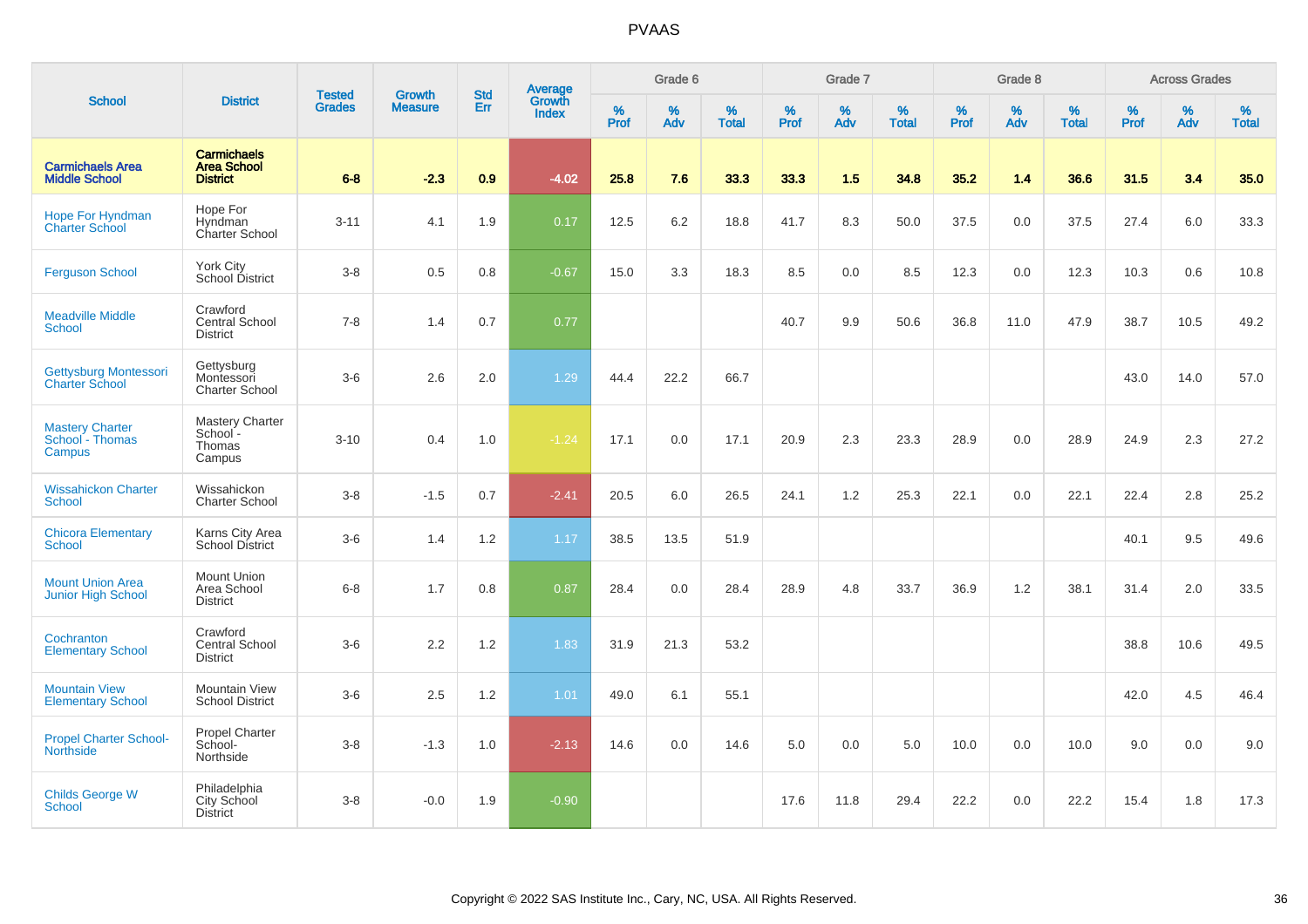# PVAAS

| School | District | Tested Grades | Growth Measure | Std Err | Average Growth Index | Grade 6 | | | Grade 7 | | | Grade 8 | | | Across Grades | | |
|---|---|---|---|---|---|---|---|---|---|---|---|---|---|---|---|---|---|
| | | | | | | % Prof | % Adv | % Total | % Prof | % Adv | % Total | % Prof | % Adv | % Total | % Prof | % Adv | % Total |
| **Carmichaels Area Middle School** | **Carmichaels Area School District** | **6-8** | **-2.3** | **0.9** | **-4.02** | **25.8** | **7.6** | **33.3** | **33.3** | **1.5** | **34.8** | **35.2** | **1.4** | **36.6** | **31.5** | **3.4** | **35.0** |
| Hope For Hyndman Charter School | Hope For Hyndman Charter School | 3-11 | 4.1 | 1.9 | 0.17 | 12.5 | 6.2 | 18.8 | 41.7 | 8.3 | 50.0 | 37.5 | 0.0 | 37.5 | 27.4 | 6.0 | 33.3 |
| Ferguson School | York City School District | 3-8 | 0.5 | 0.8 | -0.67 | 15.0 | 3.3 | 18.3 | 8.5 | 0.0 | 8.5 | 12.3 | 0.0 | 12.3 | 10.3 | 0.6 | 10.8 |
| Meadville Middle School | Crawford Central School District | 7-8 | 1.4 | 0.7 | 0.77 | | | | 40.7 | 9.9 | 50.6 | 36.8 | 11.0 | 47.9 | 38.7 | 10.5 | 49.2 |
| Gettysburg Montessori Charter School | Gettysburg Montessori Charter School | 3-6 | 2.6 | 2.0 | 1.29 | 44.4 | 22.2 | 66.7 | | | | | | | 43.0 | 14.0 | 57.0 |
| Mastery Charter School - Thomas Campus | Mastery Charter School - Thomas Campus | 3-10 | 0.4 | 1.0 | -1.24 | 17.1 | 0.0 | 17.1 | 20.9 | 2.3 | 23.3 | 28.9 | 0.0 | 28.9 | 24.9 | 2.3 | 27.2 |
| Wissahickon Charter School | Wissahickon Charter School | 3-8 | -1.5 | 0.7 | -2.41 | 20.5 | 6.0 | 26.5 | 24.1 | 1.2 | 25.3 | 22.1 | 0.0 | 22.1 | 22.4 | 2.8 | 25.2 |
| Chicora Elementary School | Karns City Area School District | 3-6 | 1.4 | 1.2 | 1.17 | 38.5 | 13.5 | 51.9 | | | | | | | 40.1 | 9.5 | 49.6 |
| Mount Union Area Junior High School | Mount Union Area School District | 6-8 | 1.7 | 0.8 | 0.87 | 28.4 | 0.0 | 28.4 | 28.9 | 4.8 | 33.7 | 36.9 | 1.2 | 38.1 | 31.4 | 2.0 | 33.5 |
| Cochranton Elementary School | Crawford Central School District | 3-6 | 2.2 | 1.2 | 1.83 | 31.9 | 21.3 | 53.2 | | | | | | | 38.8 | 10.6 | 49.5 |
| Mountain View Elementary School | Mountain View School District | 3-6 | 2.5 | 1.2 | 1.01 | 49.0 | 6.1 | 55.1 | | | | | | | 42.0 | 4.5 | 46.4 |
| Propel Charter School-Northside | Propel Charter School-Northside | 3-8 | -1.3 | 1.0 | -2.13 | 14.6 | 0.0 | 14.6 | 5.0 | 0.0 | 5.0 | 10.0 | 0.0 | 10.0 | 9.0 | 0.0 | 9.0 |
| Childs George W School | Philadelphia City School District | 3-8 | -0.0 | 1.9 | -0.90 | | | | 17.6 | 11.8 | 29.4 | 22.2 | 0.0 | 22.2 | 15.4 | 1.8 | 17.3 |

Copyright © 2022 SAS Institute Inc., Cary, NC, USA. All Rights Reserved.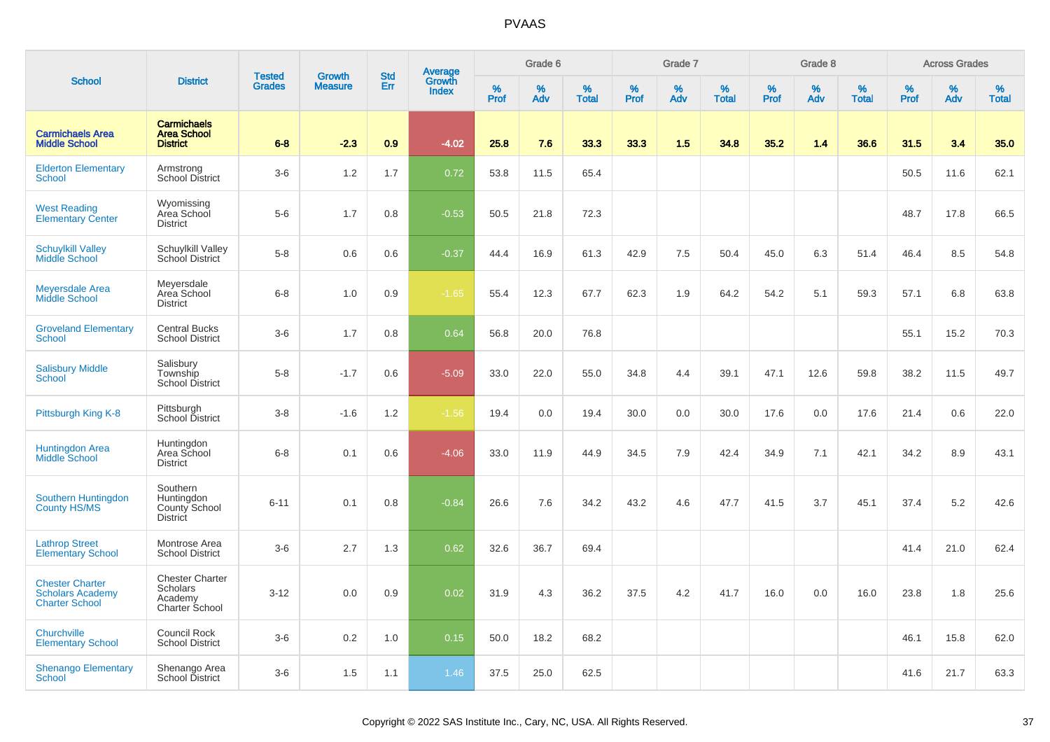# PVAAS

| School | District | Tested Grades | Growth Measure | Std Err | Average Growth Index | Grade 6 | | | Grade 7 | | | Grade 8 | | | Across Grades | | |
|---|---|---|---|---|---|---|---|---|---|---|---|---|---|---|---|---|---|
| | | | | | | % Prof | % Adv | % Total | % Prof | % Adv | % Total | % Prof | % Adv | % Total | % Prof | % Adv | % Total |
| **Carmichaels Area Middle School** | **Carmichaels Area School District** | **6-8** | **-2.3** | **0.9** | **-4.02** | **25.8** | **7.6** | **33.3** | **33.3** | **1.5** | **34.8** | **35.2** | **1.4** | **36.6** | **31.5** | **3.4** | **35.0** |
| Elderton Elementary School | Armstrong School District | 3-6 | 1.2 | 1.7 | 0.72 | 53.8 | 11.5 | 65.4 | | | | | | | 50.5 | 11.6 | 62.1 |
| West Reading Elementary Center | Wyomissing Area School District | 5-6 | 1.7 | 0.8 | -0.53 | 50.5 | 21.8 | 72.3 | | | | | | | 48.7 | 17.8 | 66.5 |
| Schuylkill Valley Middle School | Schuylkill Valley School District | 5-8 | 0.6 | 0.6 | -0.37 | 44.4 | 16.9 | 61.3 | 42.9 | 7.5 | 50.4 | 45.0 | 6.3 | 51.4 | 46.4 | 8.5 | 54.8 |
| Meyersdale Area Middle School | Meyersdale Area School District | 6-8 | 1.0 | 0.9 | -1.65 | 55.4 | 12.3 | 67.7 | 62.3 | 1.9 | 64.2 | 54.2 | 5.1 | 59.3 | 57.1 | 6.8 | 63.8 |
| Groveland Elementary School | Central Bucks School District | 3-6 | 1.7 | 0.8 | 0.64 | 56.8 | 20.0 | 76.8 | | | | | | | 55.1 | 15.2 | 70.3 |
| Salisbury Middle School | Salisbury Township School District | 5-8 | -1.7 | 0.6 | -5.09 | 33.0 | 22.0 | 55.0 | 34.8 | 4.4 | 39.1 | 47.1 | 12.6 | 59.8 | 38.2 | 11.5 | 49.7 |
| Pittsburgh King K-8 | Pittsburgh School District | 3-8 | -1.6 | 1.2 | -1.56 | 19.4 | 0.0 | 19.4 | 30.0 | 0.0 | 30.0 | 17.6 | 0.0 | 17.6 | 21.4 | 0.6 | 22.0 |
| Huntingdon Area Middle School | Huntingdon Area School District | 6-8 | 0.1 | 0.6 | -4.06 | 33.0 | 11.9 | 44.9 | 34.5 | 7.9 | 42.4 | 34.9 | 7.1 | 42.1 | 34.2 | 8.9 | 43.1 |
| Southern Huntingdon County HS/MS | Southern Huntingdon County School District | 6-11 | 0.1 | 0.8 | -0.84 | 26.6 | 7.6 | 34.2 | 43.2 | 4.6 | 47.7 | 41.5 | 3.7 | 45.1 | 37.4 | 5.2 | 42.6 |
| Lathrop Street Elementary School | Montrose Area School District | 3-6 | 2.7 | 1.3 | 0.62 | 32.6 | 36.7 | 69.4 | | | | | | | 41.4 | 21.0 | 62.4 |
| Chester Charter Scholars Academy Charter School | Chester Charter Scholars Academy Charter School | 3-12 | 0.0 | 0.9 | 0.02 | 31.9 | 4.3 | 36.2 | 37.5 | 4.2 | 41.7 | 16.0 | 0.0 | 16.0 | 23.8 | 1.8 | 25.6 |
| Churchville Elementary School | Council Rock School District | 3-6 | 0.2 | 1.0 | 0.15 | 50.0 | 18.2 | 68.2 | | | | | | | 46.1 | 15.8 | 62.0 |
| Shenango Elementary School | Shenango Area School District | 3-6 | 1.5 | 1.1 | 1.46 | 37.5 | 25.0 | 62.5 | | | | | | | 41.6 | 21.7 | 63.3 |

Copyright © 2022 SAS Institute Inc., Cary, NC, USA. All Rights Reserved.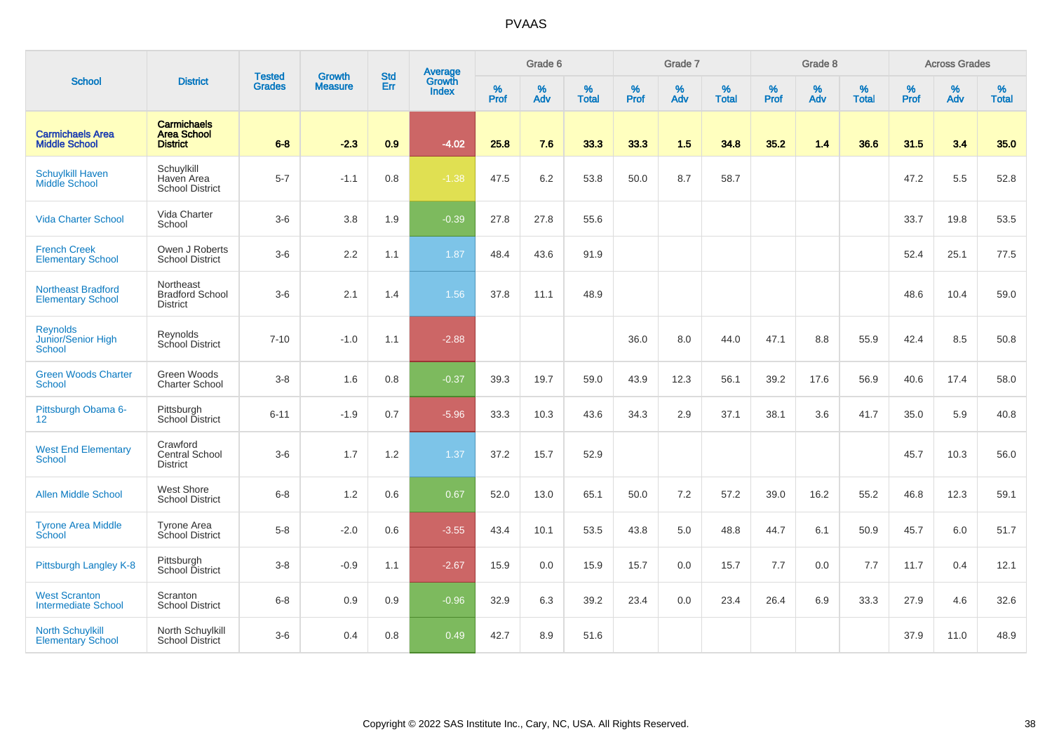# PVAAS

| School | District | Tested Grades | Growth Measure | Std Err | Average Growth Index | Grade 6 | | | Grade 7 | | | Grade 8 | | | Across Grades | | |
|---|---|---|---|---|---|---|---|---|---|---|---|---|---|---|---|---|---|
| | | | | | | % Prof | % Adv | % Total | % Prof | % Adv | % Total | % Prof | % Adv | % Total | % Prof | % Adv | % Total |
| **Carmichaels Area Middle School** | **Carmichaels Area School District** | **6-8** | **-2.3** | **0.9** | **-4.02** | **25.8** | **7.6** | **33.3** | **33.3** | **1.5** | **34.8** | **35.2** | **1.4** | **36.6** | **31.5** | **3.4** | **35.0** |
| Schuylkill Haven Middle School | Schuylkill Haven Area School District | 5-7 | -1.1 | 0.8 | -1.38 | 47.5 | 6.2 | 53.8 | 50.0 | 8.7 | 58.7 | | | | 47.2 | 5.5 | 52.8 |
| Vida Charter School | Vida Charter School | 3-6 | 3.8 | 1.9 | -0.39 | 27.8 | 27.8 | 55.6 | | | | | | | 33.7 | 19.8 | 53.5 |
| French Creek Elementary School | Owen J Roberts School District | 3-6 | 2.2 | 1.1 | 1.87 | 48.4 | 43.6 | 91.9 | | | | | | | 52.4 | 25.1 | 77.5 |
| Northeast Bradford Elementary School | Northeast Bradford School District | 3-6 | 2.1 | 1.4 | 1.56 | 37.8 | 11.1 | 48.9 | | | | | | | 48.6 | 10.4 | 59.0 |
| Reynolds Junior/Senior High School | Reynolds School District | 7-10 | -1.0 | 1.1 | -2.88 | | | | 36.0 | 8.0 | 44.0 | 47.1 | 8.8 | 55.9 | 42.4 | 8.5 | 50.8 |
| Green Woods Charter School | Green Woods Charter School | 3-8 | 1.6 | 0.8 | -0.37 | 39.3 | 19.7 | 59.0 | 43.9 | 12.3 | 56.1 | 39.2 | 17.6 | 56.9 | 40.6 | 17.4 | 58.0 |
| Pittsburgh Obama 6-12 | Pittsburgh School District | 6-11 | -1.9 | 0.7 | -5.96 | 33.3 | 10.3 | 43.6 | 34.3 | 2.9 | 37.1 | 38.1 | 3.6 | 41.7 | 35.0 | 5.9 | 40.8 |
| West End Elementary School | Crawford Central School District | 3-6 | 1.7 | 1.2 | 1.37 | 37.2 | 15.7 | 52.9 | | | | | | | 45.7 | 10.3 | 56.0 |
| Allen Middle School | West Shore School District | 6-8 | 1.2 | 0.6 | 0.67 | 52.0 | 13.0 | 65.1 | 50.0 | 7.2 | 57.2 | 39.0 | 16.2 | 55.2 | 46.8 | 12.3 | 59.1 |
| Tyrone Area Middle School | Tyrone Area School District | 5-8 | -2.0 | 0.6 | -3.55 | 43.4 | 10.1 | 53.5 | 43.8 | 5.0 | 48.8 | 44.7 | 6.1 | 50.9 | 45.7 | 6.0 | 51.7 |
| Pittsburgh Langley K-8 | Pittsburgh School District | 3-8 | -0.9 | 1.1 | -2.67 | 15.9 | 0.0 | 15.9 | 15.7 | 0.0 | 15.7 | 7.7 | 0.0 | 7.7 | 11.7 | 0.4 | 12.1 |
| West Scranton Intermediate School | Scranton School District | 6-8 | 0.9 | 0.9 | -0.96 | 32.9 | 6.3 | 39.2 | 23.4 | 0.0 | 23.4 | 26.4 | 6.9 | 33.3 | 27.9 | 4.6 | 32.6 |
| North Schuylkill Elementary School | North Schuylkill School District | 3-6 | 0.4 | 0.8 | 0.49 | 42.7 | 8.9 | 51.6 | | | | | | | 37.9 | 11.0 | 48.9 |

Copyright © 2022 SAS Institute Inc., Cary, NC, USA. All Rights Reserved.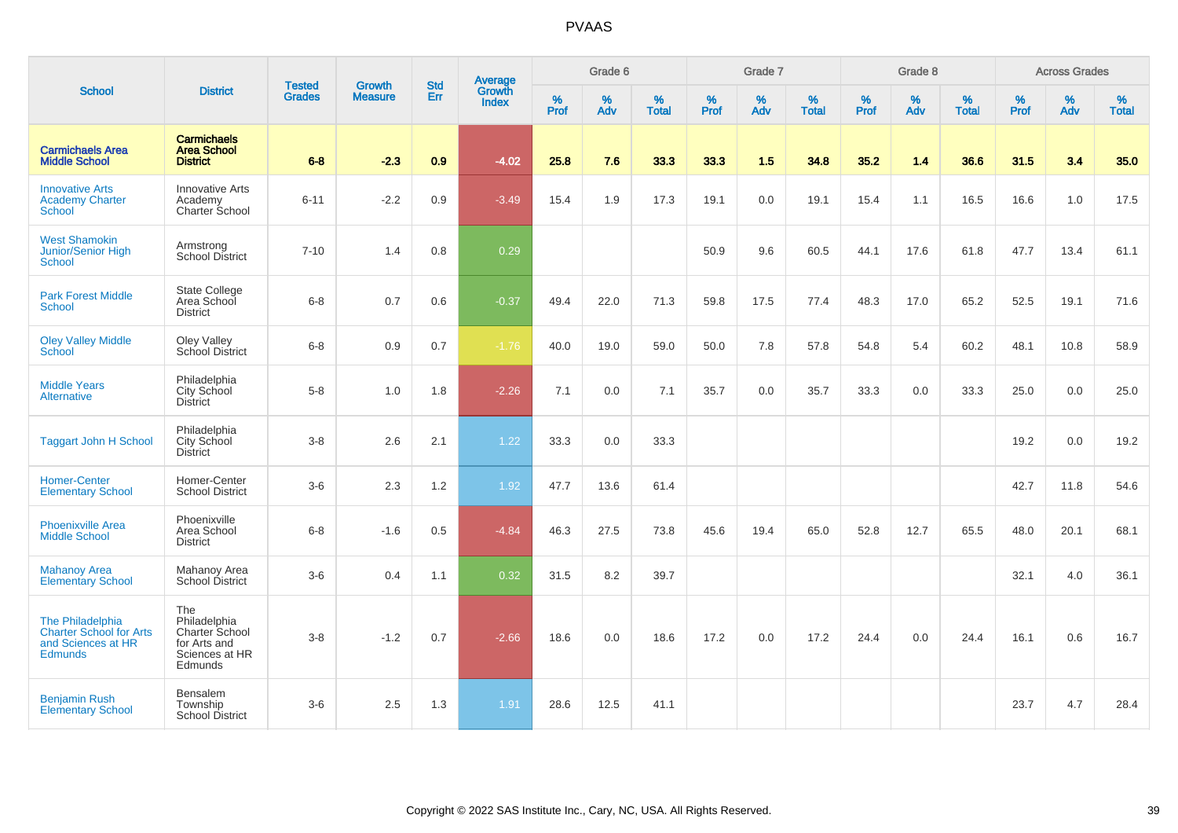# PVAAS

| School | District | Tested Grades | Growth Measure | Std Err | Average Growth Index | Grade 6 | | | Grade 7 | | | Grade 8 | | | Across Grades | | |
|---|---|---|---|---|---|---|---|---|---|---|---|---|---|---|---|---|---|
| | | | | | | % Prof | % Adv | % Total | % Prof | % Adv | % Total | % Prof | % Adv | % Total | % Prof | % Adv | % Total |
| **Carmichaels Area Middle School** | **Carmichaels Area School District** | **6-8** | **-2.3** | **0.9** | **-4.02** | **25.8** | **7.6** | **33.3** | **33.3** | **1.5** | **34.8** | **35.2** | **1.4** | **36.6** | **31.5** | **3.4** | **35.0** |
| Innovative Arts Academy Charter School | Innovative Arts Academy Charter School | 6-11 | -2.2 | 0.9 | -3.49 | 15.4 | 1.9 | 17.3 | 19.1 | 0.0 | 19.1 | 15.4 | 1.1 | 16.5 | 16.6 | 1.0 | 17.5 |
| West Shamokin Junior/Senior High School | Armstrong School District | 7-10 | 1.4 | 0.8 | 0.29 | | | | 50.9 | 9.6 | 60.5 | 44.1 | 17.6 | 61.8 | 47.7 | 13.4 | 61.1 |
| Park Forest Middle School | State College Area School District | 6-8 | 0.7 | 0.6 | -0.37 | 49.4 | 22.0 | 71.3 | 59.8 | 17.5 | 77.4 | 48.3 | 17.0 | 65.2 | 52.5 | 19.1 | 71.6 |
| Oley Valley Middle School | Oley Valley School District | 6-8 | 0.9 | 0.7 | -1.76 | 40.0 | 19.0 | 59.0 | 50.0 | 7.8 | 57.8 | 54.8 | 5.4 | 60.2 | 48.1 | 10.8 | 58.9 |
| Middle Years Alternative | Philadelphia City School District | 5-8 | 1.0 | 1.8 | -2.26 | 7.1 | 0.0 | 7.1 | 35.7 | 0.0 | 35.7 | 33.3 | 0.0 | 33.3 | 25.0 | 0.0 | 25.0 |
| Taggart John H School | Philadelphia City School District | 3-8 | 2.6 | 2.1 | 1.22 | 33.3 | 0.0 | 33.3 | | | | | | | 19.2 | 0.0 | 19.2 |
| Homer-Center Elementary School | Homer-Center School District | 3-6 | 2.3 | 1.2 | 1.92 | 47.7 | 13.6 | 61.4 | | | | | | | 42.7 | 11.8 | 54.6 |
| Phoenixville Area Middle School | Phoenixville Area School District | 6-8 | -1.6 | 0.5 | -4.84 | 46.3 | 27.5 | 73.8 | 45.6 | 19.4 | 65.0 | 52.8 | 12.7 | 65.5 | 48.0 | 20.1 | 68.1 |
| Mahanoy Area Elementary School | Mahanoy Area School District | 3-6 | 0.4 | 1.1 | 0.32 | 31.5 | 8.2 | 39.7 | | | | | | | 32.1 | 4.0 | 36.1 |
| The Philadelphia Charter School for Arts and Sciences at HR Edmunds | The Philadelphia Charter School for Arts and Sciences at HR Edmunds | 3-8 | -1.2 | 0.7 | -2.66 | 18.6 | 0.0 | 18.6 | 17.2 | 0.0 | 17.2 | 24.4 | 0.0 | 24.4 | 16.1 | 0.6 | 16.7 |
| Benjamin Rush Elementary School | Bensalem Township School District | 3-6 | 2.5 | 1.3 | 1.91 | 28.6 | 12.5 | 41.1 | | | | | | | 23.7 | 4.7 | 28.4 |

Copyright © 2022 SAS Institute Inc., Cary, NC, USA. All Rights Reserved.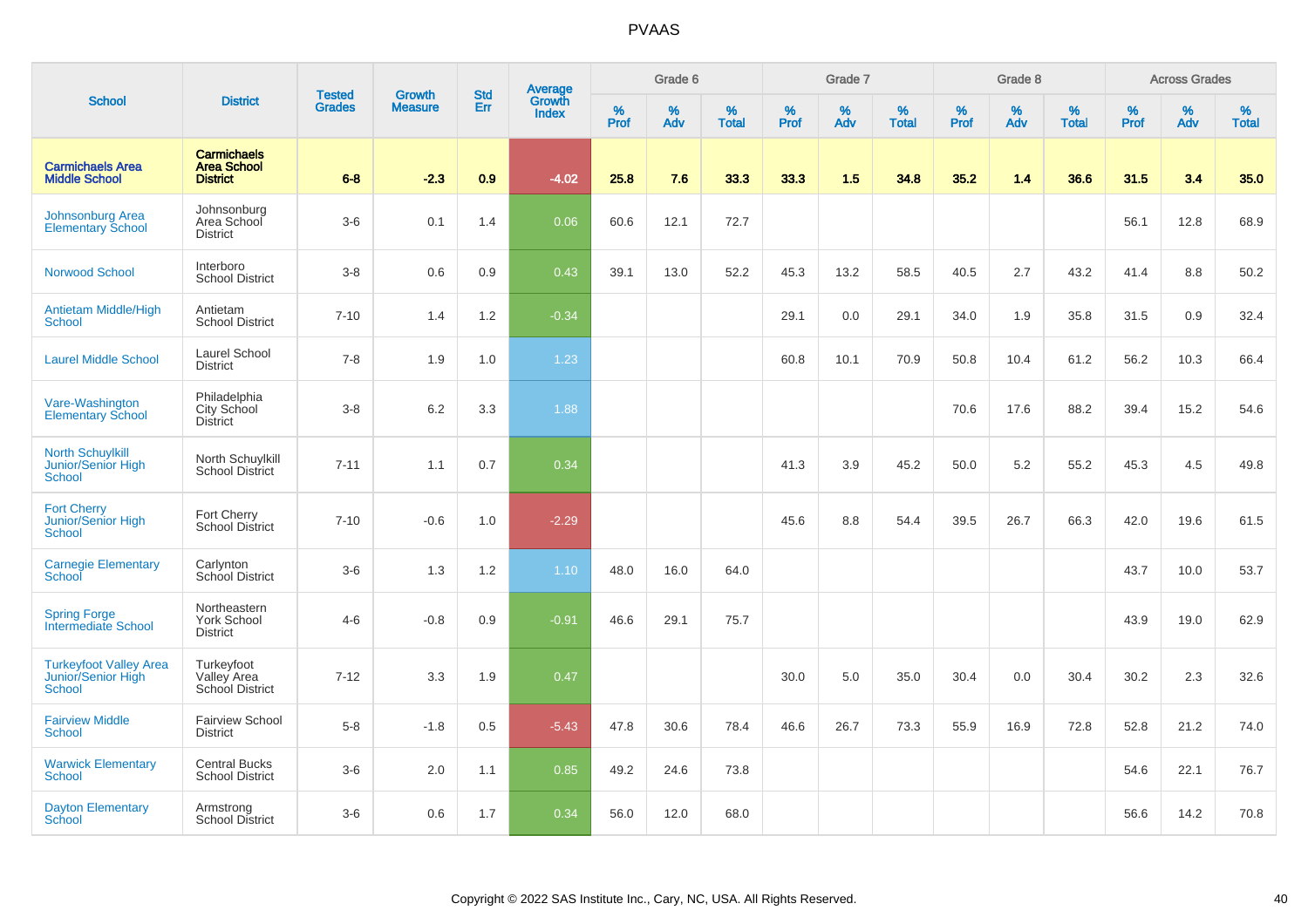# PVAAS

| School | District | Tested Grades | Growth Measure | Std Err | Average Growth Index | Grade 6 | | | Grade 7 | | | Grade 8 | | | Across Grades | | |
|---|---|---|---|---|---|---|---|---|---|---|---|---|---|---|---|---|---|
| | | | | | | % Prof | % Adv | % Total | % Prof | % Adv | % Total | % Prof | % Adv | % Total | % Prof | % Adv | % Total |
| **Carmichaels Area Middle School** | **Carmichaels Area School District** | **6-8** | **-2.3** | **0.9** | **-4.02** | **25.8** | **7.6** | **33.3** | **33.3** | **1.5** | **34.8** | **35.2** | **1.4** | **36.6** | **31.5** | **3.4** | **35.0** |
| Johnsonburg Area Elementary School | Johnsonburg Area School District | 3-6 | 0.1 | 1.4 | 0.06 | 60.6 | 12.1 | 72.7 | | | | | | | 56.1 | 12.8 | 68.9 |
| Norwood School | Interboro School District | 3-8 | 0.6 | 0.9 | 0.43 | 39.1 | 13.0 | 52.2 | 45.3 | 13.2 | 58.5 | 40.5 | 2.7 | 43.2 | 41.4 | 8.8 | 50.2 |
| Antietam Middle/High School | Antietam School District | 7-10 | 1.4 | 1.2 | -0.34 | | | | 29.1 | 0.0 | 29.1 | 34.0 | 1.9 | 35.8 | 31.5 | 0.9 | 32.4 |
| Laurel Middle School | Laurel School District | 7-8 | 1.9 | 1.0 | 1.23 | | | | 60.8 | 10.1 | 70.9 | 50.8 | 10.4 | 61.2 | 56.2 | 10.3 | 66.4 |
| Vare-Washington Elementary School | Philadelphia City School District | 3-8 | 6.2 | 3.3 | 1.88 | | | | | | | 70.6 | 17.6 | 88.2 | 39.4 | 15.2 | 54.6 |
| North Schuylkill Junior/Senior High School | North Schuylkill School District | 7-11 | 1.1 | 0.7 | 0.34 | | | | 41.3 | 3.9 | 45.2 | 50.0 | 5.2 | 55.2 | 45.3 | 4.5 | 49.8 |
| Fort Cherry Junior/Senior High School | Fort Cherry School District | 7-10 | -0.6 | 1.0 | -2.29 | | | | 45.6 | 8.8 | 54.4 | 39.5 | 26.7 | 66.3 | 42.0 | 19.6 | 61.5 |
| Carnegie Elementary School | Carlynton School District | 3-6 | 1.3 | 1.2 | 1.10 | 48.0 | 16.0 | 64.0 | | | | | | | 43.7 | 10.0 | 53.7 |
| Spring Forge Intermediate School | Northeastern York School District | 4-6 | -0.8 | 0.9 | -0.91 | 46.6 | 29.1 | 75.7 | | | | | | | 43.9 | 19.0 | 62.9 |
| Turkeyfoot Valley Area Junior/Senior High School | Turkeyfoot Valley Area School District | 7-12 | 3.3 | 1.9 | 0.47 | | | | 30.0 | 5.0 | 35.0 | 30.4 | 0.0 | 30.4 | 30.2 | 2.3 | 32.6 |
| Fairview Middle School | Fairview School District | 5-8 | -1.8 | 0.5 | -5.43 | 47.8 | 30.6 | 78.4 | 46.6 | 26.7 | 73.3 | 55.9 | 16.9 | 72.8 | 52.8 | 21.2 | 74.0 |
| Warwick Elementary School | Central Bucks School District | 3-6 | 2.0 | 1.1 | 0.85 | 49.2 | 24.6 | 73.8 | | | | | | | 54.6 | 22.1 | 76.7 |
| Dayton Elementary School | Armstrong School District | 3-6 | 0.6 | 1.7 | 0.34 | 56.0 | 12.0 | 68.0 | | | | | | | 56.6 | 14.2 | 70.8 |

Copyright © 2022 SAS Institute Inc., Cary, NC, USA. All Rights Reserved.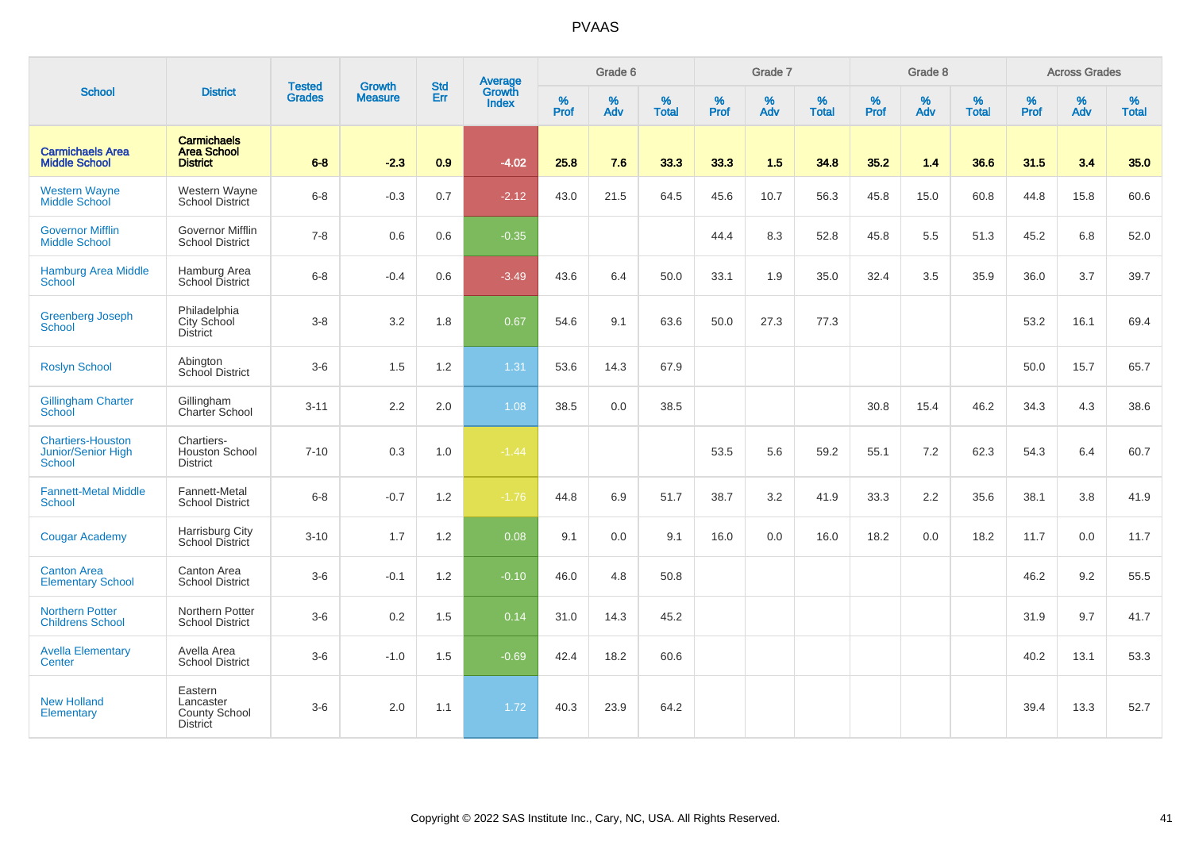# PVAAS

| School | District | Tested Grades | Growth Measure | Std Err | Average Growth Index | Grade 6 | | | Grade 7 | | | Grade 8 | | | Across Grades | | |
|---|---|---|---|---|---|---|---|---|---|---|---|---|---|---|---|---|---|
| | | | | | | % Prof | % Adv | % Total | % Prof | % Adv | % Total | % Prof | % Adv | % Total | % Prof | % Adv | % Total |
| **Carmichaels Area Middle School** | **Carmichaels Area School District** | **6-8** | **-2.3** | **0.9** | **-4.02** | **25.8** | **7.6** | **33.3** | **33.3** | **1.5** | **34.8** | **35.2** | **1.4** | **36.6** | **31.5** | **3.4** | **35.0** |
| Western Wayne Middle School | Western Wayne School District | 6-8 | -0.3 | 0.7 | -2.12 | 43.0 | 21.5 | 64.5 | 45.6 | 10.7 | 56.3 | 45.8 | 15.0 | 60.8 | 44.8 | 15.8 | 60.6 |
| Governor Mifflin Middle School | Governor Mifflin School District | 7-8 | 0.6 | 0.6 | -0.35 | | | | 44.4 | 8.3 | 52.8 | 45.8 | 5.5 | 51.3 | 45.2 | 6.8 | 52.0 |
| Hamburg Area Middle School | Hamburg Area School District | 6-8 | -0.4 | 0.6 | -3.49 | 43.6 | 6.4 | 50.0 | 33.1 | 1.9 | 35.0 | 32.4 | 3.5 | 35.9 | 36.0 | 3.7 | 39.7 |
| Greenberg Joseph School | Philadelphia City School District | 3-8 | 3.2 | 1.8 | 0.67 | 54.6 | 9.1 | 63.6 | 50.0 | 27.3 | 77.3 | | | | 53.2 | 16.1 | 69.4 |
| Roslyn School | Abington School District | 3-6 | 1.5 | 1.2 | 1.31 | 53.6 | 14.3 | 67.9 | | | | | | | 50.0 | 15.7 | 65.7 |
| Gillingham Charter School | Gillingham Charter School | 3-11 | 2.2 | 2.0 | 1.08 | 38.5 | 0.0 | 38.5 | | | | 30.8 | 15.4 | 46.2 | 34.3 | 4.3 | 38.6 |
| Chartiers-Houston Junior/Senior High School | Chartiers-Houston School District | 7-10 | 0.3 | 1.0 | -1.44 | | | | 53.5 | 5.6 | 59.2 | 55.1 | 7.2 | 62.3 | 54.3 | 6.4 | 60.7 |
| Fannett-Metal Middle School | Fannett-Metal School District | 6-8 | -0.7 | 1.2 | -1.76 | 44.8 | 6.9 | 51.7 | 38.7 | 3.2 | 41.9 | 33.3 | 2.2 | 35.6 | 38.1 | 3.8 | 41.9 |
| Cougar Academy | Harrisburg City School District | 3-10 | 1.7 | 1.2 | 0.08 | 9.1 | 0.0 | 9.1 | 16.0 | 0.0 | 16.0 | 18.2 | 0.0 | 18.2 | 11.7 | 0.0 | 11.7 |
| Canton Area Elementary School | Canton Area School District | 3-6 | -0.1 | 1.2 | -0.10 | 46.0 | 4.8 | 50.8 | | | | | | | 46.2 | 9.2 | 55.5 |
| Northern Potter Childrens School | Northern Potter School District | 3-6 | 0.2 | 1.5 | 0.14 | 31.0 | 14.3 | 45.2 | | | | | | | 31.9 | 9.7 | 41.7 |
| Avella Elementary Center | Avella Area School District | 3-6 | -1.0 | 1.5 | -0.69 | 42.4 | 18.2 | 60.6 | | | | | | | 40.2 | 13.1 | 53.3 |
| New Holland Elementary | Eastern Lancaster County School District | 3-6 | 2.0 | 1.1 | 1.72 | 40.3 | 23.9 | 64.2 | | | | | | | 39.4 | 13.3 | 52.7 |

Copyright © 2022 SAS Institute Inc., Cary, NC, USA. All Rights Reserved.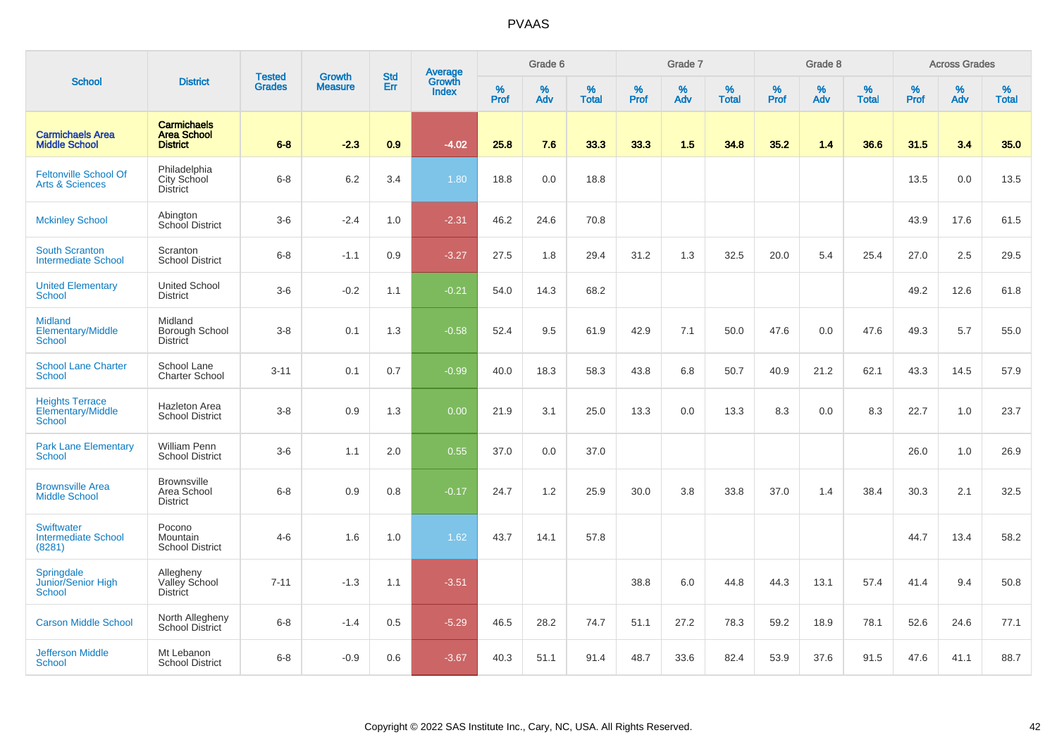# PVAAS

| School | District | Tested Grades | Growth Measure | Std Err | Average Growth Index | Grade 6 | | | Grade 7 | | | Grade 8 | | | Across Grades | | |
|---|---|---|---|---|---|---|---|---|---|---|---|---|---|---|---|---|---|
| | | | | | | % Prof | % Adv | % Total | % Prof | % Adv | % Total | % Prof | % Adv | % Total | % Prof | % Adv | % Total |
| **Carmichaels Area Middle School** | **Carmichaels Area School District** | **6-8** | **-2.3** | **0.9** | **-4.02** | **25.8** | **7.6** | **33.3** | **33.3** | **1.5** | **34.8** | **35.2** | **1.4** | **36.6** | **31.5** | **3.4** | **35.0** |
| Feltonville School Of Arts & Sciences | Philadelphia City School District | 6-8 | 6.2 | 3.4 | 1.80 | 18.8 | 0.0 | 18.8 | | | | | | | 13.5 | 0.0 | 13.5 |
| Mckinley School | Abington School District | 3-6 | -2.4 | 1.0 | -2.31 | 46.2 | 24.6 | 70.8 | | | | | | | 43.9 | 17.6 | 61.5 |
| South Scranton Intermediate School | Scranton School District | 6-8 | -1.1 | 0.9 | -3.27 | 27.5 | 1.8 | 29.4 | 31.2 | 1.3 | 32.5 | 20.0 | 5.4 | 25.4 | 27.0 | 2.5 | 29.5 |
| United Elementary School | United School District | 3-6 | -0.2 | 1.1 | -0.21 | 54.0 | 14.3 | 68.2 | | | | | | | 49.2 | 12.6 | 61.8 |
| Midland Elementary/Middle School | Midland Borough School District | 3-8 | 0.1 | 1.3 | -0.58 | 52.4 | 9.5 | 61.9 | 42.9 | 7.1 | 50.0 | 47.6 | 0.0 | 47.6 | 49.3 | 5.7 | 55.0 |
| School Lane Charter School | School Lane Charter School | 3-11 | 0.1 | 0.7 | -0.99 | 40.0 | 18.3 | 58.3 | 43.8 | 6.8 | 50.7 | 40.9 | 21.2 | 62.1 | 43.3 | 14.5 | 57.9 |
| Heights Terrace Elementary/Middle School | Hazleton Area School District | 3-8 | 0.9 | 1.3 | 0.00 | 21.9 | 3.1 | 25.0 | 13.3 | 0.0 | 13.3 | 8.3 | 0.0 | 8.3 | 22.7 | 1.0 | 23.7 |
| Park Lane Elementary School | William Penn School District | 3-6 | 1.1 | 2.0 | 0.55 | 37.0 | 0.0 | 37.0 | | | | | | | 26.0 | 1.0 | 26.9 |
| Brownsville Area Middle School | Brownsville Area School District | 6-8 | 0.9 | 0.8 | -0.17 | 24.7 | 1.2 | 25.9 | 30.0 | 3.8 | 33.8 | 37.0 | 1.4 | 38.4 | 30.3 | 2.1 | 32.5 |
| Swiftwater Intermediate School (8281) | Pocono Mountain School District | 4-6 | 1.6 | 1.0 | 1.62 | 43.7 | 14.1 | 57.8 | | | | | | | 44.7 | 13.4 | 58.2 |
| Springdale Junior/Senior High School | Allegheny Valley School District | 7-11 | -1.3 | 1.1 | -3.51 | | | | 38.8 | 6.0 | 44.8 | 44.3 | 13.1 | 57.4 | 41.4 | 9.4 | 50.8 |
| Carson Middle School | North Allegheny School District | 6-8 | -1.4 | 0.5 | -5.29 | 46.5 | 28.2 | 74.7 | 51.1 | 27.2 | 78.3 | 59.2 | 18.9 | 78.1 | 52.6 | 24.6 | 77.1 |
| Jefferson Middle School | Mt Lebanon School District | 6-8 | -0.9 | 0.6 | -3.67 | 40.3 | 51.1 | 91.4 | 48.7 | 33.6 | 82.4 | 53.9 | 37.6 | 91.5 | 47.6 | 41.1 | 88.7 |

Copyright © 2022 SAS Institute Inc., Cary, NC, USA. All Rights Reserved.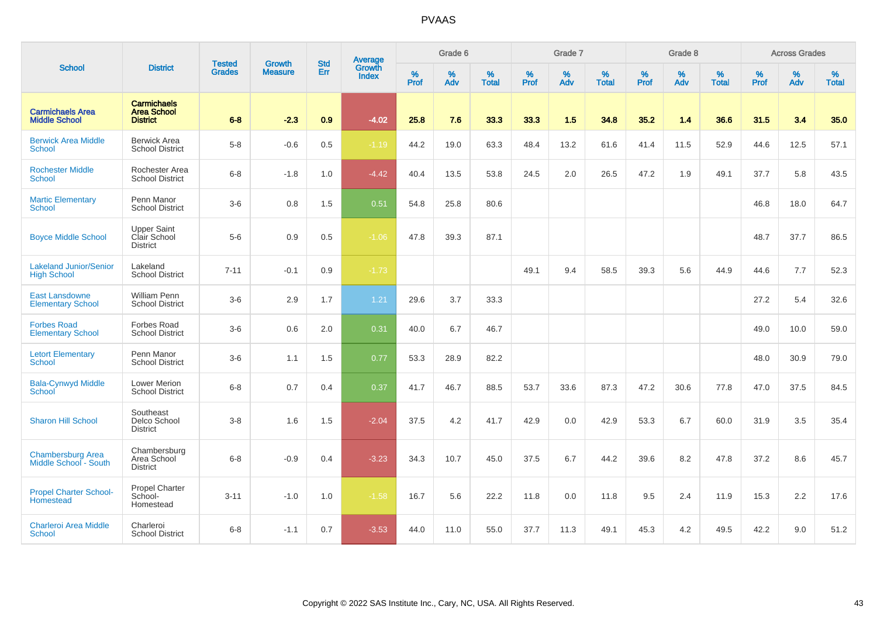# PVAAS

| School | District | Tested Grades | Growth Measure | Std Err | Average Growth Index | Grade 6 | | | Grade 7 | | | Grade 8 | | | Across Grades | | |
|---|---|---|---|---|---|---|---|---|---|---|---|---|---|---|---|---|---|
| | | | | | | % Prof | % Adv | % Total | % Prof | % Adv | % Total | % Prof | % Adv | % Total | % Prof | % Adv | % Total |
| **Carmichaels Area Middle School** | **Carmichaels Area School District** | **6-8** | **-2.3** | **0.9** | **-4.02** | **25.8** | **7.6** | **33.3** | **33.3** | **1.5** | **34.8** | **35.2** | **1.4** | **36.6** | **31.5** | **3.4** | **35.0** |
| Berwick Area Middle School | Berwick Area School District | 5-8 | -0.6 | 0.5 | -1.19 | 44.2 | 19.0 | 63.3 | 48.4 | 13.2 | 61.6 | 41.4 | 11.5 | 52.9 | 44.6 | 12.5 | 57.1 |
| Rochester Middle School | Rochester Area School District | 6-8 | -1.8 | 1.0 | -4.42 | 40.4 | 13.5 | 53.8 | 24.5 | 2.0 | 26.5 | 47.2 | 1.9 | 49.1 | 37.7 | 5.8 | 43.5 |
| Martic Elementary School | Penn Manor School District | 3-6 | 0.8 | 1.5 | 0.51 | 54.8 | 25.8 | 80.6 | | | | | | | 46.8 | 18.0 | 64.7 |
| Boyce Middle School | Upper Saint Clair School District | 5-6 | 0.9 | 0.5 | -1.06 | 47.8 | 39.3 | 87.1 | | | | | | | 48.7 | 37.7 | 86.5 |
| Lakeland Junior/Senior High School | Lakeland School District | 7-11 | -0.1 | 0.9 | -1.73 | | | | 49.1 | 9.4 | 58.5 | 39.3 | 5.6 | 44.9 | 44.6 | 7.7 | 52.3 |
| East Lansdowne Elementary School | William Penn School District | 3-6 | 2.9 | 1.7 | 1.21 | 29.6 | 3.7 | 33.3 | | | | | | | 27.2 | 5.4 | 32.6 |
| Forbes Road Elementary School | Forbes Road School District | 3-6 | 0.6 | 2.0 | 0.31 | 40.0 | 6.7 | 46.7 | | | | | | | 49.0 | 10.0 | 59.0 |
| Letort Elementary School | Penn Manor School District | 3-6 | 1.1 | 1.5 | 0.77 | 53.3 | 28.9 | 82.2 | | | | | | | 48.0 | 30.9 | 79.0 |
| Bala-Cynwyd Middle School | Lower Merion School District | 6-8 | 0.7 | 0.4 | 0.37 | 41.7 | 46.7 | 88.5 | 53.7 | 33.6 | 87.3 | 47.2 | 30.6 | 77.8 | 47.0 | 37.5 | 84.5 |
| Sharon Hill School | Southeast Delco School District | 3-8 | 1.6 | 1.5 | -2.04 | 37.5 | 4.2 | 41.7 | 42.9 | 0.0 | 42.9 | 53.3 | 6.7 | 60.0 | 31.9 | 3.5 | 35.4 |
| Chambersburg Area Middle School - South | Chambersburg Area School District | 6-8 | -0.9 | 0.4 | -3.23 | 34.3 | 10.7 | 45.0 | 37.5 | 6.7 | 44.2 | 39.6 | 8.2 | 47.8 | 37.2 | 8.6 | 45.7 |
| Propel Charter School-Homestead | Propel Charter School-Homestead | 3-11 | -1.0 | 1.0 | -1.58 | 16.7 | 5.6 | 22.2 | 11.8 | 0.0 | 11.8 | 9.5 | 2.4 | 11.9 | 15.3 | 2.2 | 17.6 |
| Charleroi Area Middle School | Charleroi School District | 6-8 | -1.1 | 0.7 | -3.53 | 44.0 | 11.0 | 55.0 | 37.7 | 11.3 | 49.1 | 45.3 | 4.2 | 49.5 | 42.2 | 9.0 | 51.2 |

Copyright © 2022 SAS Institute Inc., Cary, NC, USA. All Rights Reserved.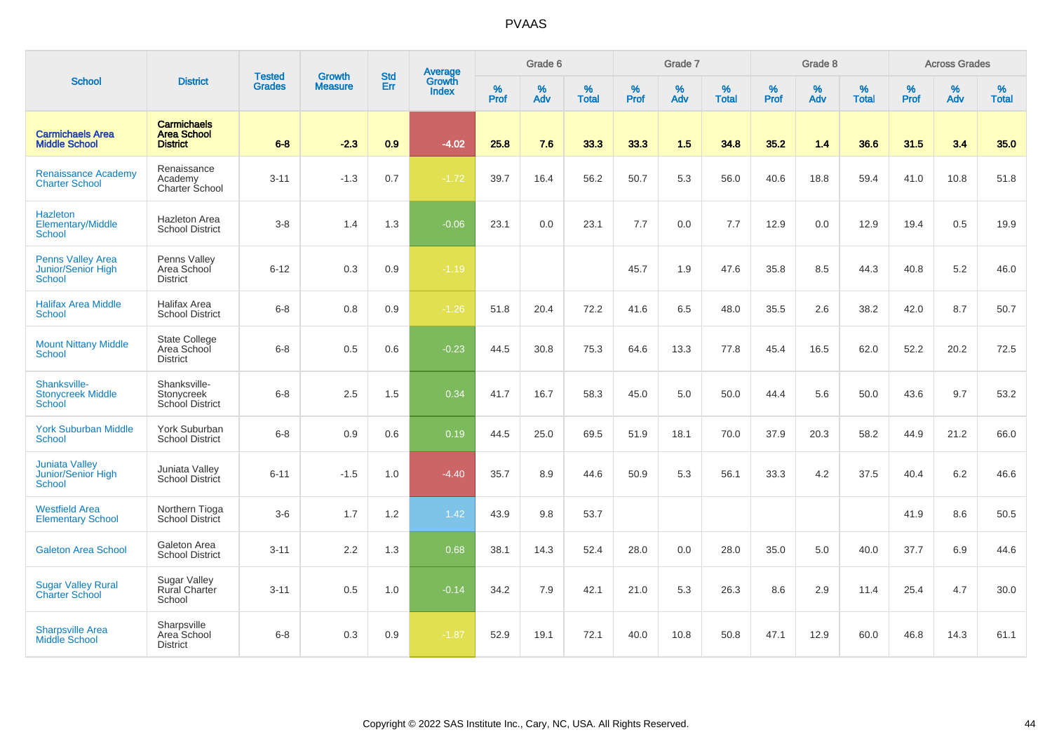# PVAAS

| School | District | Tested Grades | Growth Measure | Std Err | Average Growth Index | Grade 6 | | | Grade 7 | | | Grade 8 | | | Across Grades | | |
|---|---|---|---|---|---|---|---|---|---|---|---|---|---|---|---|---|---|
| | | | | | | % Prof | % Adv | % Total | % Prof | % Adv | % Total | % Prof | % Adv | % Total | % Prof | % Adv | % Total |
| **Carmichaels Area Middle School** | **Carmichaels Area School District** | **6-8** | **-2.3** | **0.9** | **-4.02** | **25.8** | **7.6** | **33.3** | **33.3** | **1.5** | **34.8** | **35.2** | **1.4** | **36.6** | **31.5** | **3.4** | **35.0** |
| Renaissance Academy Charter School | Renaissance Academy Charter School | 3-11 | -1.3 | 0.7 | -1.72 | 39.7 | 16.4 | 56.2 | 50.7 | 5.3 | 56.0 | 40.6 | 18.8 | 59.4 | 41.0 | 10.8 | 51.8 |
| Hazleton Elementary/Middle School | Hazleton Area School District | 3-8 | 1.4 | 1.3 | -0.06 | 23.1 | 0.0 | 23.1 | 7.7 | 0.0 | 7.7 | 12.9 | 0.0 | 12.9 | 19.4 | 0.5 | 19.9 |
| Penns Valley Area Junior/Senior High School | Penns Valley Area School District | 6-12 | 0.3 | 0.9 | -1.19 | | | | 45.7 | 1.9 | 47.6 | 35.8 | 8.5 | 44.3 | 40.8 | 5.2 | 46.0 |
| Halifax Area Middle School | Halifax Area School District | 6-8 | 0.8 | 0.9 | -1.26 | 51.8 | 20.4 | 72.2 | 41.6 | 6.5 | 48.0 | 35.5 | 2.6 | 38.2 | 42.0 | 8.7 | 50.7 |
| Mount Nittany Middle School | State College Area School District | 6-8 | 0.5 | 0.6 | -0.23 | 44.5 | 30.8 | 75.3 | 64.6 | 13.3 | 77.8 | 45.4 | 16.5 | 62.0 | 52.2 | 20.2 | 72.5 |
| Shanksville-Stonycreek Middle School | Shanksville-Stonycreek School District | 6-8 | 2.5 | 1.5 | 0.34 | 41.7 | 16.7 | 58.3 | 45.0 | 5.0 | 50.0 | 44.4 | 5.6 | 50.0 | 43.6 | 9.7 | 53.2 |
| York Suburban Middle School | York Suburban School District | 6-8 | 0.9 | 0.6 | 0.19 | 44.5 | 25.0 | 69.5 | 51.9 | 18.1 | 70.0 | 37.9 | 20.3 | 58.2 | 44.9 | 21.2 | 66.0 |
| Juniata Valley Junior/Senior High School | Juniata Valley School District | 6-11 | -1.5 | 1.0 | -4.40 | 35.7 | 8.9 | 44.6 | 50.9 | 5.3 | 56.1 | 33.3 | 4.2 | 37.5 | 40.4 | 6.2 | 46.6 |
| Westfield Area Elementary School | Northern Tioga School District | 3-6 | 1.7 | 1.2 | 1.42 | 43.9 | 9.8 | 53.7 | | | | | | | 41.9 | 8.6 | 50.5 |
| Galeton Area School | Galeton Area School District | 3-11 | 2.2 | 1.3 | 0.68 | 38.1 | 14.3 | 52.4 | 28.0 | 0.0 | 28.0 | 35.0 | 5.0 | 40.0 | 37.7 | 6.9 | 44.6 |
| Sugar Valley Rural Charter School | Sugar Valley Rural Charter School | 3-11 | 0.5 | 1.0 | -0.14 | 34.2 | 7.9 | 42.1 | 21.0 | 5.3 | 26.3 | 8.6 | 2.9 | 11.4 | 25.4 | 4.7 | 30.0 |
| Sharpsville Area Middle School | Sharpsville Area School District | 6-8 | 0.3 | 0.9 | -1.87 | 52.9 | 19.1 | 72.1 | 40.0 | 10.8 | 50.8 | 47.1 | 12.9 | 60.0 | 46.8 | 14.3 | 61.1 |

Copyright © 2022 SAS Institute Inc., Cary, NC, USA. All Rights Reserved.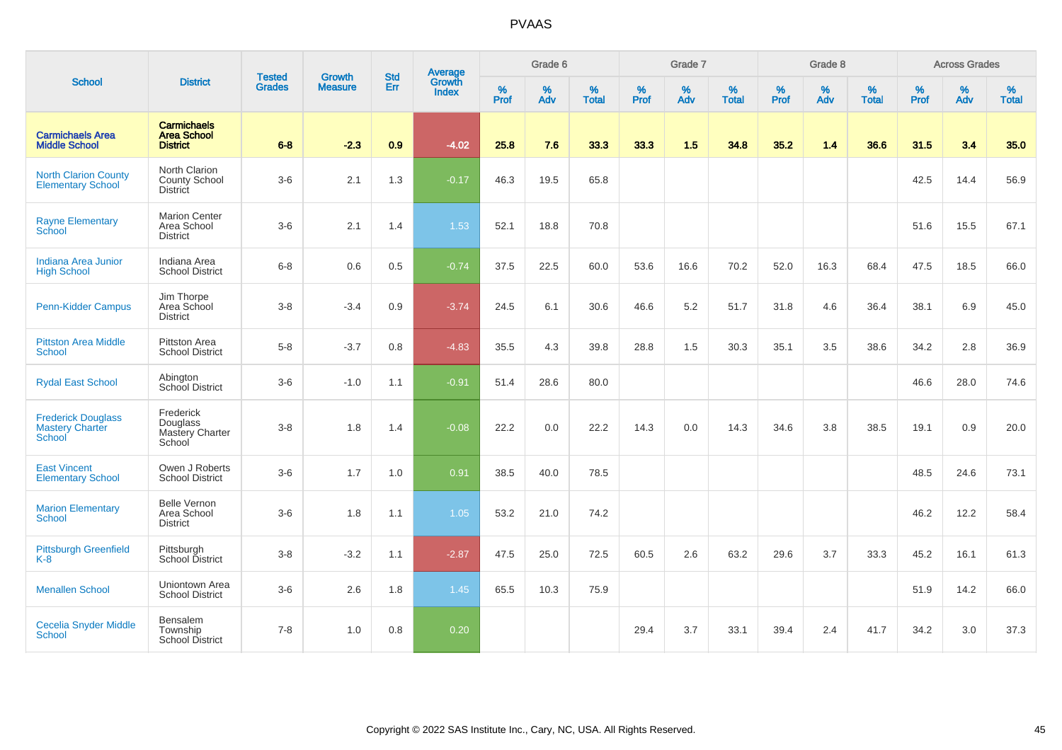# PVAAS

| School | District | Tested Grades | Growth Measure | Std Err | Average Growth Index | Grade 6 | | | Grade 7 | | | Grade 8 | | | Across Grades | | |
|---|---|---|---|---|---|---|---|---|---|---|---|---|---|---|---|---|---|
| | | | | | | % Prof | % Adv | % Total | % Prof | % Adv | % Total | % Prof | % Adv | % Total | % Prof | % Adv | % Total |
| **Carmichaels Area Middle School** | **Carmichaels Area School District** | **6-8** | **-2.3** | **0.9** | **-4.02** | **25.8** | **7.6** | **33.3** | **33.3** | **1.5** | **34.8** | **35.2** | **1.4** | **36.6** | **31.5** | **3.4** | **35.0** |
| North Clarion County Elementary School | North Clarion County School District | 3-6 | 2.1 | 1.3 | -0.17 | 46.3 | 19.5 | 65.8 | | | | | | | 42.5 | 14.4 | 56.9 |
| Rayne Elementary School | Marion Center Area School District | 3-6 | 2.1 | 1.4 | 1.53 | 52.1 | 18.8 | 70.8 | | | | | | | 51.6 | 15.5 | 67.1 |
| Indiana Area Junior High School | Indiana Area School District | 6-8 | 0.6 | 0.5 | -0.74 | 37.5 | 22.5 | 60.0 | 53.6 | 16.6 | 70.2 | 52.0 | 16.3 | 68.4 | 47.5 | 18.5 | 66.0 |
| Penn-Kidder Campus | Jim Thorpe Area School District | 3-8 | -3.4 | 0.9 | -3.74 | 24.5 | 6.1 | 30.6 | 46.6 | 5.2 | 51.7 | 31.8 | 4.6 | 36.4 | 38.1 | 6.9 | 45.0 |
| Pittston Area Middle School | Pittston Area School District | 5-8 | -3.7 | 0.8 | -4.83 | 35.5 | 4.3 | 39.8 | 28.8 | 1.5 | 30.3 | 35.1 | 3.5 | 38.6 | 34.2 | 2.8 | 36.9 |
| Rydal East School | Abington School District | 3-6 | -1.0 | 1.1 | -0.91 | 51.4 | 28.6 | 80.0 | | | | | | | 46.6 | 28.0 | 74.6 |
| Frederick Douglass Mastery Charter School | Frederick Douglass Mastery Charter School | 3-8 | 1.8 | 1.4 | -0.08 | 22.2 | 0.0 | 22.2 | 14.3 | 0.0 | 14.3 | 34.6 | 3.8 | 38.5 | 19.1 | 0.9 | 20.0 |
| East Vincent Elementary School | Owen J Roberts School District | 3-6 | 1.7 | 1.0 | 0.91 | 38.5 | 40.0 | 78.5 | | | | | | | 48.5 | 24.6 | 73.1 |
| Marion Elementary School | Belle Vernon Area School District | 3-6 | 1.8 | 1.1 | 1.05 | 53.2 | 21.0 | 74.2 | | | | | | | 46.2 | 12.2 | 58.4 |
| Pittsburgh Greenfield K-8 | Pittsburgh School District | 3-8 | -3.2 | 1.1 | -2.87 | 47.5 | 25.0 | 72.5 | 60.5 | 2.6 | 63.2 | 29.6 | 3.7 | 33.3 | 45.2 | 16.1 | 61.3 |
| Menallen School | Uniontown Area School District | 3-6 | 2.6 | 1.8 | 1.45 | 65.5 | 10.3 | 75.9 | | | | | | | 51.9 | 14.2 | 66.0 |
| Cecelia Snyder Middle School | Bensalem Township School District | 7-8 | 1.0 | 0.8 | 0.20 | | | | 29.4 | 3.7 | 33.1 | 39.4 | 2.4 | 41.7 | 34.2 | 3.0 | 37.3 |

Copyright © 2022 SAS Institute Inc., Cary, NC, USA. All Rights Reserved.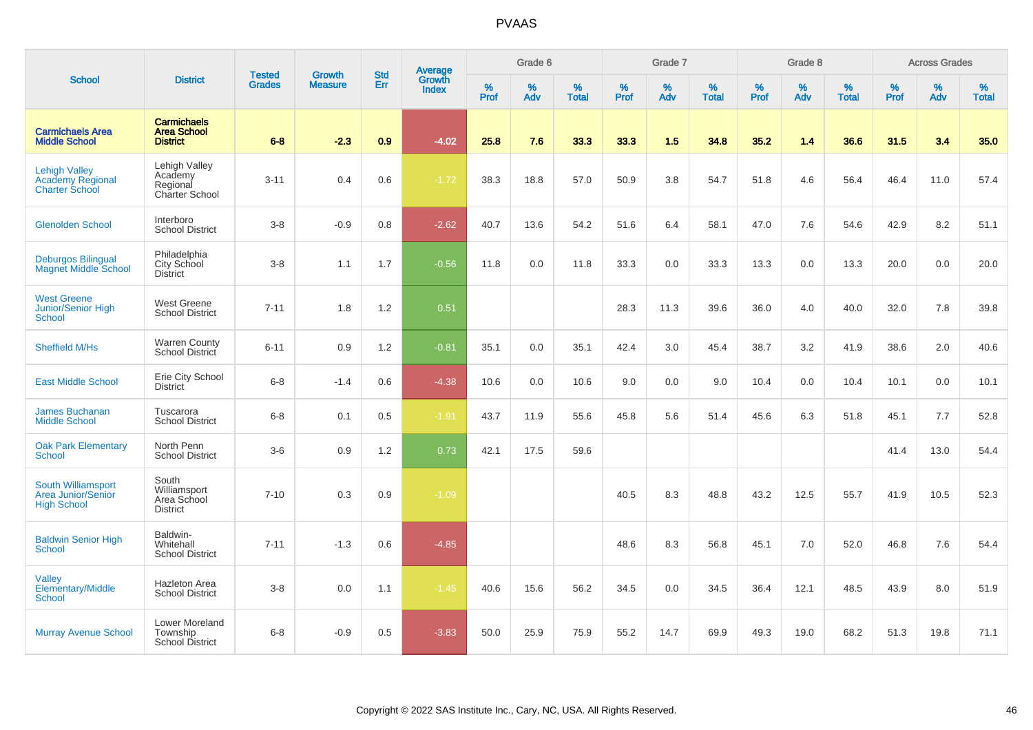# PVAAS

| School | District | Tested Grades | Growth Measure | Std Err | Average Growth Index | Grade 6 | | | Grade 7 | | | Grade 8 | | | Across Grades | | |
|---|---|---|---|---|---|---|---|---|---|---|---|---|---|---|---|---|---|
| | | | | | | % Prof | % Adv | % Total | % Prof | % Adv | % Total | % Prof | % Adv | % Total | % Prof | % Adv | % Total |
| **Carmichaels Area Middle School** | **Carmichaels Area School District** | **6-8** | **-2.3** | **0.9** | **-4.02** | **25.8** | **7.6** | **33.3** | **33.3** | **1.5** | **34.8** | **35.2** | **1.4** | **36.6** | **31.5** | **3.4** | **35.0** |
| Lehigh Valley Academy Regional Charter School | Lehigh Valley Academy Regional Charter School | 3-11 | 0.4 | 0.6 | -1.72 | 38.3 | 18.8 | 57.0 | 50.9 | 3.8 | 54.7 | 51.8 | 4.6 | 56.4 | 46.4 | 11.0 | 57.4 |
| Glenolden School | Interboro School District | 3-8 | -0.9 | 0.8 | -2.62 | 40.7 | 13.6 | 54.2 | 51.6 | 6.4 | 58.1 | 47.0 | 7.6 | 54.6 | 42.9 | 8.2 | 51.1 |
| Deburgos Bilingual Magnet Middle School | Philadelphia City School District | 3-8 | 1.1 | 1.7 | -0.56 | 11.8 | 0.0 | 11.8 | 33.3 | 0.0 | 33.3 | 13.3 | 0.0 | 13.3 | 20.0 | 0.0 | 20.0 |
| West Greene Junior/Senior High School | West Greene School District | 7-11 | 1.8 | 1.2 | 0.51 | | | | 28.3 | 11.3 | 39.6 | 36.0 | 4.0 | 40.0 | 32.0 | 7.8 | 39.8 |
| Sheffield M/Hs | Warren County School District | 6-11 | 0.9 | 1.2 | -0.81 | 35.1 | 0.0 | 35.1 | 42.4 | 3.0 | 45.4 | 38.7 | 3.2 | 41.9 | 38.6 | 2.0 | 40.6 |
| East Middle School | Erie City School District | 6-8 | -1.4 | 0.6 | -4.38 | 10.6 | 0.0 | 10.6 | 9.0 | 0.0 | 9.0 | 10.4 | 0.0 | 10.4 | 10.1 | 0.0 | 10.1 |
| James Buchanan Middle School | Tuscarora School District | 6-8 | 0.1 | 0.5 | -1.91 | 43.7 | 11.9 | 55.6 | 45.8 | 5.6 | 51.4 | 45.6 | 6.3 | 51.8 | 45.1 | 7.7 | 52.8 |
| Oak Park Elementary School | North Penn School District | 3-6 | 0.9 | 1.2 | 0.73 | 42.1 | 17.5 | 59.6 | | | | | | | 41.4 | 13.0 | 54.4 |
| South Williamsport Area Junior/Senior High School | South Williamsport Area School District | 7-10 | 0.3 | 0.9 | -1.09 | | | | 40.5 | 8.3 | 48.8 | 43.2 | 12.5 | 55.7 | 41.9 | 10.5 | 52.3 |
| Baldwin Senior High School | Baldwin-Whitehall School District | 7-11 | -1.3 | 0.6 | -4.85 | | | | 48.6 | 8.3 | 56.8 | 45.1 | 7.0 | 52.0 | 46.8 | 7.6 | 54.4 |
| Valley Elementary/Middle School | Hazleton Area School District | 3-8 | 0.0 | 1.1 | -1.45 | 40.6 | 15.6 | 56.2 | 34.5 | 0.0 | 34.5 | 36.4 | 12.1 | 48.5 | 43.9 | 8.0 | 51.9 |
| Murray Avenue School | Lower Moreland Township School District | 6-8 | -0.9 | 0.5 | -3.83 | 50.0 | 25.9 | 75.9 | 55.2 | 14.7 | 69.9 | 49.3 | 19.0 | 68.2 | 51.3 | 19.8 | 71.1 |

Copyright © 2022 SAS Institute Inc., Cary, NC, USA. All Rights Reserved.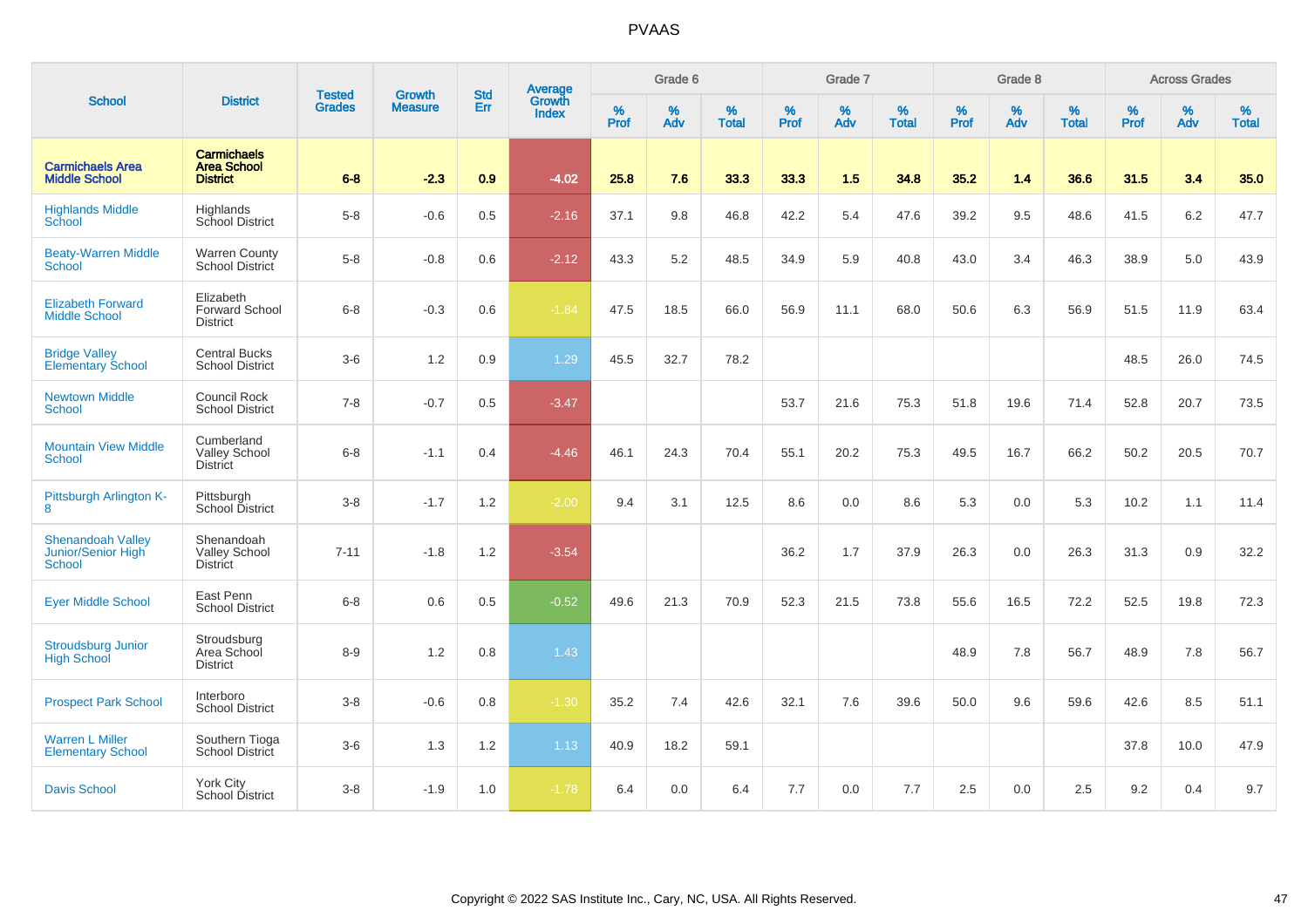# PVAAS

| School | District | Tested Grades | Growth Measure | Std Err | Average Growth Index | Grade 6 | | | Grade 7 | | | Grade 8 | | | Across Grades | | |
|---|---|---|---|---|---|---|---|---|---|---|---|---|---|---|---|---|---|
| | | | | | | % Prof | % Adv | % Total | % Prof | % Adv | % Total | % Prof | % Adv | % Total | % Prof | % Adv | % Total |
| **Carmichaels Area Middle School** | **Carmichaels Area School District** | **6-8** | **-2.3** | **0.9** | **-4.02** | **25.8** | **7.6** | **33.3** | **33.3** | **1.5** | **34.8** | **35.2** | **1.4** | **36.6** | **31.5** | **3.4** | **35.0** |
| Highlands Middle School | Highlands School District | 5-8 | -0.6 | 0.5 | -2.16 | 37.1 | 9.8 | 46.8 | 42.2 | 5.4 | 47.6 | 39.2 | 9.5 | 48.6 | 41.5 | 6.2 | 47.7 |
| Beaty-Warren Middle School | Warren County School District | 5-8 | -0.8 | 0.6 | -2.12 | 43.3 | 5.2 | 48.5 | 34.9 | 5.9 | 40.8 | 43.0 | 3.4 | 46.3 | 38.9 | 5.0 | 43.9 |
| Elizabeth Forward Middle School | Elizabeth Forward School District | 6-8 | -0.3 | 0.6 | -1.84 | 47.5 | 18.5 | 66.0 | 56.9 | 11.1 | 68.0 | 50.6 | 6.3 | 56.9 | 51.5 | 11.9 | 63.4 |
| Bridge Valley Elementary School | Central Bucks School District | 3-6 | 1.2 | 0.9 | 1.29 | 45.5 | 32.7 | 78.2 | | | | | | | 48.5 | 26.0 | 74.5 |
| Newtown Middle School | Council Rock School District | 7-8 | -0.7 | 0.5 | -3.47 | | | | 53.7 | 21.6 | 75.3 | 51.8 | 19.6 | 71.4 | 52.8 | 20.7 | 73.5 |
| Mountain View Middle School | Cumberland Valley School District | 6-8 | -1.1 | 0.4 | -4.46 | 46.1 | 24.3 | 70.4 | 55.1 | 20.2 | 75.3 | 49.5 | 16.7 | 66.2 | 50.2 | 20.5 | 70.7 |
| Pittsburgh Arlington K-8 | Pittsburgh School District | 3-8 | -1.7 | 1.2 | -2.00 | 9.4 | 3.1 | 12.5 | 8.6 | 0.0 | 8.6 | 5.3 | 0.0 | 5.3 | 10.2 | 1.1 | 11.4 |
| Shenandoah Valley Junior/Senior High School | Shenandoah Valley School District | 7-11 | -1.8 | 1.2 | -3.54 | | | | 36.2 | 1.7 | 37.9 | 26.3 | 0.0 | 26.3 | 31.3 | 0.9 | 32.2 |
| Eyer Middle School | East Penn School District | 6-8 | 0.6 | 0.5 | -0.52 | 49.6 | 21.3 | 70.9 | 52.3 | 21.5 | 73.8 | 55.6 | 16.5 | 72.2 | 52.5 | 19.8 | 72.3 |
| Stroudsburg Junior High School | Stroudsburg Area School District | 8-9 | 1.2 | 0.8 | 1.43 | | | | | | | 48.9 | 7.8 | 56.7 | 48.9 | 7.8 | 56.7 |
| Prospect Park School | Interboro School District | 3-8 | -0.6 | 0.8 | -1.30 | 35.2 | 7.4 | 42.6 | 32.1 | 7.6 | 39.6 | 50.0 | 9.6 | 59.6 | 42.6 | 8.5 | 51.1 |
| Warren L Miller Elementary School | Southern Tioga School District | 3-6 | 1.3 | 1.2 | 1.13 | 40.9 | 18.2 | 59.1 | | | | | | | 37.8 | 10.0 | 47.9 |
| Davis School | York City School District | 3-8 | -1.9 | 1.0 | -1.78 | 6.4 | 0.0 | 6.4 | 7.7 | 0.0 | 7.7 | 2.5 | 0.0 | 2.5 | 9.2 | 0.4 | 9.7 |

Copyright © 2022 SAS Institute Inc., Cary, NC, USA. All Rights Reserved.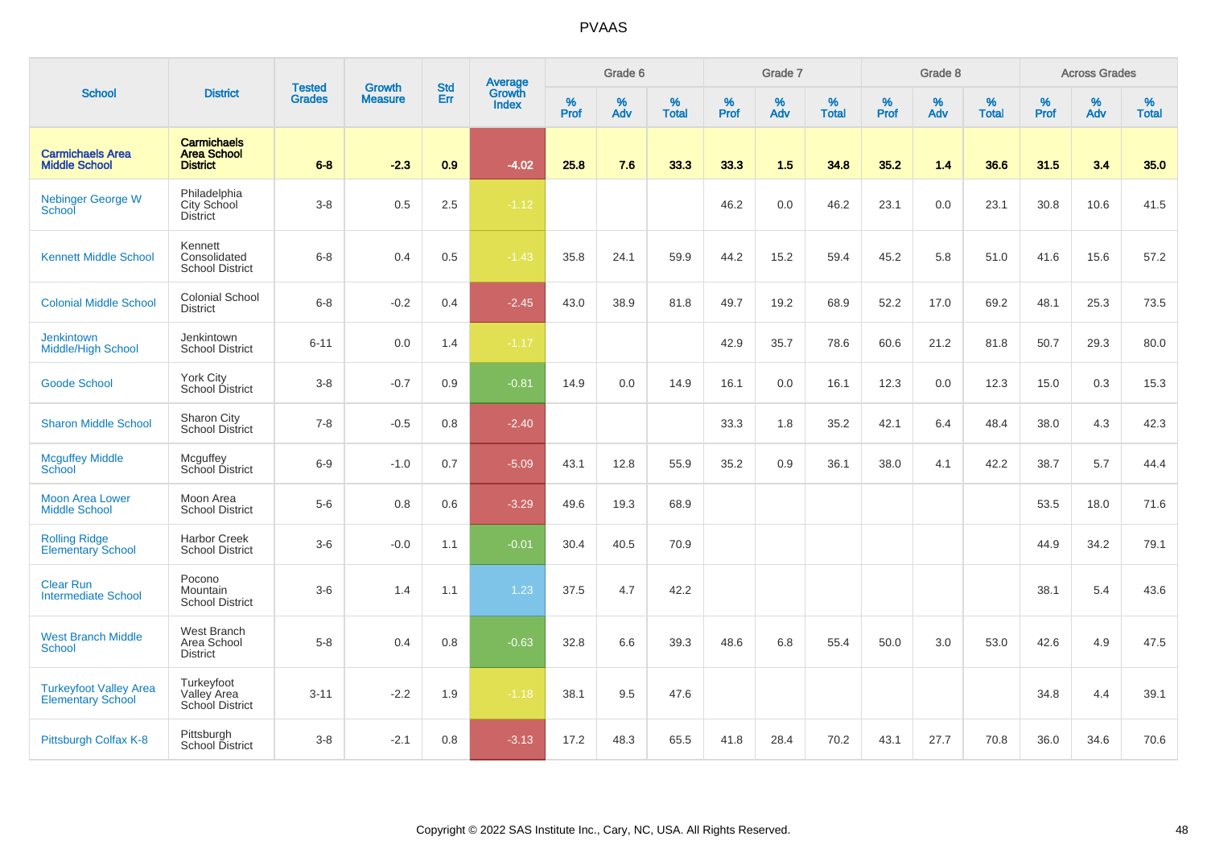PVAAS

| School | District | Tested Grades | Growth Measure | Std Err | Average Growth Index | Grade 6 | | | Grade 7 | | | Grade 8 | | | Across Grades | | |
|---|---|---|---|---|---|---|---|---|---|---|---|---|---|---|---|---|---|
| | | | | | | % Prof | % Adv | % Total | % Prof | % Adv | % Total | % Prof | % Adv | % Total | % Prof | % Adv | % Total |
| **Carmichaels Area Middle School** | **Carmichaels Area School District** | **6-8** | **-2.3** | **0.9** | **-4.02** | **25.8** | **7.6** | **33.3** | **33.3** | **1.5** | **34.8** | **35.2** | **1.4** | **36.6** | **31.5** | **3.4** | **35.0** |
| Nebinger George W School | Philadelphia City School District | 3-8 | 0.5 | 2.5 | -1.12 | | | | 46.2 | 0.0 | 46.2 | 23.1 | 0.0 | 23.1 | 30.8 | 10.6 | 41.5 |
| Kennett Middle School | Kennett Consolidated School District | 6-8 | 0.4 | 0.5 | -1.43 | 35.8 | 24.1 | 59.9 | 44.2 | 15.2 | 59.4 | 45.2 | 5.8 | 51.0 | 41.6 | 15.6 | 57.2 |
| Colonial Middle School | Colonial School District | 6-8 | -0.2 | 0.4 | -2.45 | 43.0 | 38.9 | 81.8 | 49.7 | 19.2 | 68.9 | 52.2 | 17.0 | 69.2 | 48.1 | 25.3 | 73.5 |
| Jenkintown Middle/High School | Jenkintown School District | 6-11 | 0.0 | 1.4 | -1.17 | | | | 42.9 | 35.7 | 78.6 | 60.6 | 21.2 | 81.8 | 50.7 | 29.3 | 80.0 |
| Goode School | York City School District | 3-8 | -0.7 | 0.9 | -0.81 | 14.9 | 0.0 | 14.9 | 16.1 | 0.0 | 16.1 | 12.3 | 0.0 | 12.3 | 15.0 | 0.3 | 15.3 |
| Sharon Middle School | Sharon City School District | 7-8 | -0.5 | 0.8 | -2.40 | | | | 33.3 | 1.8 | 35.2 | 42.1 | 6.4 | 48.4 | 38.0 | 4.3 | 42.3 |
| Mcguffey Middle School | Mcguffey School District | 6-9 | -1.0 | 0.7 | -5.09 | 43.1 | 12.8 | 55.9 | 35.2 | 0.9 | 36.1 | 38.0 | 4.1 | 42.2 | 38.7 | 5.7 | 44.4 |
| Moon Area Lower Middle School | Moon Area School District | 5-6 | 0.8 | 0.6 | -3.29 | 49.6 | 19.3 | 68.9 | | | | | | | 53.5 | 18.0 | 71.6 |
| Rolling Ridge Elementary School | Harbor Creek School District | 3-6 | -0.0 | 1.1 | -0.01 | 30.4 | 40.5 | 70.9 | | | | | | | 44.9 | 34.2 | 79.1 |
| Clear Run Intermediate School | Pocono Mountain School District | 3-6 | 1.4 | 1.1 | 1.23 | 37.5 | 4.7 | 42.2 | | | | | | | 38.1 | 5.4 | 43.6 |
| West Branch Middle School | West Branch Area School District | 5-8 | 0.4 | 0.8 | -0.63 | 32.8 | 6.6 | 39.3 | 48.6 | 6.8 | 55.4 | 50.0 | 3.0 | 53.0 | 42.6 | 4.9 | 47.5 |
| Turkeyfoot Valley Area Elementary School | Turkeyfoot Valley Area School District | 3-11 | -2.2 | 1.9 | -1.18 | 38.1 | 9.5 | 47.6 | | | | | | | 34.8 | 4.4 | 39.1 |
| Pittsburgh Colfax K-8 | Pittsburgh School District | 3-8 | -2.1 | 0.8 | -3.13 | 17.2 | 48.3 | 65.5 | 41.8 | 28.4 | 70.2 | 43.1 | 27.7 | 70.8 | 36.0 | 34.6 | 70.6 |

Copyright © 2022 SAS Institute Inc., Cary, NC, USA. All Rights Reserved.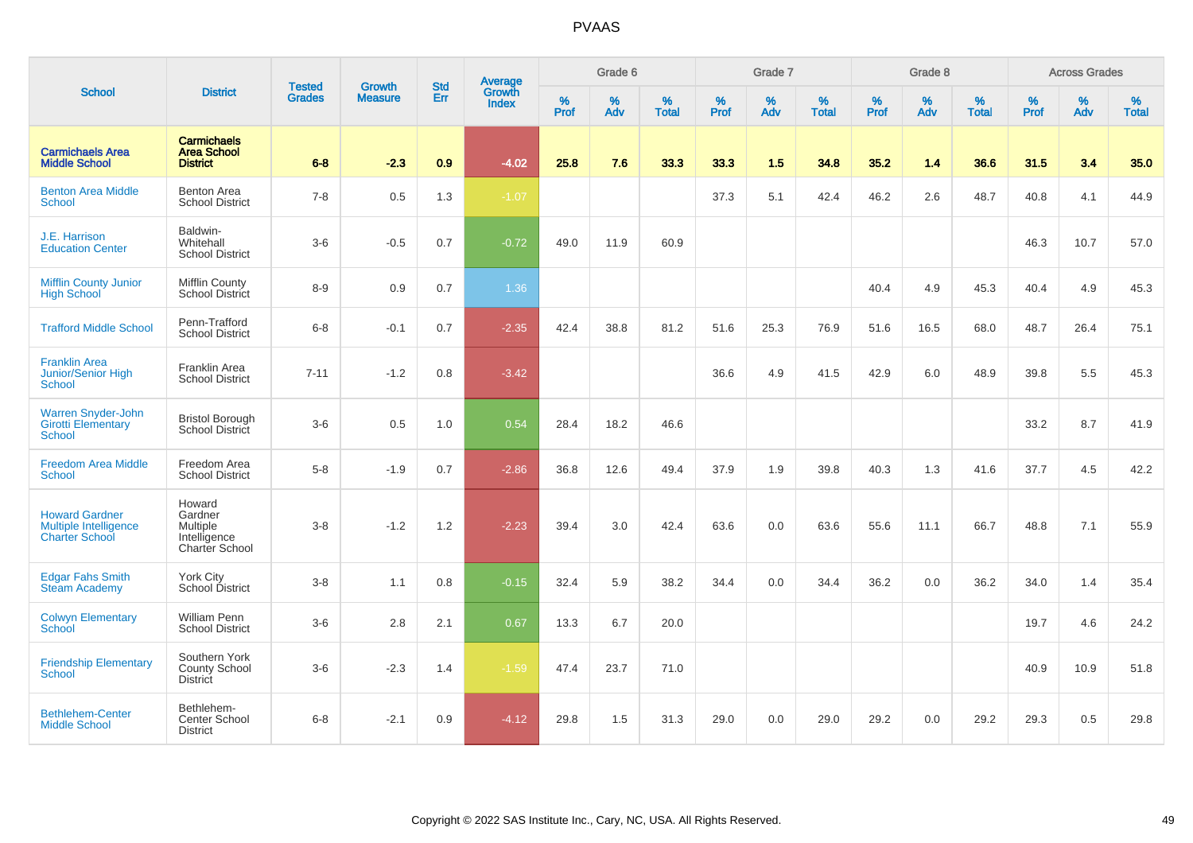# PVAAS

| School | District | Tested Grades | Growth Measure | Std Err | Average Growth Index | Grade 6 | | | Grade 7 | | | Grade 8 | | | Across Grades | | |
|---|---|---|---|---|---|---|---|---|---|---|---|---|---|---|---|---|---|
| | | | | | | % Prof | % Adv | % Total | % Prof | % Adv | % Total | % Prof | % Adv | % Total | % Prof | % Adv | % Total |
| **Carmichaels Area Middle School** | **Carmichaels Area School District** | **6-8** | **-2.3** | **0.9** | **-4.02** | **25.8** | **7.6** | **33.3** | **33.3** | **1.5** | **34.8** | **35.2** | **1.4** | **36.6** | **31.5** | **3.4** | **35.0** |
| Benton Area Middle School | Benton Area School District | 7-8 | 0.5 | 1.3 | -1.07 | | | | 37.3 | 5.1 | 42.4 | 46.2 | 2.6 | 48.7 | 40.8 | 4.1 | 44.9 |
| J.E. Harrison Education Center | Baldwin-Whitehall School District | 3-6 | -0.5 | 0.7 | -0.72 | 49.0 | 11.9 | 60.9 | | | | | | | 46.3 | 10.7 | 57.0 |
| Mifflin County Junior High School | Mifflin County School District | 8-9 | 0.9 | 0.7 | 1.36 | | | | | | | 40.4 | 4.9 | 45.3 | 40.4 | 4.9 | 45.3 |
| Trafford Middle School | Penn-Trafford School District | 6-8 | -0.1 | 0.7 | -2.35 | 42.4 | 38.8 | 81.2 | 51.6 | 25.3 | 76.9 | 51.6 | 16.5 | 68.0 | 48.7 | 26.4 | 75.1 |
| Franklin Area Junior/Senior High School | Franklin Area School District | 7-11 | -1.2 | 0.8 | -3.42 | | | | 36.6 | 4.9 | 41.5 | 42.9 | 6.0 | 48.9 | 39.8 | 5.5 | 45.3 |
| Warren Snyder-John Girotti Elementary School | Bristol Borough School District | 3-6 | 0.5 | 1.0 | 0.54 | 28.4 | 18.2 | 46.6 | | | | | | | 33.2 | 8.7 | 41.9 |
| Freedom Area Middle School | Freedom Area School District | 5-8 | -1.9 | 0.7 | -2.86 | 36.8 | 12.6 | 49.4 | 37.9 | 1.9 | 39.8 | 40.3 | 1.3 | 41.6 | 37.7 | 4.5 | 42.2 |
| Howard Gardner Multiple Intelligence Charter School | Howard Gardner Multiple Intelligence Charter School | 3-8 | -1.2 | 1.2 | -2.23 | 39.4 | 3.0 | 42.4 | 63.6 | 0.0 | 63.6 | 55.6 | 11.1 | 66.7 | 48.8 | 7.1 | 55.9 |
| Edgar Fahs Smith Steam Academy | York City School District | 3-8 | 1.1 | 0.8 | -0.15 | 32.4 | 5.9 | 38.2 | 34.4 | 0.0 | 34.4 | 36.2 | 0.0 | 36.2 | 34.0 | 1.4 | 35.4 |
| Colwyn Elementary School | William Penn School District | 3-6 | 2.8 | 2.1 | 0.67 | 13.3 | 6.7 | 20.0 | | | | | | | 19.7 | 4.6 | 24.2 |
| Friendship Elementary School | Southern York County School District | 3-6 | -2.3 | 1.4 | -1.59 | 47.4 | 23.7 | 71.0 | | | | | | | 40.9 | 10.9 | 51.8 |
| Bethlehem-Center Middle School | Bethlehem-Center School District | 6-8 | -2.1 | 0.9 | -4.12 | 29.8 | 1.5 | 31.3 | 29.0 | 0.0 | 29.0 | 29.2 | 0.0 | 29.2 | 29.3 | 0.5 | 29.8 |

Copyright © 2022 SAS Institute Inc., Cary, NC, USA. All Rights Reserved.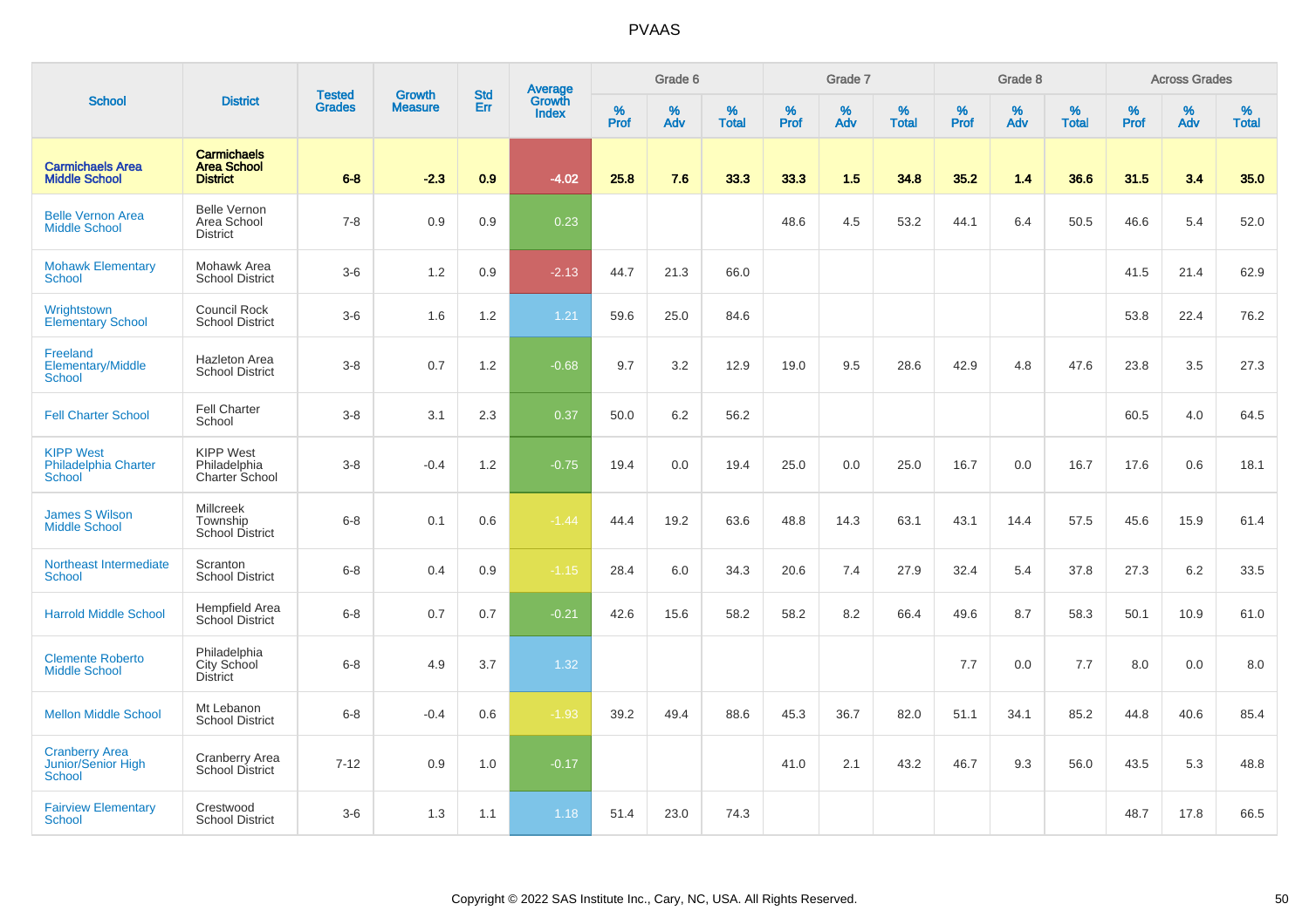# PVAAS

| School | District | Tested Grades | Growth Measure | Std Err | Average Growth Index | Grade 6 | | | Grade 7 | | | Grade 8 | | | Across Grades | | |
|---|---|---|---|---|---|---|---|---|---|---|---|---|---|---|---|---|---|
| | | | | | | % Prof | % Adv | % Total | % Prof | % Adv | % Total | % Prof | % Adv | % Total | % Prof | % Adv | % Total |
| **Carmichaels Area Middle School** | **Carmichaels Area School District** | **6-8** | **-2.3** | **0.9** | **-4.02** | **25.8** | **7.6** | **33.3** | **33.3** | **1.5** | **34.8** | **35.2** | **1.4** | **36.6** | **31.5** | **3.4** | **35.0** |
| Belle Vernon Area Middle School | Belle Vernon Area School District | 7-8 | 0.9 | 0.9 | 0.23 | | | | 48.6 | 4.5 | 53.2 | 44.1 | 6.4 | 50.5 | 46.6 | 5.4 | 52.0 |
| Mohawk Elementary School | Mohawk Area School District | 3-6 | 1.2 | 0.9 | -2.13 | 44.7 | 21.3 | 66.0 | | | | | | | 41.5 | 21.4 | 62.9 |
| Wrightstown Elementary School | Council Rock School District | 3-6 | 1.6 | 1.2 | 1.21 | 59.6 | 25.0 | 84.6 | | | | | | | 53.8 | 22.4 | 76.2 |
| Freeland Elementary/Middle School | Hazleton Area School District | 3-8 | 0.7 | 1.2 | -0.68 | 9.7 | 3.2 | 12.9 | 19.0 | 9.5 | 28.6 | 42.9 | 4.8 | 47.6 | 23.8 | 3.5 | 27.3 |
| Fell Charter School | Fell Charter School | 3-8 | 3.1 | 2.3 | 0.37 | 50.0 | 6.2 | 56.2 | | | | | | | 60.5 | 4.0 | 64.5 |
| KIPP West Philadelphia Charter School | KIPP West Philadelphia Charter School | 3-8 | -0.4 | 1.2 | -0.75 | 19.4 | 0.0 | 19.4 | 25.0 | 0.0 | 25.0 | 16.7 | 0.0 | 16.7 | 17.6 | 0.6 | 18.1 |
| James S Wilson Middle School | Millcreek Township School District | 6-8 | 0.1 | 0.6 | -1.44 | 44.4 | 19.2 | 63.6 | 48.8 | 14.3 | 63.1 | 43.1 | 14.4 | 57.5 | 45.6 | 15.9 | 61.4 |
| Northeast Intermediate School | Scranton School District | 6-8 | 0.4 | 0.9 | -1.15 | 28.4 | 6.0 | 34.3 | 20.6 | 7.4 | 27.9 | 32.4 | 5.4 | 37.8 | 27.3 | 6.2 | 33.5 |
| Harrold Middle School | Hempfield Area School District | 6-8 | 0.7 | 0.7 | -0.21 | 42.6 | 15.6 | 58.2 | 58.2 | 8.2 | 66.4 | 49.6 | 8.7 | 58.3 | 50.1 | 10.9 | 61.0 |
| Clemente Roberto Middle School | Philadelphia City School District | 6-8 | 4.9 | 3.7 | 1.32 | | | | | | | 7.7 | 0.0 | 7.7 | 8.0 | 0.0 | 8.0 |
| Mellon Middle School | Mt Lebanon School District | 6-8 | -0.4 | 0.6 | -1.93 | 39.2 | 49.4 | 88.6 | 45.3 | 36.7 | 82.0 | 51.1 | 34.1 | 85.2 | 44.8 | 40.6 | 85.4 |
| Cranberry Area Junior/Senior High School | Cranberry Area School District | 7-12 | 0.9 | 1.0 | -0.17 | | | | 41.0 | 2.1 | 43.2 | 46.7 | 9.3 | 56.0 | 43.5 | 5.3 | 48.8 |
| Fairview Elementary School | Crestwood School District | 3-6 | 1.3 | 1.1 | 1.18 | 51.4 | 23.0 | 74.3 | | | | | | | 48.7 | 17.8 | 66.5 |

Copyright © 2022 SAS Institute Inc., Cary, NC, USA. All Rights Reserved.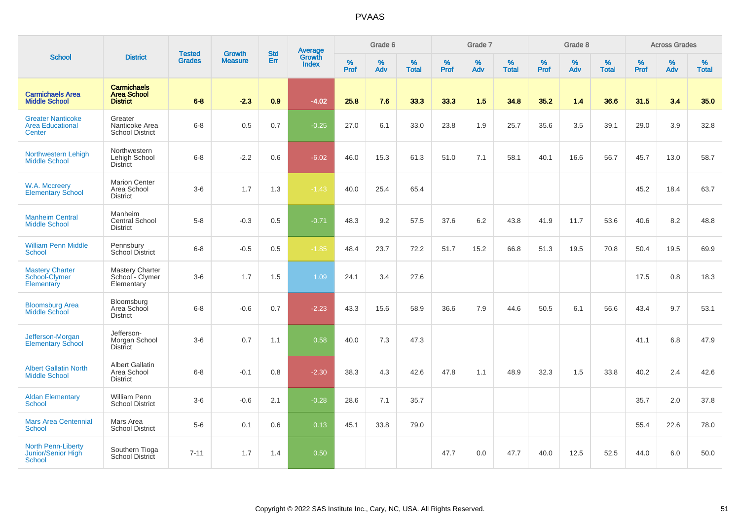# PVAAS

| School | District | Tested Grades | Growth Measure | Std Err | Average Growth Index | Grade 6 | | | Grade 7 | | | Grade 8 | | | Across Grades | | |
|---|---|---|---|---|---|---|---|---|---|---|---|---|---|---|---|---|---|
| | | | | | | % Prof | % Adv | % Total | % Prof | % Adv | % Total | % Prof | % Adv | % Total | % Prof | % Adv | % Total |
| **Carmichaels Area Middle School** | **Carmichaels Area School District** | **6-8** | **-2.3** | **0.9** | **-4.02** | **25.8** | **7.6** | **33.3** | **33.3** | **1.5** | **34.8** | **35.2** | **1.4** | **36.6** | **31.5** | **3.4** | **35.0** |
| Greater Nanticoke Area Educational Center | Greater Nanticoke Area School District | 6-8 | 0.5 | 0.7 | -0.25 | 27.0 | 6.1 | 33.0 | 23.8 | 1.9 | 25.7 | 35.6 | 3.5 | 39.1 | 29.0 | 3.9 | 32.8 |
| Northwestern Lehigh Middle School | Northwestern Lehigh School District | 6-8 | -2.2 | 0.6 | -6.02 | 46.0 | 15.3 | 61.3 | 51.0 | 7.1 | 58.1 | 40.1 | 16.6 | 56.7 | 45.7 | 13.0 | 58.7 |
| W.A. Mccreery Elementary School | Marion Center Area School District | 3-6 | 1.7 | 1.3 | -1.43 | 40.0 | 25.4 | 65.4 | | | | | | | 45.2 | 18.4 | 63.7 |
| Manheim Central Middle School | Manheim Central School District | 5-8 | -0.3 | 0.5 | -0.71 | 48.3 | 9.2 | 57.5 | 37.6 | 6.2 | 43.8 | 41.9 | 11.7 | 53.6 | 40.6 | 8.2 | 48.8 |
| William Penn Middle School | Pennsbury School District | 6-8 | -0.5 | 0.5 | -1.85 | 48.4 | 23.7 | 72.2 | 51.7 | 15.2 | 66.8 | 51.3 | 19.5 | 70.8 | 50.4 | 19.5 | 69.9 |
| Mastery Charter School-Clymer Elementary | Mastery Charter School - Clymer Elementary | 3-6 | 1.7 | 1.5 | 1.09 | 24.1 | 3.4 | 27.6 | | | | | | | 17.5 | 0.8 | 18.3 |
| Bloomsburg Area Middle School | Bloomsburg Area School District | 6-8 | -0.6 | 0.7 | -2.23 | 43.3 | 15.6 | 58.9 | 36.6 | 7.9 | 44.6 | 50.5 | 6.1 | 56.6 | 43.4 | 9.7 | 53.1 |
| Jefferson-Morgan Elementary School | Jefferson-Morgan School District | 3-6 | 0.7 | 1.1 | 0.58 | 40.0 | 7.3 | 47.3 | | | | | | | 41.1 | 6.8 | 47.9 |
| Albert Gallatin North Middle School | Albert Gallatin Area School District | 6-8 | -0.1 | 0.8 | -2.30 | 38.3 | 4.3 | 42.6 | 47.8 | 1.1 | 48.9 | 32.3 | 1.5 | 33.8 | 40.2 | 2.4 | 42.6 |
| Aldan Elementary School | William Penn School District | 3-6 | -0.6 | 2.1 | -0.28 | 28.6 | 7.1 | 35.7 | | | | | | | 35.7 | 2.0 | 37.8 |
| Mars Area Centennial School | Mars Area School District | 5-6 | 0.1 | 0.6 | 0.13 | 45.1 | 33.8 | 79.0 | | | | | | | 55.4 | 22.6 | 78.0 |
| North Penn-Liberty Junior/Senior High School | Southern Tioga School District | 7-11 | 1.7 | 1.4 | 0.50 | | | | 47.7 | 0.0 | 47.7 | 40.0 | 12.5 | 52.5 | 44.0 | 6.0 | 50.0 |

Copyright © 2022 SAS Institute Inc., Cary, NC, USA. All Rights Reserved.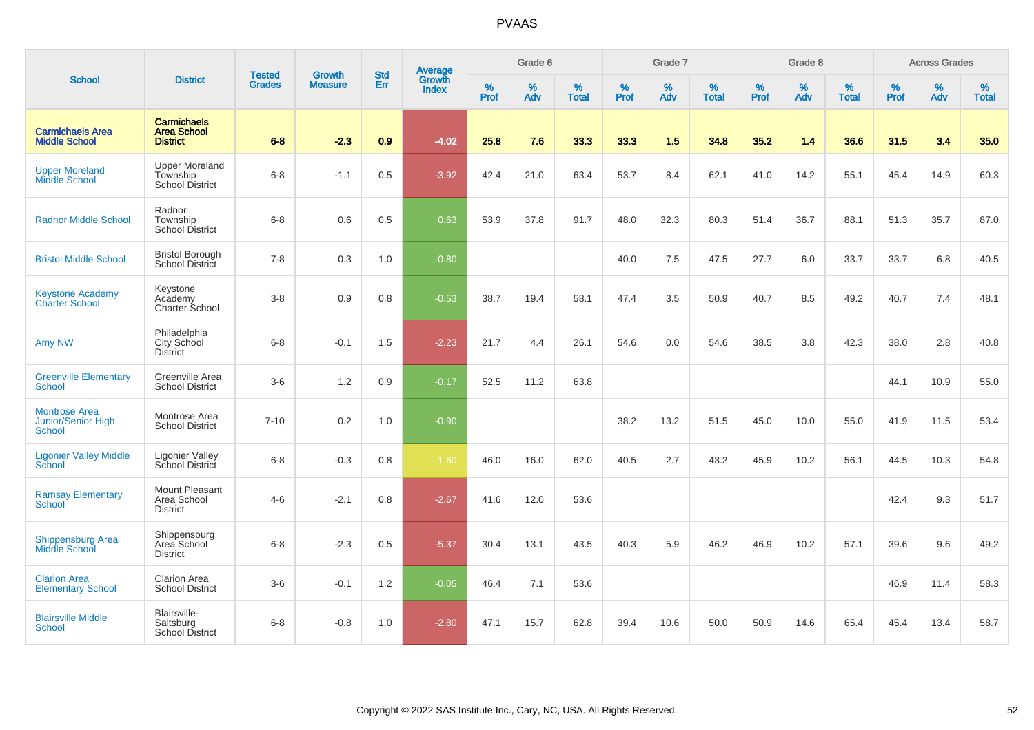# PVAAS

| School | District | Tested Grades | Growth Measure | Std Err | Average Growth Index | Grade 6 | | | Grade 7 | | | Grade 8 | | | Across Grades | | |
|---|---|---|---|---|---|---|---|---|---|---|---|---|---|---|---|---|---|
| | | | | | | % Prof | % Adv | % Total | % Prof | % Adv | % Total | % Prof | % Adv | % Total | % Prof | % Adv | % Total |
| **Carmichaels Area Middle School** | **Carmichaels Area School District** | **6-8** | **-2.3** | **0.9** | **-4.02** | **25.8** | **7.6** | **33.3** | **33.3** | **1.5** | **34.8** | **35.2** | **1.4** | **36.6** | **31.5** | **3.4** | **35.0** |
| Upper Moreland Middle School | Upper Moreland Township School District | 6-8 | -1.1 | 0.5 | -3.92 | 42.4 | 21.0 | 63.4 | 53.7 | 8.4 | 62.1 | 41.0 | 14.2 | 55.1 | 45.4 | 14.9 | 60.3 |
| Radnor Middle School | Radnor Township School District | 6-8 | 0.6 | 0.5 | 0.63 | 53.9 | 37.8 | 91.7 | 48.0 | 32.3 | 80.3 | 51.4 | 36.7 | 88.1 | 51.3 | 35.7 | 87.0 |
| Bristol Middle School | Bristol Borough School District | 7-8 | 0.3 | 1.0 | -0.80 | | | | 40.0 | 7.5 | 47.5 | 27.7 | 6.0 | 33.7 | 33.7 | 6.8 | 40.5 |
| Keystone Academy Charter School | Keystone Academy Charter School | 3-8 | 0.9 | 0.8 | -0.53 | 38.7 | 19.4 | 58.1 | 47.4 | 3.5 | 50.9 | 40.7 | 8.5 | 49.2 | 40.7 | 7.4 | 48.1 |
| Amy NW | Philadelphia City School District | 6-8 | -0.1 | 1.5 | -2.23 | 21.7 | 4.4 | 26.1 | 54.6 | 0.0 | 54.6 | 38.5 | 3.8 | 42.3 | 38.0 | 2.8 | 40.8 |
| Greenville Elementary School | Greenville Area School District | 3-6 | 1.2 | 0.9 | -0.17 | 52.5 | 11.2 | 63.8 | | | | | | | 44.1 | 10.9 | 55.0 |
| Montrose Area Junior/Senior High School | Montrose Area School District | 7-10 | 0.2 | 1.0 | -0.90 | | | | 38.2 | 13.2 | 51.5 | 45.0 | 10.0 | 55.0 | 41.9 | 11.5 | 53.4 |
| Ligonier Valley Middle School | Ligonier Valley School District | 6-8 | -0.3 | 0.8 | -1.60 | 46.0 | 16.0 | 62.0 | 40.5 | 2.7 | 43.2 | 45.9 | 10.2 | 56.1 | 44.5 | 10.3 | 54.8 |
| Ramsay Elementary School | Mount Pleasant Area School District | 4-6 | -2.1 | 0.8 | -2.67 | 41.6 | 12.0 | 53.6 | | | | | | | 42.4 | 9.3 | 51.7 |
| Shippensburg Area Middle School | Shippensburg Area School District | 6-8 | -2.3 | 0.5 | -5.37 | 30.4 | 13.1 | 43.5 | 40.3 | 5.9 | 46.2 | 46.9 | 10.2 | 57.1 | 39.6 | 9.6 | 49.2 |
| Clarion Area Elementary School | Clarion Area School District | 3-6 | -0.1 | 1.2 | -0.05 | 46.4 | 7.1 | 53.6 | | | | | | | 46.9 | 11.4 | 58.3 |
| Blairsville Middle School | Blairsville-Saltsburg School District | 6-8 | -0.8 | 1.0 | -2.80 | 47.1 | 15.7 | 62.8 | 39.4 | 10.6 | 50.0 | 50.9 | 14.6 | 65.4 | 45.4 | 13.4 | 58.7 |

Copyright © 2022 SAS Institute Inc., Cary, NC, USA. All Rights Reserved.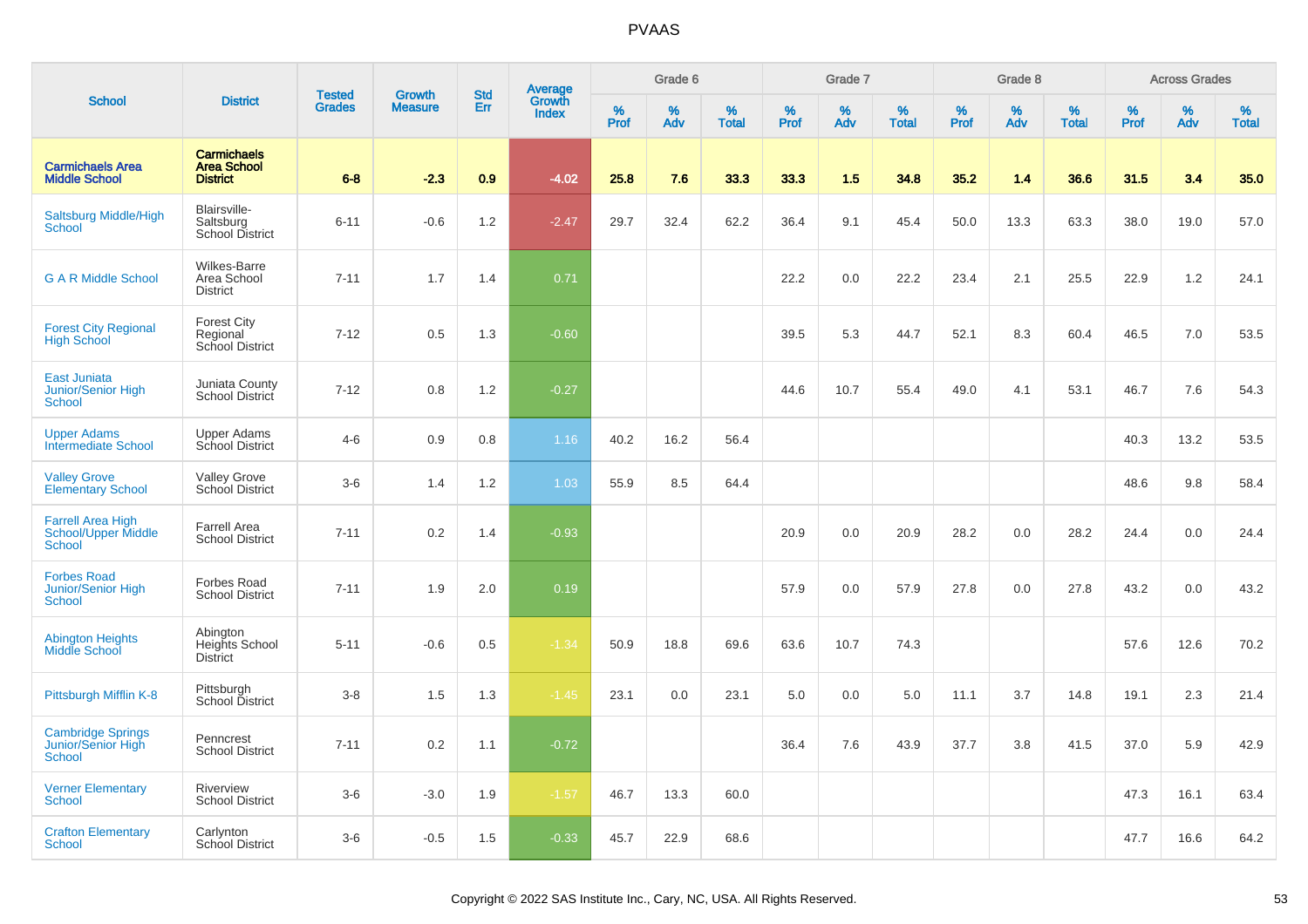# PVAAS

| School | District | Tested Grades | Growth Measure | Std Err | Average Growth Index | Grade 6 | | | Grade 7 | | | Grade 8 | | | Across Grades | | |
|---|---|---|---|---|---|---|---|---|---|---|---|---|---|---|---|---|---|
| | | | | | | % Prof | % Adv | % Total | % Prof | % Adv | % Total | % Prof | % Adv | % Total | % Prof | % Adv | % Total |
| **Carmichaels Area Middle School** | **Carmichaels Area School District** | **6-8** | **-2.3** | **0.9** | **-4.02** | **25.8** | **7.6** | **33.3** | **33.3** | **1.5** | **34.8** | **35.2** | **1.4** | **36.6** | **31.5** | **3.4** | **35.0** |
| Saltsburg Middle/High School | Blairsville-Saltsburg School District | 6-11 | -0.6 | 1.2 | -2.47 | 29.7 | 32.4 | 62.2 | 36.4 | 9.1 | 45.4 | 50.0 | 13.3 | 63.3 | 38.0 | 19.0 | 57.0 |
| G A R Middle School | Wilkes-Barre Area School District | 7-11 | 1.7 | 1.4 | 0.71 | | | | 22.2 | 0.0 | 22.2 | 23.4 | 2.1 | 25.5 | 22.9 | 1.2 | 24.1 |
| Forest City Regional High School | Forest City Regional School District | 7-12 | 0.5 | 1.3 | -0.60 | | | | 39.5 | 5.3 | 44.7 | 52.1 | 8.3 | 60.4 | 46.5 | 7.0 | 53.5 |
| East Juniata Junior/Senior High School | Juniata County School District | 7-12 | 0.8 | 1.2 | -0.27 | | | | 44.6 | 10.7 | 55.4 | 49.0 | 4.1 | 53.1 | 46.7 | 7.6 | 54.3 |
| Upper Adams Intermediate School | Upper Adams School District | 4-6 | 0.9 | 0.8 | 1.16 | 40.2 | 16.2 | 56.4 | | | | | | | 40.3 | 13.2 | 53.5 |
| Valley Grove Elementary School | Valley Grove School District | 3-6 | 1.4 | 1.2 | 1.03 | 55.9 | 8.5 | 64.4 | | | | | | | 48.6 | 9.8 | 58.4 |
| Farrell Area High School/Upper Middle School | Farrell Area School District | 7-11 | 0.2 | 1.4 | -0.93 | | | | 20.9 | 0.0 | 20.9 | 28.2 | 0.0 | 28.2 | 24.4 | 0.0 | 24.4 |
| Forbes Road Junior/Senior High School | Forbes Road School District | 7-11 | 1.9 | 2.0 | 0.19 | | | | 57.9 | 0.0 | 57.9 | 27.8 | 0.0 | 27.8 | 43.2 | 0.0 | 43.2 |
| Abington Heights Middle School | Abington Heights School District | 5-11 | -0.6 | 0.5 | -1.34 | 50.9 | 18.8 | 69.6 | 63.6 | 10.7 | 74.3 | | | | 57.6 | 12.6 | 70.2 |
| Pittsburgh Mifflin K-8 | Pittsburgh School District | 3-8 | 1.5 | 1.3 | -1.45 | 23.1 | 0.0 | 23.1 | 5.0 | 0.0 | 5.0 | 11.1 | 3.7 | 14.8 | 19.1 | 2.3 | 21.4 |
| Cambridge Springs Junior/Senior High School | Penncrest School District | 7-11 | 0.2 | 1.1 | -0.72 | | | | 36.4 | 7.6 | 43.9 | 37.7 | 3.8 | 41.5 | 37.0 | 5.9 | 42.9 |
| Verner Elementary School | Riverview School District | 3-6 | -3.0 | 1.9 | -1.57 | 46.7 | 13.3 | 60.0 | | | | | | | 47.3 | 16.1 | 63.4 |
| Crafton Elementary School | Carlynton School District | 3-6 | -0.5 | 1.5 | -0.33 | 45.7 | 22.9 | 68.6 | | | | | | | 47.7 | 16.6 | 64.2 |

Copyright © 2022 SAS Institute Inc., Cary, NC, USA. All Rights Reserved.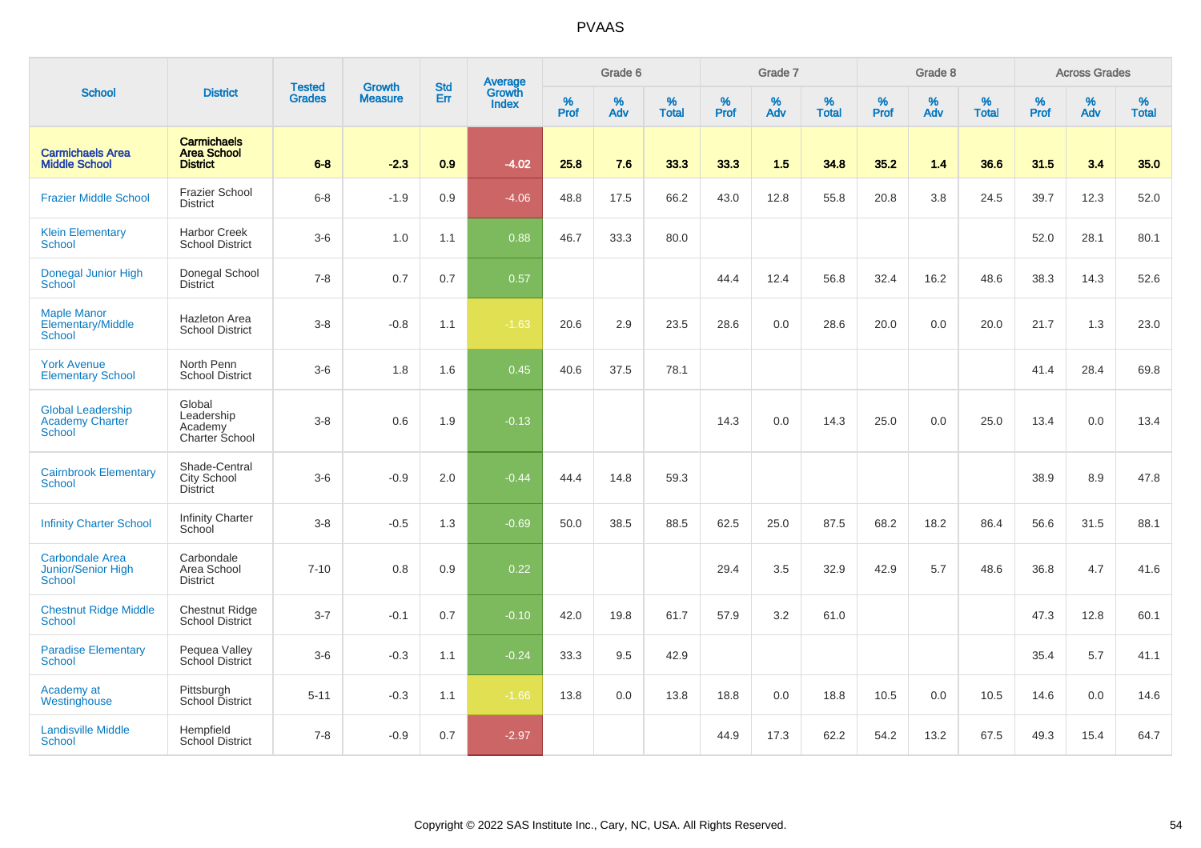PVAAS

| School | District | Tested Grades | Growth Measure | Std Err | Average Growth Index | Grade 6 | | | Grade 7 | | | Grade 8 | | | Across Grades | | |
|---|---|---|---|---|---|---|---|---|---|---|---|---|---|---|---|---|---|
| | | | | | | % Prof | % Adv | % Total | % Prof | % Adv | % Total | % Prof | % Adv | % Total | % Prof | % Adv | % Total |
| **Carmichaels Area Middle School** | **Carmichaels Area School District** | **6-8** | **-2.3** | **0.9** | **-4.02** | **25.8** | **7.6** | **33.3** | **33.3** | **1.5** | **34.8** | **35.2** | **1.4** | **36.6** | **31.5** | **3.4** | **35.0** |
| Frazier Middle School | Frazier School District | 6-8 | -1.9 | 0.9 | -4.06 | 48.8 | 17.5 | 66.2 | 43.0 | 12.8 | 55.8 | 20.8 | 3.8 | 24.5 | 39.7 | 12.3 | 52.0 |
| Klein Elementary School | Harbor Creek School District | 3-6 | 1.0 | 1.1 | 0.88 | 46.7 | 33.3 | 80.0 | | | | | | | 52.0 | 28.1 | 80.1 |
| Donegal Junior High School | Donegal School District | 7-8 | 0.7 | 0.7 | 0.57 | | | | 44.4 | 12.4 | 56.8 | 32.4 | 16.2 | 48.6 | 38.3 | 14.3 | 52.6 |
| Maple Manor Elementary/Middle School | Hazleton Area School District | 3-8 | -0.8 | 1.1 | -1.63 | 20.6 | 2.9 | 23.5 | 28.6 | 0.0 | 28.6 | 20.0 | 0.0 | 20.0 | 21.7 | 1.3 | 23.0 |
| York Avenue Elementary School | North Penn School District | 3-6 | 1.8 | 1.6 | 0.45 | 40.6 | 37.5 | 78.1 | | | | | | | 41.4 | 28.4 | 69.8 |
| Global Leadership Academy Charter School | Global Leadership Academy Charter School | 3-8 | 0.6 | 1.9 | -0.13 | | | | 14.3 | 0.0 | 14.3 | 25.0 | 0.0 | 25.0 | 13.4 | 0.0 | 13.4 |
| Cairnbrook Elementary School | Shade-Central City School District | 3-6 | -0.9 | 2.0 | -0.44 | 44.4 | 14.8 | 59.3 | | | | | | | 38.9 | 8.9 | 47.8 |
| Infinity Charter School | Infinity Charter School | 3-8 | -0.5 | 1.3 | -0.69 | 50.0 | 38.5 | 88.5 | 62.5 | 25.0 | 87.5 | 68.2 | 18.2 | 86.4 | 56.6 | 31.5 | 88.1 |
| Carbondale Area Junior/Senior High School | Carbondale Area School District | 7-10 | 0.8 | 0.9 | 0.22 | | | | 29.4 | 3.5 | 32.9 | 42.9 | 5.7 | 48.6 | 36.8 | 4.7 | 41.6 |
| Chestnut Ridge Middle School | Chestnut Ridge School District | 3-7 | -0.1 | 0.7 | -0.10 | 42.0 | 19.8 | 61.7 | 57.9 | 3.2 | 61.0 | | | | 47.3 | 12.8 | 60.1 |
| Paradise Elementary School | Pequea Valley School District | 3-6 | -0.3 | 1.1 | -0.24 | 33.3 | 9.5 | 42.9 | | | | | | | 35.4 | 5.7 | 41.1 |
| Academy at Westinghouse | Pittsburgh School District | 5-11 | -0.3 | 1.1 | -1.66 | 13.8 | 0.0 | 13.8 | 18.8 | 0.0 | 18.8 | 10.5 | 0.0 | 10.5 | 14.6 | 0.0 | 14.6 |
| Landisville Middle School | Hempfield School District | 7-8 | -0.9 | 0.7 | -2.97 | | | | 44.9 | 17.3 | 62.2 | 54.2 | 13.2 | 67.5 | 49.3 | 15.4 | 64.7 |

Copyright © 2022 SAS Institute Inc., Cary, NC, USA. All Rights Reserved.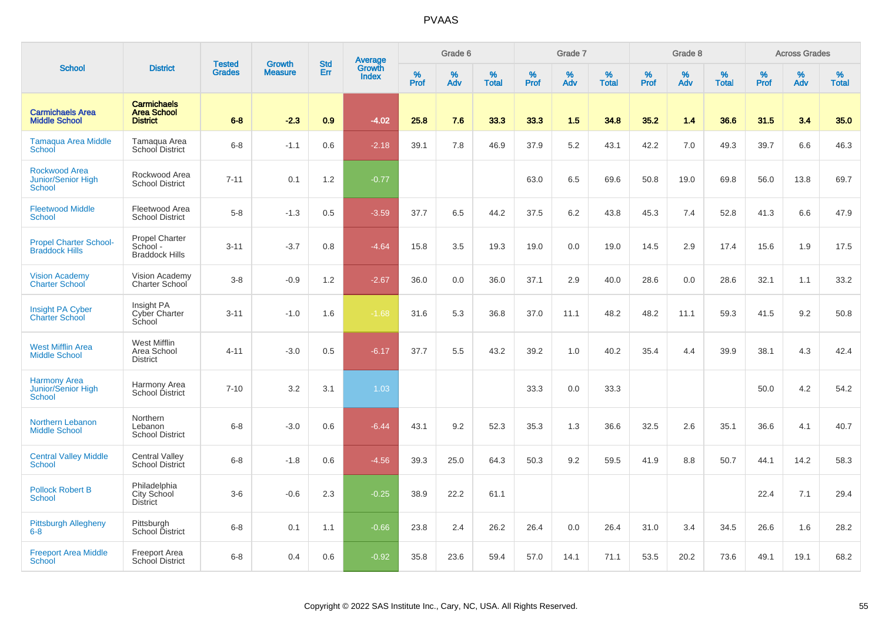# PVAAS

| School | District | Tested Grades | Growth Measure | Std Err | Average Growth Index | Grade 6 | | | Grade 7 | | | Grade 8 | | | Across Grades | | |
|---|---|---|---|---|---|---|---|---|---|---|---|---|---|---|---|---|---|
| | | | | | | % Prof | % Adv | % Total | % Prof | % Adv | % Total | % Prof | % Adv | % Total | % Prof | % Adv | % Total |
| **Carmichaels Area Middle School** | **Carmichaels Area School District** | **6-8** | **-2.3** | **0.9** | **-4.02** | **25.8** | **7.6** | **33.3** | **33.3** | **1.5** | **34.8** | **35.2** | **1.4** | **36.6** | **31.5** | **3.4** | **35.0** |
| Tamaqua Area Middle School | Tamaqua Area School District | 6-8 | -1.1 | 0.6 | -2.18 | 39.1 | 7.8 | 46.9 | 37.9 | 5.2 | 43.1 | 42.2 | 7.0 | 49.3 | 39.7 | 6.6 | 46.3 |
| Rockwood Area Junior/Senior High School | Rockwood Area School District | 7-11 | 0.1 | 1.2 | -0.77 | | | | 63.0 | 6.5 | 69.6 | 50.8 | 19.0 | 69.8 | 56.0 | 13.8 | 69.7 |
| Fleetwood Middle School | Fleetwood Area School District | 5-8 | -1.3 | 0.5 | -3.59 | 37.7 | 6.5 | 44.2 | 37.5 | 6.2 | 43.8 | 45.3 | 7.4 | 52.8 | 41.3 | 6.6 | 47.9 |
| Propel Charter School-Braddock Hills | Propel Charter School - Braddock Hills | 3-11 | -3.7 | 0.8 | -4.64 | 15.8 | 3.5 | 19.3 | 19.0 | 0.0 | 19.0 | 14.5 | 2.9 | 17.4 | 15.6 | 1.9 | 17.5 |
| Vision Academy Charter School | Vision Academy Charter School | 3-8 | -0.9 | 1.2 | -2.67 | 36.0 | 0.0 | 36.0 | 37.1 | 2.9 | 40.0 | 28.6 | 0.0 | 28.6 | 32.1 | 1.1 | 33.2 |
| Insight PA Cyber Charter School | Insight PA Cyber Charter School | 3-11 | -1.0 | 1.6 | -1.68 | 31.6 | 5.3 | 36.8 | 37.0 | 11.1 | 48.2 | 48.2 | 11.1 | 59.3 | 41.5 | 9.2 | 50.8 |
| West Mifflin Area Middle School | West Mifflin Area School District | 4-11 | -3.0 | 0.5 | -6.17 | 37.7 | 5.5 | 43.2 | 39.2 | 1.0 | 40.2 | 35.4 | 4.4 | 39.9 | 38.1 | 4.3 | 42.4 |
| Harmony Area Junior/Senior High School | Harmony Area School District | 7-10 | 3.2 | 3.1 | 1.03 | | | | 33.3 | 0.0 | 33.3 | | | | 50.0 | 4.2 | 54.2 |
| Northern Lebanon Middle School | Northern Lebanon School District | 6-8 | -3.0 | 0.6 | -6.44 | 43.1 | 9.2 | 52.3 | 35.3 | 1.3 | 36.6 | 32.5 | 2.6 | 35.1 | 36.6 | 4.1 | 40.7 |
| Central Valley Middle School | Central Valley School District | 6-8 | -1.8 | 0.6 | -4.56 | 39.3 | 25.0 | 64.3 | 50.3 | 9.2 | 59.5 | 41.9 | 8.8 | 50.7 | 44.1 | 14.2 | 58.3 |
| Pollock Robert B School | Philadelphia City School District | 3-6 | -0.6 | 2.3 | -0.25 | 38.9 | 22.2 | 61.1 | | | | | | | 22.4 | 7.1 | 29.4 |
| Pittsburgh Allegheny 6-8 | Pittsburgh School District | 6-8 | 0.1 | 1.1 | -0.66 | 23.8 | 2.4 | 26.2 | 26.4 | 0.0 | 26.4 | 31.0 | 3.4 | 34.5 | 26.6 | 1.6 | 28.2 |
| Freeport Area Middle School | Freeport Area School District | 6-8 | 0.4 | 0.6 | -0.92 | 35.8 | 23.6 | 59.4 | 57.0 | 14.1 | 71.1 | 53.5 | 20.2 | 73.6 | 49.1 | 19.1 | 68.2 |

Copyright © 2022 SAS Institute Inc., Cary, NC, USA. All Rights Reserved.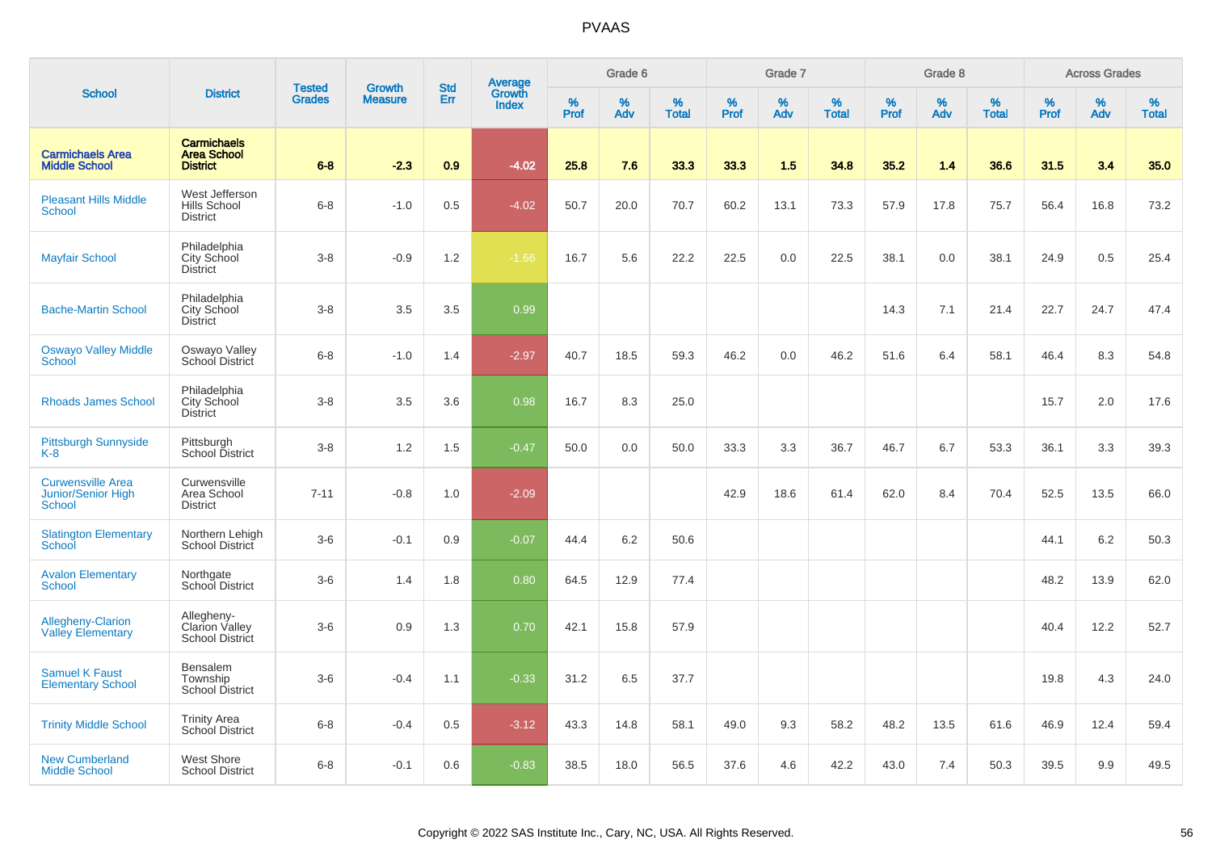# PVAAS

| School | District | Tested Grades | Growth Measure | Std Err | Average Growth Index | Grade 6 | | | Grade 7 | | | Grade 8 | | | Across Grades | | |
|---|---|---|---|---|---|---|---|---|---|---|---|---|---|---|---|---|---|
| | | | | | | % Prof | % Adv | % Total | % Prof | % Adv | % Total | % Prof | % Adv | % Total | % Prof | % Adv | % Total |
| **Carmichaels Area Middle School** | **Carmichaels Area School District** | **6-8** | **-2.3** | **0.9** | **-4.02** | **25.8** | **7.6** | **33.3** | **33.3** | **1.5** | **34.8** | **35.2** | **1.4** | **36.6** | **31.5** | **3.4** | **35.0** |
| Pleasant Hills Middle School | West Jefferson Hills School District | 6-8 | -1.0 | 0.5 | -4.02 | 50.7 | 20.0 | 70.7 | 60.2 | 13.1 | 73.3 | 57.9 | 17.8 | 75.7 | 56.4 | 16.8 | 73.2 |
| Mayfair School | Philadelphia City School District | 3-8 | -0.9 | 1.2 | -1.66 | 16.7 | 5.6 | 22.2 | 22.5 | 0.0 | 22.5 | 38.1 | 0.0 | 38.1 | 24.9 | 0.5 | 25.4 |
| Bache-Martin School | Philadelphia City School District | 3-8 | 3.5 | 3.5 | 0.99 | | | | | | | 14.3 | 7.1 | 21.4 | 22.7 | 24.7 | 47.4 |
| Oswayo Valley Middle School | Oswayo Valley School District | 6-8 | -1.0 | 1.4 | -2.97 | 40.7 | 18.5 | 59.3 | 46.2 | 0.0 | 46.2 | 51.6 | 6.4 | 58.1 | 46.4 | 8.3 | 54.8 |
| Rhoads James School | Philadelphia City School District | 3-8 | 3.5 | 3.6 | 0.98 | 16.7 | 8.3 | 25.0 | | | | | | | 15.7 | 2.0 | 17.6 |
| Pittsburgh Sunnyside K-8 | Pittsburgh School District | 3-8 | 1.2 | 1.5 | -0.47 | 50.0 | 0.0 | 50.0 | 33.3 | 3.3 | 36.7 | 46.7 | 6.7 | 53.3 | 36.1 | 3.3 | 39.3 |
| Curwensville Area Junior/Senior High School | Curwensville Area School District | 7-11 | -0.8 | 1.0 | -2.09 | | | | 42.9 | 18.6 | 61.4 | 62.0 | 8.4 | 70.4 | 52.5 | 13.5 | 66.0 |
| Slatington Elementary School | Northern Lehigh School District | 3-6 | -0.1 | 0.9 | -0.07 | 44.4 | 6.2 | 50.6 | | | | | | | 44.1 | 6.2 | 50.3 |
| Avalon Elementary School | Northgate School District | 3-6 | 1.4 | 1.8 | 0.80 | 64.5 | 12.9 | 77.4 | | | | | | | 48.2 | 13.9 | 62.0 |
| Allegheny-Clarion Valley Elementary | Allegheny-Clarion Valley School District | 3-6 | 0.9 | 1.3 | 0.70 | 42.1 | 15.8 | 57.9 | | | | | | | 40.4 | 12.2 | 52.7 |
| Samuel K Faust Elementary School | Bensalem Township School District | 3-6 | -0.4 | 1.1 | -0.33 | 31.2 | 6.5 | 37.7 | | | | | | | 19.8 | 4.3 | 24.0 |
| Trinity Middle School | Trinity Area School District | 6-8 | -0.4 | 0.5 | -3.12 | 43.3 | 14.8 | 58.1 | 49.0 | 9.3 | 58.2 | 48.2 | 13.5 | 61.6 | 46.9 | 12.4 | 59.4 |
| New Cumberland Middle School | West Shore School District | 6-8 | -0.1 | 0.6 | -0.83 | 38.5 | 18.0 | 56.5 | 37.6 | 4.6 | 42.2 | 43.0 | 7.4 | 50.3 | 39.5 | 9.9 | 49.5 |

Copyright © 2022 SAS Institute Inc., Cary, NC, USA. All Rights Reserved.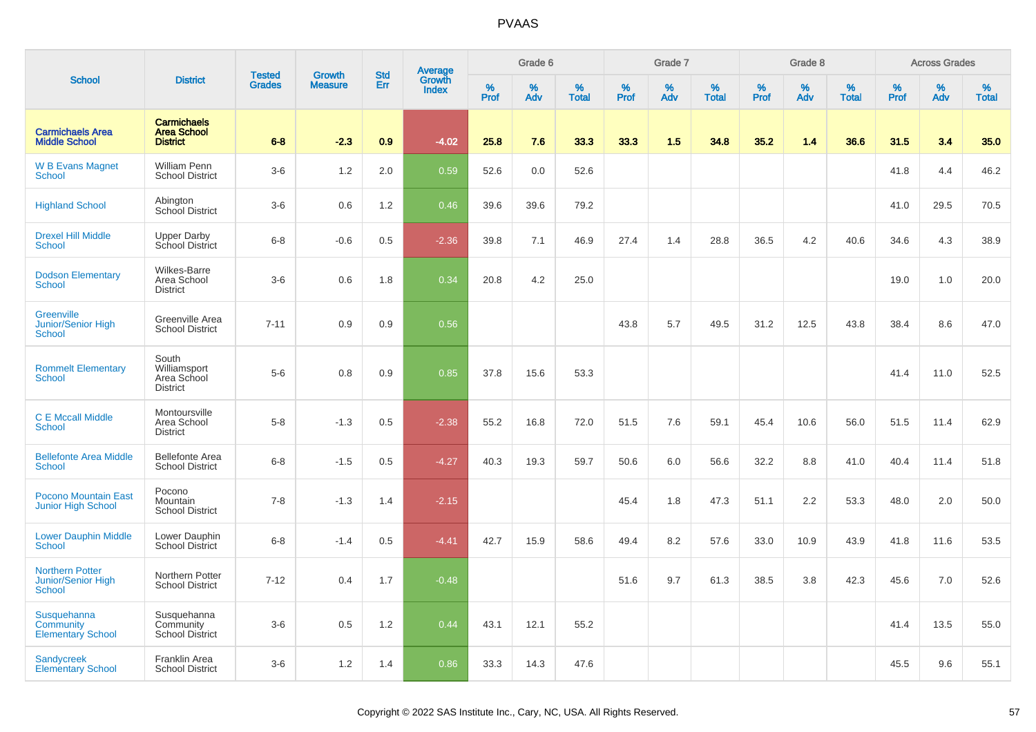# PVAAS

| School | District | Tested Grades | Growth Measure | Std Err | Average Growth Index | Grade 6 | | | Grade 7 | | | Grade 8 | | | Across Grades | | |
|---|---|---|---|---|---|---|---|---|---|---|---|---|---|---|---|---|---|
| | | | | | | % Prof | % Adv | % Total | % Prof | % Adv | % Total | % Prof | % Adv | % Total | % Prof | % Adv | % Total |
| **Carmichaels Area Middle School** | **Carmichaels Area School District** | **6-8** | **-2.3** | **0.9** | **-4.02** | **25.8** | **7.6** | **33.3** | **33.3** | **1.5** | **34.8** | **35.2** | **1.4** | **36.6** | **31.5** | **3.4** | **35.0** |
| W B Evans Magnet School | William Penn School District | 3-6 | 1.2 | 2.0 | 0.59 | 52.6 | 0.0 | 52.6 | | | | | | | 41.8 | 4.4 | 46.2 |
| Highland School | Abington School District | 3-6 | 0.6 | 1.2 | 0.46 | 39.6 | 39.6 | 79.2 | | | | | | | 41.0 | 29.5 | 70.5 |
| Drexel Hill Middle School | Upper Darby School District | 6-8 | -0.6 | 0.5 | -2.36 | 39.8 | 7.1 | 46.9 | 27.4 | 1.4 | 28.8 | 36.5 | 4.2 | 40.6 | 34.6 | 4.3 | 38.9 |
| Dodson Elementary School | Wilkes-Barre Area School District | 3-6 | 0.6 | 1.8 | 0.34 | 20.8 | 4.2 | 25.0 | | | | | | | 19.0 | 1.0 | 20.0 |
| Greenville Junior/Senior High School | Greenville Area School District | 7-11 | 0.9 | 0.9 | 0.56 | | | | 43.8 | 5.7 | 49.5 | 31.2 | 12.5 | 43.8 | 38.4 | 8.6 | 47.0 |
| Rommelt Elementary School | South Williamsport Area School District | 5-6 | 0.8 | 0.9 | 0.85 | 37.8 | 15.6 | 53.3 | | | | | | | 41.4 | 11.0 | 52.5 |
| C E Mccall Middle School | Montoursville Area School District | 5-8 | -1.3 | 0.5 | -2.38 | 55.2 | 16.8 | 72.0 | 51.5 | 7.6 | 59.1 | 45.4 | 10.6 | 56.0 | 51.5 | 11.4 | 62.9 |
| Bellefonte Area Middle School | Bellefonte Area School District | 6-8 | -1.5 | 0.5 | -4.27 | 40.3 | 19.3 | 59.7 | 50.6 | 6.0 | 56.6 | 32.2 | 8.8 | 41.0 | 40.4 | 11.4 | 51.8 |
| Pocono Mountain East Junior High School | Pocono Mountain School District | 7-8 | -1.3 | 1.4 | -2.15 | | | | 45.4 | 1.8 | 47.3 | 51.1 | 2.2 | 53.3 | 48.0 | 2.0 | 50.0 |
| Lower Dauphin Middle School | Lower Dauphin School District | 6-8 | -1.4 | 0.5 | -4.41 | 42.7 | 15.9 | 58.6 | 49.4 | 8.2 | 57.6 | 33.0 | 10.9 | 43.9 | 41.8 | 11.6 | 53.5 |
| Northern Potter Junior/Senior High School | Northern Potter School District | 7-12 | 0.4 | 1.7 | -0.48 | | | | 51.6 | 9.7 | 61.3 | 38.5 | 3.8 | 42.3 | 45.6 | 7.0 | 52.6 |
| Susquehanna Community Elementary School | Susquehanna Community School District | 3-6 | 0.5 | 1.2 | 0.44 | 43.1 | 12.1 | 55.2 | | | | | | | 41.4 | 13.5 | 55.0 |
| Sandycreek Elementary School | Franklin Area School District | 3-6 | 1.2 | 1.4 | 0.86 | 33.3 | 14.3 | 47.6 | | | | | | | 45.5 | 9.6 | 55.1 |

Copyright © 2022 SAS Institute Inc., Cary, NC, USA. All Rights Reserved.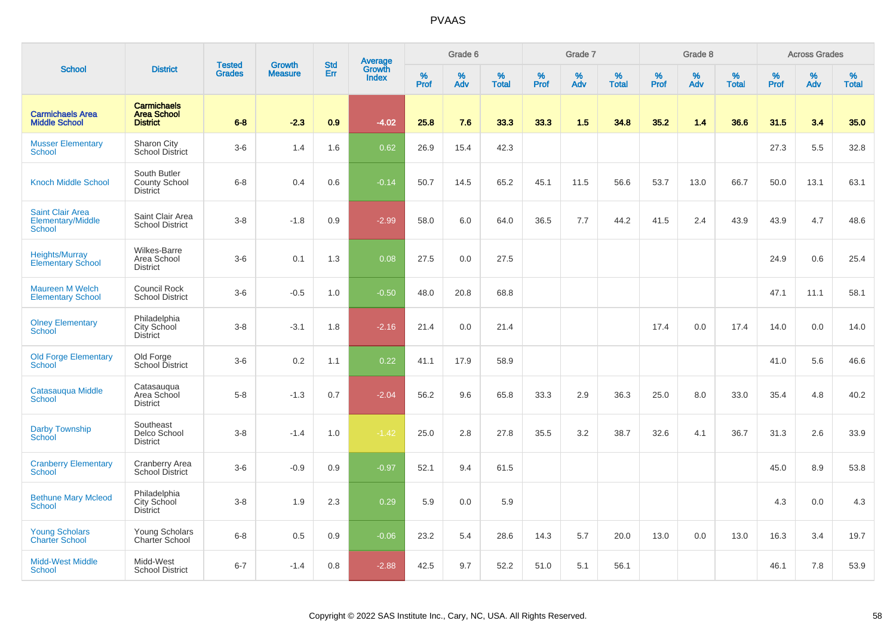# PVAAS

| School | District | Tested Grades | Growth Measure | Std Err | Average Growth Index | Grade 6 | | | Grade 7 | | | Grade 8 | | | Across Grades | | |
|---|---|---|---|---|---|---|---|---|---|---|---|---|---|---|---|---|---|
| | | | | | | % Prof | % Adv | % Total | % Prof | % Adv | % Total | % Prof | % Adv | % Total | % Prof | % Adv | % Total |
| **Carmichaels Area Middle School** | **Carmichaels Area School District** | **6-8** | **-2.3** | **0.9** | **-4.02** | **25.8** | **7.6** | **33.3** | **33.3** | **1.5** | **34.8** | **35.2** | **1.4** | **36.6** | **31.5** | **3.4** | **35.0** |
| Musser Elementary School | Sharon City School District | 3-6 | 1.4 | 1.6 | 0.62 | 26.9 | 15.4 | 42.3 | | | | | | | 27.3 | 5.5 | 32.8 |
| Knoch Middle School | South Butler County School District | 6-8 | 0.4 | 0.6 | -0.14 | 50.7 | 14.5 | 65.2 | 45.1 | 11.5 | 56.6 | 53.7 | 13.0 | 66.7 | 50.0 | 13.1 | 63.1 |
| Saint Clair Area Elementary/Middle School | Saint Clair Area School District | 3-8 | -1.8 | 0.9 | -2.99 | 58.0 | 6.0 | 64.0 | 36.5 | 7.7 | 44.2 | 41.5 | 2.4 | 43.9 | 43.9 | 4.7 | 48.6 |
| Heights/Murray Elementary School | Wilkes-Barre Area School District | 3-6 | 0.1 | 1.3 | 0.08 | 27.5 | 0.0 | 27.5 | | | | | | | 24.9 | 0.6 | 25.4 |
| Maureen M Welch Elementary School | Council Rock School District | 3-6 | -0.5 | 1.0 | -0.50 | 48.0 | 20.8 | 68.8 | | | | | | | 47.1 | 11.1 | 58.1 |
| Olney Elementary School | Philadelphia City School District | 3-8 | -3.1 | 1.8 | -2.16 | 21.4 | 0.0 | 21.4 | | | | 17.4 | 0.0 | 17.4 | 14.0 | 0.0 | 14.0 |
| Old Forge Elementary School | Old Forge School District | 3-6 | 0.2 | 1.1 | 0.22 | 41.1 | 17.9 | 58.9 | | | | | | | 41.0 | 5.6 | 46.6 |
| Catasauqua Middle School | Catasauqua Area School District | 5-8 | -1.3 | 0.7 | -2.04 | 56.2 | 9.6 | 65.8 | 33.3 | 2.9 | 36.3 | 25.0 | 8.0 | 33.0 | 35.4 | 4.8 | 40.2 |
| Darby Township School | Southeast Delco School District | 3-8 | -1.4 | 1.0 | -1.42 | 25.0 | 2.8 | 27.8 | 35.5 | 3.2 | 38.7 | 32.6 | 4.1 | 36.7 | 31.3 | 2.6 | 33.9 |
| Cranberry Elementary School | Cranberry Area School District | 3-6 | -0.9 | 0.9 | -0.97 | 52.1 | 9.4 | 61.5 | | | | | | | 45.0 | 8.9 | 53.8 |
| Bethune Mary Mcleod School | Philadelphia City School District | 3-8 | 1.9 | 2.3 | 0.29 | 5.9 | 0.0 | 5.9 | | | | | | | 4.3 | 0.0 | 4.3 |
| Young Scholars Charter School | Young Scholars Charter School | 6-8 | 0.5 | 0.9 | -0.06 | 23.2 | 5.4 | 28.6 | 14.3 | 5.7 | 20.0 | 13.0 | 0.0 | 13.0 | 16.3 | 3.4 | 19.7 |
| Midd-West Middle School | Midd-West School District | 6-7 | -1.4 | 0.8 | -2.88 | 42.5 | 9.7 | 52.2 | 51.0 | 5.1 | 56.1 | | | | 46.1 | 7.8 | 53.9 |

Copyright © 2022 SAS Institute Inc., Cary, NC, USA. All Rights Reserved.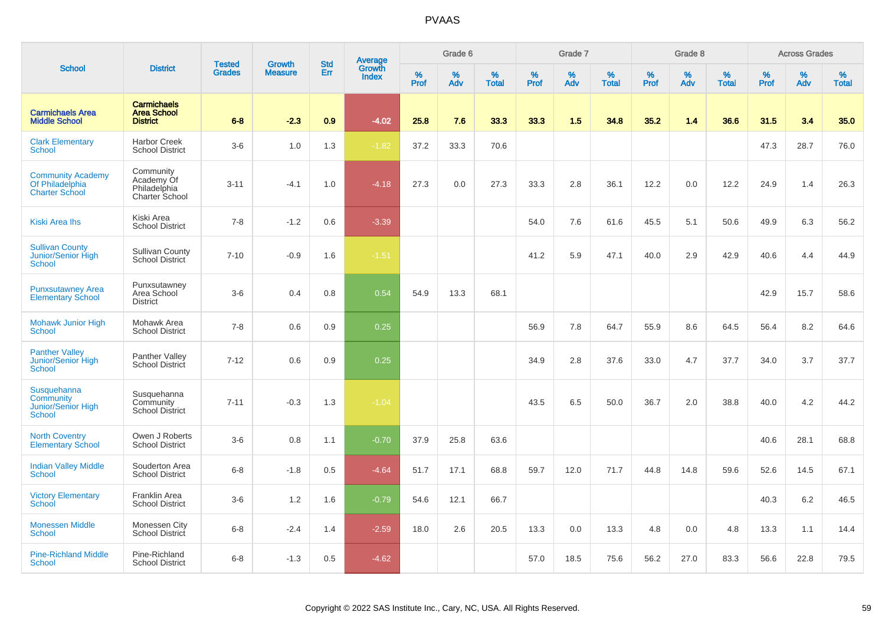# PVAAS

| School | District | Tested Grades | Growth Measure | Std Err | Average Growth Index | Grade 6 | | | Grade 7 | | | Grade 8 | | | Across Grades | | |
|---|---|---|---|---|---|---|---|---|---|---|---|---|---|---|---|---|---|
| | | | | | | % Prof | % Adv | % Total | % Prof | % Adv | % Total | % Prof | % Adv | % Total | % Prof | % Adv | % Total |
| **Carmichaels Area Middle School** | **Carmichaels Area School District** | **6-8** | **-2.3** | **0.9** | **-4.02** | **25.8** | **7.6** | **33.3** | **33.3** | **1.5** | **34.8** | **35.2** | **1.4** | **36.6** | **31.5** | **3.4** | **35.0** |
| Clark Elementary School | Harbor Creek School District | 3-6 | 1.0 | 1.3 | -1.82 | 37.2 | 33.3 | 70.6 | | | | | | | 47.3 | 28.7 | 76.0 |
| Community Academy Of Philadelphia Charter School | Community Academy Of Philadelphia Charter School | 3-11 | -4.1 | 1.0 | -4.18 | 27.3 | 0.0 | 27.3 | 33.3 | 2.8 | 36.1 | 12.2 | 0.0 | 12.2 | 24.9 | 1.4 | 26.3 |
| Kiski Area Ihs | Kiski Area School District | 7-8 | -1.2 | 0.6 | -3.39 | | | | 54.0 | 7.6 | 61.6 | 45.5 | 5.1 | 50.6 | 49.9 | 6.3 | 56.2 |
| Sullivan County Junior/Senior High School | Sullivan County School District | 7-10 | -0.9 | 1.6 | -1.51 | | | | 41.2 | 5.9 | 47.1 | 40.0 | 2.9 | 42.9 | 40.6 | 4.4 | 44.9 |
| Punxsutawney Area Elementary School | Punxsutawney Area School District | 3-6 | 0.4 | 0.8 | 0.54 | 54.9 | 13.3 | 68.1 | | | | | | | 42.9 | 15.7 | 58.6 |
| Mohawk Junior High School | Mohawk Area School District | 7-8 | 0.6 | 0.9 | 0.25 | | | | 56.9 | 7.8 | 64.7 | 55.9 | 8.6 | 64.5 | 56.4 | 8.2 | 64.6 |
| Panther Valley Junior/Senior High School | Panther Valley School District | 7-12 | 0.6 | 0.9 | 0.25 | | | | 34.9 | 2.8 | 37.6 | 33.0 | 4.7 | 37.7 | 34.0 | 3.7 | 37.7 |
| Susquehanna Community Junior/Senior High School | Susquehanna Community School District | 7-11 | -0.3 | 1.3 | -1.04 | | | | 43.5 | 6.5 | 50.0 | 36.7 | 2.0 | 38.8 | 40.0 | 4.2 | 44.2 |
| North Coventry Elementary School | Owen J Roberts School District | 3-6 | 0.8 | 1.1 | -0.70 | 37.9 | 25.8 | 63.6 | | | | | | | 40.6 | 28.1 | 68.8 |
| Indian Valley Middle School | Souderton Area School District | 6-8 | -1.8 | 0.5 | -4.64 | 51.7 | 17.1 | 68.8 | 59.7 | 12.0 | 71.7 | 44.8 | 14.8 | 59.6 | 52.6 | 14.5 | 67.1 |
| Victory Elementary School | Franklin Area School District | 3-6 | 1.2 | 1.6 | -0.79 | 54.6 | 12.1 | 66.7 | | | | | | | 40.3 | 6.2 | 46.5 |
| Monessen Middle School | Monessen City School District | 6-8 | -2.4 | 1.4 | -2.59 | 18.0 | 2.6 | 20.5 | 13.3 | 0.0 | 13.3 | 4.8 | 0.0 | 4.8 | 13.3 | 1.1 | 14.4 |
| Pine-Richland Middle School | Pine-Richland School District | 6-8 | -1.3 | 0.5 | -4.62 | | | | 57.0 | 18.5 | 75.6 | 56.2 | 27.0 | 83.3 | 56.6 | 22.8 | 79.5 |

Copyright © 2022 SAS Institute Inc., Cary, NC, USA. All Rights Reserved.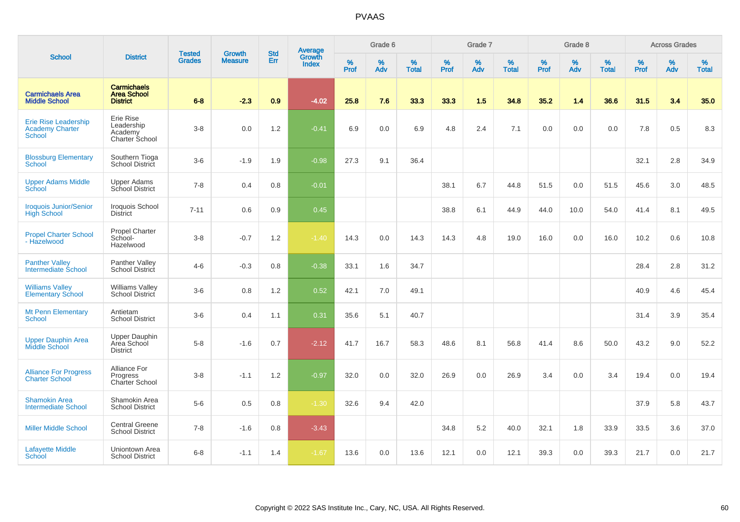# PVAAS

| School | District | Tested Grades | Growth Measure | Std Err | Average Growth Index | Grade 6 | | | Grade 7 | | | Grade 8 | | | Across Grades | | |
|---|---|---|---|---|---|---|---|---|---|---|---|---|---|---|---|---|---|
| | | | | | | % Prof | % Adv | % Total | % Prof | % Adv | % Total | % Prof | % Adv | % Total | % Prof | % Adv | % Total |
| **Carmichaels Area Middle School** | **Carmichaels Area School District** | **6-8** | **-2.3** | **0.9** | **-4.02** | **25.8** | **7.6** | **33.3** | **33.3** | **1.5** | **34.8** | **35.2** | **1.4** | **36.6** | **31.5** | **3.4** | **35.0** |
| Erie Rise Leadership Academy Charter School | Erie Rise Leadership Academy Charter School | 3-8 | 0.0 | 1.2 | -0.41 | 6.9 | 0.0 | 6.9 | 4.8 | 2.4 | 7.1 | 0.0 | 0.0 | 0.0 | 7.8 | 0.5 | 8.3 |
| Blossburg Elementary School | Southern Tioga School District | 3-6 | -1.9 | 1.9 | -0.98 | 27.3 | 9.1 | 36.4 | | | | | | | 32.1 | 2.8 | 34.9 |
| Upper Adams Middle School | Upper Adams School District | 7-8 | 0.4 | 0.8 | -0.01 | | | | 38.1 | 6.7 | 44.8 | 51.5 | 0.0 | 51.5 | 45.6 | 3.0 | 48.5 |
| Iroquois Junior/Senior High School | Iroquois School District | 7-11 | 0.6 | 0.9 | 0.45 | | | | 38.8 | 6.1 | 44.9 | 44.0 | 10.0 | 54.0 | 41.4 | 8.1 | 49.5 |
| Propel Charter School - Hazelwood | Propel Charter School-Hazelwood | 3-8 | -0.7 | 1.2 | -1.40 | 14.3 | 0.0 | 14.3 | 14.3 | 4.8 | 19.0 | 16.0 | 0.0 | 16.0 | 10.2 | 0.6 | 10.8 |
| Panther Valley Intermediate School | Panther Valley School District | 4-6 | -0.3 | 0.8 | -0.38 | 33.1 | 1.6 | 34.7 | | | | | | | 28.4 | 2.8 | 31.2 |
| Williams Valley Elementary School | Williams Valley School District | 3-6 | 0.8 | 1.2 | 0.52 | 42.1 | 7.0 | 49.1 | | | | | | | 40.9 | 4.6 | 45.4 |
| Mt Penn Elementary School | Antietam School District | 3-6 | 0.4 | 1.1 | 0.31 | 35.6 | 5.1 | 40.7 | | | | | | | 31.4 | 3.9 | 35.4 |
| Upper Dauphin Area Middle School | Upper Dauphin Area School District | 5-8 | -1.6 | 0.7 | -2.12 | 41.7 | 16.7 | 58.3 | 48.6 | 8.1 | 56.8 | 41.4 | 8.6 | 50.0 | 43.2 | 9.0 | 52.2 |
| Alliance For Progress Charter School | Alliance For Progress Charter School | 3-8 | -1.1 | 1.2 | -0.97 | 32.0 | 0.0 | 32.0 | 26.9 | 0.0 | 26.9 | 3.4 | 0.0 | 3.4 | 19.4 | 0.0 | 19.4 |
| Shamokin Area Intermediate School | Shamokin Area School District | 5-6 | 0.5 | 0.8 | -1.30 | 32.6 | 9.4 | 42.0 | | | | | | | 37.9 | 5.8 | 43.7 |
| Miller Middle School | Central Greene School District | 7-8 | -1.6 | 0.8 | -3.43 | | | | 34.8 | 5.2 | 40.0 | 32.1 | 1.8 | 33.9 | 33.5 | 3.6 | 37.0 |
| Lafayette Middle School | Uniontown Area School District | 6-8 | -1.1 | 1.4 | -1.67 | 13.6 | 0.0 | 13.6 | 12.1 | 0.0 | 12.1 | 39.3 | 0.0 | 39.3 | 21.7 | 0.0 | 21.7 |

Copyright © 2022 SAS Institute Inc., Cary, NC, USA. All Rights Reserved.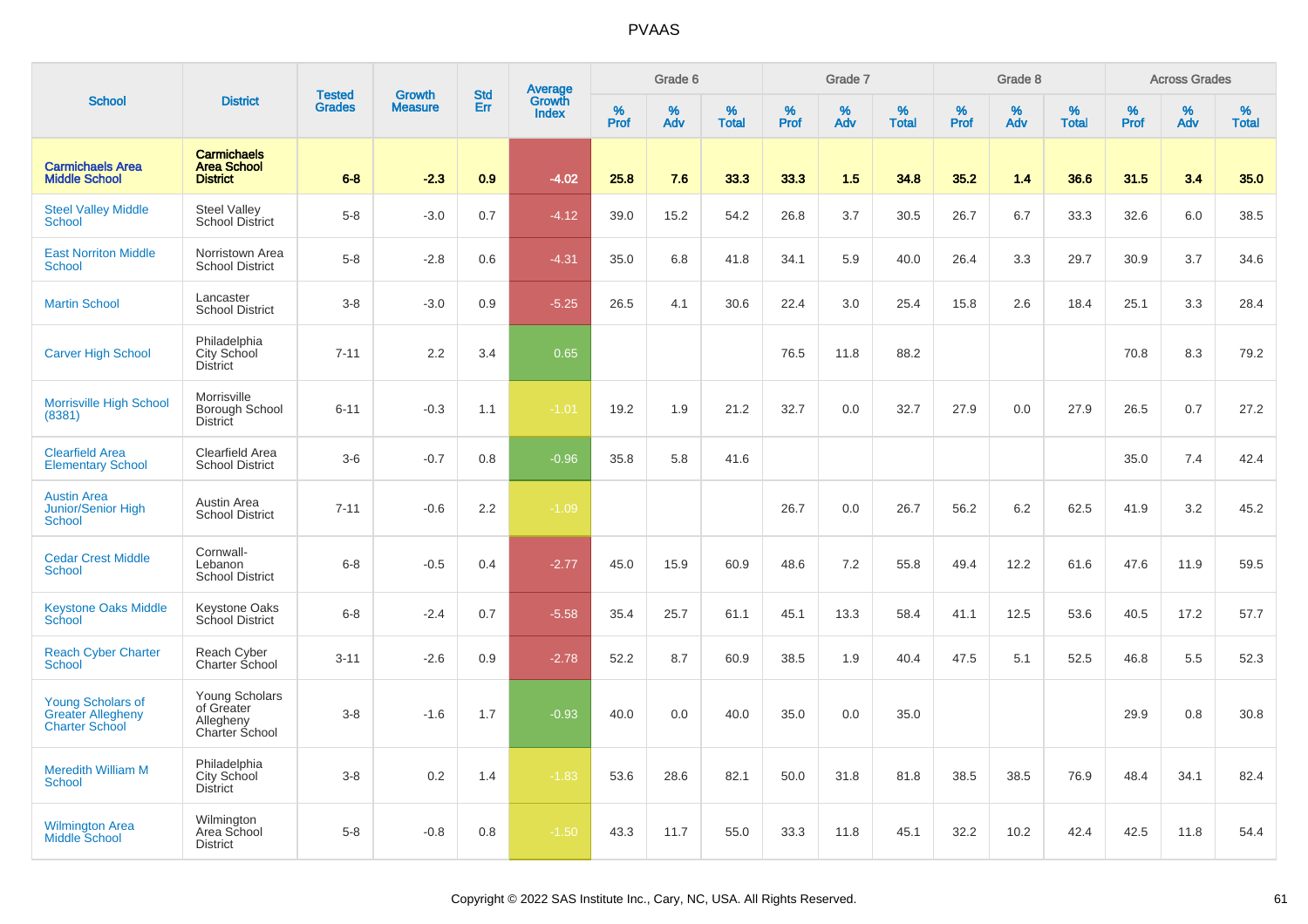# PVAAS

| School | District | Tested Grades | Growth Measure | Std Err | Average Growth Index | Grade 6 | | | Grade 7 | | | Grade 8 | | | Across Grades | | |
|---|---|---|---|---|---|---|---|---|---|---|---|---|---|---|---|---|---|
| | | | | | | % Prof | % Adv | % Total | % Prof | % Adv | % Total | % Prof | % Adv | % Total | % Prof | % Adv | % Total |
| **Carmichaels Area Middle School** | **Carmichaels Area School District** | **6-8** | **-2.3** | **0.9** | **-4.02** | **25.8** | **7.6** | **33.3** | **33.3** | **1.5** | **34.8** | **35.2** | **1.4** | **36.6** | **31.5** | **3.4** | **35.0** |
| Steel Valley Middle School | Steel Valley School District | 5-8 | -3.0 | 0.7 | -4.12 | 39.0 | 15.2 | 54.2 | 26.8 | 3.7 | 30.5 | 26.7 | 6.7 | 33.3 | 32.6 | 6.0 | 38.5 |
| East Norriton Middle School | Norristown Area School District | 5-8 | -2.8 | 0.6 | -4.31 | 35.0 | 6.8 | 41.8 | 34.1 | 5.9 | 40.0 | 26.4 | 3.3 | 29.7 | 30.9 | 3.7 | 34.6 |
| Martin School | Lancaster School District | 3-8 | -3.0 | 0.9 | -5.25 | 26.5 | 4.1 | 30.6 | 22.4 | 3.0 | 25.4 | 15.8 | 2.6 | 18.4 | 25.1 | 3.3 | 28.4 |
| Carver High School | Philadelphia City School District | 7-11 | 2.2 | 3.4 | 0.65 | | | | 76.5 | 11.8 | 88.2 | | | | 70.8 | 8.3 | 79.2 |
| Morrisville High School (8381) | Morrisville Borough School District | 6-11 | -0.3 | 1.1 | -1.01 | 19.2 | 1.9 | 21.2 | 32.7 | 0.0 | 32.7 | 27.9 | 0.0 | 27.9 | 26.5 | 0.7 | 27.2 |
| Clearfield Area Elementary School | Clearfield Area School District | 3-6 | -0.7 | 0.8 | -0.96 | 35.8 | 5.8 | 41.6 | | | | | | | 35.0 | 7.4 | 42.4 |
| Austin Area Junior/Senior High School | Austin Area School District | 7-11 | -0.6 | 2.2 | -1.09 | | | | 26.7 | 0.0 | 26.7 | 56.2 | 6.2 | 62.5 | 41.9 | 3.2 | 45.2 |
| Cedar Crest Middle School | Cornwall-Lebanon School District | 6-8 | -0.5 | 0.4 | -2.77 | 45.0 | 15.9 | 60.9 | 48.6 | 7.2 | 55.8 | 49.4 | 12.2 | 61.6 | 47.6 | 11.9 | 59.5 |
| Keystone Oaks Middle School | Keystone Oaks School District | 6-8 | -2.4 | 0.7 | -5.58 | 35.4 | 25.7 | 61.1 | 45.1 | 13.3 | 58.4 | 41.1 | 12.5 | 53.6 | 40.5 | 17.2 | 57.7 |
| Reach Cyber Charter School | Reach Cyber Charter School | 3-11 | -2.6 | 0.9 | -2.78 | 52.2 | 8.7 | 60.9 | 38.5 | 1.9 | 40.4 | 47.5 | 5.1 | 52.5 | 46.8 | 5.5 | 52.3 |
| Young Scholars of Greater Allegheny Charter School | Young Scholars of Greater Allegheny Charter School | 3-8 | -1.6 | 1.7 | -0.93 | 40.0 | 0.0 | 40.0 | 35.0 | 0.0 | 35.0 | | | | 29.9 | 0.8 | 30.8 |
| Meredith William M School | Philadelphia City School District | 3-8 | 0.2 | 1.4 | -1.83 | 53.6 | 28.6 | 82.1 | 50.0 | 31.8 | 81.8 | 38.5 | 38.5 | 76.9 | 48.4 | 34.1 | 82.4 |
| Wilmington Area Middle School | Wilmington Area School District | 5-8 | -0.8 | 0.8 | -1.50 | 43.3 | 11.7 | 55.0 | 33.3 | 11.8 | 45.1 | 32.2 | 10.2 | 42.4 | 42.5 | 11.8 | 54.4 |

Copyright © 2022 SAS Institute Inc., Cary, NC, USA. All Rights Reserved.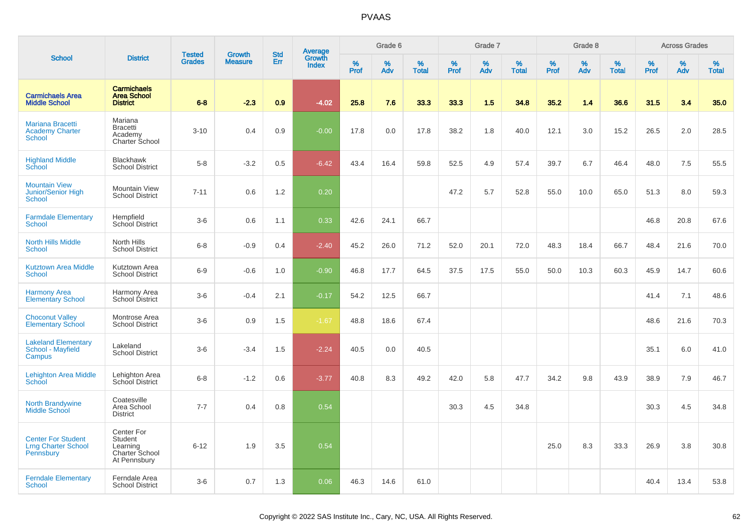# PVAAS

| School | District | Tested Grades | Growth Measure | Std Err | Average Growth Index | Grade 6 | | | Grade 7 | | | Grade 8 | | | Across Grades | | |
|---|---|---|---|---|---|---|---|---|---|---|---|---|---|---|---|---|---|
| | | | | | | % Prof | % Adv | % Total | % Prof | % Adv | % Total | % Prof | % Adv | % Total | % Prof | % Adv | % Total |
| **Carmichaels Area Middle School** | **Carmichaels Area School District** | **6-8** | **-2.3** | **0.9** | **-4.02** | **25.8** | **7.6** | **33.3** | **33.3** | **1.5** | **34.8** | **35.2** | **1.4** | **36.6** | **31.5** | **3.4** | **35.0** |
| Mariana Bracetti Academy Charter School | Mariana Bracetti Academy Charter School | 3-10 | 0.4 | 0.9 | -0.00 | 17.8 | 0.0 | 17.8 | 38.2 | 1.8 | 40.0 | 12.1 | 3.0 | 15.2 | 26.5 | 2.0 | 28.5 |
| Highland Middle School | Blackhawk School District | 5-8 | -3.2 | 0.5 | -6.42 | 43.4 | 16.4 | 59.8 | 52.5 | 4.9 | 57.4 | 39.7 | 6.7 | 46.4 | 48.0 | 7.5 | 55.5 |
| Mountain View Junior/Senior High School | Mountain View School District | 7-11 | 0.6 | 1.2 | 0.20 | | | | 47.2 | 5.7 | 52.8 | 55.0 | 10.0 | 65.0 | 51.3 | 8.0 | 59.3 |
| Farmdale Elementary School | Hempfield School District | 3-6 | 0.6 | 1.1 | 0.33 | 42.6 | 24.1 | 66.7 | | | | | | | 46.8 | 20.8 | 67.6 |
| North Hills Middle School | North Hills School District | 6-8 | -0.9 | 0.4 | -2.40 | 45.2 | 26.0 | 71.2 | 52.0 | 20.1 | 72.0 | 48.3 | 18.4 | 66.7 | 48.4 | 21.6 | 70.0 |
| Kutztown Area Middle School | Kutztown Area School District | 6-9 | -0.6 | 1.0 | -0.90 | 46.8 | 17.7 | 64.5 | 37.5 | 17.5 | 55.0 | 50.0 | 10.3 | 60.3 | 45.9 | 14.7 | 60.6 |
| Harmony Area Elementary School | Harmony Area School District | 3-6 | -0.4 | 2.1 | -0.17 | 54.2 | 12.5 | 66.7 | | | | | | | 41.4 | 7.1 | 48.6 |
| Choconut Valley Elementary School | Montrose Area School District | 3-6 | 0.9 | 1.5 | -1.67 | 48.8 | 18.6 | 67.4 | | | | | | | 48.6 | 21.6 | 70.3 |
| Lakeland Elementary School - Mayfield Campus | Lakeland School District | 3-6 | -3.4 | 1.5 | -2.24 | 40.5 | 0.0 | 40.5 | | | | | | | 35.1 | 6.0 | 41.0 |
| Lehighton Area Middle School | Lehighton Area School District | 6-8 | -1.2 | 0.6 | -3.77 | 40.8 | 8.3 | 49.2 | 42.0 | 5.8 | 47.7 | 34.2 | 9.8 | 43.9 | 38.9 | 7.9 | 46.7 |
| North Brandywine Middle School | Coatesville Area School District | 7-7 | 0.4 | 0.8 | 0.54 | | | | 30.3 | 4.5 | 34.8 | | | | 30.3 | 4.5 | 34.8 |
| Center For Student Lrng Charter School Pennsbury | Center For Student Learning Charter School At Pennsbury | 6-12 | 1.9 | 3.5 | 0.54 | | | | | | | 25.0 | 8.3 | 33.3 | 26.9 | 3.8 | 30.8 |
| Ferndale Elementary School | Ferndale Area School District | 3-6 | 0.7 | 1.3 | 0.06 | 46.3 | 14.6 | 61.0 | | | | | | | 40.4 | 13.4 | 53.8 |

Copyright © 2022 SAS Institute Inc., Cary, NC, USA. All Rights Reserved.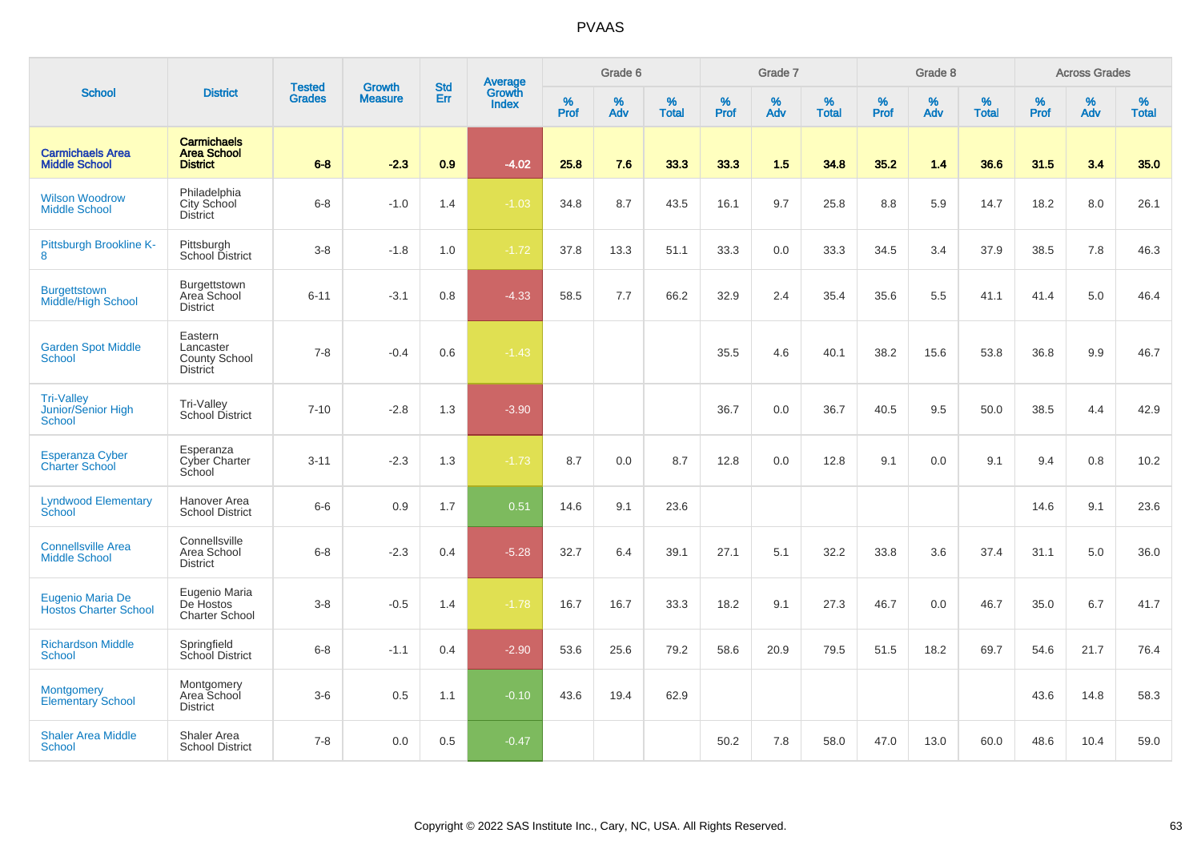# PVAAS

| School | District | Tested Grades | Growth Measure | Std Err | Average Growth Index | Grade 6 | | | Grade 7 | | | Grade 8 | | | Across Grades | | |
|---|---|---|---|---|---|---|---|---|---|---|---|---|---|---|---|---|---|
| | | | | | | % Prof | % Adv | % Total | % Prof | % Adv | % Total | % Prof | % Adv | % Total | % Prof | % Adv | % Total |
| **Carmichaels Area Middle School** | **Carmichaels Area School District** | **6-8** | **-2.3** | **0.9** | **-4.02** | **25.8** | **7.6** | **33.3** | **33.3** | **1.5** | **34.8** | **35.2** | **1.4** | **36.6** | **31.5** | **3.4** | **35.0** |
| Wilson Woodrow Middle School | Philadelphia City School District | 6-8 | -1.0 | 1.4 | -1.03 | 34.8 | 8.7 | 43.5 | 16.1 | 9.7 | 25.8 | 8.8 | 5.9 | 14.7 | 18.2 | 8.0 | 26.1 |
| Pittsburgh Brookline K-8 | Pittsburgh School District | 3-8 | -1.8 | 1.0 | -1.72 | 37.8 | 13.3 | 51.1 | 33.3 | 0.0 | 33.3 | 34.5 | 3.4 | 37.9 | 38.5 | 7.8 | 46.3 |
| Burgettstown Middle/High School | Burgettstown Area School District | 6-11 | -3.1 | 0.8 | -4.33 | 58.5 | 7.7 | 66.2 | 32.9 | 2.4 | 35.4 | 35.6 | 5.5 | 41.1 | 41.4 | 5.0 | 46.4 |
| Garden Spot Middle School | Eastern Lancaster County School District | 7-8 | -0.4 | 0.6 | -1.43 | | | | 35.5 | 4.6 | 40.1 | 38.2 | 15.6 | 53.8 | 36.8 | 9.9 | 46.7 |
| Tri-Valley Junior/Senior High School | Tri-Valley School District | 7-10 | -2.8 | 1.3 | -3.90 | | | | 36.7 | 0.0 | 36.7 | 40.5 | 9.5 | 50.0 | 38.5 | 4.4 | 42.9 |
| Esperanza Cyber Charter School | Esperanza Cyber Charter School | 3-11 | -2.3 | 1.3 | -1.73 | 8.7 | 0.0 | 8.7 | 12.8 | 0.0 | 12.8 | 9.1 | 0.0 | 9.1 | 9.4 | 0.8 | 10.2 |
| Lyndwood Elementary School | Hanover Area School District | 6-6 | 0.9 | 1.7 | 0.51 | 14.6 | 9.1 | 23.6 | | | | | | | 14.6 | 9.1 | 23.6 |
| Connellsville Area Middle School | Connellsville Area School District | 6-8 | -2.3 | 0.4 | -5.28 | 32.7 | 6.4 | 39.1 | 27.1 | 5.1 | 32.2 | 33.8 | 3.6 | 37.4 | 31.1 | 5.0 | 36.0 |
| Eugenio Maria De Hostos Charter School | Eugenio Maria De Hostos Charter School | 3-8 | -0.5 | 1.4 | -1.78 | 16.7 | 16.7 | 33.3 | 18.2 | 9.1 | 27.3 | 46.7 | 0.0 | 46.7 | 35.0 | 6.7 | 41.7 |
| Richardson Middle School | Springfield School District | 6-8 | -1.1 | 0.4 | -2.90 | 53.6 | 25.6 | 79.2 | 58.6 | 20.9 | 79.5 | 51.5 | 18.2 | 69.7 | 54.6 | 21.7 | 76.4 |
| Montgomery Elementary School | Montgomery Area School District | 3-6 | 0.5 | 1.1 | -0.10 | 43.6 | 19.4 | 62.9 | | | | | | | 43.6 | 14.8 | 58.3 |
| Shaler Area Middle School | Shaler Area School District | 7-8 | 0.0 | 0.5 | -0.47 | | | | 50.2 | 7.8 | 58.0 | 47.0 | 13.0 | 60.0 | 48.6 | 10.4 | 59.0 |

Copyright © 2022 SAS Institute Inc., Cary, NC, USA. All Rights Reserved.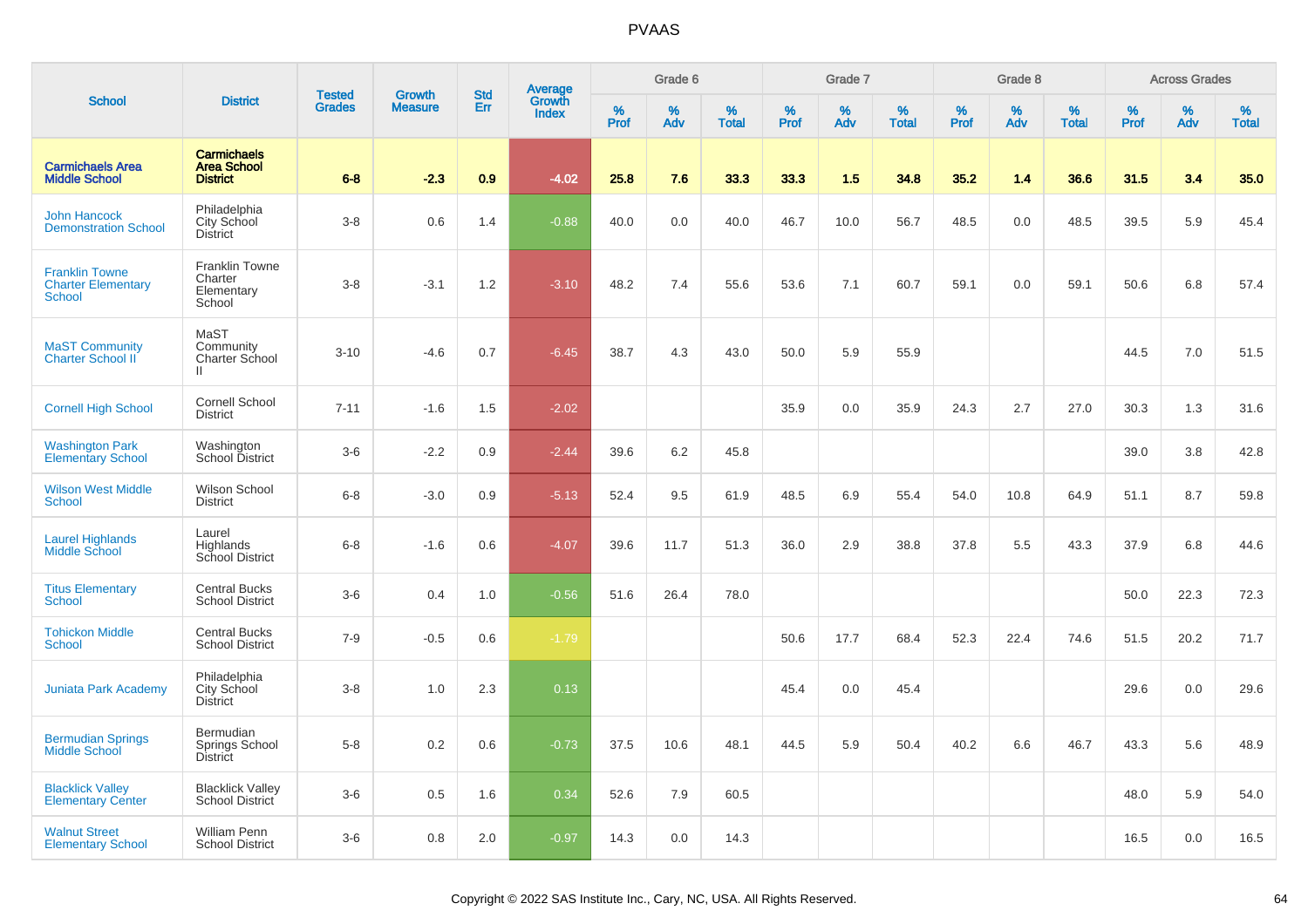# PVAAS

| School | District | Tested Grades | Growth Measure | Std Err | Average Growth Index | Grade 6 | | | Grade 7 | | | Grade 8 | | | Across Grades | | |
|---|---|---|---|---|---|---|---|---|---|---|---|---|---|---|---|---|---|
| | | | | | | % Prof | % Adv | % Total | % Prof | % Adv | % Total | % Prof | % Adv | % Total | % Prof | % Adv | % Total |
| **Carmichaels Area Middle School** | **Carmichaels Area School District** | **6-8** | **-2.3** | **0.9** | **-4.02** | **25.8** | **7.6** | **33.3** | **33.3** | **1.5** | **34.8** | **35.2** | **1.4** | **36.6** | **31.5** | **3.4** | **35.0** |
| John Hancock Demonstration School | Philadelphia City School District | 3-8 | 0.6 | 1.4 | -0.88 | 40.0 | 0.0 | 40.0 | 46.7 | 10.0 | 56.7 | 48.5 | 0.0 | 48.5 | 39.5 | 5.9 | 45.4 |
| Franklin Towne Charter Elementary School | Franklin Towne Charter Elementary School | 3-8 | -3.1 | 1.2 | -3.10 | 48.2 | 7.4 | 55.6 | 53.6 | 7.1 | 60.7 | 59.1 | 0.0 | 59.1 | 50.6 | 6.8 | 57.4 |
| MaST Community Charter School II | MaST Community Charter School II | 3-10 | -4.6 | 0.7 | -6.45 | 38.7 | 4.3 | 43.0 | 50.0 | 5.9 | 55.9 | | | | 44.5 | 7.0 | 51.5 |
| Cornell High School | Cornell School District | 7-11 | -1.6 | 1.5 | -2.02 | | | | 35.9 | 0.0 | 35.9 | 24.3 | 2.7 | 27.0 | 30.3 | 1.3 | 31.6 |
| Washington Park Elementary School | Washington School District | 3-6 | -2.2 | 0.9 | -2.44 | 39.6 | 6.2 | 45.8 | | | | | | | 39.0 | 3.8 | 42.8 |
| Wilson West Middle School | Wilson School District | 6-8 | -3.0 | 0.9 | -5.13 | 52.4 | 9.5 | 61.9 | 48.5 | 6.9 | 55.4 | 54.0 | 10.8 | 64.9 | 51.1 | 8.7 | 59.8 |
| Laurel Highlands Middle School | Laurel Highlands School District | 6-8 | -1.6 | 0.6 | -4.07 | 39.6 | 11.7 | 51.3 | 36.0 | 2.9 | 38.8 | 37.8 | 5.5 | 43.3 | 37.9 | 6.8 | 44.6 |
| Titus Elementary School | Central Bucks School District | 3-6 | 0.4 | 1.0 | -0.56 | 51.6 | 26.4 | 78.0 | | | | | | | 50.0 | 22.3 | 72.3 |
| Tohickon Middle School | Central Bucks School District | 7-9 | -0.5 | 0.6 | -1.79 | | | | 50.6 | 17.7 | 68.4 | 52.3 | 22.4 | 74.6 | 51.5 | 20.2 | 71.7 |
| Juniata Park Academy | Philadelphia City School District | 3-8 | 1.0 | 2.3 | 0.13 | | | | 45.4 | 0.0 | 45.4 | | | | 29.6 | 0.0 | 29.6 |
| Bermudian Springs Middle School | Bermudian Springs School District | 5-8 | 0.2 | 0.6 | -0.73 | 37.5 | 10.6 | 48.1 | 44.5 | 5.9 | 50.4 | 40.2 | 6.6 | 46.7 | 43.3 | 5.6 | 48.9 |
| Blacklick Valley Elementary Center | Blacklick Valley School District | 3-6 | 0.5 | 1.6 | 0.34 | 52.6 | 7.9 | 60.5 | | | | | | | 48.0 | 5.9 | 54.0 |
| Walnut Street Elementary School | William Penn School District | 3-6 | 0.8 | 2.0 | -0.97 | 14.3 | 0.0 | 14.3 | | | | | | | 16.5 | 0.0 | 16.5 |

Copyright © 2022 SAS Institute Inc., Cary, NC, USA. All Rights Reserved.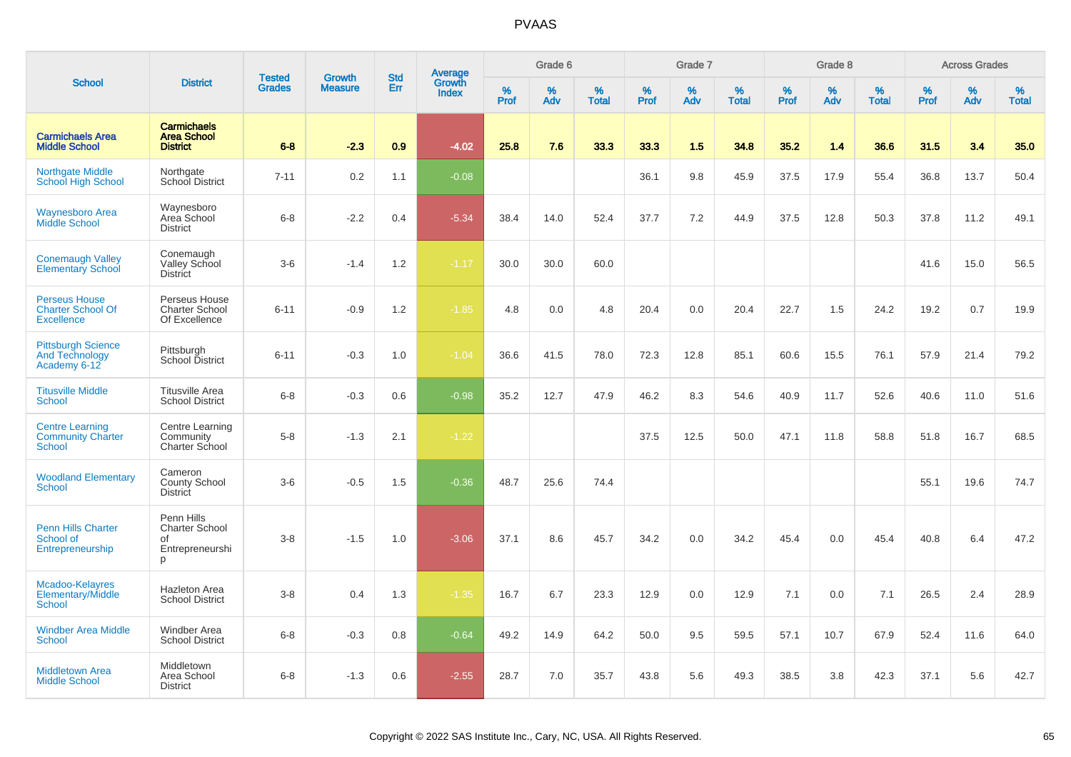# PVAAS

| School | District | Tested Grades | Growth Measure | Std Err | Average Growth Index | Grade 6 | | | Grade 7 | | | Grade 8 | | | Across Grades | | |
|---|---|---|---|---|---|---|---|---|---|---|---|---|---|---|---|---|---|
| | | | | | | % Prof | % Adv | % Total | % Prof | % Adv | % Total | % Prof | % Adv | % Total | % Prof | % Adv | % Total |
| **Carmichaels Area Middle School** | **Carmichaels Area School District** | **6-8** | **-2.3** | **0.9** | **-4.02** | **25.8** | **7.6** | **33.3** | **33.3** | **1.5** | **34.8** | **35.2** | **1.4** | **36.6** | **31.5** | **3.4** | **35.0** |
| Northgate Middle School High School | Northgate School District | 7-11 | 0.2 | 1.1 | -0.08 | | | | 36.1 | 9.8 | 45.9 | 37.5 | 17.9 | 55.4 | 36.8 | 13.7 | 50.4 |
| Waynesboro Area Middle School | Waynesboro Area School District | 6-8 | -2.2 | 0.4 | -5.34 | 38.4 | 14.0 | 52.4 | 37.7 | 7.2 | 44.9 | 37.5 | 12.8 | 50.3 | 37.8 | 11.2 | 49.1 |
| Conemaugh Valley Elementary School | Conemaugh Valley School District | 3-6 | -1.4 | 1.2 | -1.17 | 30.0 | 30.0 | 60.0 | | | | | | | 41.6 | 15.0 | 56.5 |
| Perseus House Charter School Of Excellence | Perseus House Charter School Of Excellence | 6-11 | -0.9 | 1.2 | -1.85 | 4.8 | 0.0 | 4.8 | 20.4 | 0.0 | 20.4 | 22.7 | 1.5 | 24.2 | 19.2 | 0.7 | 19.9 |
| Pittsburgh Science And Technology Academy 6-12 | Pittsburgh School District | 6-11 | -0.3 | 1.0 | -1.04 | 36.6 | 41.5 | 78.0 | 72.3 | 12.8 | 85.1 | 60.6 | 15.5 | 76.1 | 57.9 | 21.4 | 79.2 |
| Titusville Middle School | Titusville Area School District | 6-8 | -0.3 | 0.6 | -0.98 | 35.2 | 12.7 | 47.9 | 46.2 | 8.3 | 54.6 | 40.9 | 11.7 | 52.6 | 40.6 | 11.0 | 51.6 |
| Centre Learning Community Charter School | Centre Learning Community Charter School | 5-8 | -1.3 | 2.1 | -1.22 | | | | 37.5 | 12.5 | 50.0 | 47.1 | 11.8 | 58.8 | 51.8 | 16.7 | 68.5 |
| Woodland Elementary School | Cameron County School District | 3-6 | -0.5 | 1.5 | -0.36 | 48.7 | 25.6 | 74.4 | | | | | | | 55.1 | 19.6 | 74.7 |
| Penn Hills Charter School of Entrepreneurship | Penn Hills Charter School of Entrepreneurship | 3-8 | -1.5 | 1.0 | -3.06 | 37.1 | 8.6 | 45.7 | 34.2 | 0.0 | 34.2 | 45.4 | 0.0 | 45.4 | 40.8 | 6.4 | 47.2 |
| Mcadoo-Kelayres Elementary/Middle School | Hazleton Area School District | 3-8 | 0.4 | 1.3 | -1.35 | 16.7 | 6.7 | 23.3 | 12.9 | 0.0 | 12.9 | 7.1 | 0.0 | 7.1 | 26.5 | 2.4 | 28.9 |
| Windber Area Middle School | Windber Area School District | 6-8 | -0.3 | 0.8 | -0.64 | 49.2 | 14.9 | 64.2 | 50.0 | 9.5 | 59.5 | 57.1 | 10.7 | 67.9 | 52.4 | 11.6 | 64.0 |
| Middletown Area Middle School | Middletown Area School District | 6-8 | -1.3 | 0.6 | -2.55 | 28.7 | 7.0 | 35.7 | 43.8 | 5.6 | 49.3 | 38.5 | 3.8 | 42.3 | 37.1 | 5.6 | 42.7 |

Copyright © 2022 SAS Institute Inc., Cary, NC, USA. All Rights Reserved.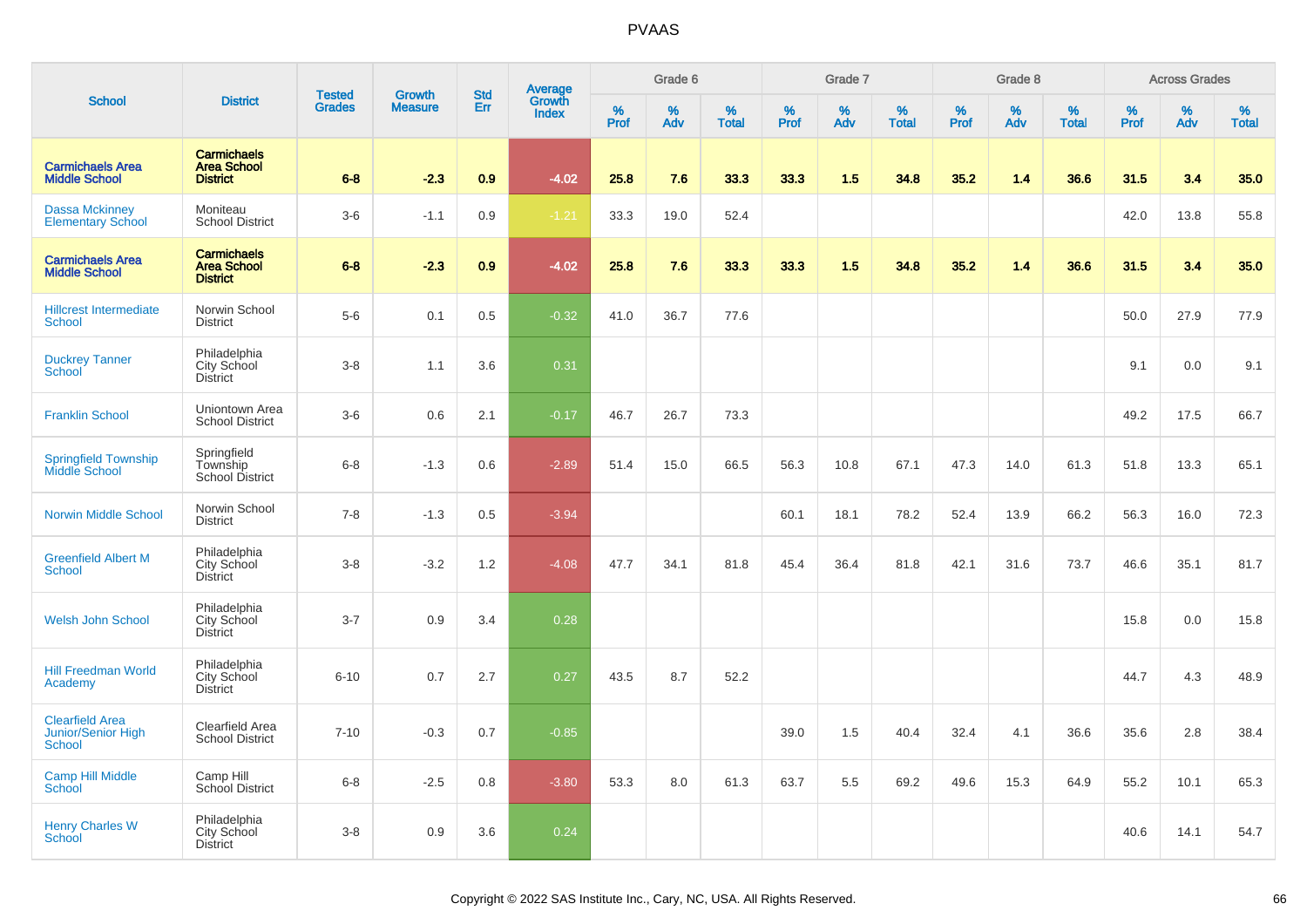# PVAAS

| School | District | Tested Grades | Growth Measure | Std Err | Average Growth Index | Grade 6 | | | Grade 7 | | | Grade 8 | | | Across Grades | | |
|---|---|---|---|---|---|---|---|---|---|---|---|---|---|---|---|---|---|
| | | | | | | % Prof | % Adv | % Total | % Prof | % Adv | % Total | % Prof | % Adv | % Total | % Prof | % Adv | % Total |
| **Carmichaels Area Middle School** | **Carmichaels Area School District** | **6-8** | **-2.3** | **0.9** | **-4.02** | **25.8** | **7.6** | **33.3** | **33.3** | **1.5** | **34.8** | **35.2** | **1.4** | **36.6** | **31.5** | **3.4** | **35.0** |
| Dassa Mckinney Elementary School | Moniteau School District | 3-6 | -1.1 | 0.9 | -1.21 | 33.3 | 19.0 | 52.4 | | | | | | | 42.0 | 13.8 | 55.8 |
| **Carmichaels Area Middle School** | **Carmichaels Area School District** | **6-8** | **-2.3** | **0.9** | **-4.02** | **25.8** | **7.6** | **33.3** | **33.3** | **1.5** | **34.8** | **35.2** | **1.4** | **36.6** | **31.5** | **3.4** | **35.0** |
| Hillcrest Intermediate School | Norwin School District | 5-6 | 0.1 | 0.5 | -0.32 | 41.0 | 36.7 | 77.6 | | | | | | | 50.0 | 27.9 | 77.9 |
| Duckrey Tanner School | Philadelphia City School District | 3-8 | 1.1 | 3.6 | 0.31 | | | | | | | | | | 9.1 | 0.0 | 9.1 |
| Franklin School | Uniontown Area School District | 3-6 | 0.6 | 2.1 | -0.17 | 46.7 | 26.7 | 73.3 | | | | | | | 49.2 | 17.5 | 66.7 |
| Springfield Township Middle School | Springfield Township School District | 6-8 | -1.3 | 0.6 | -2.89 | 51.4 | 15.0 | 66.5 | 56.3 | 10.8 | 67.1 | 47.3 | 14.0 | 61.3 | 51.8 | 13.3 | 65.1 |
| Norwin Middle School | Norwin School District | 7-8 | -1.3 | 0.5 | -3.94 | | | | 60.1 | 18.1 | 78.2 | 52.4 | 13.9 | 66.2 | 56.3 | 16.0 | 72.3 |
| Greenfield Albert M School | Philadelphia City School District | 3-8 | -3.2 | 1.2 | -4.08 | 47.7 | 34.1 | 81.8 | 45.4 | 36.4 | 81.8 | 42.1 | 31.6 | 73.7 | 46.6 | 35.1 | 81.7 |
| Welsh John School | Philadelphia City School District | 3-7 | 0.9 | 3.4 | 0.28 | | | | | | | | | | 15.8 | 0.0 | 15.8 |
| Hill Freedman World Academy | Philadelphia City School District | 6-10 | 0.7 | 2.7 | 0.27 | 43.5 | 8.7 | 52.2 | | | | | | | 44.7 | 4.3 | 48.9 |
| Clearfield Area Junior/Senior High School | Clearfield Area School District | 7-10 | -0.3 | 0.7 | -0.85 | | | | 39.0 | 1.5 | 40.4 | 32.4 | 4.1 | 36.6 | 35.6 | 2.8 | 38.4 |
| Camp Hill Middle School | Camp Hill School District | 6-8 | -2.5 | 0.8 | -3.80 | 53.3 | 8.0 | 61.3 | 63.7 | 5.5 | 69.2 | 49.6 | 15.3 | 64.9 | 55.2 | 10.1 | 65.3 |
| Henry Charles W School | Philadelphia City School District | 3-8 | 0.9 | 3.6 | 0.24 | | | | | | | | | | 40.6 | 14.1 | 54.7 |

Copyright © 2022 SAS Institute Inc., Cary, NC, USA. All Rights Reserved.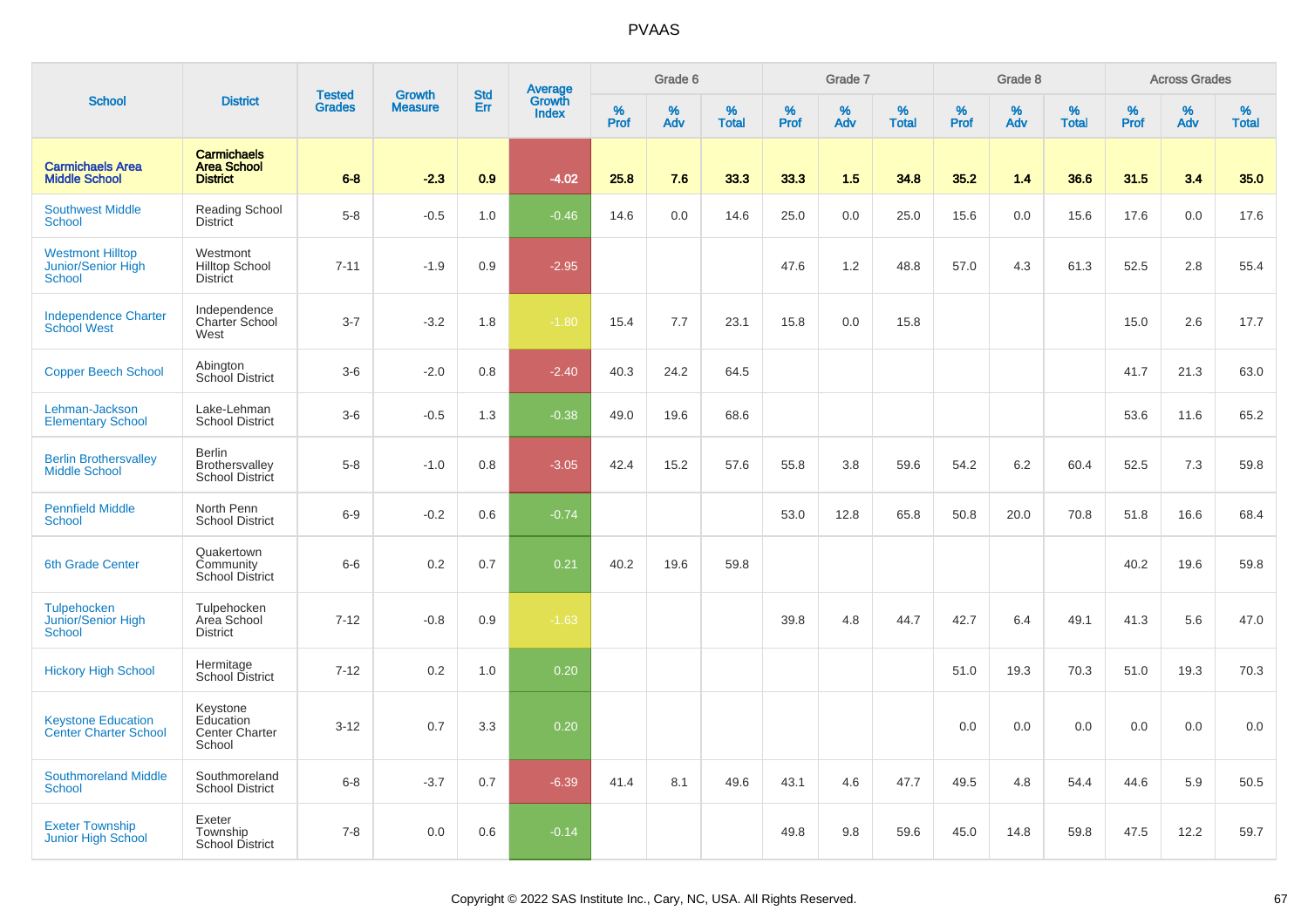# PVAAS

| School | District | Tested Grades | Growth Measure | Std Err | Average Growth Index | Grade 6 | | | Grade 7 | | | Grade 8 | | | Across Grades | | |
|---|---|---|---|---|---|---|---|---|---|---|---|---|---|---|---|---|---|
| | | | | | | % Prof | % Adv | % Total | % Prof | % Adv | % Total | % Prof | % Adv | % Total | % Prof | % Adv | % Total |
| **Carmichaels Area Middle School** | **Carmichaels Area School District** | **6-8** | **-2.3** | **0.9** | **-4.02** | **25.8** | **7.6** | **33.3** | **33.3** | **1.5** | **34.8** | **35.2** | **1.4** | **36.6** | **31.5** | **3.4** | **35.0** |
| Southwest Middle School | Reading School District | 5-8 | -0.5 | 1.0 | -0.46 | 14.6 | 0.0 | 14.6 | 25.0 | 0.0 | 25.0 | 15.6 | 0.0 | 15.6 | 17.6 | 0.0 | 17.6 |
| Westmont Hilltop Junior/Senior High School | Westmont Hilltop School District | 7-11 | -1.9 | 0.9 | -2.95 | | | | 47.6 | 1.2 | 48.8 | 57.0 | 4.3 | 61.3 | 52.5 | 2.8 | 55.4 |
| Independence Charter School West | Independence Charter School West | 3-7 | -3.2 | 1.8 | -1.80 | 15.4 | 7.7 | 23.1 | 15.8 | 0.0 | 15.8 | | | | 15.0 | 2.6 | 17.7 |
| Copper Beech School | Abington School District | 3-6 | -2.0 | 0.8 | -2.40 | 40.3 | 24.2 | 64.5 | | | | | | | 41.7 | 21.3 | 63.0 |
| Lehman-Jackson Elementary School | Lake-Lehman School District | 3-6 | -0.5 | 1.3 | -0.38 | 49.0 | 19.6 | 68.6 | | | | | | | 53.6 | 11.6 | 65.2 |
| Berlin Brothersvalley Middle School | Berlin Brothersvalley School District | 5-8 | -1.0 | 0.8 | -3.05 | 42.4 | 15.2 | 57.6 | 55.8 | 3.8 | 59.6 | 54.2 | 6.2 | 60.4 | 52.5 | 7.3 | 59.8 |
| Pennfield Middle School | North Penn School District | 6-9 | -0.2 | 0.6 | -0.74 | | | | 53.0 | 12.8 | 65.8 | 50.8 | 20.0 | 70.8 | 51.8 | 16.6 | 68.4 |
| 6th Grade Center | Quakertown Community School District | 6-6 | 0.2 | 0.7 | 0.21 | 40.2 | 19.6 | 59.8 | | | | | | | 40.2 | 19.6 | 59.8 |
| Tulpehocken Junior/Senior High School | Tulpehocken Area School District | 7-12 | -0.8 | 0.9 | -1.63 | | | | 39.8 | 4.8 | 44.7 | 42.7 | 6.4 | 49.1 | 41.3 | 5.6 | 47.0 |
| Hickory High School | Hermitage School District | 7-12 | 0.2 | 1.0 | 0.20 | | | | | | | 51.0 | 19.3 | 70.3 | 51.0 | 19.3 | 70.3 |
| Keystone Education Center Charter School | Keystone Education Center Charter School | 3-12 | 0.7 | 3.3 | 0.20 | | | | | | | 0.0 | 0.0 | 0.0 | 0.0 | 0.0 | 0.0 |
| Southmoreland Middle School | Southmoreland School District | 6-8 | -3.7 | 0.7 | -6.39 | 41.4 | 8.1 | 49.6 | 43.1 | 4.6 | 47.7 | 49.5 | 4.8 | 54.4 | 44.6 | 5.9 | 50.5 |
| Exeter Township Junior High School | Exeter Township School District | 7-8 | 0.0 | 0.6 | -0.14 | | | | 49.8 | 9.8 | 59.6 | 45.0 | 14.8 | 59.8 | 47.5 | 12.2 | 59.7 |

Copyright © 2022 SAS Institute Inc., Cary, NC, USA. All Rights Reserved.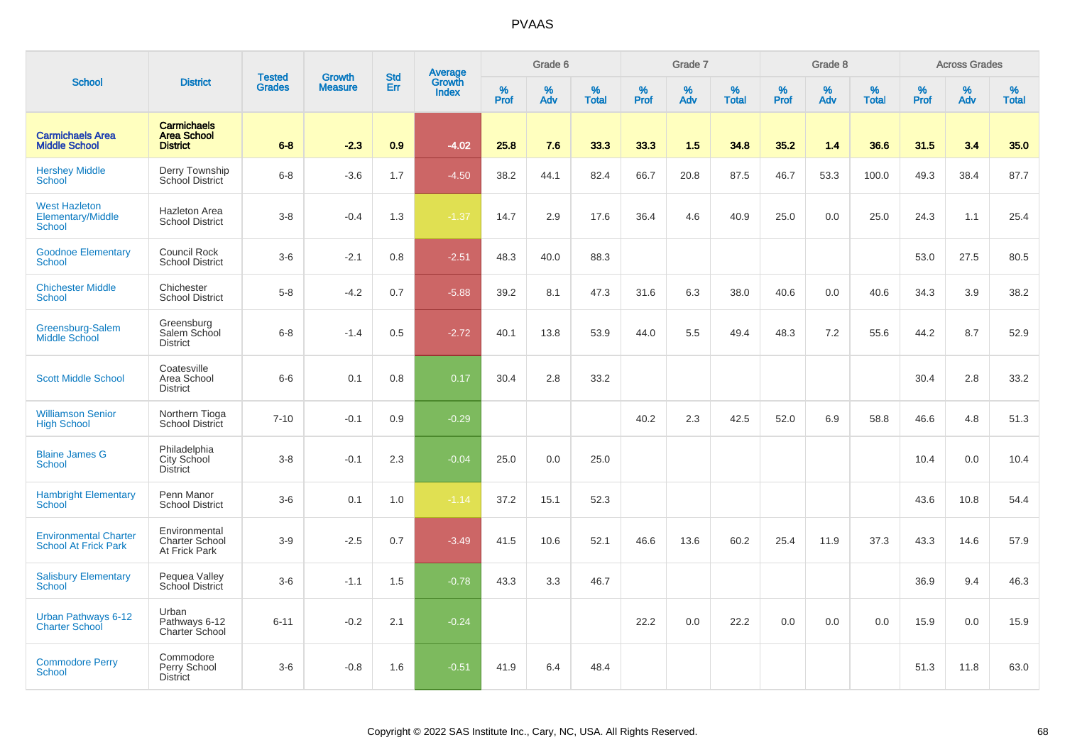# PVAAS

| School | District | Tested Grades | Growth Measure | Std Err | Average Growth Index | Grade 6 | | | Grade 7 | | | Grade 8 | | | Across Grades | | |
|---|---|---|---|---|---|---|---|---|---|---|---|---|---|---|---|---|---|
| | | | | | | % Prof | % Adv | % Total | % Prof | % Adv | % Total | % Prof | % Adv | % Total | % Prof | % Adv | % Total |
| **Carmichaels Area Middle School** | **Carmichaels Area School District** | **6-8** | **-2.3** | **0.9** | **-4.02** | **25.8** | **7.6** | **33.3** | **33.3** | **1.5** | **34.8** | **35.2** | **1.4** | **36.6** | **31.5** | **3.4** | **35.0** |
| Hershey Middle School | Derry Township School District | 6-8 | -3.6 | 1.7 | -4.50 | 38.2 | 44.1 | 82.4 | 66.7 | 20.8 | 87.5 | 46.7 | 53.3 | 100.0 | 49.3 | 38.4 | 87.7 |
| West Hazleton Elementary/Middle School | Hazleton Area School District | 3-8 | -0.4 | 1.3 | -1.37 | 14.7 | 2.9 | 17.6 | 36.4 | 4.6 | 40.9 | 25.0 | 0.0 | 25.0 | 24.3 | 1.1 | 25.4 |
| Goodnoe Elementary School | Council Rock School District | 3-6 | -2.1 | 0.8 | -2.51 | 48.3 | 40.0 | 88.3 | | | | | | | 53.0 | 27.5 | 80.5 |
| Chichester Middle School | Chichester School District | 5-8 | -4.2 | 0.7 | -5.88 | 39.2 | 8.1 | 47.3 | 31.6 | 6.3 | 38.0 | 40.6 | 0.0 | 40.6 | 34.3 | 3.9 | 38.2 |
| Greensburg-Salem Middle School | Greensburg Salem School District | 6-8 | -1.4 | 0.5 | -2.72 | 40.1 | 13.8 | 53.9 | 44.0 | 5.5 | 49.4 | 48.3 | 7.2 | 55.6 | 44.2 | 8.7 | 52.9 |
| Scott Middle School | Coatesville Area School District | 6-6 | 0.1 | 0.8 | 0.17 | 30.4 | 2.8 | 33.2 | | | | | | | 30.4 | 2.8 | 33.2 |
| Williamson Senior High School | Northern Tioga School District | 7-10 | -0.1 | 0.9 | -0.29 | | | | 40.2 | 2.3 | 42.5 | 52.0 | 6.9 | 58.8 | 46.6 | 4.8 | 51.3 |
| Blaine James G School | Philadelphia City School District | 3-8 | -0.1 | 2.3 | -0.04 | 25.0 | 0.0 | 25.0 | | | | | | | 10.4 | 0.0 | 10.4 |
| Hambright Elementary School | Penn Manor School District | 3-6 | 0.1 | 1.0 | -1.14 | 37.2 | 15.1 | 52.3 | | | | | | | 43.6 | 10.8 | 54.4 |
| Environmental Charter School At Frick Park | Environmental Charter School At Frick Park | 3-9 | -2.5 | 0.7 | -3.49 | 41.5 | 10.6 | 52.1 | 46.6 | 13.6 | 60.2 | 25.4 | 11.9 | 37.3 | 43.3 | 14.6 | 57.9 |
| Salisbury Elementary School | Pequea Valley School District | 3-6 | -1.1 | 1.5 | -0.78 | 43.3 | 3.3 | 46.7 | | | | | | | 36.9 | 9.4 | 46.3 |
| Urban Pathways 6-12 Charter School | Urban Pathways 6-12 Charter School | 6-11 | -0.2 | 2.1 | -0.24 | | | | 22.2 | 0.0 | 22.2 | 0.0 | 0.0 | 0.0 | 15.9 | 0.0 | 15.9 |
| Commodore Perry School | Commodore Perry School District | 3-6 | -0.8 | 1.6 | -0.51 | 41.9 | 6.4 | 48.4 | | | | | | | 51.3 | 11.8 | 63.0 |

Copyright © 2022 SAS Institute Inc., Cary, NC, USA. All Rights Reserved.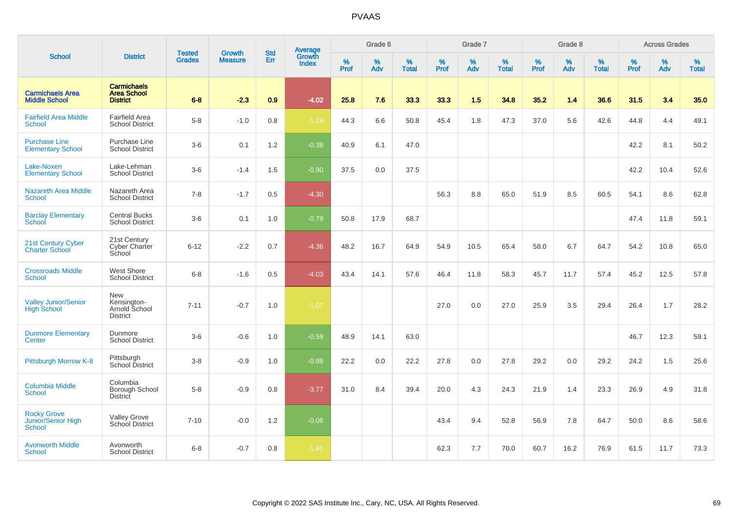# PVAAS

| School | District | Tested Grades | Growth Measure | Std Err | Average Growth Index | Grade 6 | | | Grade 7 | | | Grade 8 | | | Across Grades | | |
|---|---|---|---|---|---|---|---|---|---|---|---|---|---|---|---|---|---|
| | | | | | | % Prof | % Adv | % Total | % Prof | % Adv | % Total | % Prof | % Adv | % Total | % Prof | % Adv | % Total |
| **Carmichaels Area Middle School** | **Carmichaels Area School District** | **6-8** | **-2.3** | **0.9** | **-4.02** | **25.8** | **7.6** | **33.3** | **33.3** | **1.5** | **34.8** | **35.2** | **1.4** | **36.6** | **31.5** | **3.4** | **35.0** |
| Fairfield Area Middle School | Fairfield Area School District | 5-8 | -1.0 | 0.8 | -1.24 | 44.3 | 6.6 | 50.8 | 45.4 | 1.8 | 47.3 | 37.0 | 5.6 | 42.6 | 44.8 | 4.4 | 49.1 |
| Purchase Line Elementary School | Purchase Line School District | 3-6 | 0.1 | 1.2 | -0.38 | 40.9 | 6.1 | 47.0 | | | | | | | 42.2 | 8.1 | 50.2 |
| Lake-Noxen Elementary School | Lake-Lehman School District | 3-6 | -1.4 | 1.5 | -0.90 | 37.5 | 0.0 | 37.5 | | | | | | | 42.2 | 10.4 | 52.6 |
| Nazareth Area Middle School | Nazareth Area School District | 7-8 | -1.7 | 0.5 | -4.30 | | | | 56.3 | 8.8 | 65.0 | 51.9 | 8.5 | 60.5 | 54.1 | 8.6 | 62.8 |
| Barclay Elementary School | Central Bucks School District | 3-6 | 0.1 | 1.0 | -0.79 | 50.8 | 17.9 | 68.7 | | | | | | | 47.4 | 11.8 | 59.1 |
| 21st Century Cyber Charter School | 21st Century Cyber Charter School | 6-12 | -2.2 | 0.7 | -4.36 | 48.2 | 16.7 | 64.9 | 54.9 | 10.5 | 65.4 | 58.0 | 6.7 | 64.7 | 54.2 | 10.8 | 65.0 |
| Crossroads Middle School | West Shore School District | 6-8 | -1.6 | 0.5 | -4.03 | 43.4 | 14.1 | 57.6 | 46.4 | 11.8 | 58.3 | 45.7 | 11.7 | 57.4 | 45.2 | 12.5 | 57.8 |
| Valley Junior/Senior High School | New Kensington-Arnold School District | 7-11 | -0.7 | 1.0 | -1.07 | | | | 27.0 | 0.0 | 27.0 | 25.9 | 3.5 | 29.4 | 26.4 | 1.7 | 28.2 |
| Dunmore Elementary Center | Dunmore School District | 3-6 | -0.6 | 1.0 | -0.59 | 48.9 | 14.1 | 63.0 | | | | | | | 46.7 | 12.3 | 59.1 |
| Pittsburgh Morrow K-8 | Pittsburgh School District | 3-8 | -0.9 | 1.0 | -0.88 | 22.2 | 0.0 | 22.2 | 27.8 | 0.0 | 27.8 | 29.2 | 0.0 | 29.2 | 24.2 | 1.5 | 25.6 |
| Columbia Middle School | Columbia Borough School District | 5-8 | -0.9 | 0.8 | -3.77 | 31.0 | 8.4 | 39.4 | 20.0 | 4.3 | 24.3 | 21.9 | 1.4 | 23.3 | 26.9 | 4.9 | 31.8 |
| Rocky Grove Junior/Senior High School | Valley Grove School District | 7-10 | -0.0 | 1.2 | -0.06 | | | | 43.4 | 9.4 | 52.8 | 56.9 | 7.8 | 64.7 | 50.0 | 8.6 | 58.6 |
| Avonworth Middle School | Avonworth School District | 6-8 | -0.7 | 0.8 | -1.40 | | | | 62.3 | 7.7 | 70.0 | 60.7 | 16.2 | 76.9 | 61.5 | 11.7 | 73.3 |

Copyright © 2022 SAS Institute Inc., Cary, NC, USA. All Rights Reserved.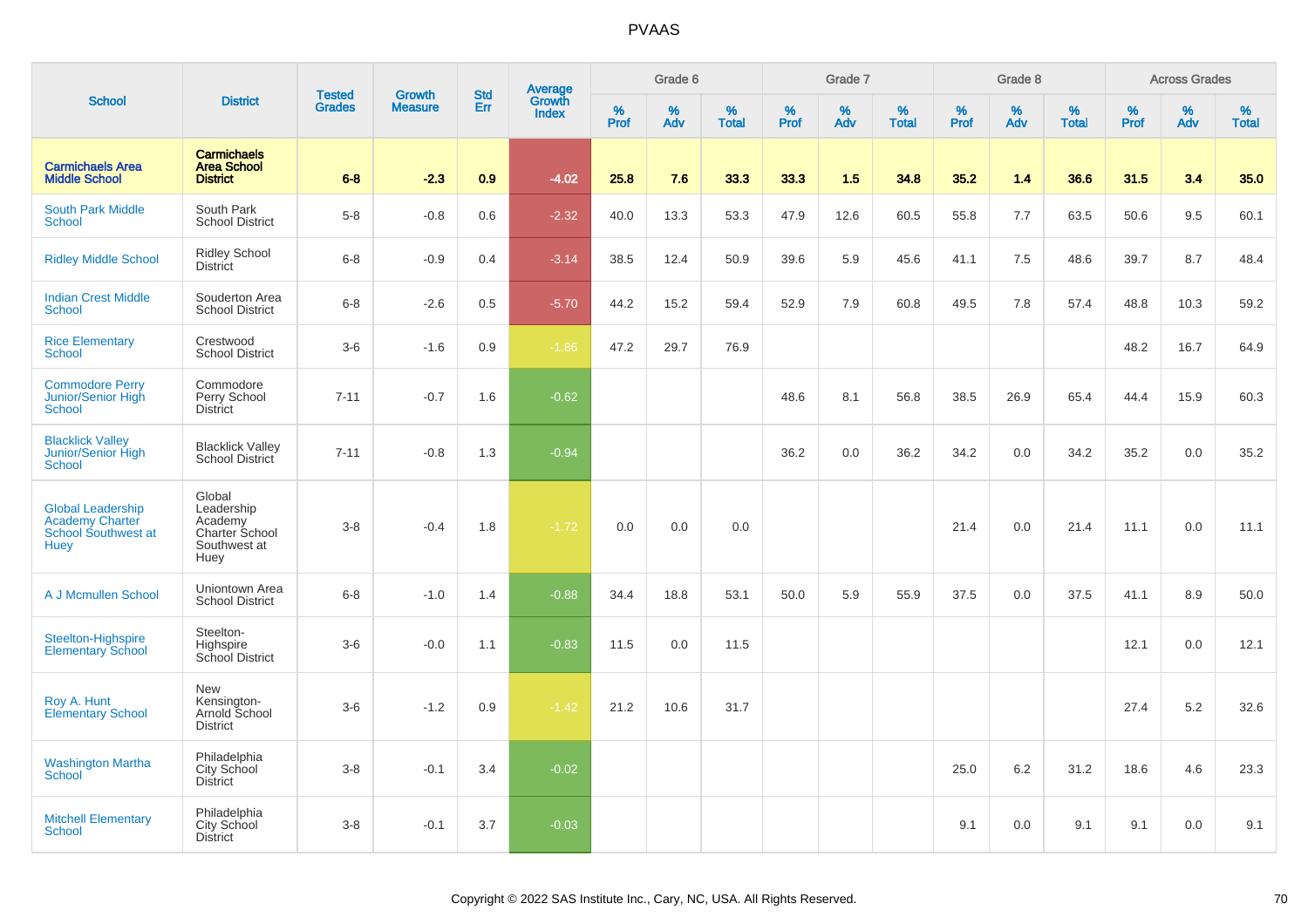# PVAAS

| School | District | Tested Grades | Growth Measure | Std Err | Average Growth Index | Grade 6 | | | Grade 7 | | | Grade 8 | | | Across Grades | | |
|---|---|---|---|---|---|---|---|---|---|---|---|---|---|---|---|---|---|
| | | | | | | % Prof | % Adv | % Total | % Prof | % Adv | % Total | % Prof | % Adv | % Total | % Prof | % Adv | % Total |
| **Carmichaels Area Middle School** | **Carmichaels Area School District** | **6-8** | **-2.3** | **0.9** | **-4.02** | **25.8** | **7.6** | **33.3** | **33.3** | **1.5** | **34.8** | **35.2** | **1.4** | **36.6** | **31.5** | **3.4** | **35.0** |
| South Park Middle School | South Park School District | 5-8 | -0.8 | 0.6 | -2.32 | 40.0 | 13.3 | 53.3 | 47.9 | 12.6 | 60.5 | 55.8 | 7.7 | 63.5 | 50.6 | 9.5 | 60.1 |
| Ridley Middle School | Ridley School District | 6-8 | -0.9 | 0.4 | -3.14 | 38.5 | 12.4 | 50.9 | 39.6 | 5.9 | 45.6 | 41.1 | 7.5 | 48.6 | 39.7 | 8.7 | 48.4 |
| Indian Crest Middle School | Souderton Area School District | 6-8 | -2.6 | 0.5 | -5.70 | 44.2 | 15.2 | 59.4 | 52.9 | 7.9 | 60.8 | 49.5 | 7.8 | 57.4 | 48.8 | 10.3 | 59.2 |
| Rice Elementary School | Crestwood School District | 3-6 | -1.6 | 0.9 | -1.86 | 47.2 | 29.7 | 76.9 | | | | | | | 48.2 | 16.7 | 64.9 |
| Commodore Perry Junior/Senior High School | Commodore Perry School District | 7-11 | -0.7 | 1.6 | -0.62 | | | | 48.6 | 8.1 | 56.8 | 38.5 | 26.9 | 65.4 | 44.4 | 15.9 | 60.3 |
| Blacklick Valley Junior/Senior High School | Blacklick Valley School District | 7-11 | -0.8 | 1.3 | -0.94 | | | | 36.2 | 0.0 | 36.2 | 34.2 | 0.0 | 34.2 | 35.2 | 0.0 | 35.2 |
| Global Leadership Academy Charter School Southwest at Huey | Global Leadership Academy Charter School Southwest at Huey | 3-8 | -0.4 | 1.8 | -1.72 | 0.0 | 0.0 | 0.0 | | | | 21.4 | 0.0 | 21.4 | 11.1 | 0.0 | 11.1 |
| A J Mcmullen School | Uniontown Area School District | 6-8 | -1.0 | 1.4 | -0.88 | 34.4 | 18.8 | 53.1 | 50.0 | 5.9 | 55.9 | 37.5 | 0.0 | 37.5 | 41.1 | 8.9 | 50.0 |
| Steelton-Highspire Elementary School | Steelton-Highspire School District | 3-6 | -0.0 | 1.1 | -0.83 | 11.5 | 0.0 | 11.5 | | | | | | | 12.1 | 0.0 | 12.1 |
| Roy A. Hunt Elementary School | New Kensington-Arnold School District | 3-6 | -1.2 | 0.9 | -1.42 | 21.2 | 10.6 | 31.7 | | | | | | | 27.4 | 5.2 | 32.6 |
| Washington Martha School | Philadelphia City School District | 3-8 | -0.1 | 3.4 | -0.02 | | | | | | | 25.0 | 6.2 | 31.2 | 18.6 | 4.6 | 23.3 |
| Mitchell Elementary School | Philadelphia City School District | 3-8 | -0.1 | 3.7 | -0.03 | | | | | | | 9.1 | 0.0 | 9.1 | 9.1 | 0.0 | 9.1 |

Copyright © 2022 SAS Institute Inc., Cary, NC, USA. All Rights Reserved.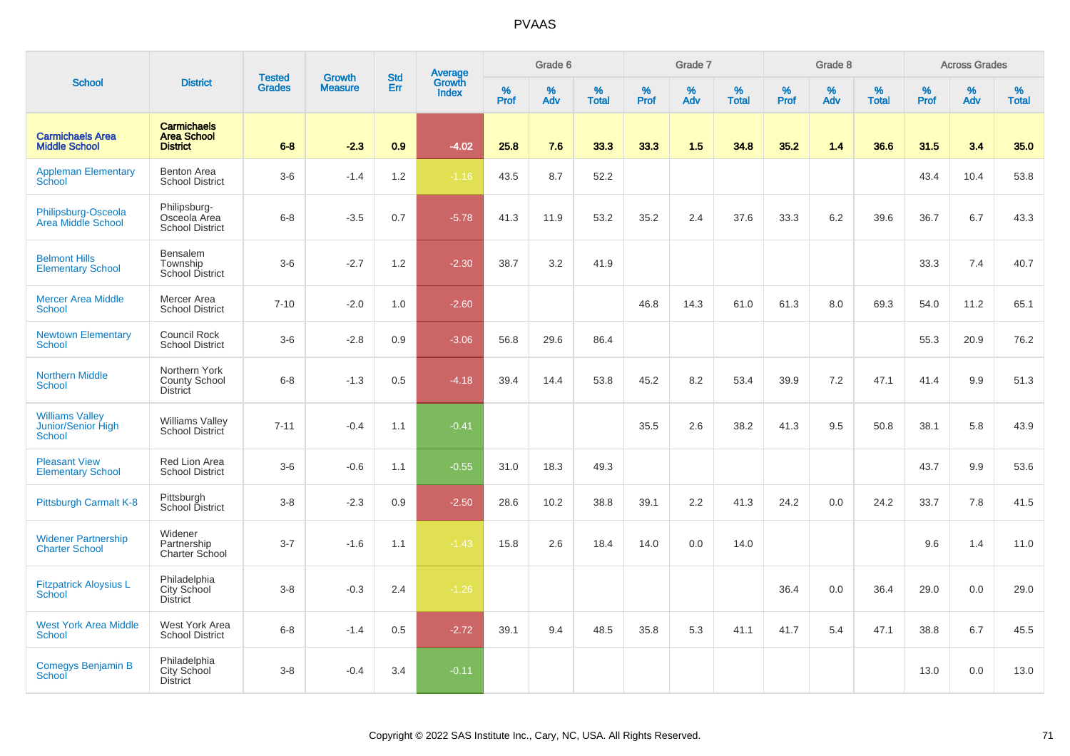# PVAAS

| School | District | Tested Grades | Growth Measure | Std Err | Average Growth Index | Grade 6 | | | Grade 7 | | | Grade 8 | | | Across Grades | | |
|---|---|---|---|---|---|---|---|---|---|---|---|---|---|---|---|---|---|
| | | | | | | % Prof | % Adv | % Total | % Prof | % Adv | % Total | % Prof | % Adv | % Total | % Prof | % Adv | % Total |
| **Carmichaels Area Middle School** | **Carmichaels Area School District** | **6-8** | **-2.3** | **0.9** | **-4.02** | **25.8** | **7.6** | **33.3** | **33.3** | **1.5** | **34.8** | **35.2** | **1.4** | **36.6** | **31.5** | **3.4** | **35.0** |
| Appleman Elementary School | Benton Area School District | 3-6 | -1.4 | 1.2 | -1.16 | 43.5 | 8.7 | 52.2 | | | | | | | 43.4 | 10.4 | 53.8 |
| Philipsburg-Osceola Area Middle School | Philipsburg-Osceola Area School District | 6-8 | -3.5 | 0.7 | -5.78 | 41.3 | 11.9 | 53.2 | 35.2 | 2.4 | 37.6 | 33.3 | 6.2 | 39.6 | 36.7 | 6.7 | 43.3 |
| Belmont Hills Elementary School | Bensalem Township School District | 3-6 | -2.7 | 1.2 | -2.30 | 38.7 | 3.2 | 41.9 | | | | | | | 33.3 | 7.4 | 40.7 |
| Mercer Area Middle School | Mercer Area School District | 7-10 | -2.0 | 1.0 | -2.60 | | | | 46.8 | 14.3 | 61.0 | 61.3 | 8.0 | 69.3 | 54.0 | 11.2 | 65.1 |
| Newtown Elementary School | Council Rock School District | 3-6 | -2.8 | 0.9 | -3.06 | 56.8 | 29.6 | 86.4 | | | | | | | 55.3 | 20.9 | 76.2 |
| Northern Middle School | Northern York County School District | 6-8 | -1.3 | 0.5 | -4.18 | 39.4 | 14.4 | 53.8 | 45.2 | 8.2 | 53.4 | 39.9 | 7.2 | 47.1 | 41.4 | 9.9 | 51.3 |
| Williams Valley Junior/Senior High School | Williams Valley School District | 7-11 | -0.4 | 1.1 | -0.41 | | | | 35.5 | 2.6 | 38.2 | 41.3 | 9.5 | 50.8 | 38.1 | 5.8 | 43.9 |
| Pleasant View Elementary School | Red Lion Area School District | 3-6 | -0.6 | 1.1 | -0.55 | 31.0 | 18.3 | 49.3 | | | | | | | 43.7 | 9.9 | 53.6 |
| Pittsburgh Carmalt K-8 | Pittsburgh School District | 3-8 | -2.3 | 0.9 | -2.50 | 28.6 | 10.2 | 38.8 | 39.1 | 2.2 | 41.3 | 24.2 | 0.0 | 24.2 | 33.7 | 7.8 | 41.5 |
| Widener Partnership Charter School | Widener Partnership Charter School | 3-7 | -1.6 | 1.1 | -1.43 | 15.8 | 2.6 | 18.4 | 14.0 | 0.0 | 14.0 | | | | 9.6 | 1.4 | 11.0 |
| Fitzpatrick Aloysius L School | Philadelphia City School District | 3-8 | -0.3 | 2.4 | -1.26 | | | | | | | 36.4 | 0.0 | 36.4 | 29.0 | 0.0 | 29.0 |
| West York Area Middle School | West York Area School District | 6-8 | -1.4 | 0.5 | -2.72 | 39.1 | 9.4 | 48.5 | 35.8 | 5.3 | 41.1 | 41.7 | 5.4 | 47.1 | 38.8 | 6.7 | 45.5 |
| Comegys Benjamin B School | Philadelphia City School District | 3-8 | -0.4 | 3.4 | -0.11 | | | | | | | | | | 13.0 | 0.0 | 13.0 |

Copyright © 2022 SAS Institute Inc., Cary, NC, USA. All Rights Reserved.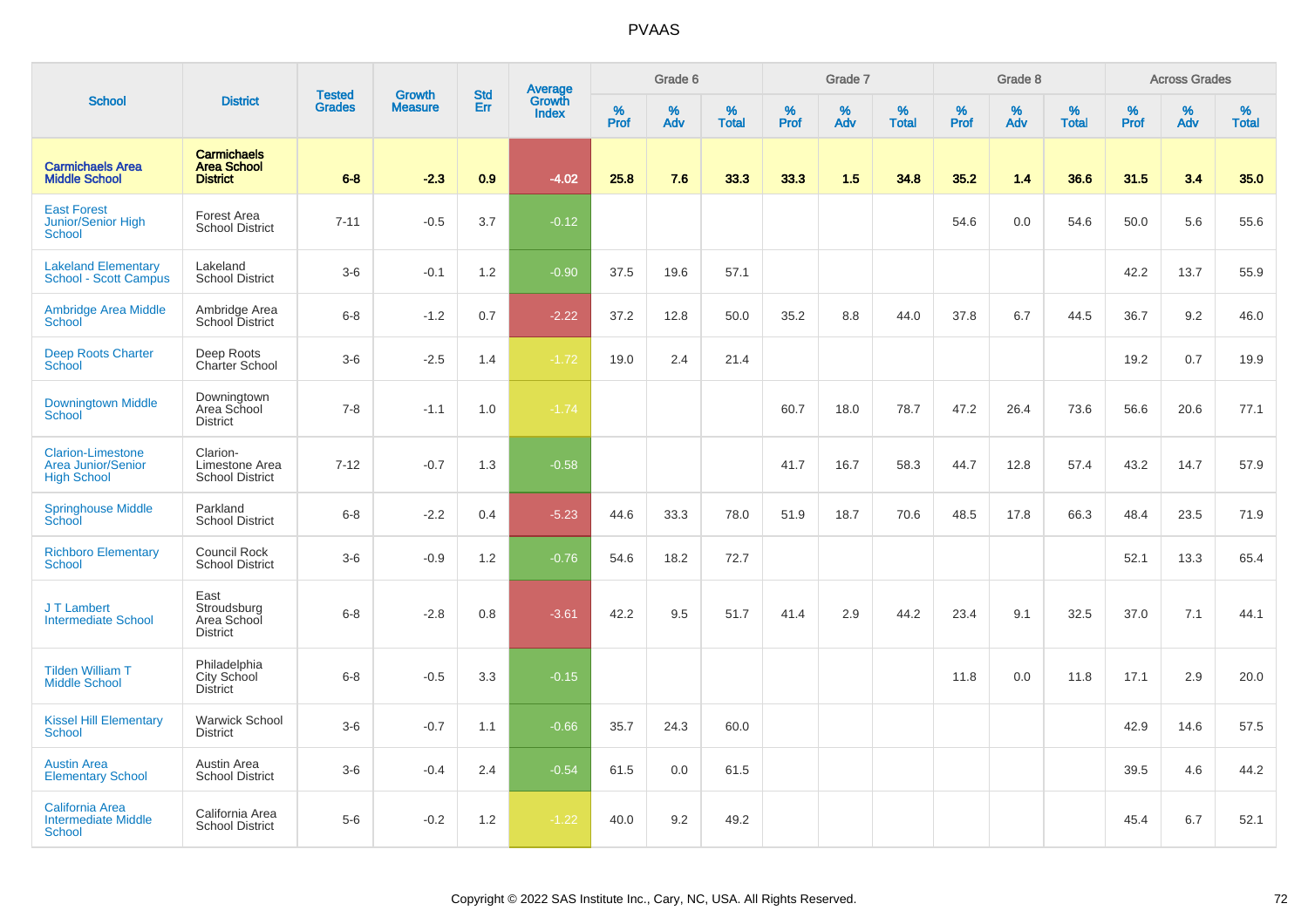# PVAAS

| School | District | Tested Grades | Growth Measure | Std Err | Average Growth Index | Grade 6 | | | Grade 7 | | | Grade 8 | | | Across Grades | | |
|---|---|---|---|---|---|---|---|---|---|---|---|---|---|---|---|---|---|
| | | | | | | % Prof | % Adv | % Total | % Prof | % Adv | % Total | % Prof | % Adv | % Total | % Prof | % Adv | % Total |
| **Carmichaels Area Middle School** | **Carmichaels Area School District** | **6-8** | **-2.3** | **0.9** | **-4.02** | **25.8** | **7.6** | **33.3** | **33.3** | **1.5** | **34.8** | **35.2** | **1.4** | **36.6** | **31.5** | **3.4** | **35.0** |
| East Forest Junior/Senior High School | Forest Area School District | 7-11 | -0.5 | 3.7 | -0.12 | | | | | | | 54.6 | 0.0 | 54.6 | 50.0 | 5.6 | 55.6 |
| Lakeland Elementary School - Scott Campus | Lakeland School District | 3-6 | -0.1 | 1.2 | -0.90 | 37.5 | 19.6 | 57.1 | | | | | | | 42.2 | 13.7 | 55.9 |
| Ambridge Area Middle School | Ambridge Area School District | 6-8 | -1.2 | 0.7 | -2.22 | 37.2 | 12.8 | 50.0 | 35.2 | 8.8 | 44.0 | 37.8 | 6.7 | 44.5 | 36.7 | 9.2 | 46.0 |
| Deep Roots Charter School | Deep Roots Charter School | 3-6 | -2.5 | 1.4 | -1.72 | 19.0 | 2.4 | 21.4 | | | | | | | 19.2 | 0.7 | 19.9 |
| Downingtown Middle School | Downingtown Area School District | 7-8 | -1.1 | 1.0 | -1.74 | | | | 60.7 | 18.0 | 78.7 | 47.2 | 26.4 | 73.6 | 56.6 | 20.6 | 77.1 |
| Clarion-Limestone Area Junior/Senior High School | Clarion-Limestone Area School District | 7-12 | -0.7 | 1.3 | -0.58 | | | | 41.7 | 16.7 | 58.3 | 44.7 | 12.8 | 57.4 | 43.2 | 14.7 | 57.9 |
| Springhouse Middle School | Parkland School District | 6-8 | -2.2 | 0.4 | -5.23 | 44.6 | 33.3 | 78.0 | 51.9 | 18.7 | 70.6 | 48.5 | 17.8 | 66.3 | 48.4 | 23.5 | 71.9 |
| Richboro Elementary School | Council Rock School District | 3-6 | -0.9 | 1.2 | -0.76 | 54.6 | 18.2 | 72.7 | | | | | | | 52.1 | 13.3 | 65.4 |
| J T Lambert Intermediate School | East Stroudsburg Area School District | 6-8 | -2.8 | 0.8 | -3.61 | 42.2 | 9.5 | 51.7 | 41.4 | 2.9 | 44.2 | 23.4 | 9.1 | 32.5 | 37.0 | 7.1 | 44.1 |
| Tilden William T Middle School | Philadelphia City School District | 6-8 | -0.5 | 3.3 | -0.15 | | | | | | | 11.8 | 0.0 | 11.8 | 17.1 | 2.9 | 20.0 |
| Kissel Hill Elementary School | Warwick School District | 3-6 | -0.7 | 1.1 | -0.66 | 35.7 | 24.3 | 60.0 | | | | | | | 42.9 | 14.6 | 57.5 |
| Austin Area Elementary School | Austin Area School District | 3-6 | -0.4 | 2.4 | -0.54 | 61.5 | 0.0 | 61.5 | | | | | | | 39.5 | 4.6 | 44.2 |
| California Area Intermediate Middle School | California Area School District | 5-6 | -0.2 | 1.2 | -1.22 | 40.0 | 9.2 | 49.2 | | | | | | | 45.4 | 6.7 | 52.1 |

Copyright © 2022 SAS Institute Inc., Cary, NC, USA. All Rights Reserved.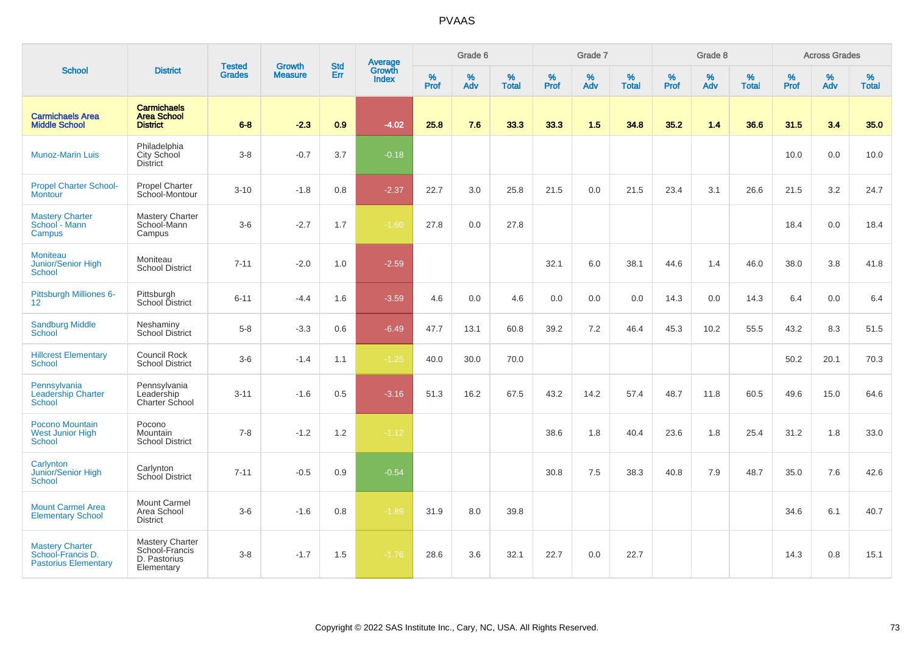# PVAAS

| School | District | Tested Grades | Growth Measure | Std Err | Average Growth Index | Grade 6 | | | Grade 7 | | | Grade 8 | | | Across Grades | | |
|---|---|---|---|---|---|---|---|---|---|---|---|---|---|---|---|---|---|
| | | | | | | % Prof | % Adv | % Total | % Prof | % Adv | % Total | % Prof | % Adv | % Total | % Prof | % Adv | % Total |
| **Carmichaels Area Middle School** | **Carmichaels Area School District** | **6-8** | **-2.3** | **0.9** | **-4.02** | **25.8** | **7.6** | **33.3** | **33.3** | **1.5** | **34.8** | **35.2** | **1.4** | **36.6** | **31.5** | **3.4** | **35.0** |
| Munoz-Marin Luis | Philadelphia City School District | 3-8 | -0.7 | 3.7 | -0.18 | | | | | | | | | | 10.0 | 0.0 | 10.0 |
| Propel Charter School-Montour | Propel Charter School-Montour | 3-10 | -1.8 | 0.8 | -2.37 | 22.7 | 3.0 | 25.8 | 21.5 | 0.0 | 21.5 | 23.4 | 3.1 | 26.6 | 21.5 | 3.2 | 24.7 |
| Mastery Charter School - Mann Campus | Mastery Charter School-Mann Campus | 3-6 | -2.7 | 1.7 | -1.60 | 27.8 | 0.0 | 27.8 | | | | | | | 18.4 | 0.0 | 18.4 |
| Moniteau Junior/Senior High School | Moniteau School District | 7-11 | -2.0 | 1.0 | -2.59 | | | | 32.1 | 6.0 | 38.1 | 44.6 | 1.4 | 46.0 | 38.0 | 3.8 | 41.8 |
| Pittsburgh Millionες 6-12 | Pittsburgh School District | 6-11 | -4.4 | 1.6 | -3.59 | 4.6 | 0.0 | 4.6 | 0.0 | 0.0 | 0.0 | 14.3 | 0.0 | 14.3 | 6.4 | 0.0 | 6.4 |
| Sandburg Middle School | Neshaminy School District | 5-8 | -3.3 | 0.6 | -6.49 | 47.7 | 13.1 | 60.8 | 39.2 | 7.2 | 46.4 | 45.3 | 10.2 | 55.5 | 43.2 | 8.3 | 51.5 |
| Hillcrest Elementary School | Council Rock School District | 3-6 | -1.4 | 1.1 | -1.25 | 40.0 | 30.0 | 70.0 | | | | | | | 50.2 | 20.1 | 70.3 |
| Pennsylvania Leadership Charter School | Pennsylvania Leadership Charter School | 3-11 | -1.6 | 0.5 | -3.16 | 51.3 | 16.2 | 67.5 | 43.2 | 14.2 | 57.4 | 48.7 | 11.8 | 60.5 | 49.6 | 15.0 | 64.6 |
| Pocono Mountain West Junior High School | Pocono Mountain School District | 7-8 | -1.2 | 1.2 | -1.12 | | | | 38.6 | 1.8 | 40.4 | 23.6 | 1.8 | 25.4 | 31.2 | 1.8 | 33.0 |
| Carlynton Junior/Senior High School | Carlynton School District | 7-11 | -0.5 | 0.9 | -0.54 | | | | 30.8 | 7.5 | 38.3 | 40.8 | 7.9 | 48.7 | 35.0 | 7.6 | 42.6 |
| Mount Carmel Area Elementary School | Mount Carmel Area School District | 3-6 | -1.6 | 0.8 | -1.89 | 31.9 | 8.0 | 39.8 | | | | | | | 34.6 | 6.1 | 40.7 |
| Mastery Charter School-Francis D. Pastorius Elementary | Mastery Charter School-Francis D. Pastorius Elementary | 3-8 | -1.7 | 1.5 | -1.76 | 28.6 | 3.6 | 32.1 | 22.7 | 0.0 | 22.7 | | | | 14.3 | 0.8 | 15.1 |

Copyright © 2022 SAS Institute Inc., Cary, NC, USA. All Rights Reserved.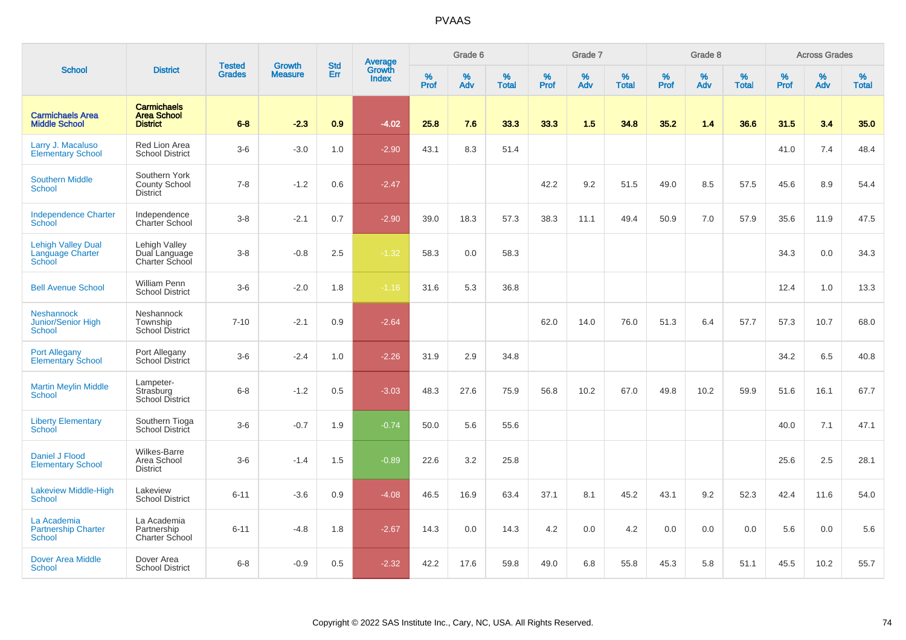# PVAAS

| School | District | Tested Grades | Growth Measure | Std Err | Average Growth Index | Grade 6 | | | Grade 7 | | | Grade 8 | | | Across Grades | | |
|---|---|---|---|---|---|---|---|---|---|---|---|---|---|---|---|---|---|
| | | | | | | % Prof | % Adv | % Total | % Prof | % Adv | % Total | % Prof | % Adv | % Total | % Prof | % Adv | % Total |
| **Carmichaels Area Middle School** | **Carmichaels Area School District** | **6-8** | **-2.3** | **0.9** | **-4.02** | **25.8** | **7.6** | **33.3** | **33.3** | **1.5** | **34.8** | **35.2** | **1.4** | **36.6** | **31.5** | **3.4** | **35.0** |
| Larry J. Macaluso Elementary School | Red Lion Area School District | 3-6 | -3.0 | 1.0 | -2.90 | 43.1 | 8.3 | 51.4 | | | | | | | 41.0 | 7.4 | 48.4 |
| Southern Middle School | Southern York County School District | 7-8 | -1.2 | 0.6 | -2.47 | | | | 42.2 | 9.2 | 51.5 | 49.0 | 8.5 | 57.5 | 45.6 | 8.9 | 54.4 |
| Independence Charter School | Independence Charter School | 3-8 | -2.1 | 0.7 | -2.90 | 39.0 | 18.3 | 57.3 | 38.3 | 11.1 | 49.4 | 50.9 | 7.0 | 57.9 | 35.6 | 11.9 | 47.5 |
| Lehigh Valley Dual Language Charter School | Lehigh Valley Dual Language Charter School | 3-8 | -0.8 | 2.5 | -1.32 | 58.3 | 0.0 | 58.3 | | | | | | | 34.3 | 0.0 | 34.3 |
| Bell Avenue School | William Penn School District | 3-6 | -2.0 | 1.8 | -1.16 | 31.6 | 5.3 | 36.8 | | | | | | | 12.4 | 1.0 | 13.3 |
| Neshannock Junior/Senior High School | Neshannock Township School District | 7-10 | -2.1 | 0.9 | -2.64 | | | | 62.0 | 14.0 | 76.0 | 51.3 | 6.4 | 57.7 | 57.3 | 10.7 | 68.0 |
| Port Allegany Elementary School | Port Allegany School District | 3-6 | -2.4 | 1.0 | -2.26 | 31.9 | 2.9 | 34.8 | | | | | | | 34.2 | 6.5 | 40.8 |
| Martin Meylin Middle School | Lampeter-Strasburg School District | 6-8 | -1.2 | 0.5 | -3.03 | 48.3 | 27.6 | 75.9 | 56.8 | 10.2 | 67.0 | 49.8 | 10.2 | 59.9 | 51.6 | 16.1 | 67.7 |
| Liberty Elementary School | Southern Tioga School District | 3-6 | -0.7 | 1.9 | -0.74 | 50.0 | 5.6 | 55.6 | | | | | | | 40.0 | 7.1 | 47.1 |
| Daniel J Flood Elementary School | Wilkes-Barre Area School District | 3-6 | -1.4 | 1.5 | -0.89 | 22.6 | 3.2 | 25.8 | | | | | | | 25.6 | 2.5 | 28.1 |
| Lakeview Middle-High School | Lakeview School District | 6-11 | -3.6 | 0.9 | -4.08 | 46.5 | 16.9 | 63.4 | 37.1 | 8.1 | 45.2 | 43.1 | 9.2 | 52.3 | 42.4 | 11.6 | 54.0 |
| La Academia Partnership Charter School | La Academia Partnership Charter School | 6-11 | -4.8 | 1.8 | -2.67 | 14.3 | 0.0 | 14.3 | 4.2 | 0.0 | 4.2 | 0.0 | 0.0 | 0.0 | 5.6 | 0.0 | 5.6 |
| Dover Area Middle School | Dover Area School District | 6-8 | -0.9 | 0.5 | -2.32 | 42.2 | 17.6 | 59.8 | 49.0 | 6.8 | 55.8 | 45.3 | 5.8 | 51.1 | 45.5 | 10.2 | 55.7 |

Copyright © 2022 SAS Institute Inc., Cary, NC, USA. All Rights Reserved.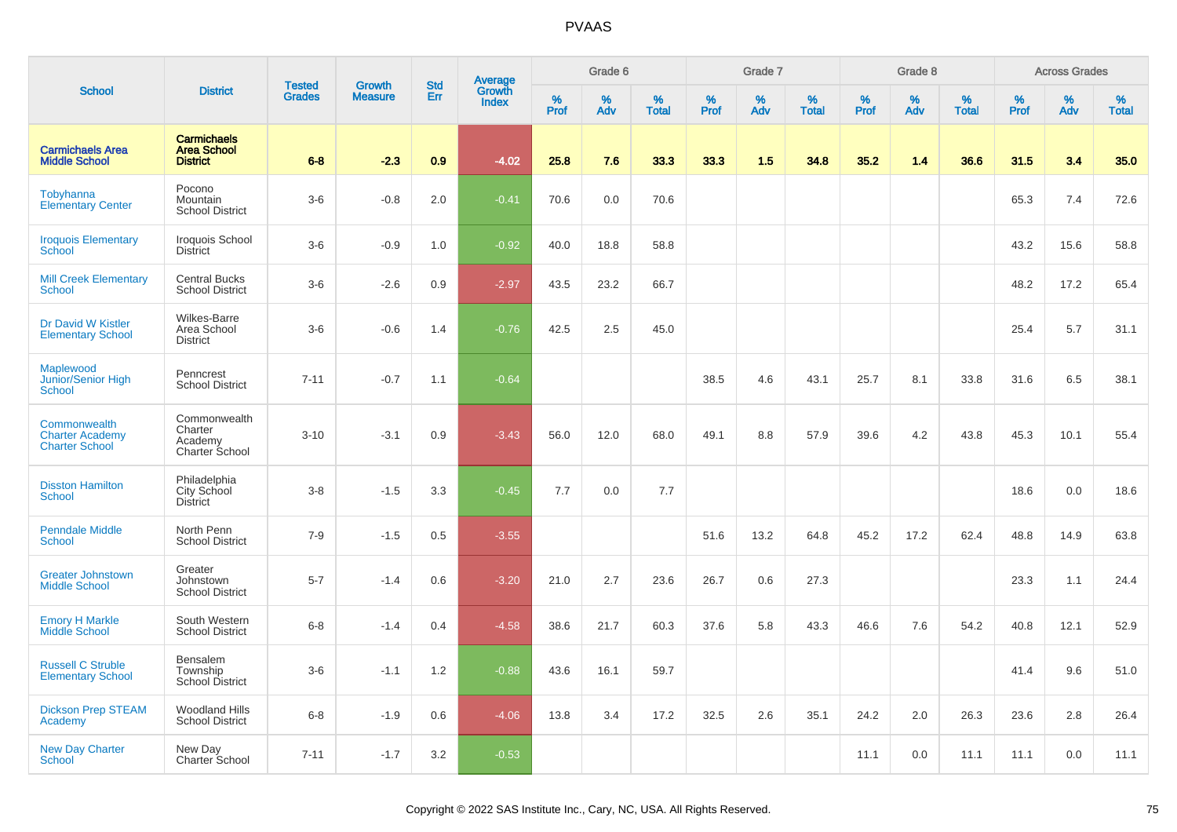# PVAAS

| School | District | Tested Grades | Growth Measure | Std Err | Average Growth Index | Grade 6 | | | Grade 7 | | | Grade 8 | | | Across Grades | | |
|---|---|---|---|---|---|---|---|---|---|---|---|---|---|---|---|---|---|
| | | | | | | % Prof | % Adv | % Total | % Prof | % Adv | % Total | % Prof | % Adv | % Total | % Prof | % Adv | % Total |
| **Carmichaels Area Middle School** | **Carmichaels Area School District** | **6-8** | **-2.3** | **0.9** | **-4.02** | **25.8** | **7.6** | **33.3** | **33.3** | **1.5** | **34.8** | **35.2** | **1.4** | **36.6** | **31.5** | **3.4** | **35.0** |
| Tobyhanna Elementary Center | Pocono Mountain School District | 3-6 | -0.8 | 2.0 | -0.41 | 70.6 | 0.0 | 70.6 | | | | | | | 65.3 | 7.4 | 72.6 |
| Iroquois Elementary School | Iroquois School District | 3-6 | -0.9 | 1.0 | -0.92 | 40.0 | 18.8 | 58.8 | | | | | | | 43.2 | 15.6 | 58.8 |
| Mill Creek Elementary School | Central Bucks School District | 3-6 | -2.6 | 0.9 | -2.97 | 43.5 | 23.2 | 66.7 | | | | | | | 48.2 | 17.2 | 65.4 |
| Dr David W Kistler Elementary School | Wilkes-Barre Area School District | 3-6 | -0.6 | 1.4 | -0.76 | 42.5 | 2.5 | 45.0 | | | | | | | 25.4 | 5.7 | 31.1 |
| Maplewood Junior/Senior High School | Penncrest School District | 7-11 | -0.7 | 1.1 | -0.64 | | | | 38.5 | 4.6 | 43.1 | 25.7 | 8.1 | 33.8 | 31.6 | 6.5 | 38.1 |
| Commonwealth Charter Academy Charter School | Commonwealth Charter Academy Charter School | 3-10 | -3.1 | 0.9 | -3.43 | 56.0 | 12.0 | 68.0 | 49.1 | 8.8 | 57.9 | 39.6 | 4.2 | 43.8 | 45.3 | 10.1 | 55.4 |
| Disston Hamilton School | Philadelphia City School District | 3-8 | -1.5 | 3.3 | -0.45 | 7.7 | 0.0 | 7.7 | | | | | | | 18.6 | 0.0 | 18.6 |
| Penndale Middle School | North Penn School District | 7-9 | -1.5 | 0.5 | -3.55 | | | | 51.6 | 13.2 | 64.8 | 45.2 | 17.2 | 62.4 | 48.8 | 14.9 | 63.8 |
| Greater Johnstown Middle School | Greater Johnstown School District | 5-7 | -1.4 | 0.6 | -3.20 | 21.0 | 2.7 | 23.6 | 26.7 | 0.6 | 27.3 | | | | 23.3 | 1.1 | 24.4 |
| Emory H Markle Middle School | South Western School District | 6-8 | -1.4 | 0.4 | -4.58 | 38.6 | 21.7 | 60.3 | 37.6 | 5.8 | 43.3 | 46.6 | 7.6 | 54.2 | 40.8 | 12.1 | 52.9 |
| Russell C Struble Elementary School | Bensalem Township School District | 3-6 | -1.1 | 1.2 | -0.88 | 43.6 | 16.1 | 59.7 | | | | | | | 41.4 | 9.6 | 51.0 |
| Dickson Prep STEAM Academy | Woodland Hills School District | 6-8 | -1.9 | 0.6 | -4.06 | 13.8 | 3.4 | 17.2 | 32.5 | 2.6 | 35.1 | 24.2 | 2.0 | 26.3 | 23.6 | 2.8 | 26.4 |
| New Day Charter School | New Day Charter School | 7-11 | -1.7 | 3.2 | -0.53 | | | | | | | 11.1 | 0.0 | 11.1 | 11.1 | 0.0 | 11.1 |

Copyright © 2022 SAS Institute Inc., Cary, NC, USA. All Rights Reserved.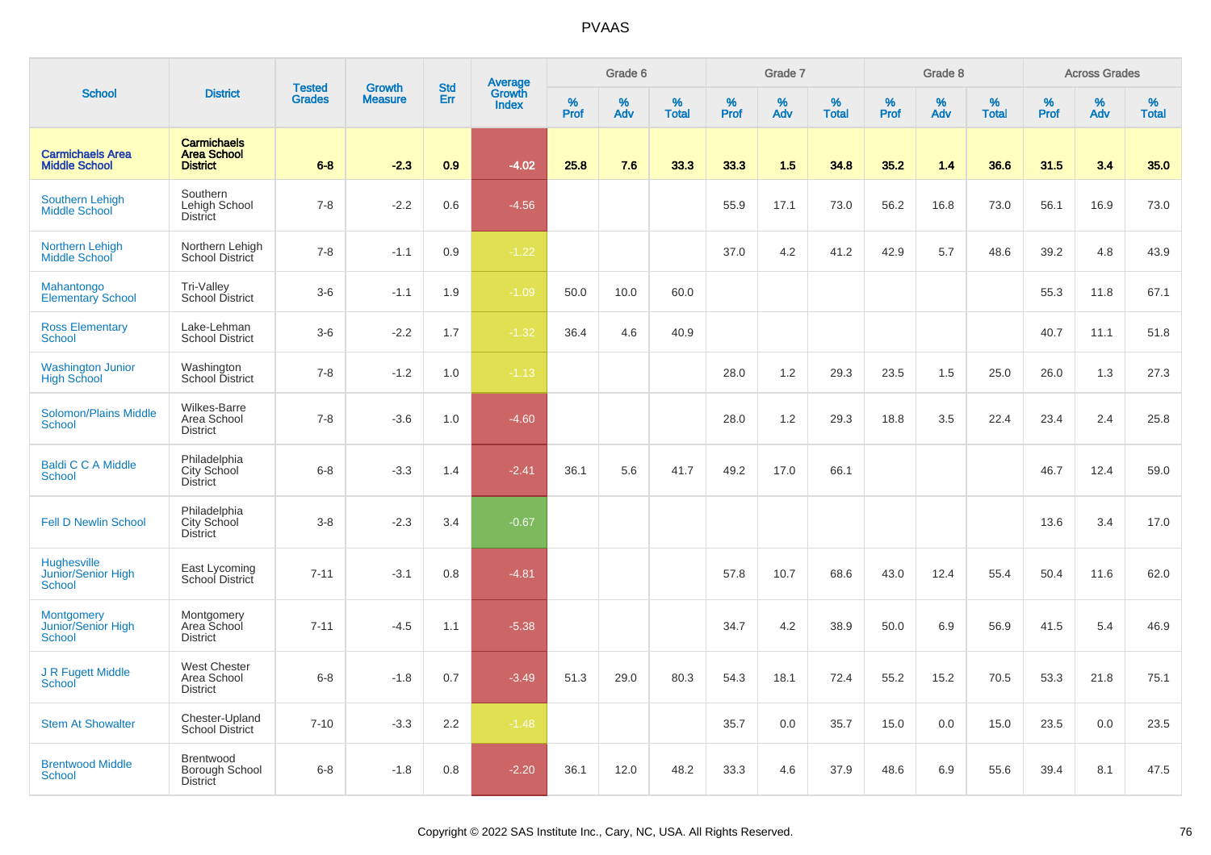# PVAAS

| School | District | Tested Grades | Growth Measure | Std Err | Average Growth Index | Grade 6 | | | Grade 7 | | | Grade 8 | | | Across Grades | | |
|---|---|---|---|---|---|---|---|---|---|---|---|---|---|---|---|---|---|
| | | | | | | % Prof | % Adv | % Total | % Prof | % Adv | % Total | % Prof | % Adv | % Total | % Prof | % Adv | % Total |
| **Carmichaels Area Middle School** | **Carmichaels Area School District** | **6-8** | **-2.3** | **0.9** | **-4.02** | **25.8** | **7.6** | **33.3** | **33.3** | **1.5** | **34.8** | **35.2** | **1.4** | **36.6** | **31.5** | **3.4** | **35.0** |
| Southern Lehigh Middle School | Southern Lehigh School District | 7-8 | -2.2 | 0.6 | -4.56 | | | | 55.9 | 17.1 | 73.0 | 56.2 | 16.8 | 73.0 | 56.1 | 16.9 | 73.0 |
| Northern Lehigh Middle School | Northern Lehigh School District | 7-8 | -1.1 | 0.9 | -1.22 | | | | 37.0 | 4.2 | 41.2 | 42.9 | 5.7 | 48.6 | 39.2 | 4.8 | 43.9 |
| Mahantongo Elementary School | Tri-Valley School District | 3-6 | -1.1 | 1.9 | -1.09 | 50.0 | 10.0 | 60.0 | | | | | | | 55.3 | 11.8 | 67.1 |
| Ross Elementary School | Lake-Lehman School District | 3-6 | -2.2 | 1.7 | -1.32 | 36.4 | 4.6 | 40.9 | | | | | | | 40.7 | 11.1 | 51.8 |
| Washington Junior High School | Washington School District | 7-8 | -1.2 | 1.0 | -1.13 | | | | 28.0 | 1.2 | 29.3 | 23.5 | 1.5 | 25.0 | 26.0 | 1.3 | 27.3 |
| Solomon/Plains Middle School | Wilkes-Barre Area School District | 7-8 | -3.6 | 1.0 | -4.60 | | | | 28.0 | 1.2 | 29.3 | 18.8 | 3.5 | 22.4 | 23.4 | 2.4 | 25.8 |
| Baldi C C A Middle School | Philadelphia City School District | 6-8 | -3.3 | 1.4 | -2.41 | 36.1 | 5.6 | 41.7 | 49.2 | 17.0 | 66.1 | | | | 46.7 | 12.4 | 59.0 |
| Fell D Newlin School | Philadelphia City School District | 3-8 | -2.3 | 3.4 | -0.67 | | | | | | | | | | 13.6 | 3.4 | 17.0 |
| Hughesville Junior/Senior High School | East Lycoming School District | 7-11 | -3.1 | 0.8 | -4.81 | | | | 57.8 | 10.7 | 68.6 | 43.0 | 12.4 | 55.4 | 50.4 | 11.6 | 62.0 |
| Montgomery Junior/Senior High School | Montgomery Area School District | 7-11 | -4.5 | 1.1 | -5.38 | | | | 34.7 | 4.2 | 38.9 | 50.0 | 6.9 | 56.9 | 41.5 | 5.4 | 46.9 |
| J R Fugett Middle School | West Chester Area School District | 6-8 | -1.8 | 0.7 | -3.49 | 51.3 | 29.0 | 80.3 | 54.3 | 18.1 | 72.4 | 55.2 | 15.2 | 70.5 | 53.3 | 21.8 | 75.1 |
| Stem At Showalter | Chester-Upland School District | 7-10 | -3.3 | 2.2 | -1.48 | | | | 35.7 | 0.0 | 35.7 | 15.0 | 0.0 | 15.0 | 23.5 | 0.0 | 23.5 |
| Brentwood Middle School | Brentwood Borough School District | 6-8 | -1.8 | 0.8 | -2.20 | 36.1 | 12.0 | 48.2 | 33.3 | 4.6 | 37.9 | 48.6 | 6.9 | 55.6 | 39.4 | 8.1 | 47.5 |

Copyright © 2022 SAS Institute Inc., Cary, NC, USA. All Rights Reserved.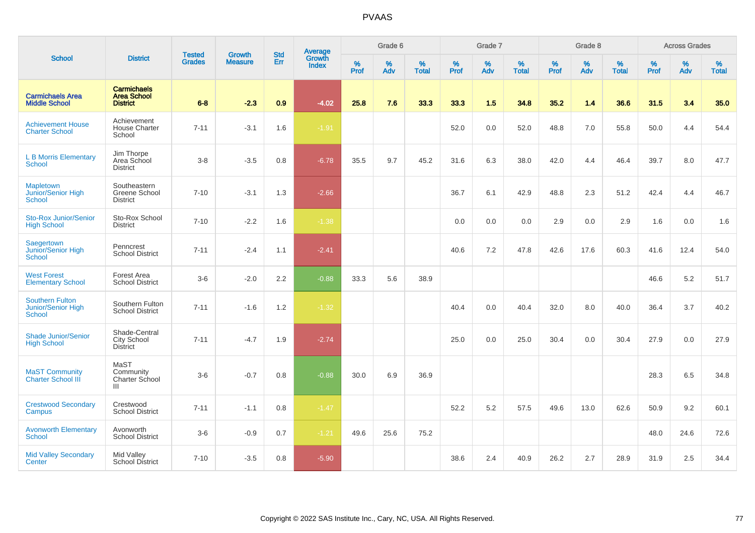# PVAAS

| School | District | Tested Grades | Growth Measure | Std Err | Average Growth Index | Grade 6 | | | Grade 7 | | | Grade 8 | | | Across Grades | | |
|---|---|---|---|---|---|---|---|---|---|---|---|---|---|---|---|---|---|
| | | | | | | % Prof | % Adv | % Total | % Prof | % Adv | % Total | % Prof | % Adv | % Total | % Prof | % Adv | % Total |
| **Carmichaels Area Middle School** | **Carmichaels Area School District** | **6-8** | **-2.3** | **0.9** | **-4.02** | **25.8** | **7.6** | **33.3** | **33.3** | **1.5** | **34.8** | **35.2** | **1.4** | **36.6** | **31.5** | **3.4** | **35.0** |
| Achievement House Charter School | Achievement House Charter School | 7-11 | -3.1 | 1.6 | -1.91 | | | | 52.0 | 0.0 | 52.0 | 48.8 | 7.0 | 55.8 | 50.0 | 4.4 | 54.4 |
| L B Morris Elementary School | Jim Thorpe Area School District | 3-8 | -3.5 | 0.8 | -6.78 | 35.5 | 9.7 | 45.2 | 31.6 | 6.3 | 38.0 | 42.0 | 4.4 | 46.4 | 39.7 | 8.0 | 47.7 |
| Mapletown Junior/Senior High School | Southeastern Greene School District | 7-10 | -3.1 | 1.3 | -2.66 | | | | 36.7 | 6.1 | 42.9 | 48.8 | 2.3 | 51.2 | 42.4 | 4.4 | 46.7 |
| Sto-Rox Junior/Senior High School | Sto-Rox School District | 7-10 | -2.2 | 1.6 | -1.38 | | | | 0.0 | 0.0 | 0.0 | 2.9 | 0.0 | 2.9 | 1.6 | 0.0 | 1.6 |
| Saegertown Junior/Senior High School | Penncrest School District | 7-11 | -2.4 | 1.1 | -2.41 | | | | 40.6 | 7.2 | 47.8 | 42.6 | 17.6 | 60.3 | 41.6 | 12.4 | 54.0 |
| West Forest Elementary School | Forest Area School District | 3-6 | -2.0 | 2.2 | -0.88 | 33.3 | 5.6 | 38.9 | | | | | | | 46.6 | 5.2 | 51.7 |
| Southern Fulton Junior/Senior High School | Southern Fulton School District | 7-11 | -1.6 | 1.2 | -1.32 | | | | 40.4 | 0.0 | 40.4 | 32.0 | 8.0 | 40.0 | 36.4 | 3.7 | 40.2 |
| Shade Junior/Senior High School | Shade-Central City School District | 7-11 | -4.7 | 1.9 | -2.74 | | | | 25.0 | 0.0 | 25.0 | 30.4 | 0.0 | 30.4 | 27.9 | 0.0 | 27.9 |
| MaST Community Charter School III | MaST Community Charter School III | 3-6 | -0.7 | 0.8 | -0.88 | 30.0 | 6.9 | 36.9 | | | | | | | 28.3 | 6.5 | 34.8 |
| Crestwood Secondary Campus | Crestwood School District | 7-11 | -1.1 | 0.8 | -1.47 | | | | 52.2 | 5.2 | 57.5 | 49.6 | 13.0 | 62.6 | 50.9 | 9.2 | 60.1 |
| Avonworth Elementary School | Avonworth School District | 3-6 | -0.9 | 0.7 | -1.21 | 49.6 | 25.6 | 75.2 | | | | | | | 48.0 | 24.6 | 72.6 |
| Mid Valley Secondary Center | Mid Valley School District | 7-10 | -3.5 | 0.8 | -5.90 | | | | 38.6 | 2.4 | 40.9 | 26.2 | 2.7 | 28.9 | 31.9 | 2.5 | 34.4 |

Copyright © 2022 SAS Institute Inc., Cary, NC, USA. All Rights Reserved.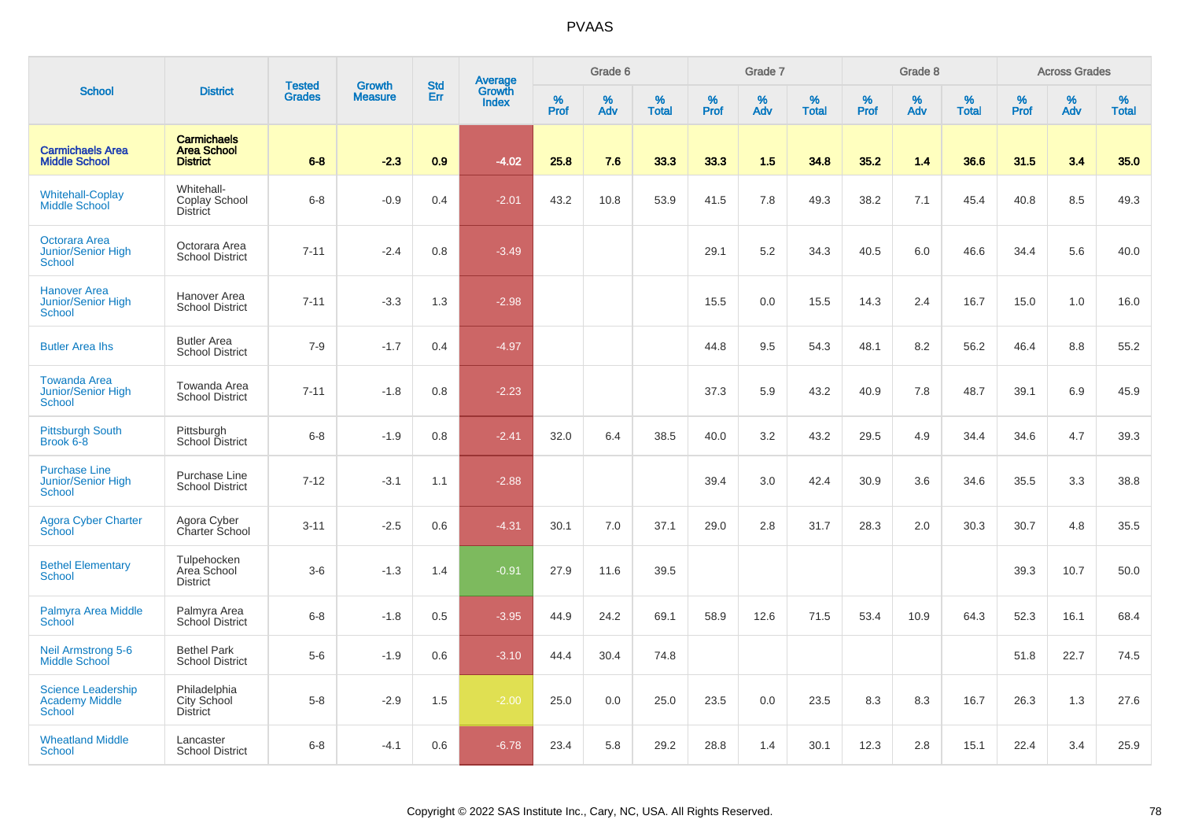# PVAAS

| School | District | Tested Grades | Growth Measure | Std Err | Average Growth Index | Grade 6 | | | Grade 7 | | | Grade 8 | | | Across Grades | | |
|---|---|---|---|---|---|---|---|---|---|---|---|---|---|---|---|---|---|
| | | | | | | % Prof | % Adv | % Total | % Prof | % Adv | % Total | % Prof | % Adv | % Total | % Prof | % Adv | % Total |
| **Carmichaels Area Middle School** | **Carmichaels Area School District** | **6-8** | **-2.3** | **0.9** | **-4.02** | **25.8** | **7.6** | **33.3** | **33.3** | **1.5** | **34.8** | **35.2** | **1.4** | **36.6** | **31.5** | **3.4** | **35.0** |
| Whitehall-Coplay Middle School | Whitehall-Coplay School District | 6-8 | -0.9 | 0.4 | -2.01 | 43.2 | 10.8 | 53.9 | 41.5 | 7.8 | 49.3 | 38.2 | 7.1 | 45.4 | 40.8 | 8.5 | 49.3 |
| Octorara Area Junior/Senior High School | Octorara Area School District | 7-11 | -2.4 | 0.8 | -3.49 | | | | 29.1 | 5.2 | 34.3 | 40.5 | 6.0 | 46.6 | 34.4 | 5.6 | 40.0 |
| Hanover Area Junior/Senior High School | Hanover Area School District | 7-11 | -3.3 | 1.3 | -2.98 | | | | 15.5 | 0.0 | 15.5 | 14.3 | 2.4 | 16.7 | 15.0 | 1.0 | 16.0 |
| Butler Area Ihs | Butler Area School District | 7-9 | -1.7 | 0.4 | -4.97 | | | | 44.8 | 9.5 | 54.3 | 48.1 | 8.2 | 56.2 | 46.4 | 8.8 | 55.2 |
| Towanda Area Junior/Senior High School | Towanda Area School District | 7-11 | -1.8 | 0.8 | -2.23 | | | | 37.3 | 5.9 | 43.2 | 40.9 | 7.8 | 48.7 | 39.1 | 6.9 | 45.9 |
| Pittsburgh South Brook 6-8 | Pittsburgh School District | 6-8 | -1.9 | 0.8 | -2.41 | 32.0 | 6.4 | 38.5 | 40.0 | 3.2 | 43.2 | 29.5 | 4.9 | 34.4 | 34.6 | 4.7 | 39.3 |
| Purchase Line Junior/Senior High School | Purchase Line School District | 7-12 | -3.1 | 1.1 | -2.88 | | | | 39.4 | 3.0 | 42.4 | 30.9 | 3.6 | 34.6 | 35.5 | 3.3 | 38.8 |
| Agora Cyber Charter School | Agora Cyber Charter School | 3-11 | -2.5 | 0.6 | -4.31 | 30.1 | 7.0 | 37.1 | 29.0 | 2.8 | 31.7 | 28.3 | 2.0 | 30.3 | 30.7 | 4.8 | 35.5 |
| Bethel Elementary School | Tulpehocken Area School District | 3-6 | -1.3 | 1.4 | -0.91 | 27.9 | 11.6 | 39.5 | | | | | | | 39.3 | 10.7 | 50.0 |
| Palmyra Area Middle School | Palmyra Area School District | 6-8 | -1.8 | 0.5 | -3.95 | 44.9 | 24.2 | 69.1 | 58.9 | 12.6 | 71.5 | 53.4 | 10.9 | 64.3 | 52.3 | 16.1 | 68.4 |
| Neil Armstrong 5-6 Middle School | Bethel Park School District | 5-6 | -1.9 | 0.6 | -3.10 | 44.4 | 30.4 | 74.8 | | | | | | | 51.8 | 22.7 | 74.5 |
| Science Leadership Academy Middle School | Philadelphia City School District | 5-8 | -2.9 | 1.5 | -2.00 | 25.0 | 0.0 | 25.0 | 23.5 | 0.0 | 23.5 | 8.3 | 8.3 | 16.7 | 26.3 | 1.3 | 27.6 |
| Wheatland Middle School | Lancaster School District | 6-8 | -4.1 | 0.6 | -6.78 | 23.4 | 5.8 | 29.2 | 28.8 | 1.4 | 30.1 | 12.3 | 2.8 | 15.1 | 22.4 | 3.4 | 25.9 |

Copyright © 2022 SAS Institute Inc., Cary, NC, USA. All Rights Reserved.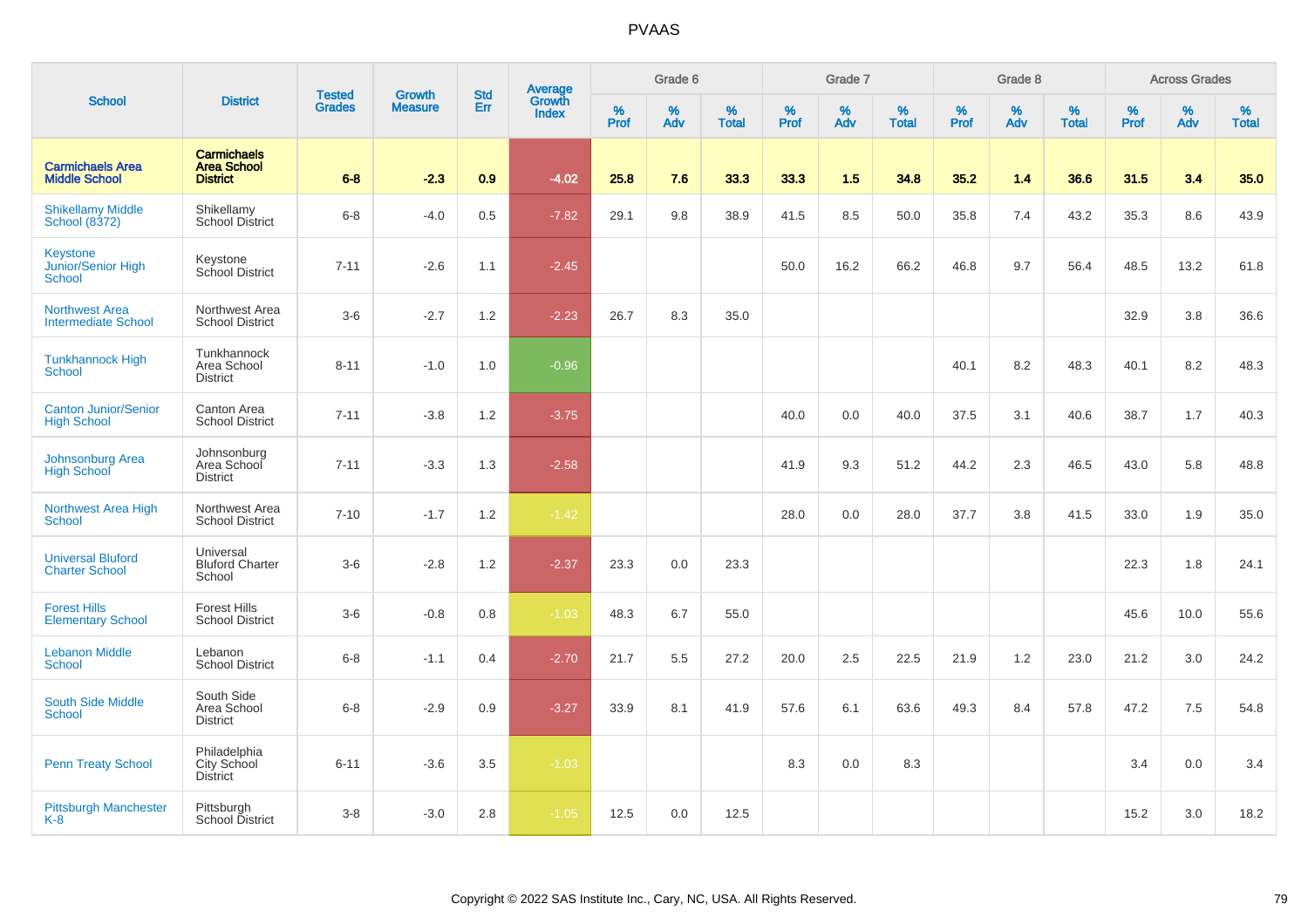# PVAAS

| School | District | Tested Grades | Growth Measure | Std Err | Average Growth Index | Grade 6 | | | Grade 7 | | | Grade 8 | | | Across Grades | | |
|---|---|---|---|---|---|---|---|---|---|---|---|---|---|---|---|---|---|
| | | | | | | % Prof | % Adv | % Total | % Prof | % Adv | % Total | % Prof | % Adv | % Total | % Prof | % Adv | % Total |
| **Carmichaels Area Middle School** | **Carmichaels Area School District** | **6-8** | **-2.3** | **0.9** | **-4.02** | **25.8** | **7.6** | **33.3** | **33.3** | **1.5** | **34.8** | **35.2** | **1.4** | **36.6** | **31.5** | **3.4** | **35.0** |
| Shikellamy Middle School (8372) | Shikellamy School District | 6-8 | -4.0 | 0.5 | -7.82 | 29.1 | 9.8 | 38.9 | 41.5 | 8.5 | 50.0 | 35.8 | 7.4 | 43.2 | 35.3 | 8.6 | 43.9 |
| Keystone Junior/Senior High School | Keystone School District | 7-11 | -2.6 | 1.1 | -2.45 | | | | 50.0 | 16.2 | 66.2 | 46.8 | 9.7 | 56.4 | 48.5 | 13.2 | 61.8 |
| Northwest Area Intermediate School | Northwest Area School District | 3-6 | -2.7 | 1.2 | -2.23 | 26.7 | 8.3 | 35.0 | | | | | | | 32.9 | 3.8 | 36.6 |
| Tunkhannock High School | Tunkhannock Area School District | 8-11 | -1.0 | 1.0 | -0.96 | | | | | | | 40.1 | 8.2 | 48.3 | 40.1 | 8.2 | 48.3 |
| Canton Junior/Senior High School | Canton Area School District | 7-11 | -3.8 | 1.2 | -3.75 | | | | 40.0 | 0.0 | 40.0 | 37.5 | 3.1 | 40.6 | 38.7 | 1.7 | 40.3 |
| Johnsonburg Area High School | Johnsonburg Area School District | 7-11 | -3.3 | 1.3 | -2.58 | | | | 41.9 | 9.3 | 51.2 | 44.2 | 2.3 | 46.5 | 43.0 | 5.8 | 48.8 |
| Northwest Area High School | Northwest Area School District | 7-10 | -1.7 | 1.2 | -1.42 | | | | 28.0 | 0.0 | 28.0 | 37.7 | 3.8 | 41.5 | 33.0 | 1.9 | 35.0 |
| Universal Bluford Charter School | Universal Bluford Charter School | 3-6 | -2.8 | 1.2 | -2.37 | 23.3 | 0.0 | 23.3 | | | | | | | 22.3 | 1.8 | 24.1 |
| Forest Hills Elementary School | Forest Hills School District | 3-6 | -0.8 | 0.8 | -1.03 | 48.3 | 6.7 | 55.0 | | | | | | | 45.6 | 10.0 | 55.6 |
| Lebanon Middle School | Lebanon School District | 6-8 | -1.1 | 0.4 | -2.70 | 21.7 | 5.5 | 27.2 | 20.0 | 2.5 | 22.5 | 21.9 | 1.2 | 23.0 | 21.2 | 3.0 | 24.2 |
| South Side Middle School | South Side Area School District | 6-8 | -2.9 | 0.9 | -3.27 | 33.9 | 8.1 | 41.9 | 57.6 | 6.1 | 63.6 | 49.3 | 8.4 | 57.8 | 47.2 | 7.5 | 54.8 |
| Penn Treaty School | Philadelphia City School District | 6-11 | -3.6 | 3.5 | -1.03 | | | | 8.3 | 0.0 | 8.3 | | | | 3.4 | 0.0 | 3.4 |
| Pittsburgh Manchester K-8 | Pittsburgh School District | 3-8 | -3.0 | 2.8 | -1.05 | 12.5 | 0.0 | 12.5 | | | | | | | 15.2 | 3.0 | 18.2 |

Copyright © 2022 SAS Institute Inc., Cary, NC, USA. All Rights Reserved.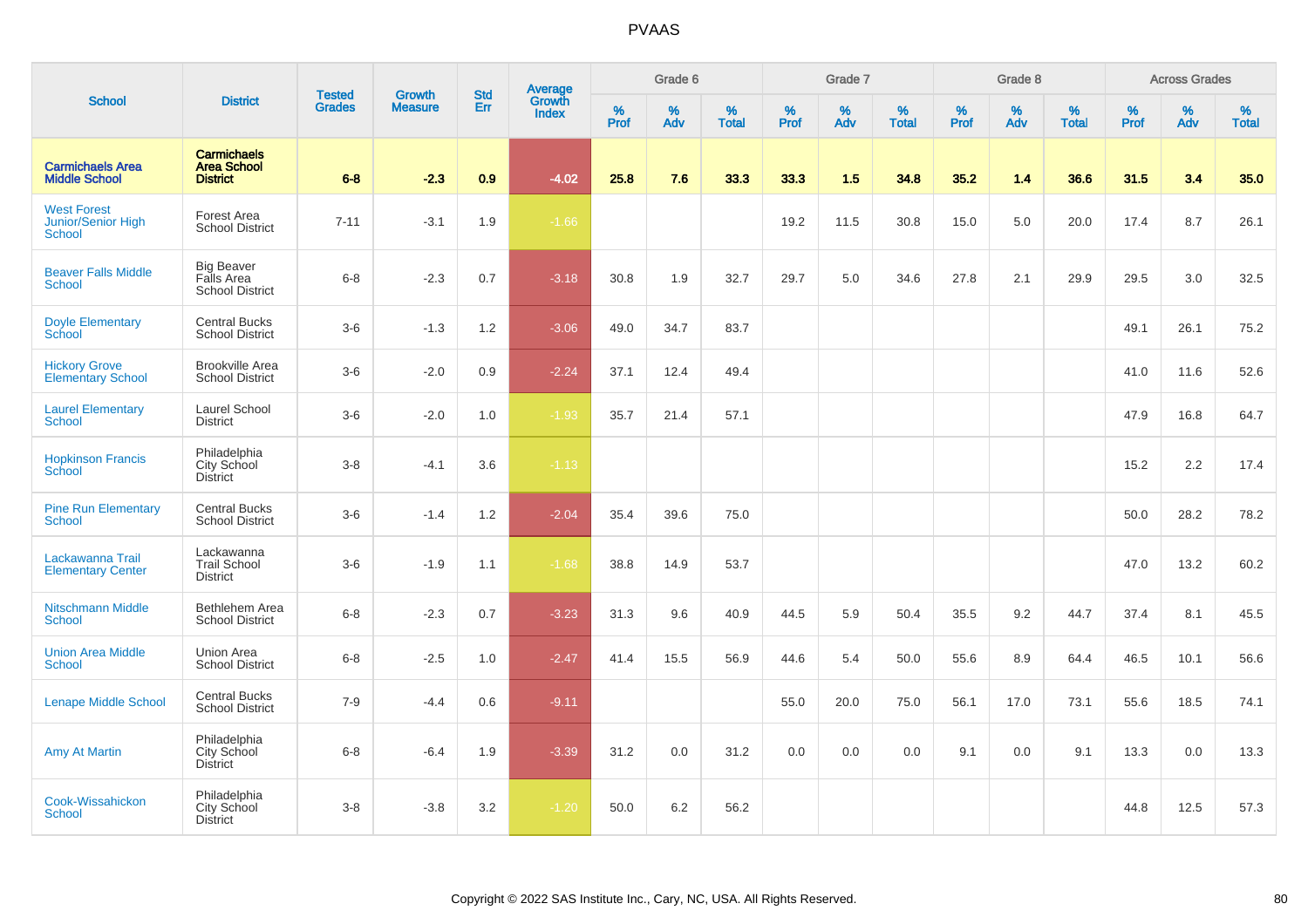# PVAAS

| School | District | Tested Grades | Growth Measure | Std Err | Average Growth Index | Grade 6 | | | Grade 7 | | | Grade 8 | | | Across Grades | | |
|---|---|---|---|---|---|---|---|---|---|---|---|---|---|---|---|---|---|
| | | | | | | % Prof | % Adv | % Total | % Prof | % Adv | % Total | % Prof | % Adv | % Total | % Prof | % Adv | % Total |
| **Carmichaels Area Middle School** | **Carmichaels Area School District** | **6-8** | **-2.3** | **0.9** | **-4.02** | **25.8** | **7.6** | **33.3** | **33.3** | **1.5** | **34.8** | **35.2** | **1.4** | **36.6** | **31.5** | **3.4** | **35.0** |
| West Forest Junior/Senior High School | Forest Area School District | 7-11 | -3.1 | 1.9 | -1.66 | | | | 19.2 | 11.5 | 30.8 | 15.0 | 5.0 | 20.0 | 17.4 | 8.7 | 26.1 |
| Beaver Falls Middle School | Big Beaver Falls Area School District | 6-8 | -2.3 | 0.7 | -3.18 | 30.8 | 1.9 | 32.7 | 29.7 | 5.0 | 34.6 | 27.8 | 2.1 | 29.9 | 29.5 | 3.0 | 32.5 |
| Doyle Elementary School | Central Bucks School District | 3-6 | -1.3 | 1.2 | -3.06 | 49.0 | 34.7 | 83.7 | | | | | | | 49.1 | 26.1 | 75.2 |
| Hickory Grove Elementary School | Brookville Area School District | 3-6 | -2.0 | 0.9 | -2.24 | 37.1 | 12.4 | 49.4 | | | | | | | 41.0 | 11.6 | 52.6 |
| Laurel Elementary School | Laurel School District | 3-6 | -2.0 | 1.0 | -1.93 | 35.7 | 21.4 | 57.1 | | | | | | | 47.9 | 16.8 | 64.7 |
| Hopkinson Francis School | Philadelphia City School District | 3-8 | -4.1 | 3.6 | -1.13 | | | | | | | | | | 15.2 | 2.2 | 17.4 |
| Pine Run Elementary School | Central Bucks School District | 3-6 | -1.4 | 1.2 | -2.04 | 35.4 | 39.6 | 75.0 | | | | | | | 50.0 | 28.2 | 78.2 |
| Lackawanna Trail Elementary Center | Lackawanna Trail School District | 3-6 | -1.9 | 1.1 | -1.68 | 38.8 | 14.9 | 53.7 | | | | | | | 47.0 | 13.2 | 60.2 |
| Nitschmann Middle School | Bethlehem Area School District | 6-8 | -2.3 | 0.7 | -3.23 | 31.3 | 9.6 | 40.9 | 44.5 | 5.9 | 50.4 | 35.5 | 9.2 | 44.7 | 37.4 | 8.1 | 45.5 |
| Union Area Middle School | Union Area School District | 6-8 | -2.5 | 1.0 | -2.47 | 41.4 | 15.5 | 56.9 | 44.6 | 5.4 | 50.0 | 55.6 | 8.9 | 64.4 | 46.5 | 10.1 | 56.6 |
| Lenape Middle School | Central Bucks School District | 7-9 | -4.4 | 0.6 | -9.11 | | | | 55.0 | 20.0 | 75.0 | 56.1 | 17.0 | 73.1 | 55.6 | 18.5 | 74.1 |
| Amy At Martin | Philadelphia City School District | 6-8 | -6.4 | 1.9 | -3.39 | 31.2 | 0.0 | 31.2 | 0.0 | 0.0 | 0.0 | 9.1 | 0.0 | 9.1 | 13.3 | 0.0 | 13.3 |
| Cook-Wissahickon School | Philadelphia City School District | 3-8 | -3.8 | 3.2 | -1.20 | 50.0 | 6.2 | 56.2 | | | | | | | 44.8 | 12.5 | 57.3 |

Copyright © 2022 SAS Institute Inc., Cary, NC, USA. All Rights Reserved.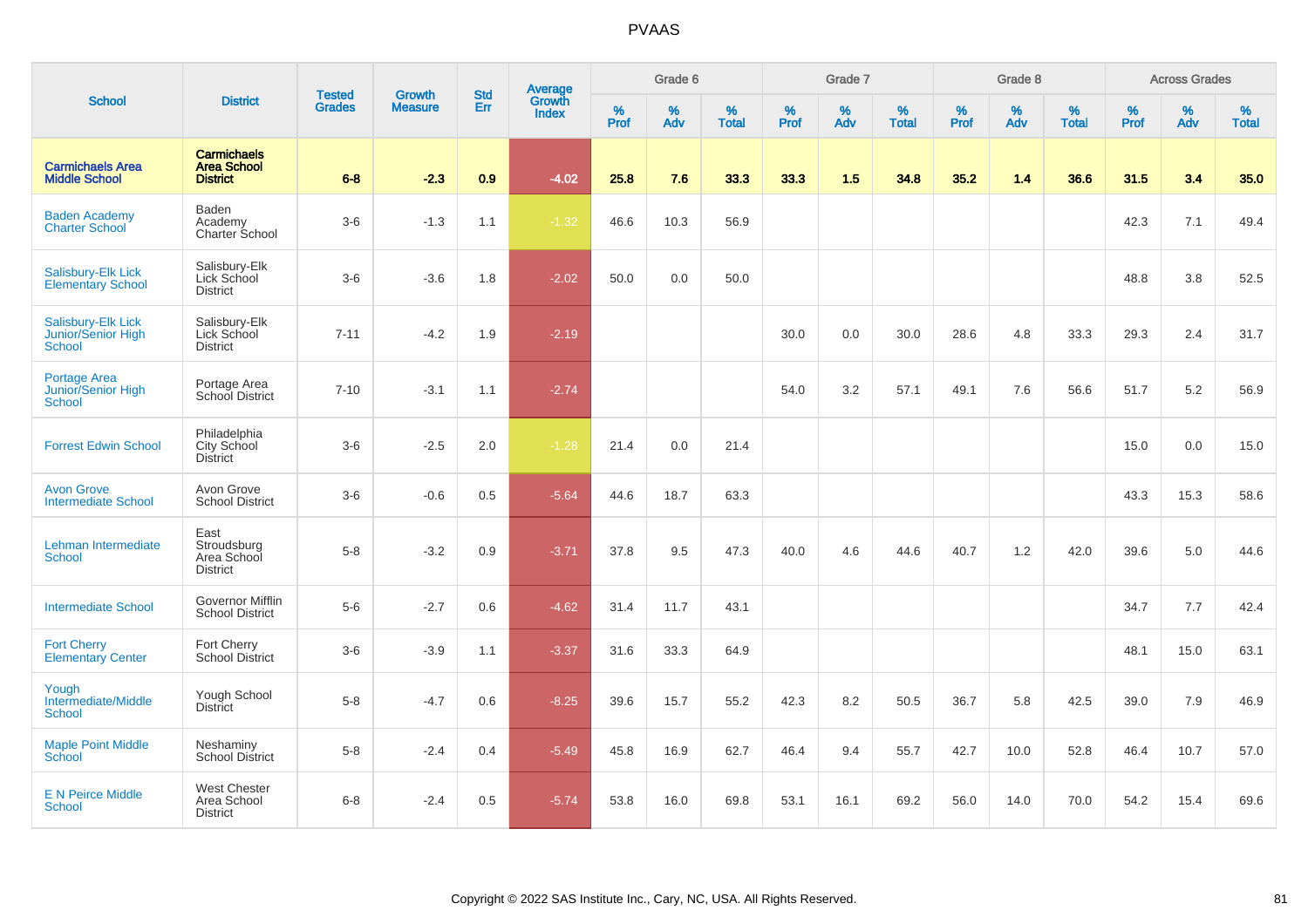# PVAAS

| School | District | Tested Grades | Growth Measure | Std Err | Average Growth Index | Grade 6 | | | Grade 7 | | | Grade 8 | | | Across Grades | | |
|---|---|---|---|---|---|---|---|---|---|---|---|---|---|---|---|---|---|
| | | | | | | % Prof | % Adv | % Total | % Prof | % Adv | % Total | % Prof | % Adv | % Total | % Prof | % Adv | % Total |
| **Carmichaels Area Middle School** | **Carmichaels Area School District** | **6-8** | **-2.3** | **0.9** | **-4.02** | **25.8** | **7.6** | **33.3** | **33.3** | **1.5** | **34.8** | **35.2** | **1.4** | **36.6** | **31.5** | **3.4** | **35.0** |
| Baden Academy Charter School | Baden Academy Charter School | 3-6 | -1.3 | 1.1 | -1.32 | 46.6 | 10.3 | 56.9 | | | | | | | 42.3 | 7.1 | 49.4 |
| Salisbury-Elk Lick Elementary School | Salisbury-Elk Lick School District | 3-6 | -3.6 | 1.8 | -2.02 | 50.0 | 0.0 | 50.0 | | | | | | | 48.8 | 3.8 | 52.5 |
| Salisbury-Elk Lick Junior/Senior High School | Salisbury-Elk Lick School District | 7-11 | -4.2 | 1.9 | -2.19 | | | | 30.0 | 0.0 | 30.0 | 28.6 | 4.8 | 33.3 | 29.3 | 2.4 | 31.7 |
| Portage Area Junior/Senior High School | Portage Area School District | 7-10 | -3.1 | 1.1 | -2.74 | | | | 54.0 | 3.2 | 57.1 | 49.1 | 7.6 | 56.6 | 51.7 | 5.2 | 56.9 |
| Forrest Edwin School | Philadelphia City School District | 3-6 | -2.5 | 2.0 | -1.28 | 21.4 | 0.0 | 21.4 | | | | | | | 15.0 | 0.0 | 15.0 |
| Avon Grove Intermediate School | Avon Grove School District | 3-6 | -0.6 | 0.5 | -5.64 | 44.6 | 18.7 | 63.3 | | | | | | | 43.3 | 15.3 | 58.6 |
| Lehman Intermediate School | East Stroudsburg Area School District | 5-8 | -3.2 | 0.9 | -3.71 | 37.8 | 9.5 | 47.3 | 40.0 | 4.6 | 44.6 | 40.7 | 1.2 | 42.0 | 39.6 | 5.0 | 44.6 |
| Intermediate School | Governor Mifflin School District | 5-6 | -2.7 | 0.6 | -4.62 | 31.4 | 11.7 | 43.1 | | | | | | | 34.7 | 7.7 | 42.4 |
| Fort Cherry Elementary Center | Fort Cherry School District | 3-6 | -3.9 | 1.1 | -3.37 | 31.6 | 33.3 | 64.9 | | | | | | | 48.1 | 15.0 | 63.1 |
| Yough Intermediate/Middle School | Yough School District | 5-8 | -4.7 | 0.6 | -8.25 | 39.6 | 15.7 | 55.2 | 42.3 | 8.2 | 50.5 | 36.7 | 5.8 | 42.5 | 39.0 | 7.9 | 46.9 |
| Maple Point Middle School | Neshaminy School District | 5-8 | -2.4 | 0.4 | -5.49 | 45.8 | 16.9 | 62.7 | 46.4 | 9.4 | 55.7 | 42.7 | 10.0 | 52.8 | 46.4 | 10.7 | 57.0 |
| E N Peirce Middle School | West Chester Area School District | 6-8 | -2.4 | 0.5 | -5.74 | 53.8 | 16.0 | 69.8 | 53.1 | 16.1 | 69.2 | 56.0 | 14.0 | 70.0 | 54.2 | 15.4 | 69.6 |

Copyright © 2022 SAS Institute Inc., Cary, NC, USA. All Rights Reserved.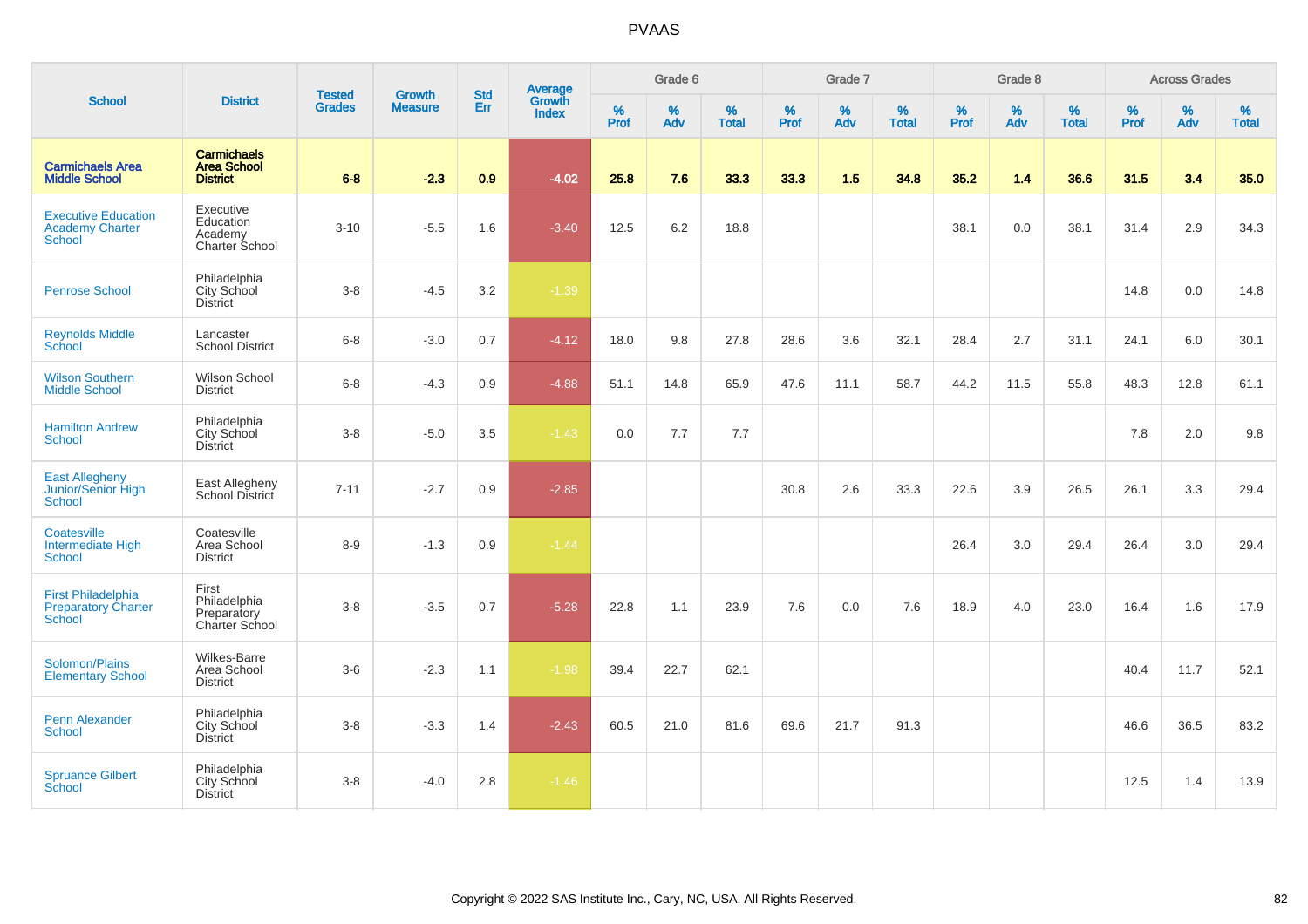PVAAS

| School | District | Tested Grades | Growth Measure | Std Err | Average Growth Index | Grade 6 | | | Grade 7 | | | Grade 8 | | | Across Grades | | |
|---|---|---|---|---|---|---|---|---|---|---|---|---|---|---|---|---|---|
| | | | | | | % Prof | % Adv | % Total | % Prof | % Adv | % Total | % Prof | % Adv | % Total | % Prof | % Adv | % Total |
| **Carmichaels Area Middle School** | **Carmichaels Area School District** | **6-8** | **-2.3** | **0.9** | **-4.02** | **25.8** | **7.6** | **33.3** | **33.3** | **1.5** | **34.8** | **35.2** | **1.4** | **36.6** | **31.5** | **3.4** | **35.0** |
| Executive Education Academy Charter School | Executive Education Academy Charter School | 3-10 | -5.5 | 1.6 | -3.40 | 12.5 | 6.2 | 18.8 | | | | 38.1 | 0.0 | 38.1 | 31.4 | 2.9 | 34.3 |
| Penrose School | Philadelphia City School District | 3-8 | -4.5 | 3.2 | -1.39 | | | | | | | | | | 14.8 | 0.0 | 14.8 |
| Reynolds Middle School | Lancaster School District | 6-8 | -3.0 | 0.7 | -4.12 | 18.0 | 9.8 | 27.8 | 28.6 | 3.6 | 32.1 | 28.4 | 2.7 | 31.1 | 24.1 | 6.0 | 30.1 |
| Wilson Southern Middle School | Wilson School District | 6-8 | -4.3 | 0.9 | -4.88 | 51.1 | 14.8 | 65.9 | 47.6 | 11.1 | 58.7 | 44.2 | 11.5 | 55.8 | 48.3 | 12.8 | 61.1 |
| Hamilton Andrew School | Philadelphia City School District | 3-8 | -5.0 | 3.5 | -1.43 | 0.0 | 7.7 | 7.7 | | | | | | | 7.8 | 2.0 | 9.8 |
| East Allegheny Junior/Senior High School | East Allegheny School District | 7-11 | -2.7 | 0.9 | -2.85 | | | | 30.8 | 2.6 | 33.3 | 22.6 | 3.9 | 26.5 | 26.1 | 3.3 | 29.4 |
| Coatesville Intermediate High School | Coatesville Area School District | 8-9 | -1.3 | 0.9 | -1.44 | | | | | | | 26.4 | 3.0 | 29.4 | 26.4 | 3.0 | 29.4 |
| First Philadelphia Preparatory Charter School | First Philadelphia Preparatory Charter School | 3-8 | -3.5 | 0.7 | -5.28 | 22.8 | 1.1 | 23.9 | 7.6 | 0.0 | 7.6 | 18.9 | 4.0 | 23.0 | 16.4 | 1.6 | 17.9 |
| Solomon/Plains Elementary School | Wilkes-Barre Area School District | 3-6 | -2.3 | 1.1 | -1.98 | 39.4 | 22.7 | 62.1 | | | | | | | 40.4 | 11.7 | 52.1 |
| Penn Alexander School | Philadelphia City School District | 3-8 | -3.3 | 1.4 | -2.43 | 60.5 | 21.0 | 81.6 | 69.6 | 21.7 | 91.3 | | | | 46.6 | 36.5 | 83.2 |
| Spruance Gilbert School | Philadelphia City School District | 3-8 | -4.0 | 2.8 | -1.46 | | | | | | | | | | 12.5 | 1.4 | 13.9 |

Copyright © 2022 SAS Institute Inc., Cary, NC, USA. All Rights Reserved.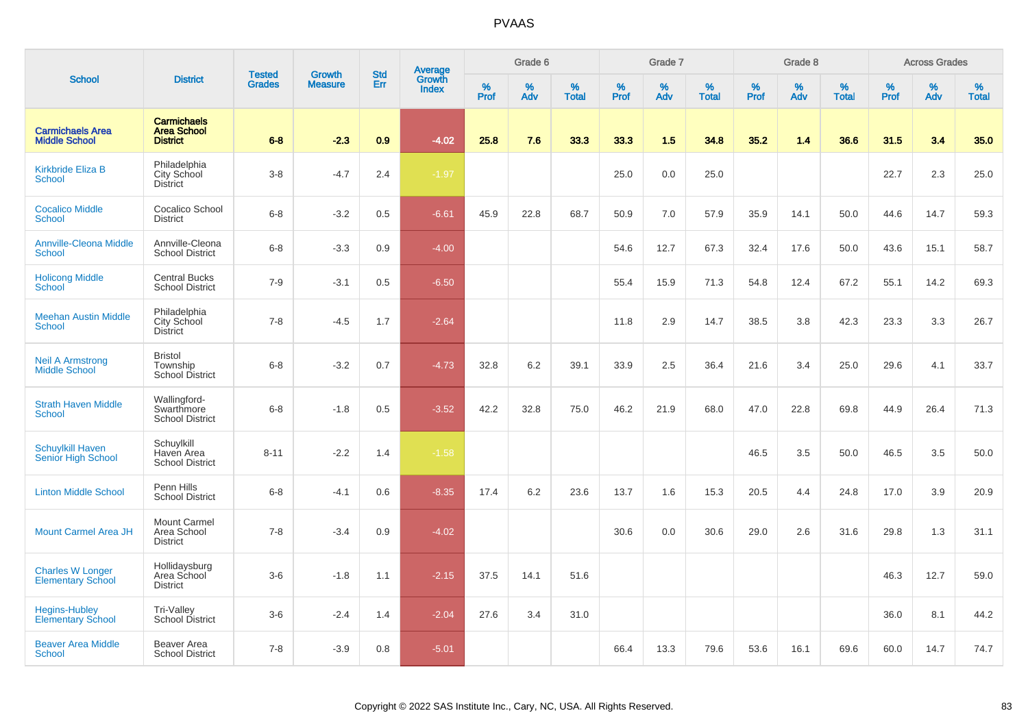# PVAAS

| School | District | Tested Grades | Growth Measure | Std Err | Average Growth Index | Grade 6 | | | Grade 7 | | | Grade 8 | | | Across Grades | | |
|---|---|---|---|---|---|---|---|---|---|---|---|---|---|---|---|---|---|
| | | | | | | % Prof | % Adv | % Total | % Prof | % Adv | % Total | % Prof | % Adv | % Total | % Prof | % Adv | % Total |
| **Carmichaels Area Middle School** | **Carmichaels Area School District** | **6-8** | **-2.3** | **0.9** | **-4.02** | **25.8** | **7.6** | **33.3** | **33.3** | **1.5** | **34.8** | **35.2** | **1.4** | **36.6** | **31.5** | **3.4** | **35.0** |
| Kirkbride Eliza B School | Philadelphia City School District | 3-8 | -4.7 | 2.4 | -1.97 | | | | 25.0 | 0.0 | 25.0 | | | | 22.7 | 2.3 | 25.0 |
| Cocalico Middle School | Cocalico School District | 6-8 | -3.2 | 0.5 | -6.61 | 45.9 | 22.8 | 68.7 | 50.9 | 7.0 | 57.9 | 35.9 | 14.1 | 50.0 | 44.6 | 14.7 | 59.3 |
| Annville-Cleona Middle School | Annville-Cleona School District | 6-8 | -3.3 | 0.9 | -4.00 | | | | 54.6 | 12.7 | 67.3 | 32.4 | 17.6 | 50.0 | 43.6 | 15.1 | 58.7 |
| Holicong Middle School | Central Bucks School District | 7-9 | -3.1 | 0.5 | -6.50 | | | | 55.4 | 15.9 | 71.3 | 54.8 | 12.4 | 67.2 | 55.1 | 14.2 | 69.3 |
| Meehan Austin Middle School | Philadelphia City School District | 7-8 | -4.5 | 1.7 | -2.64 | | | | 11.8 | 2.9 | 14.7 | 38.5 | 3.8 | 42.3 | 23.3 | 3.3 | 26.7 |
| Neil A Armstrong Middle School | Bristol Township School District | 6-8 | -3.2 | 0.7 | -4.73 | 32.8 | 6.2 | 39.1 | 33.9 | 2.5 | 36.4 | 21.6 | 3.4 | 25.0 | 29.6 | 4.1 | 33.7 |
| Strath Haven Middle School | Wallingford-Swarthmore School District | 6-8 | -1.8 | 0.5 | -3.52 | 42.2 | 32.8 | 75.0 | 46.2 | 21.9 | 68.0 | 47.0 | 22.8 | 69.8 | 44.9 | 26.4 | 71.3 |
| Schuylkill Haven Senior High School | Schuylkill Haven Area School District | 8-11 | -2.2 | 1.4 | -1.58 | | | | | | | 46.5 | 3.5 | 50.0 | 46.5 | 3.5 | 50.0 |
| Linton Middle School | Penn Hills School District | 6-8 | -4.1 | 0.6 | -8.35 | 17.4 | 6.2 | 23.6 | 13.7 | 1.6 | 15.3 | 20.5 | 4.4 | 24.8 | 17.0 | 3.9 | 20.9 |
| Mount Carmel Area JH | Mount Carmel Area School District | 7-8 | -3.4 | 0.9 | -4.02 | | | | 30.6 | 0.0 | 30.6 | 29.0 | 2.6 | 31.6 | 29.8 | 1.3 | 31.1 |
| Charles W Longer Elementary School | Hollidaysburg Area School District | 3-6 | -1.8 | 1.1 | -2.15 | 37.5 | 14.1 | 51.6 | | | | | | | 46.3 | 12.7 | 59.0 |
| Hegins-Hubley Elementary School | Tri-Valley School District | 3-6 | -2.4 | 1.4 | -2.04 | 27.6 | 3.4 | 31.0 | | | | | | | 36.0 | 8.1 | 44.2 |
| Beaver Area Middle School | Beaver Area School District | 7-8 | -3.9 | 0.8 | -5.01 | | | | 66.4 | 13.3 | 79.6 | 53.6 | 16.1 | 69.6 | 60.0 | 14.7 | 74.7 |

Copyright © 2022 SAS Institute Inc., Cary, NC, USA. All Rights Reserved.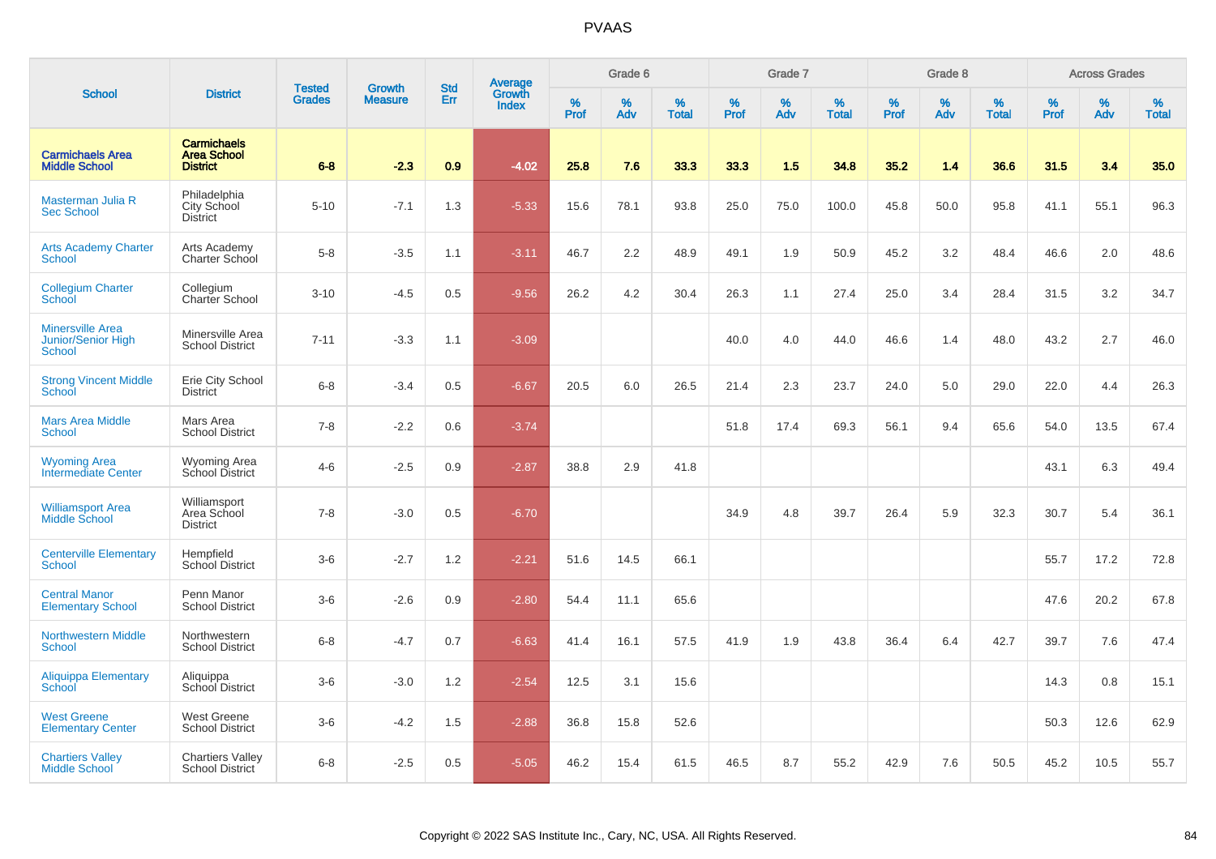# PVAAS

| School | District | Tested Grades | Growth Measure | Std Err | Average Growth Index | Grade 6 | | | Grade 7 | | | Grade 8 | | | Across Grades | | |
|---|---|---|---|---|---|---|---|---|---|---|---|---|---|---|---|---|---|
| | | | | | | % Prof | % Adv | % Total | % Prof | % Adv | % Total | % Prof | % Adv | % Total | % Prof | % Adv | % Total |
| **Carmichaels Area Middle School** | **Carmichaels Area School District** | **6-8** | **-2.3** | **0.9** | **-4.02** | **25.8** | **7.6** | **33.3** | **33.3** | **1.5** | **34.8** | **35.2** | **1.4** | **36.6** | **31.5** | **3.4** | **35.0** |
| Masterman Julia R Sec School | Philadelphia City School District | 5-10 | -7.1 | 1.3 | -5.33 | 15.6 | 78.1 | 93.8 | 25.0 | 75.0 | 100.0 | 45.8 | 50.0 | 95.8 | 41.1 | 55.1 | 96.3 |
| Arts Academy Charter School | Arts Academy Charter School | 5-8 | -3.5 | 1.1 | -3.11 | 46.7 | 2.2 | 48.9 | 49.1 | 1.9 | 50.9 | 45.2 | 3.2 | 48.4 | 46.6 | 2.0 | 48.6 |
| Collegium Charter School | Collegium Charter School | 3-10 | -4.5 | 0.5 | -9.56 | 26.2 | 4.2 | 30.4 | 26.3 | 1.1 | 27.4 | 25.0 | 3.4 | 28.4 | 31.5 | 3.2 | 34.7 |
| Minersville Area Junior/Senior High School | Minersville Area School District | 7-11 | -3.3 | 1.1 | -3.09 | | | | 40.0 | 4.0 | 44.0 | 46.6 | 1.4 | 48.0 | 43.2 | 2.7 | 46.0 |
| Strong Vincent Middle School | Erie City School District | 6-8 | -3.4 | 0.5 | -6.67 | 20.5 | 6.0 | 26.5 | 21.4 | 2.3 | 23.7 | 24.0 | 5.0 | 29.0 | 22.0 | 4.4 | 26.3 |
| Mars Area Middle School | Mars Area School District | 7-8 | -2.2 | 0.6 | -3.74 | | | | 51.8 | 17.4 | 69.3 | 56.1 | 9.4 | 65.6 | 54.0 | 13.5 | 67.4 |
| Wyoming Area Intermediate Center | Wyoming Area School District | 4-6 | -2.5 | 0.9 | -2.87 | 38.8 | 2.9 | 41.8 | | | | | | | 43.1 | 6.3 | 49.4 |
| Williamsport Area Middle School | Williamsport Area School District | 7-8 | -3.0 | 0.5 | -6.70 | | | | 34.9 | 4.8 | 39.7 | 26.4 | 5.9 | 32.3 | 30.7 | 5.4 | 36.1 |
| Centerville Elementary School | Hempfield School District | 3-6 | -2.7 | 1.2 | -2.21 | 51.6 | 14.5 | 66.1 | | | | | | | 55.7 | 17.2 | 72.8 |
| Central Manor Elementary School | Penn Manor School District | 3-6 | -2.6 | 0.9 | -2.80 | 54.4 | 11.1 | 65.6 | | | | | | | 47.6 | 20.2 | 67.8 |
| Northwestern Middle School | Northwestern School District | 6-8 | -4.7 | 0.7 | -6.63 | 41.4 | 16.1 | 57.5 | 41.9 | 1.9 | 43.8 | 36.4 | 6.4 | 42.7 | 39.7 | 7.6 | 47.4 |
| Aliquippa Elementary School | Aliquippa School District | 3-6 | -3.0 | 1.2 | -2.54 | 12.5 | 3.1 | 15.6 | | | | | | | 14.3 | 0.8 | 15.1 |
| West Greene Elementary Center | West Greene School District | 3-6 | -4.2 | 1.5 | -2.88 | 36.8 | 15.8 | 52.6 | | | | | | | 50.3 | 12.6 | 62.9 |
| Chartiers Valley Middle School | Chartiers Valley School District | 6-8 | -2.5 | 0.5 | -5.05 | 46.2 | 15.4 | 61.5 | 46.5 | 8.7 | 55.2 | 42.9 | 7.6 | 50.5 | 45.2 | 10.5 | 55.7 |

Copyright © 2022 SAS Institute Inc., Cary, NC, USA. All Rights Reserved.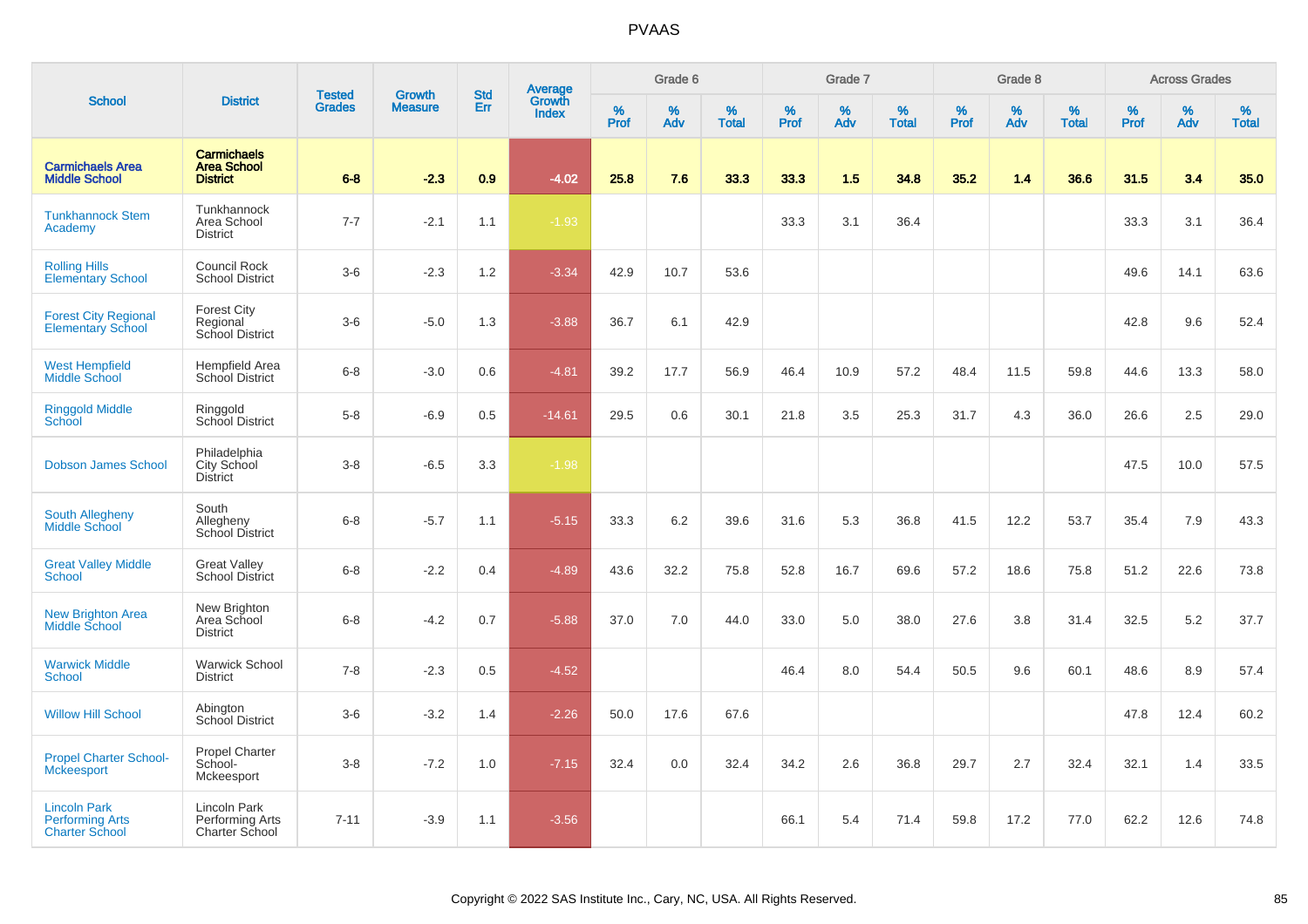# PVAAS

| School | District | Tested Grades | Growth Measure | Std Err | Average Growth Index | Grade 6 | | | Grade 7 | | | Grade 8 | | | Across Grades | | |
|---|---|---|---|---|---|---|---|---|---|---|---|---|---|---|---|---|---|
| | | | | | | % Prof | % Adv | % Total | % Prof | % Adv | % Total | % Prof | % Adv | % Total | % Prof | % Adv | % Total |
| **Carmichaels Area Middle School** | **Carmichaels Area School District** | **6-8** | **-2.3** | **0.9** | **-4.02** | **25.8** | **7.6** | **33.3** | **33.3** | **1.5** | **34.8** | **35.2** | **1.4** | **36.6** | **31.5** | **3.4** | **35.0** |
| Tunkhannock Stem Academy | Tunkhannock Area School District | 7-7 | -2.1 | 1.1 | -1.93 | | | | 33.3 | 3.1 | 36.4 | | | | 33.3 | 3.1 | 36.4 |
| Rolling Hills Elementary School | Council Rock School District | 3-6 | -2.3 | 1.2 | -3.34 | 42.9 | 10.7 | 53.6 | | | | | | | 49.6 | 14.1 | 63.6 |
| Forest City Regional Elementary School | Forest City Regional School District | 3-6 | -5.0 | 1.3 | -3.88 | 36.7 | 6.1 | 42.9 | | | | | | | 42.8 | 9.6 | 52.4 |
| West Hempfield Middle School | Hempfield Area School District | 6-8 | -3.0 | 0.6 | -4.81 | 39.2 | 17.7 | 56.9 | 46.4 | 10.9 | 57.2 | 48.4 | 11.5 | 59.8 | 44.6 | 13.3 | 58.0 |
| Ringgold Middle School | Ringgold School District | 5-8 | -6.9 | 0.5 | -14.61 | 29.5 | 0.6 | 30.1 | 21.8 | 3.5 | 25.3 | 31.7 | 4.3 | 36.0 | 26.6 | 2.5 | 29.0 |
| Dobson James School | Philadelphia City School District | 3-8 | -6.5 | 3.3 | -1.98 | | | | | | | | | | 47.5 | 10.0 | 57.5 |
| South Allegheny Middle School | South Allegheny School District | 6-8 | -5.7 | 1.1 | -5.15 | 33.3 | 6.2 | 39.6 | 31.6 | 5.3 | 36.8 | 41.5 | 12.2 | 53.7 | 35.4 | 7.9 | 43.3 |
| Great Valley Middle School | Great Valley School District | 6-8 | -2.2 | 0.4 | -4.89 | 43.6 | 32.2 | 75.8 | 52.8 | 16.7 | 69.6 | 57.2 | 18.6 | 75.8 | 51.2 | 22.6 | 73.8 |
| New Brighton Area Middle School | New Brighton Area School District | 6-8 | -4.2 | 0.7 | -5.88 | 37.0 | 7.0 | 44.0 | 33.0 | 5.0 | 38.0 | 27.6 | 3.8 | 31.4 | 32.5 | 5.2 | 37.7 |
| Warwick Middle School | Warwick School District | 7-8 | -2.3 | 0.5 | -4.52 | | | | 46.4 | 8.0 | 54.4 | 50.5 | 9.6 | 60.1 | 48.6 | 8.9 | 57.4 |
| Willow Hill School | Abington School District | 3-6 | -3.2 | 1.4 | -2.26 | 50.0 | 17.6 | 67.6 | | | | | | | 47.8 | 12.4 | 60.2 |
| Propel Charter School-Mckeesport | Propel Charter School-Mckeesport | 3-8 | -7.2 | 1.0 | -7.15 | 32.4 | 0.0 | 32.4 | 34.2 | 2.6 | 36.8 | 29.7 | 2.7 | 32.4 | 32.1 | 1.4 | 33.5 |
| Lincoln Park Performing Arts Charter School | Lincoln Park Performing Arts Charter School | 7-11 | -3.9 | 1.1 | -3.56 | | | | 66.1 | 5.4 | 71.4 | 59.8 | 17.2 | 77.0 | 62.2 | 12.6 | 74.8 |

Copyright © 2022 SAS Institute Inc., Cary, NC, USA. All Rights Reserved.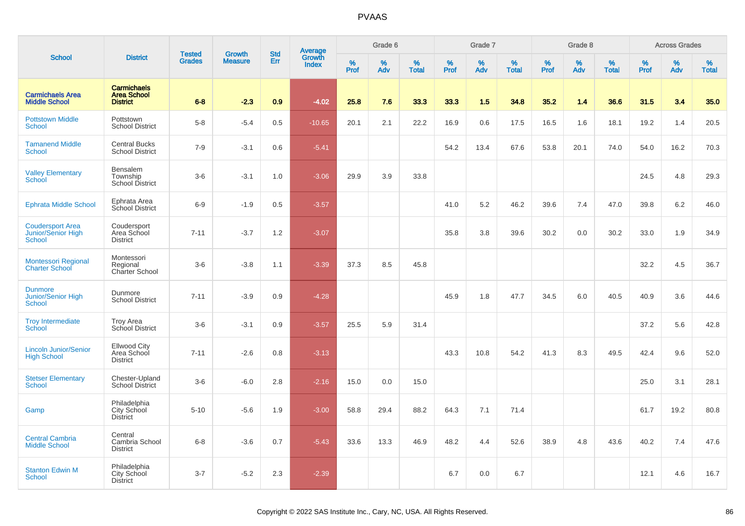# PVAAS

| School | District | Tested Grades | Growth Measure | Std Err | Average Growth Index | Grade 6 | | | Grade 7 | | | Grade 8 | | | Across Grades | | |
|---|---|---|---|---|---|---|---|---|---|---|---|---|---|---|---|---|---|
| | | | | | | % Prof | % Adv | % Total | % Prof | % Adv | % Total | % Prof | % Adv | % Total | % Prof | % Adv | % Total |
| **Carmichaels Area Middle School** | **Carmichaels Area School District** | **6-8** | **-2.3** | **0.9** | **-4.02** | **25.8** | **7.6** | **33.3** | **33.3** | **1.5** | **34.8** | **35.2** | **1.4** | **36.6** | **31.5** | **3.4** | **35.0** |
| Pottstown Middle School | Pottstown School District | 5-8 | -5.4 | 0.5 | -10.65 | 20.1 | 2.1 | 22.2 | 16.9 | 0.6 | 17.5 | 16.5 | 1.6 | 18.1 | 19.2 | 1.4 | 20.5 |
| Tamanend Middle School | Central Bucks School District | 7-9 | -3.1 | 0.6 | -5.41 | | | | 54.2 | 13.4 | 67.6 | 53.8 | 20.1 | 74.0 | 54.0 | 16.2 | 70.3 |
| Valley Elementary School | Bensalem Township School District | 3-6 | -3.1 | 1.0 | -3.06 | 29.9 | 3.9 | 33.8 | | | | | | | 24.5 | 4.8 | 29.3 |
| Ephrata Middle School | Ephrata Area School District | 6-9 | -1.9 | 0.5 | -3.57 | | | | 41.0 | 5.2 | 46.2 | 39.6 | 7.4 | 47.0 | 39.8 | 6.2 | 46.0 |
| Coudersport Area Junior/Senior High School | Coudersport Area School District | 7-11 | -3.7 | 1.2 | -3.07 | | | | 35.8 | 3.8 | 39.6 | 30.2 | 0.0 | 30.2 | 33.0 | 1.9 | 34.9 |
| Montessori Regional Charter School | Montessori Regional Charter School | 3-6 | -3.8 | 1.1 | -3.39 | 37.3 | 8.5 | 45.8 | | | | | | | 32.2 | 4.5 | 36.7 |
| Dunmore Junior/Senior High School | Dunmore School District | 7-11 | -3.9 | 0.9 | -4.28 | | | | 45.9 | 1.8 | 47.7 | 34.5 | 6.0 | 40.5 | 40.9 | 3.6 | 44.6 |
| Troy Intermediate School | Troy Area School District | 3-6 | -3.1 | 0.9 | -3.57 | 25.5 | 5.9 | 31.4 | | | | | | | 37.2 | 5.6 | 42.8 |
| Lincoln Junior/Senior High School | Ellwood City Area School District | 7-11 | -2.6 | 0.8 | -3.13 | | | | 43.3 | 10.8 | 54.2 | 41.3 | 8.3 | 49.5 | 42.4 | 9.6 | 52.0 |
| Stetser Elementary School | Chester-Upland School District | 3-6 | -6.0 | 2.8 | -2.16 | 15.0 | 0.0 | 15.0 | | | | | | | 25.0 | 3.1 | 28.1 |
| Gamp | Philadelphia City School District | 5-10 | -5.6 | 1.9 | -3.00 | 58.8 | 29.4 | 88.2 | 64.3 | 7.1 | 71.4 | | | | 61.7 | 19.2 | 80.8 |
| Central Cambria Middle School | Central Cambria School District | 6-8 | -3.6 | 0.7 | -5.43 | 33.6 | 13.3 | 46.9 | 48.2 | 4.4 | 52.6 | 38.9 | 4.8 | 43.6 | 40.2 | 7.4 | 47.6 |
| Stanton Edwin M School | Philadelphia City School District | 3-7 | -5.2 | 2.3 | -2.39 | | | | 6.7 | 0.0 | 6.7 | | | | 12.1 | 4.6 | 16.7 |

Copyright © 2022 SAS Institute Inc., Cary, NC, USA. All Rights Reserved.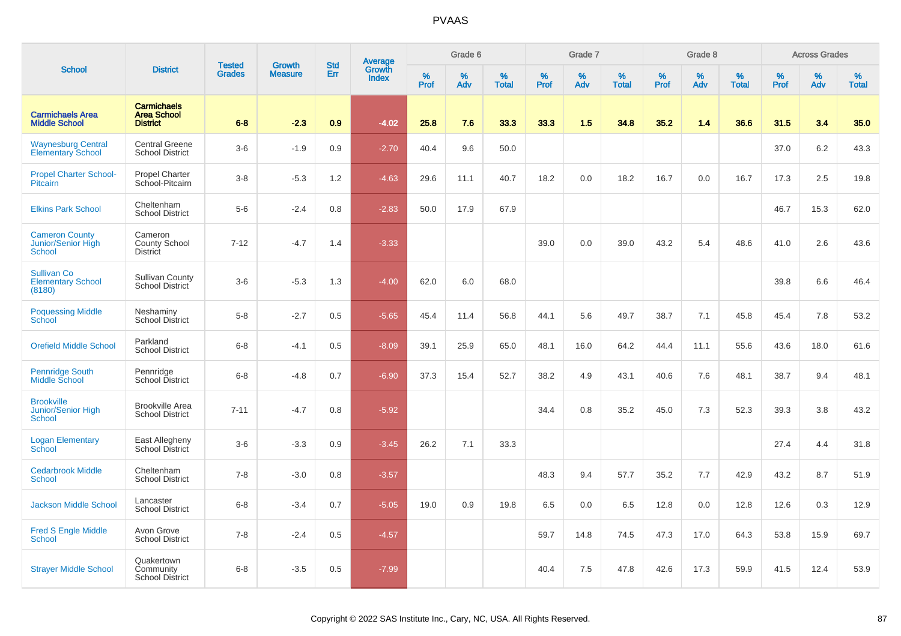# PVAAS

| School | District | Tested Grades | Growth Measure | Std Err | Average Growth Index | Grade 6 | | | Grade 7 | | | Grade 8 | | | Across Grades | | |
|---|---|---|---|---|---|---|---|---|---|---|---|---|---|---|---|---|---|
| | | | | | | % Prof | % Adv | % Total | % Prof | % Adv | % Total | % Prof | % Adv | % Total | % Prof | % Adv | % Total |
| **Carmichaels Area Middle School** | **Carmichaels Area School District** | **6-8** | **-2.3** | **0.9** | **-4.02** | **25.8** | **7.6** | **33.3** | **33.3** | **1.5** | **34.8** | **35.2** | **1.4** | **36.6** | **31.5** | **3.4** | **35.0** |
| Waynesburg Central Elementary School | Central Greene School District | 3-6 | -1.9 | 0.9 | -2.70 | 40.4 | 9.6 | 50.0 | | | | | | | 37.0 | 6.2 | 43.3 |
| Propel Charter School-Pitcairn | Propel Charter School-Pitcairn | 3-8 | -5.3 | 1.2 | -4.63 | 29.6 | 11.1 | 40.7 | 18.2 | 0.0 | 18.2 | 16.7 | 0.0 | 16.7 | 17.3 | 2.5 | 19.8 |
| Elkins Park School | Cheltenham School District | 5-6 | -2.4 | 0.8 | -2.83 | 50.0 | 17.9 | 67.9 | | | | | | | 46.7 | 15.3 | 62.0 |
| Cameron County Junior/Senior High School | Cameron County School District | 7-12 | -4.7 | 1.4 | -3.33 | | | | 39.0 | 0.0 | 39.0 | 43.2 | 5.4 | 48.6 | 41.0 | 2.6 | 43.6 |
| Sullivan Co Elementary School (8180) | Sullivan County School District | 3-6 | -5.3 | 1.3 | -4.00 | 62.0 | 6.0 | 68.0 | | | | | | | 39.8 | 6.6 | 46.4 |
| Poquessing Middle School | Neshaminy School District | 5-8 | -2.7 | 0.5 | -5.65 | 45.4 | 11.4 | 56.8 | 44.1 | 5.6 | 49.7 | 38.7 | 7.1 | 45.8 | 45.4 | 7.8 | 53.2 |
| Orefield Middle School | Parkland School District | 6-8 | -4.1 | 0.5 | -8.09 | 39.1 | 25.9 | 65.0 | 48.1 | 16.0 | 64.2 | 44.4 | 11.1 | 55.6 | 43.6 | 18.0 | 61.6 |
| Pennridge South Middle School | Pennridge School District | 6-8 | -4.8 | 0.7 | -6.90 | 37.3 | 15.4 | 52.7 | 38.2 | 4.9 | 43.1 | 40.6 | 7.6 | 48.1 | 38.7 | 9.4 | 48.1 |
| Brookville Junior/Senior High School | Brookville Area School District | 7-11 | -4.7 | 0.8 | -5.92 | | | | 34.4 | 0.8 | 35.2 | 45.0 | 7.3 | 52.3 | 39.3 | 3.8 | 43.2 |
| Logan Elementary School | East Allegheny School District | 3-6 | -3.3 | 0.9 | -3.45 | 26.2 | 7.1 | 33.3 | | | | | | | 27.4 | 4.4 | 31.8 |
| Cedarbrook Middle School | Cheltenham School District | 7-8 | -3.0 | 0.8 | -3.57 | | | | 48.3 | 9.4 | 57.7 | 35.2 | 7.7 | 42.9 | 43.2 | 8.7 | 51.9 |
| Jackson Middle School | Lancaster School District | 6-8 | -3.4 | 0.7 | -5.05 | 19.0 | 0.9 | 19.8 | 6.5 | 0.0 | 6.5 | 12.8 | 0.0 | 12.8 | 12.6 | 0.3 | 12.9 |
| Fred S Engle Middle School | Avon Grove School District | 7-8 | -2.4 | 0.5 | -4.57 | | | | 59.7 | 14.8 | 74.5 | 47.3 | 17.0 | 64.3 | 53.8 | 15.9 | 69.7 |
| Strayer Middle School | Quakertown Community School District | 6-8 | -3.5 | 0.5 | -7.99 | | | | 40.4 | 7.5 | 47.8 | 42.6 | 17.3 | 59.9 | 41.5 | 12.4 | 53.9 |

Copyright © 2022 SAS Institute Inc., Cary, NC, USA. All Rights Reserved.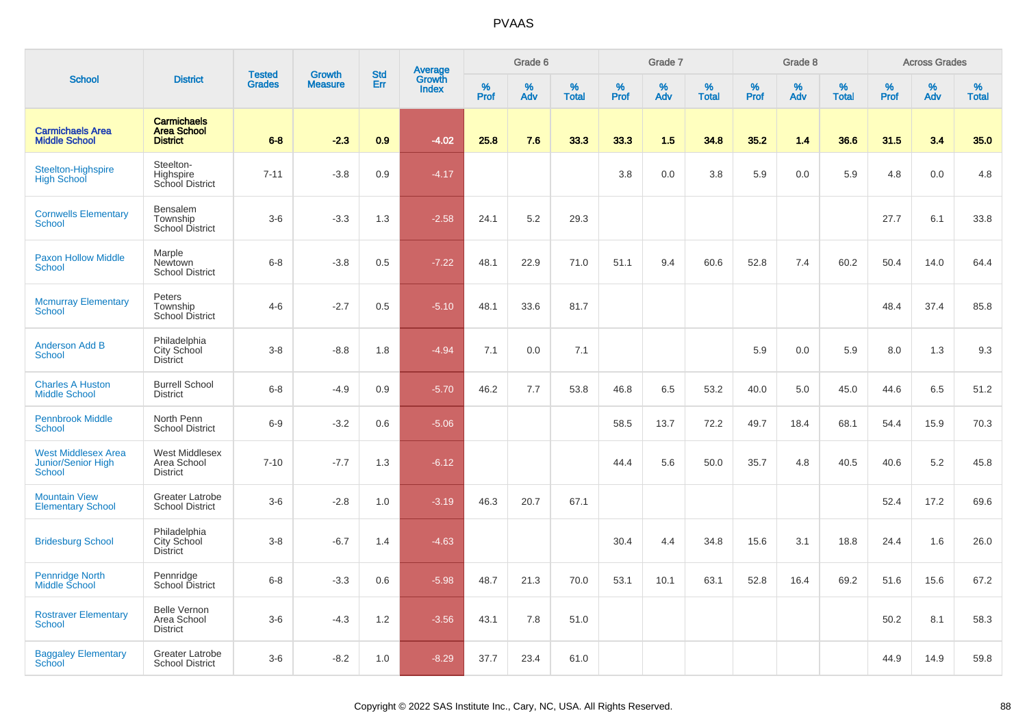# PVAAS

| School | District | Tested Grades | Growth Measure | Std Err | Average Growth Index | Grade 6 | | | Grade 7 | | | Grade 8 | | | Across Grades | | |
|---|---|---|---|---|---|---|---|---|---|---|---|---|---|---|---|---|---|
| | | | | | | % Prof | % Adv | % Total | % Prof | % Adv | % Total | % Prof | % Adv | % Total | % Prof | % Adv | % Total |
| **Carmichaels Area Middle School** | **Carmichaels Area School District** | **6-8** | **-2.3** | **0.9** | **-4.02** | **25.8** | **7.6** | **33.3** | **33.3** | **1.5** | **34.8** | **35.2** | **1.4** | **36.6** | **31.5** | **3.4** | **35.0** |
| Steelton-Highspire High School | Steelton-Highspire School District | 7-11 | -3.8 | 0.9 | -4.17 | | | | 3.8 | 0.0 | 3.8 | 5.9 | 0.0 | 5.9 | 4.8 | 0.0 | 4.8 |
| Cornwells Elementary School | Bensalem Township School District | 3-6 | -3.3 | 1.3 | -2.58 | 24.1 | 5.2 | 29.3 | | | | | | | 27.7 | 6.1 | 33.8 |
| Paxon Hollow Middle School | Marple Newtown School District | 6-8 | -3.8 | 0.5 | -7.22 | 48.1 | 22.9 | 71.0 | 51.1 | 9.4 | 60.6 | 52.8 | 7.4 | 60.2 | 50.4 | 14.0 | 64.4 |
| Mcmurray Elementary School | Peters Township School District | 4-6 | -2.7 | 0.5 | -5.10 | 48.1 | 33.6 | 81.7 | | | | | | | 48.4 | 37.4 | 85.8 |
| Anderson Add B School | Philadelphia City School District | 3-8 | -8.8 | 1.8 | -4.94 | 7.1 | 0.0 | 7.1 | | | | 5.9 | 0.0 | 5.9 | 8.0 | 1.3 | 9.3 |
| Charles A Huston Middle School | Burrell School District | 6-8 | -4.9 | 0.9 | -5.70 | 46.2 | 7.7 | 53.8 | 46.8 | 6.5 | 53.2 | 40.0 | 5.0 | 45.0 | 44.6 | 6.5 | 51.2 |
| Pennbrook Middle School | North Penn School District | 6-9 | -3.2 | 0.6 | -5.06 | | | | 58.5 | 13.7 | 72.2 | 49.7 | 18.4 | 68.1 | 54.4 | 15.9 | 70.3 |
| West Middlesex Area Junior/Senior High School | West Middlesex Area School District | 7-10 | -7.7 | 1.3 | -6.12 | | | | 44.4 | 5.6 | 50.0 | 35.7 | 4.8 | 40.5 | 40.6 | 5.2 | 45.8 |
| Mountain View Elementary School | Greater Latrobe School District | 3-6 | -2.8 | 1.0 | -3.19 | 46.3 | 20.7 | 67.1 | | | | | | | 52.4 | 17.2 | 69.6 |
| Bridesburg School | Philadelphia City School District | 3-8 | -6.7 | 1.4 | -4.63 | | | | 30.4 | 4.4 | 34.8 | 15.6 | 3.1 | 18.8 | 24.4 | 1.6 | 26.0 |
| Pennridge North Middle School | Pennridge School District | 6-8 | -3.3 | 0.6 | -5.98 | 48.7 | 21.3 | 70.0 | 53.1 | 10.1 | 63.1 | 52.8 | 16.4 | 69.2 | 51.6 | 15.6 | 67.2 |
| Rostraver Elementary School | Belle Vernon Area School District | 3-6 | -4.3 | 1.2 | -3.56 | 43.1 | 7.8 | 51.0 | | | | | | | 50.2 | 8.1 | 58.3 |
| Baggaley Elementary School | Greater Latrobe School District | 3-6 | -8.2 | 1.0 | -8.29 | 37.7 | 23.4 | 61.0 | | | | | | | 44.9 | 14.9 | 59.8 |

Copyright © 2022 SAS Institute Inc., Cary, NC, USA. All Rights Reserved.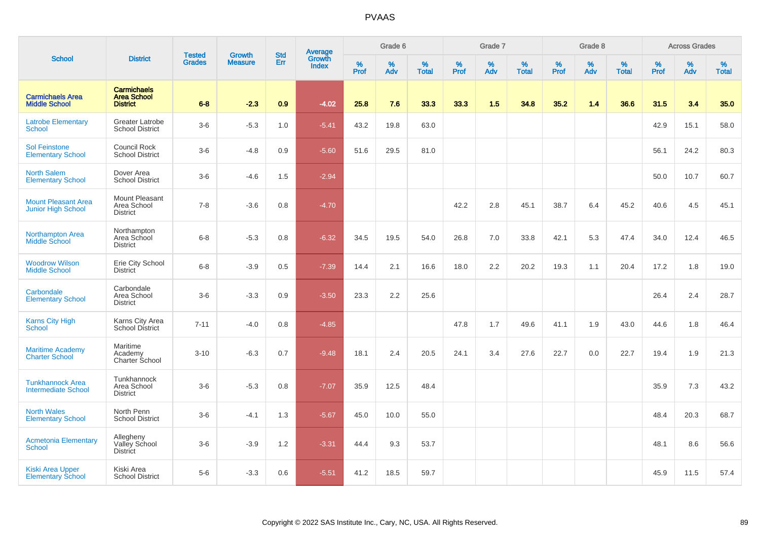# PVAAS

| School | District | Tested Grades | Growth Measure | Std Err | Average Growth Index | Grade 6 | | | Grade 7 | | | Grade 8 | | | Across Grades | | |
|---|---|---|---|---|---|---|---|---|---|---|---|---|---|---|---|---|---|
| | | | | | | % Prof | % Adv | % Total | % Prof | % Adv | % Total | % Prof | % Adv | % Total | % Prof | % Adv | % Total |
| **Carmichaels Area Middle School** | **Carmichaels Area School District** | **6-8** | **-2.3** | **0.9** | **-4.02** | **25.8** | **7.6** | **33.3** | **33.3** | **1.5** | **34.8** | **35.2** | **1.4** | **36.6** | **31.5** | **3.4** | **35.0** |
| Latrobe Elementary School | Greater Latrobe School District | 3-6 | -5.3 | 1.0 | -5.41 | 43.2 | 19.8 | 63.0 | | | | | | | 42.9 | 15.1 | 58.0 |
| Sol Feinstone Elementary School | Council Rock School District | 3-6 | -4.8 | 0.9 | -5.60 | 51.6 | 29.5 | 81.0 | | | | | | | 56.1 | 24.2 | 80.3 |
| North Salem Elementary School | Dover Area School District | 3-6 | -4.6 | 1.5 | -2.94 | | | | | | | | | | 50.0 | 10.7 | 60.7 |
| Mount Pleasant Area Junior High School | Mount Pleasant Area School District | 7-8 | -3.6 | 0.8 | -4.70 | | | | 42.2 | 2.8 | 45.1 | 38.7 | 6.4 | 45.2 | 40.6 | 4.5 | 45.1 |
| Northampton Area Middle School | Northampton Area School District | 6-8 | -5.3 | 0.8 | -6.32 | 34.5 | 19.5 | 54.0 | 26.8 | 7.0 | 33.8 | 42.1 | 5.3 | 47.4 | 34.0 | 12.4 | 46.5 |
| Woodrow Wilson Middle School | Erie City School District | 6-8 | -3.9 | 0.5 | -7.39 | 14.4 | 2.1 | 16.6 | 18.0 | 2.2 | 20.2 | 19.3 | 1.1 | 20.4 | 17.2 | 1.8 | 19.0 |
| Carbondale Elementary School | Carbondale Area School District | 3-6 | -3.3 | 0.9 | -3.50 | 23.3 | 2.2 | 25.6 | | | | | | | 26.4 | 2.4 | 28.7 |
| Karns City High School | Karns City Area School District | 7-11 | -4.0 | 0.8 | -4.85 | | | | 47.8 | 1.7 | 49.6 | 41.1 | 1.9 | 43.0 | 44.6 | 1.8 | 46.4 |
| Maritime Academy Charter School | Maritime Academy Charter School | 3-10 | -6.3 | 0.7 | -9.48 | 18.1 | 2.4 | 20.5 | 24.1 | 3.4 | 27.6 | 22.7 | 0.0 | 22.7 | 19.4 | 1.9 | 21.3 |
| Tunkhannock Area Intermediate School | Tunkhannock Area School District | 3-6 | -5.3 | 0.8 | -7.07 | 35.9 | 12.5 | 48.4 | | | | | | | 35.9 | 7.3 | 43.2 |
| North Wales Elementary School | North Penn School District | 3-6 | -4.1 | 1.3 | -5.67 | 45.0 | 10.0 | 55.0 | | | | | | | 48.4 | 20.3 | 68.7 |
| Acmetonia Elementary School | Allegheny Valley School District | 3-6 | -3.9 | 1.2 | -3.31 | 44.4 | 9.3 | 53.7 | | | | | | | 48.1 | 8.6 | 56.6 |
| Kiski Area Upper Elementary School | Kiski Area School District | 5-6 | -3.3 | 0.6 | -5.51 | 41.2 | 18.5 | 59.7 | | | | | | | 45.9 | 11.5 | 57.4 |

Copyright © 2022 SAS Institute Inc., Cary, NC, USA. All Rights Reserved.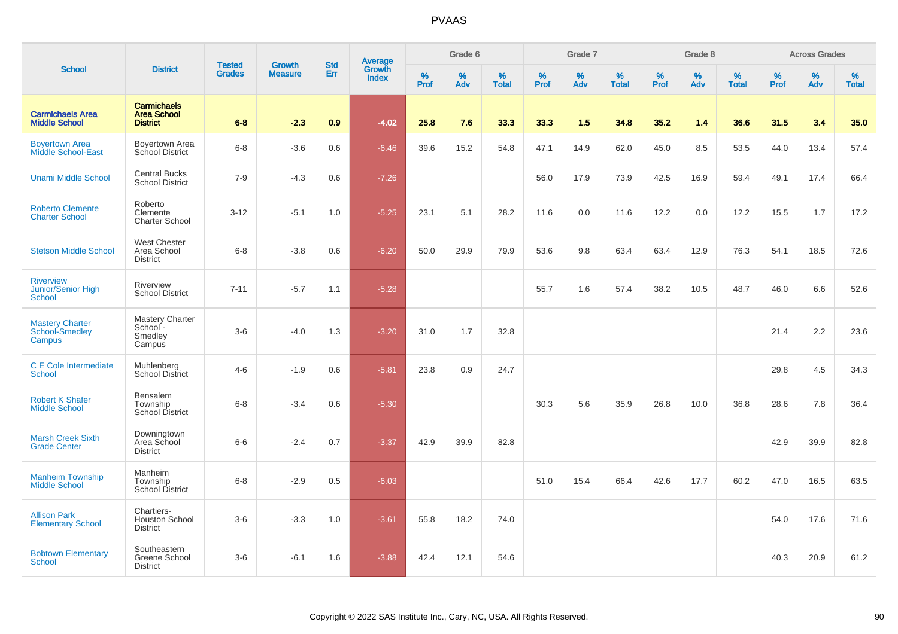PVAAS

| School | District | Tested Grades | Growth Measure | Std Err | Average Growth Index | Grade 6 | | | Grade 7 | | | Grade 8 | | | Across Grades | | |
|---|---|---|---|---|---|---|---|---|---|---|---|---|---|---|---|---|---|
| | | | | | | % Prof | % Adv | % Total | % Prof | % Adv | % Total | % Prof | % Adv | % Total | % Prof | % Adv | % Total |
| **Carmichaels Area Middle School** | **Carmichaels Area School District** | **6-8** | **-2.3** | **0.9** | **-4.02** | **25.8** | **7.6** | **33.3** | **33.3** | **1.5** | **34.8** | **35.2** | **1.4** | **36.6** | **31.5** | **3.4** | **35.0** |
| Boyertown Area Middle School-East | Boyertown Area School District | 6-8 | -3.6 | 0.6 | -6.46 | 39.6 | 15.2 | 54.8 | 47.1 | 14.9 | 62.0 | 45.0 | 8.5 | 53.5 | 44.0 | 13.4 | 57.4 |
| Unami Middle School | Central Bucks School District | 7-9 | -4.3 | 0.6 | -7.26 | | | | 56.0 | 17.9 | 73.9 | 42.5 | 16.9 | 59.4 | 49.1 | 17.4 | 66.4 |
| Roberto Clemente Charter School | Roberto Clemente Charter School | 3-12 | -5.1 | 1.0 | -5.25 | 23.1 | 5.1 | 28.2 | 11.6 | 0.0 | 11.6 | 12.2 | 0.0 | 12.2 | 15.5 | 1.7 | 17.2 |
| Stetson Middle School | West Chester Area School District | 6-8 | -3.8 | 0.6 | -6.20 | 50.0 | 29.9 | 79.9 | 53.6 | 9.8 | 63.4 | 63.4 | 12.9 | 76.3 | 54.1 | 18.5 | 72.6 |
| Riverview Junior/Senior High School | Riverview School District | 7-11 | -5.7 | 1.1 | -5.28 | | | | 55.7 | 1.6 | 57.4 | 38.2 | 10.5 | 48.7 | 46.0 | 6.6 | 52.6 |
| Mastery Charter School-Smedley Campus | Mastery Charter School - Smedley Campus | 3-6 | -4.0 | 1.3 | -3.20 | 31.0 | 1.7 | 32.8 | | | | | | | 21.4 | 2.2 | 23.6 |
| C E Cole Intermediate School | Muhlenberg School District | 4-6 | -1.9 | 0.6 | -5.81 | 23.8 | 0.9 | 24.7 | | | | | | | 29.8 | 4.5 | 34.3 |
| Robert K Shafer Middle School | Bensalem Township School District | 6-8 | -3.4 | 0.6 | -5.30 | | | | 30.3 | 5.6 | 35.9 | 26.8 | 10.0 | 36.8 | 28.6 | 7.8 | 36.4 |
| Marsh Creek Sixth Grade Center | Downingtown Area School District | 6-6 | -2.4 | 0.7 | -3.37 | 42.9 | 39.9 | 82.8 | | | | | | | 42.9 | 39.9 | 82.8 |
| Manheim Township Middle School | Manheim Township School District | 6-8 | -2.9 | 0.5 | -6.03 | | | | 51.0 | 15.4 | 66.4 | 42.6 | 17.7 | 60.2 | 47.0 | 16.5 | 63.5 |
| Allison Park Elementary School | Chartiers-Houston School District | 3-6 | -3.3 | 1.0 | -3.61 | 55.8 | 18.2 | 74.0 | | | | | | | 54.0 | 17.6 | 71.6 |
| Bobtown Elementary School | Southeastern Greene School District | 3-6 | -6.1 | 1.6 | -3.88 | 42.4 | 12.1 | 54.6 | | | | | | | 40.3 | 20.9 | 61.2 |

Copyright © 2022 SAS Institute Inc., Cary, NC, USA. All Rights Reserved.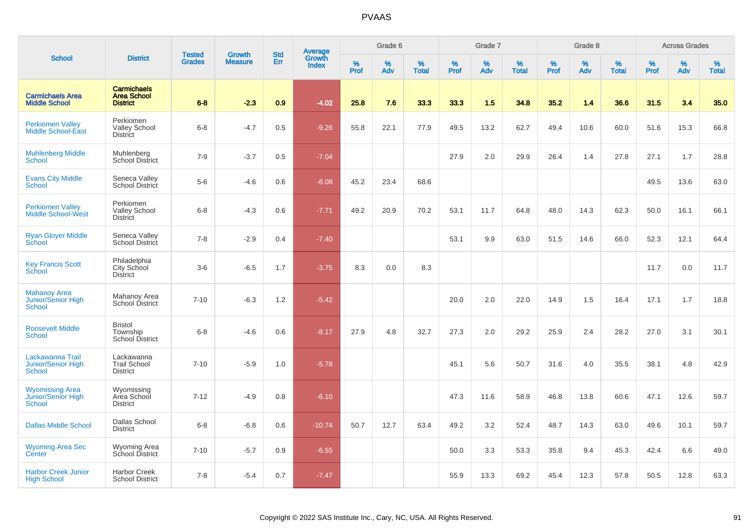# PVAAS

| School | District | Tested Grades | Growth Measure | Std Err | Average Growth Index | Grade 6 | | | Grade 7 | | | Grade 8 | | | Across Grades | | |
|---|---|---|---|---|---|---|---|---|---|---|---|---|---|---|---|---|---|
| | | | | | | % Prof | % Adv | % Total | % Prof | % Adv | % Total | % Prof | % Adv | % Total | % Prof | % Adv | % Total |
| **Carmichaels Area Middle School** | **Carmichaels Area School District** | **6-8** | **-2.3** | **0.9** | **-4.02** | **25.8** | **7.6** | **33.3** | **33.3** | **1.5** | **34.8** | **35.2** | **1.4** | **36.6** | **31.5** | **3.4** | **35.0** |
| Perkiomen Valley Middle School-East | Perkiomen Valley School District | 6-8 | -4.7 | 0.5 | -9.26 | 55.8 | 22.1 | 77.9 | 49.5 | 13.2 | 62.7 | 49.4 | 10.6 | 60.0 | 51.6 | 15.3 | 66.8 |
| Muhlenberg Middle School | Muhlenberg School District | 7-9 | -3.7 | 0.5 | -7.04 | | | | 27.9 | 2.0 | 29.9 | 26.4 | 1.4 | 27.8 | 27.1 | 1.7 | 28.8 |
| Evans City Middle School | Seneca Valley School District | 5-6 | -4.6 | 0.6 | -8.08 | 45.2 | 23.4 | 68.6 | | | | | | | 49.5 | 13.6 | 63.0 |
| Perkiomen Valley Middle School-West | Perkiomen Valley School District | 6-8 | -4.3 | 0.6 | -7.71 | 49.2 | 20.9 | 70.2 | 53.1 | 11.7 | 64.8 | 48.0 | 14.3 | 62.3 | 50.0 | 16.1 | 66.1 |
| Ryan Gloyer Middle School | Seneca Valley School District | 7-8 | -2.9 | 0.4 | -7.40 | | | | 53.1 | 9.9 | 63.0 | 51.5 | 14.6 | 66.0 | 52.3 | 12.1 | 64.4 |
| Key Francis Scott School | Philadelphia City School District | 3-6 | -6.5 | 1.7 | -3.75 | 8.3 | 0.0 | 8.3 | | | | | | | 11.7 | 0.0 | 11.7 |
| Mahanoy Area Junior/Senior High School | Mahanoy Area School District | 7-10 | -6.3 | 1.2 | -5.42 | | | | 20.0 | 2.0 | 22.0 | 14.9 | 1.5 | 16.4 | 17.1 | 1.7 | 18.8 |
| Roosevelt Middle School | Bristol Township School District | 6-8 | -4.6 | 0.6 | -8.17 | 27.9 | 4.8 | 32.7 | 27.3 | 2.0 | 29.2 | 25.9 | 2.4 | 28.2 | 27.0 | 3.1 | 30.1 |
| Lackawanna Trail Junior/Senior High School | Lackawanna Trail School District | 7-10 | -5.9 | 1.0 | -5.78 | | | | 45.1 | 5.6 | 50.7 | 31.6 | 4.0 | 35.5 | 38.1 | 4.8 | 42.9 |
| Wyomissing Area Junior/Senior High School | Wyomissing Area School District | 7-12 | -4.9 | 0.8 | -6.10 | | | | 47.3 | 11.6 | 58.9 | 46.8 | 13.8 | 60.6 | 47.1 | 12.6 | 59.7 |
| Dallas Middle School | Dallas School District | 6-8 | -6.8 | 0.6 | -10.74 | 50.7 | 12.7 | 63.4 | 49.2 | 3.2 | 52.4 | 48.7 | 14.3 | 63.0 | 49.6 | 10.1 | 59.7 |
| Wyoming Area Sec Center | Wyoming Area School District | 7-10 | -5.7 | 0.9 | -6.55 | | | | 50.0 | 3.3 | 53.3 | 35.8 | 9.4 | 45.3 | 42.4 | 6.6 | 49.0 |
| Harbor Creek Junior High School | Harbor Creek School District | 7-8 | -5.4 | 0.7 | -7.47 | | | | 55.9 | 13.3 | 69.2 | 45.4 | 12.3 | 57.8 | 50.5 | 12.8 | 63.3 |

Copyright © 2022 SAS Institute Inc., Cary, NC, USA. All Rights Reserved.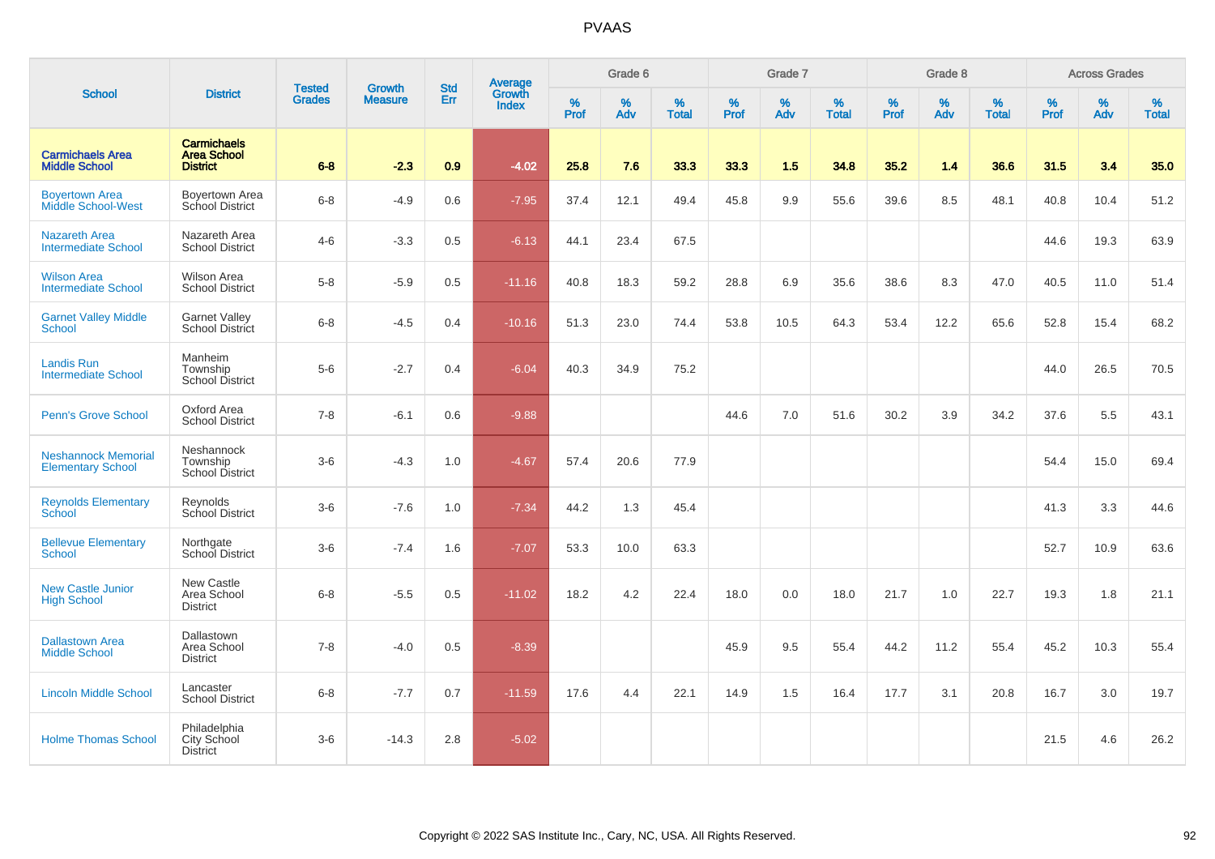# PVAAS

| School | District | Tested Grades | Growth Measure | Std Err | Average Growth Index | Grade 6 | | | Grade 7 | | | Grade 8 | | | Across Grades | | |
|---|---|---|---|---|---|---|---|---|---|---|---|---|---|---|---|---|---|
| | | | | | | % Prof | % Adv | % Total | % Prof | % Adv | % Total | % Prof | % Adv | % Total | % Prof | % Adv | % Total |
| **Carmichaels Area Middle School** | **Carmichaels Area School District** | **6-8** | **-2.3** | **0.9** | **-4.02** | **25.8** | **7.6** | **33.3** | **33.3** | **1.5** | **34.8** | **35.2** | **1.4** | **36.6** | **31.5** | **3.4** | **35.0** |
| Boyertown Area Middle School-West | Boyertown Area School District | 6-8 | -4.9 | 0.6 | -7.95 | 37.4 | 12.1 | 49.4 | 45.8 | 9.9 | 55.6 | 39.6 | 8.5 | 48.1 | 40.8 | 10.4 | 51.2 |
| Nazareth Area Intermediate School | Nazareth Area School District | 4-6 | -3.3 | 0.5 | -6.13 | 44.1 | 23.4 | 67.5 | | | | | | | 44.6 | 19.3 | 63.9 |
| Wilson Area Intermediate School | Wilson Area School District | 5-8 | -5.9 | 0.5 | -11.16 | 40.8 | 18.3 | 59.2 | 28.8 | 6.9 | 35.6 | 38.6 | 8.3 | 47.0 | 40.5 | 11.0 | 51.4 |
| Garnet Valley Middle School | Garnet Valley School District | 6-8 | -4.5 | 0.4 | -10.16 | 51.3 | 23.0 | 74.4 | 53.8 | 10.5 | 64.3 | 53.4 | 12.2 | 65.6 | 52.8 | 15.4 | 68.2 |
| Landis Run Intermediate School | Manheim Township School District | 5-6 | -2.7 | 0.4 | -6.04 | 40.3 | 34.9 | 75.2 | | | | | | | 44.0 | 26.5 | 70.5 |
| Penn's Grove School | Oxford Area School District | 7-8 | -6.1 | 0.6 | -9.88 | | | | 44.6 | 7.0 | 51.6 | 30.2 | 3.9 | 34.2 | 37.6 | 5.5 | 43.1 |
| Neshannock Memorial Elementary School | Neshannock Township School District | 3-6 | -4.3 | 1.0 | -4.67 | 57.4 | 20.6 | 77.9 | | | | | | | 54.4 | 15.0 | 69.4 |
| Reynolds Elementary School | Reynolds School District | 3-6 | -7.6 | 1.0 | -7.34 | 44.2 | 1.3 | 45.4 | | | | | | | 41.3 | 3.3 | 44.6 |
| Bellevue Elementary School | Northgate School District | 3-6 | -7.4 | 1.6 | -7.07 | 53.3 | 10.0 | 63.3 | | | | | | | 52.7 | 10.9 | 63.6 |
| New Castle Junior High School | New Castle Area School District | 6-8 | -5.5 | 0.5 | -11.02 | 18.2 | 4.2 | 22.4 | 18.0 | 0.0 | 18.0 | 21.7 | 1.0 | 22.7 | 19.3 | 1.8 | 21.1 |
| Dallastown Area Middle School | Dallastown Area School District | 7-8 | -4.0 | 0.5 | -8.39 | | | | 45.9 | 9.5 | 55.4 | 44.2 | 11.2 | 55.4 | 45.2 | 10.3 | 55.4 |
| Lincoln Middle School | Lancaster School District | 6-8 | -7.7 | 0.7 | -11.59 | 17.6 | 4.4 | 22.1 | 14.9 | 1.5 | 16.4 | 17.7 | 3.1 | 20.8 | 16.7 | 3.0 | 19.7 |
| Holme Thomas School | Philadelphia City School District | 3-6 | -14.3 | 2.8 | -5.02 | | | | | | | | | | 21.5 | 4.6 | 26.2 |

Copyright © 2022 SAS Institute Inc., Cary, NC, USA. All Rights Reserved.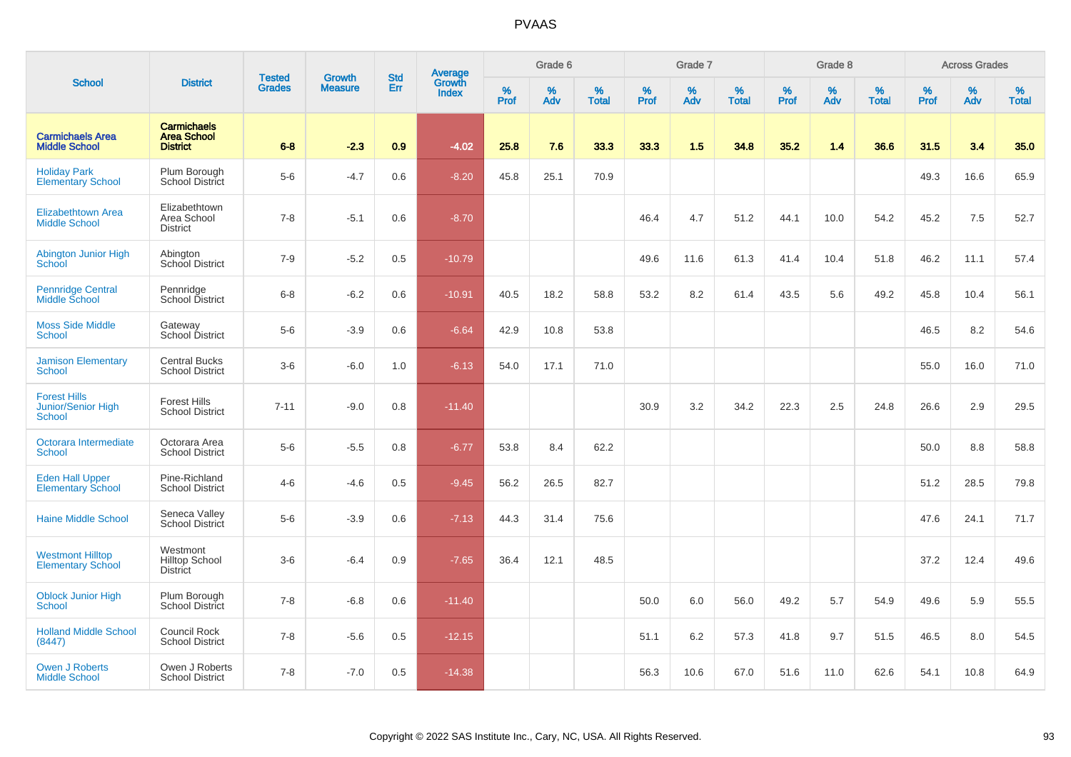# PVAAS

| School | District | Tested Grades | Growth Measure | Std Err | Average Growth Index | Grade 6 | | | Grade 7 | | | Grade 8 | | | Across Grades | | |
|---|---|---|---|---|---|---|---|---|---|---|---|---|---|---|---|---|---|
| | | | | | | % Prof | % Adv | % Total | % Prof | % Adv | % Total | % Prof | % Adv | % Total | % Prof | % Adv | % Total |
| **Carmichaels Area Middle School** | **Carmichaels Area School District** | **6-8** | **-2.3** | **0.9** | **-4.02** | **25.8** | **7.6** | **33.3** | **33.3** | **1.5** | **34.8** | **35.2** | **1.4** | **36.6** | **31.5** | **3.4** | **35.0** |
| Holiday Park Elementary School | Plum Borough School District | 5-6 | -4.7 | 0.6 | -8.20 | 45.8 | 25.1 | 70.9 | | | | | | | 49.3 | 16.6 | 65.9 |
| Elizabethtown Area Middle School | Elizabethtown Area School District | 7-8 | -5.1 | 0.6 | -8.70 | | | | 46.4 | 4.7 | 51.2 | 44.1 | 10.0 | 54.2 | 45.2 | 7.5 | 52.7 |
| Abington Junior High School | Abington School District | 7-9 | -5.2 | 0.5 | -10.79 | | | | 49.6 | 11.6 | 61.3 | 41.4 | 10.4 | 51.8 | 46.2 | 11.1 | 57.4 |
| Pennridge Central Middle School | Pennridge School District | 6-8 | -6.2 | 0.6 | -10.91 | 40.5 | 18.2 | 58.8 | 53.2 | 8.2 | 61.4 | 43.5 | 5.6 | 49.2 | 45.8 | 10.4 | 56.1 |
| Moss Side Middle School | Gateway School District | 5-6 | -3.9 | 0.6 | -6.64 | 42.9 | 10.8 | 53.8 | | | | | | | 46.5 | 8.2 | 54.6 |
| Jamison Elementary School | Central Bucks School District | 3-6 | -6.0 | 1.0 | -6.13 | 54.0 | 17.1 | 71.0 | | | | | | | 55.0 | 16.0 | 71.0 |
| Forest Hills Junior/Senior High School | Forest Hills School District | 7-11 | -9.0 | 0.8 | -11.40 | | | | 30.9 | 3.2 | 34.2 | 22.3 | 2.5 | 24.8 | 26.6 | 2.9 | 29.5 |
| Octorara Intermediate School | Octorara Area School District | 5-6 | -5.5 | 0.8 | -6.77 | 53.8 | 8.4 | 62.2 | | | | | | | 50.0 | 8.8 | 58.8 |
| Eden Hall Upper Elementary School | Pine-Richland School District | 4-6 | -4.6 | 0.5 | -9.45 | 56.2 | 26.5 | 82.7 | | | | | | | 51.2 | 28.5 | 79.8 |
| Haine Middle School | Seneca Valley School District | 5-6 | -3.9 | 0.6 | -7.13 | 44.3 | 31.4 | 75.6 | | | | | | | 47.6 | 24.1 | 71.7 |
| Westmont Hilltop Elementary School | Westmont Hilltop School District | 3-6 | -6.4 | 0.9 | -7.65 | 36.4 | 12.1 | 48.5 | | | | | | | 37.2 | 12.4 | 49.6 |
| Oblock Junior High School | Plum Borough School District | 7-8 | -6.8 | 0.6 | -11.40 | | | | 50.0 | 6.0 | 56.0 | 49.2 | 5.7 | 54.9 | 49.6 | 5.9 | 55.5 |
| Holland Middle School (8447) | Council Rock School District | 7-8 | -5.6 | 0.5 | -12.15 | | | | 51.1 | 6.2 | 57.3 | 41.8 | 9.7 | 51.5 | 46.5 | 8.0 | 54.5 |
| Owen J Roberts Middle School | Owen J Roberts School District | 7-8 | -7.0 | 0.5 | -14.38 | | | | 56.3 | 10.6 | 67.0 | 51.6 | 11.0 | 62.6 | 54.1 | 10.8 | 64.9 |

Copyright © 2022 SAS Institute Inc., Cary, NC, USA. All Rights Reserved.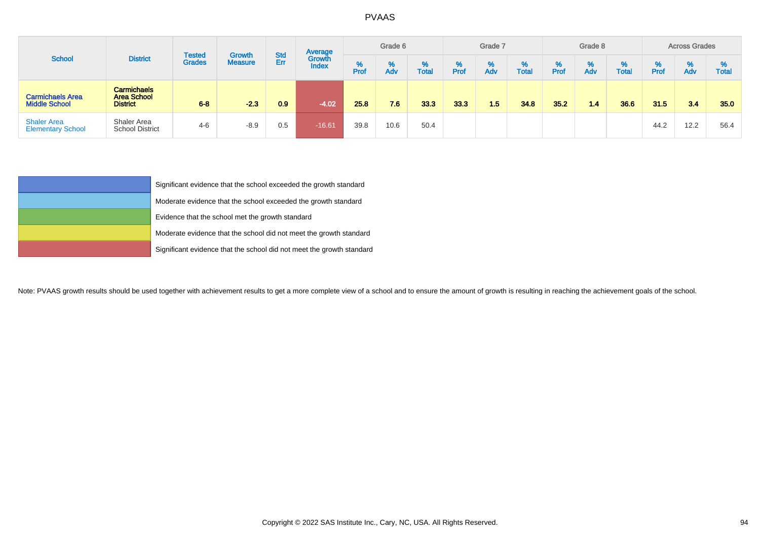# PVAAS

| School | District | Tested Grades | Growth Measure | Std Err | Average Growth Index | Grade 6 | | | Grade 7 | | | Grade 8 | | | Across Grades | | |
|---|---|---|---|---|---|---|---|---|---|---|---|---|---|---|---|---|---|
| | | | | | | % Prof | % Adv | % Total | % Prof | % Adv | % Total | % Prof | % Adv | % Total | % Prof | % Adv | % Total |
| **Carmichaels Area Middle School** | **Carmichaels Area School District** | **6-8** | **-2.3** | **0.9** | **-4.02** | **25.8** | **7.6** | **33.3** | **33.3** | **1.5** | **34.8** | **35.2** | **1.4** | **36.6** | **31.5** | **3.4** | **35.0** |
| Shaler Area Elementary School | Shaler Area School District | 4-6 | -8.9 | 0.5 | -16.61 | 39.8 | 10.6 | 50.4 | | | | | | | 44.2 | 12.2 | 56.4 |

Significant evidence that the school exceeded the growth standard

Moderate evidence that the school exceeded the growth standard

Evidence that the school met the growth standard

Moderate evidence that the school did not meet the growth standard

Significant evidence that the school did not meet the growth standard

Note: PVAAS growth results should be used together with achievement results to get a more complete view of a school and to ensure the amount of growth is resulting in reaching the achievement goals of the school.

Copyright © 2022 SAS Institute Inc., Cary, NC, USA. All Rights Reserved.